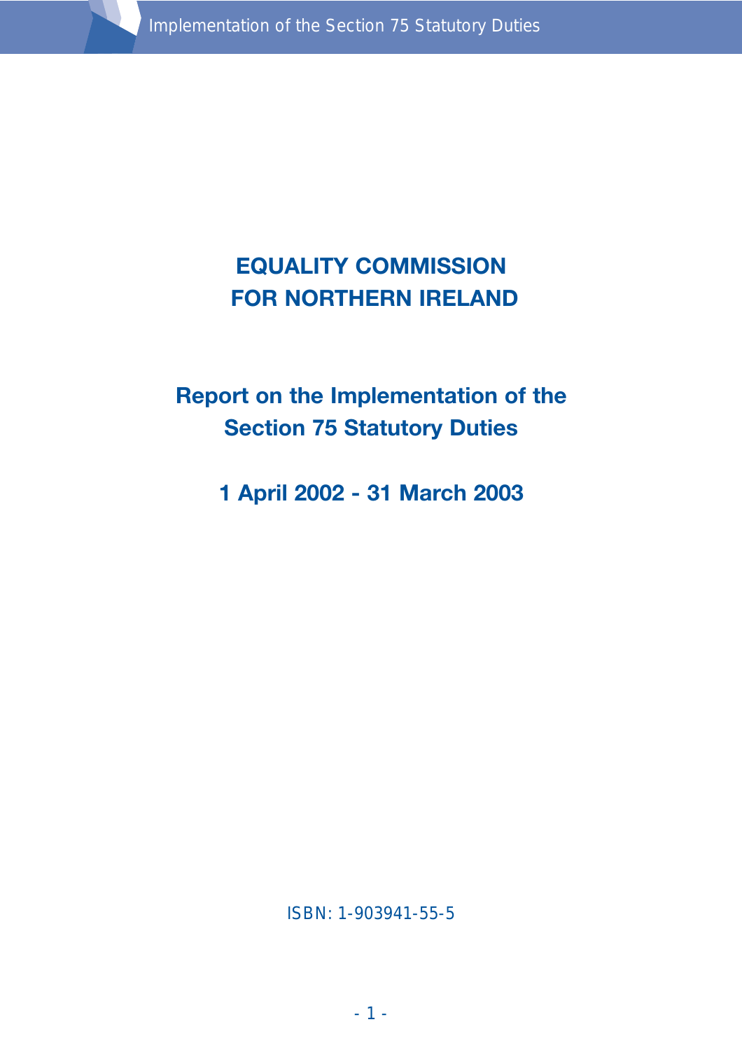# EQUALITY COMMISSION FOR NORTHERN IRELAND

## Report on the Implementation of the Section 75 Statutory Duties

## 1 April 2002 - 31 March 2003

ISBN: 1-903941-55-5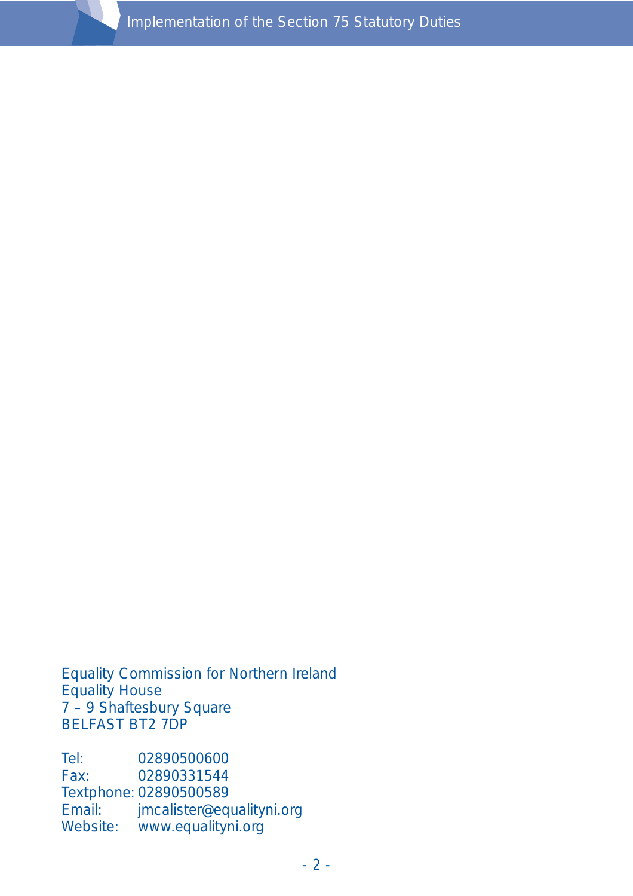Equality Commission for Northern Ireland
Equality House
7 – 9 Shaftesbury Square
BELFAST BT2 7DP

Tel: 02890500600
Fax: 02890331544
Textphone: 02890500589
Email: jmcalister@equalityni.org
Website: www.equalityni.org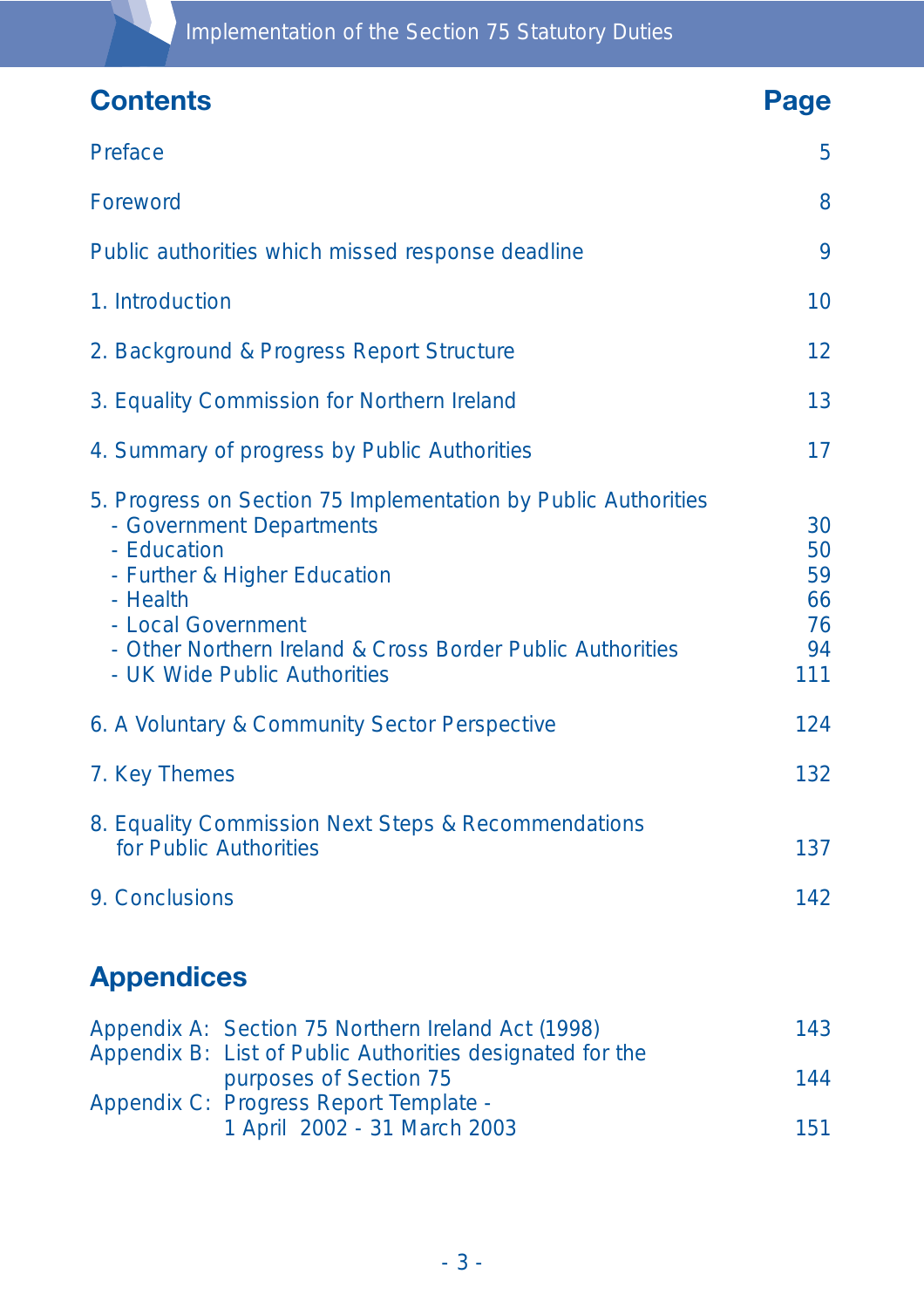## Contents

| | Page |
|---|---|
| Preface | 5 |
| Foreword | 8 |
| Public authorities which missed response deadline | 9 |
| 1. Introduction | 10 |
| 2. Background & Progress Report Structure | 12 |
| 3. Equality Commission for Northern Ireland | 13 |
| 4. Summary of progress by Public Authorities | 17 |
| 5. Progress on Section 75 Implementation by Public Authorities | |
| - Government Departments | 30 |
| - Education | 50 |
| - Further & Higher Education | 59 |
| - Health | 66 |
| - Local Government | 76 |
| - Other Northern Ireland & Cross Border Public Authorities | 94 |
| - UK Wide Public Authorities | 111 |
| 6. A Voluntary & Community Sector Perspective | 124 |
| 7. Key Themes | 132 |
| 8. Equality Commission Next Steps & Recommendations for Public Authorities | 137 |
| 9. Conclusions | 142 |

## Appendices

| | | Page |
|---|---|---|
| Appendix A: | Section 75 Northern Ireland Act (1998) | 143 |
| Appendix B: | List of Public Authorities designated for the purposes of Section 75 | 144 |
| Appendix C: | Progress Report Template - 1 April 2002 - 31 March 2003 | 151 |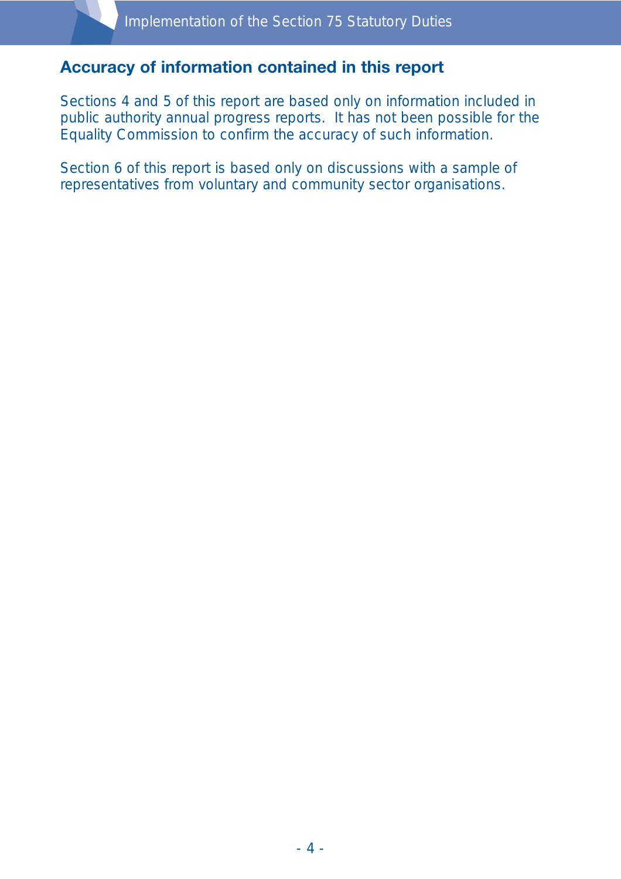## Accuracy of information contained in this report

Sections 4 and 5 of this report are based only on information included in public authority annual progress reports. It has not been possible for the Equality Commission to confirm the accuracy of such information.

Section 6 of this report is based only on discussions with a sample of representatives from voluntary and community sector organisations.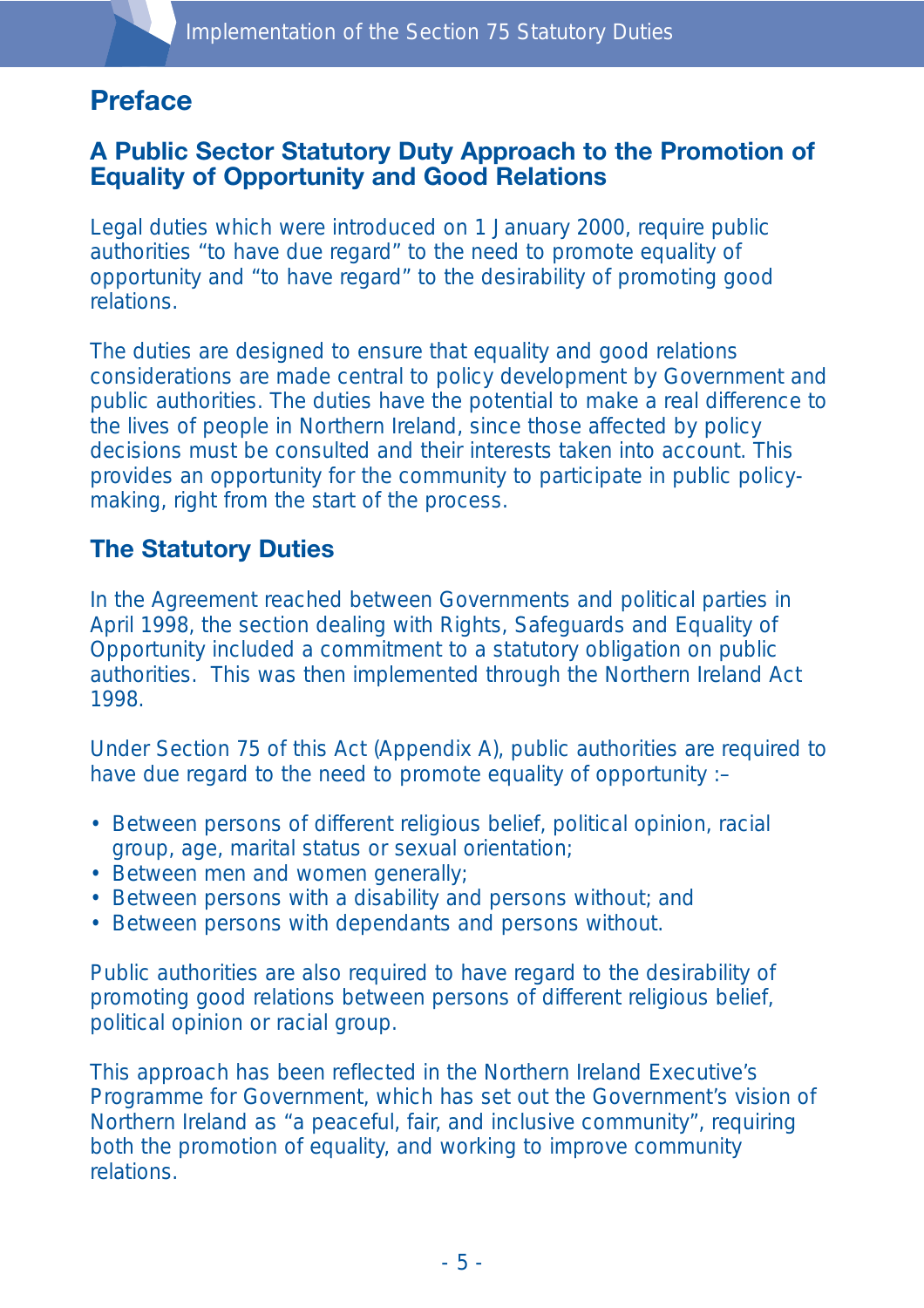## Preface

### A Public Sector Statutory Duty Approach to the Promotion of Equality of Opportunity and Good Relations

Legal duties which were introduced on 1 January 2000, require public authorities "to have due regard" to the need to promote equality of opportunity and "to have regard" to the desirability of promoting good relations.

The duties are designed to ensure that equality and good relations considerations are made central to policy development by Government and public authorities. The duties have the potential to make a real difference to the lives of people in Northern Ireland, since those affected by policy decisions must be consulted and their interests taken into account. This provides an opportunity for the community to participate in public policy-making, right from the start of the process.

### The Statutory Duties

In the Agreement reached between Governments and political parties in April 1998, the section dealing with Rights, Safeguards and Equality of Opportunity included a commitment to a statutory obligation on public authorities. This was then implemented through the Northern Ireland Act 1998.

Under Section 75 of this Act (Appendix A), public authorities are required to have due regard to the need to promote equality of opportunity :–

- Between persons of different religious belief, political opinion, racial group, age, marital status or sexual orientation;
- Between men and women generally;
- Between persons with a disability and persons without; and
- Between persons with dependants and persons without.

Public authorities are also required to have regard to the desirability of promoting good relations between persons of different religious belief, political opinion or racial group.

This approach has been reflected in the Northern Ireland Executive's Programme for Government, which has set out the Government's vision of Northern Ireland as "a peaceful, fair, and inclusive community", requiring both the promotion of equality, and working to improve community relations.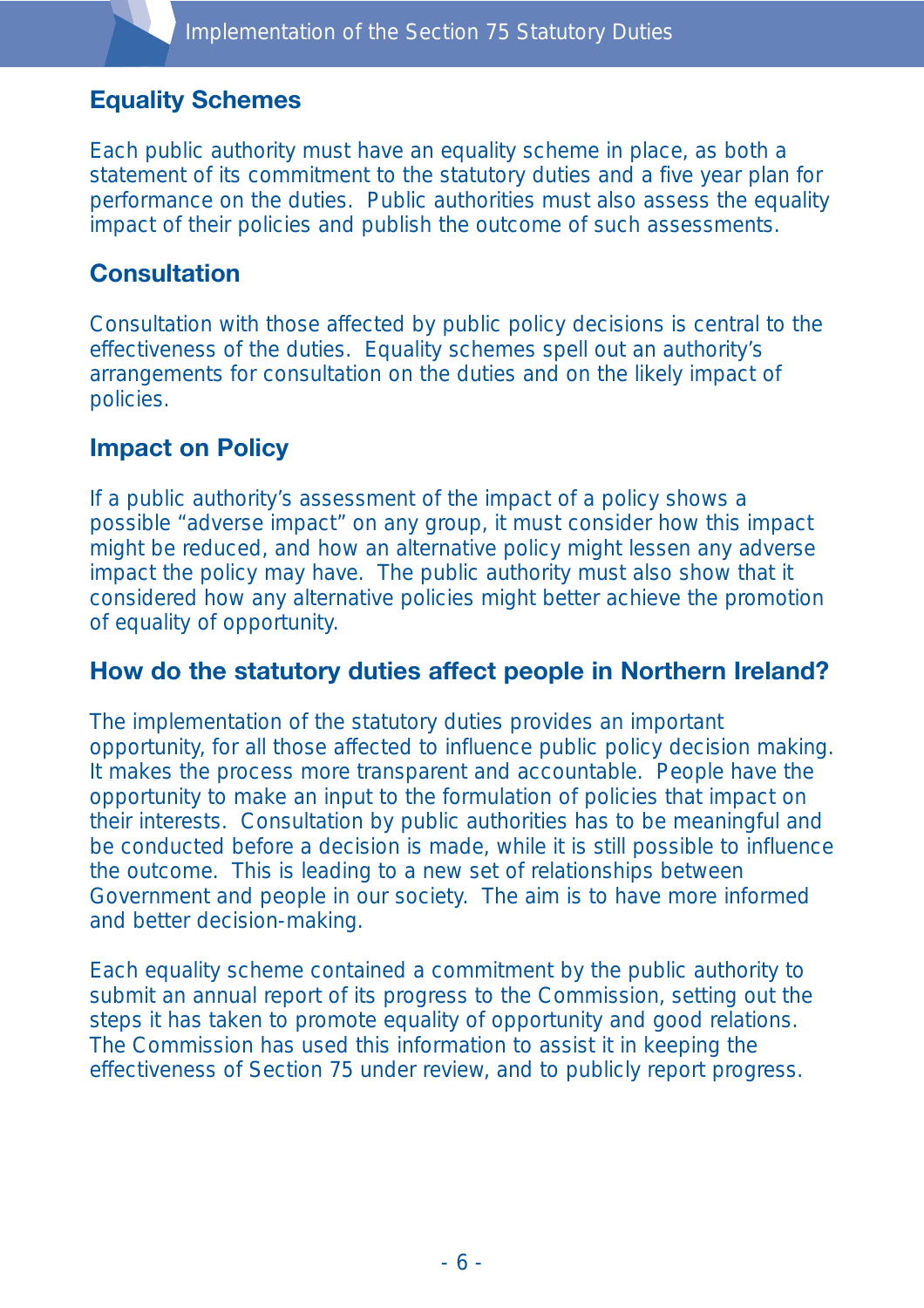## Equality Schemes

Each public authority must have an equality scheme in place, as both a statement of its commitment to the statutory duties and a five year plan for performance on the duties. Public authorities must also assess the equality impact of their policies and publish the outcome of such assessments.

## Consultation

Consultation with those affected by public policy decisions is central to the effectiveness of the duties. Equality schemes spell out an authority's arrangements for consultation on the duties and on the likely impact of policies.

## Impact on Policy

If a public authority's assessment of the impact of a policy shows a possible "adverse impact" on any group, it must consider how this impact might be reduced, and how an alternative policy might lessen any adverse impact the policy may have. The public authority must also show that it considered how any alternative policies might better achieve the promotion of equality of opportunity.

## How do the statutory duties affect people in Northern Ireland?

The implementation of the statutory duties provides an important opportunity, for all those affected to influence public policy decision making. It makes the process more transparent and accountable. People have the opportunity to make an input to the formulation of policies that impact on their interests. Consultation by public authorities has to be meaningful and be conducted before a decision is made, while it is still possible to influence the outcome. This is leading to a new set of relationships between Government and people in our society. The aim is to have more informed and better decision-making.

Each equality scheme contained a commitment by the public authority to submit an annual report of its progress to the Commission, setting out the steps it has taken to promote equality of opportunity and good relations. The Commission has used this information to assist it in keeping the effectiveness of Section 75 under review, and to publicly report progress.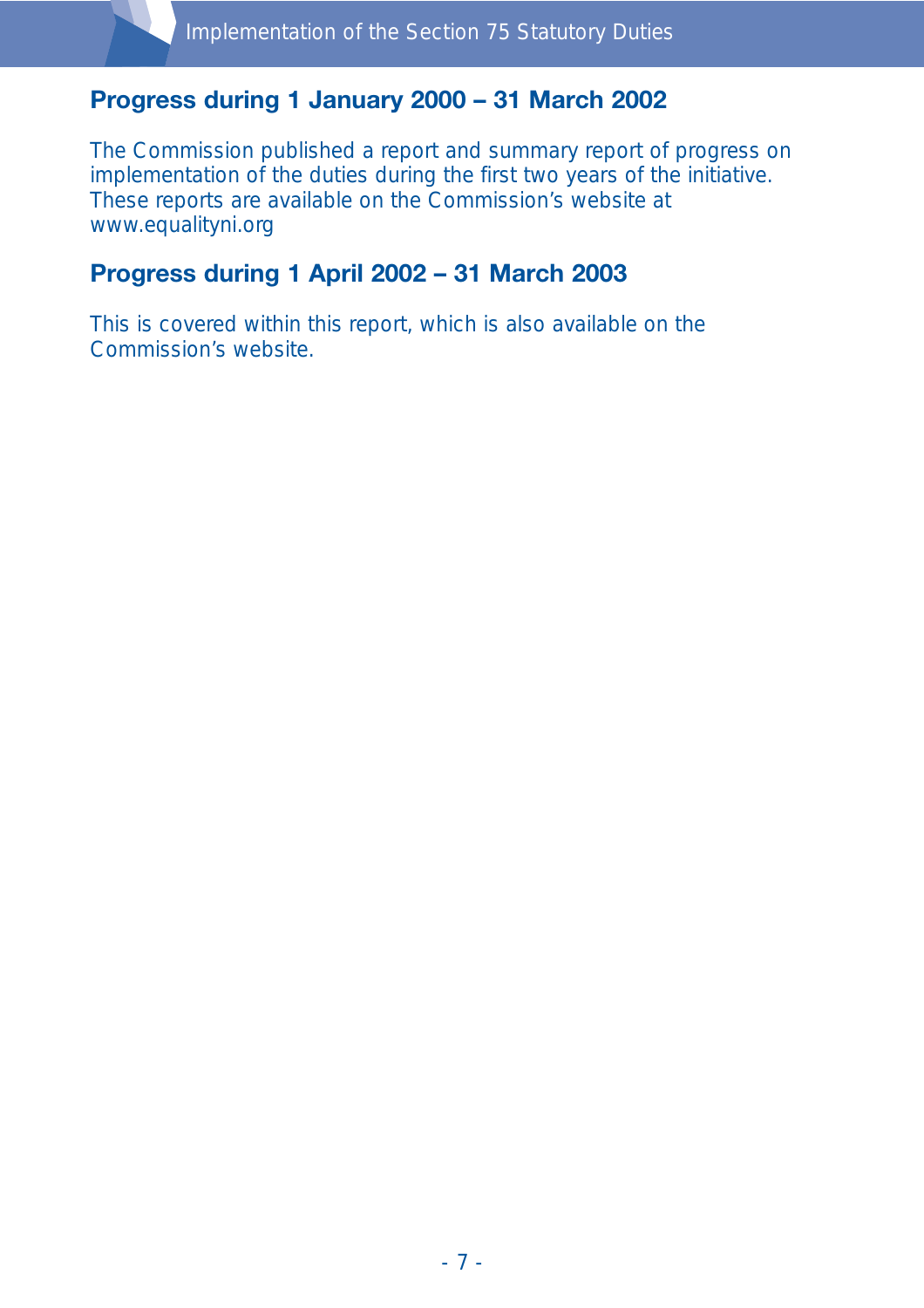## Progress during 1 January 2000 – 31 March 2002

The Commission published a report and summary report of progress on implementation of the duties during the first two years of the initiative. These reports are available on the Commission's website at www.equalityni.org

## Progress during 1 April 2002 – 31 March 2003

This is covered within this report, which is also available on the Commission's website.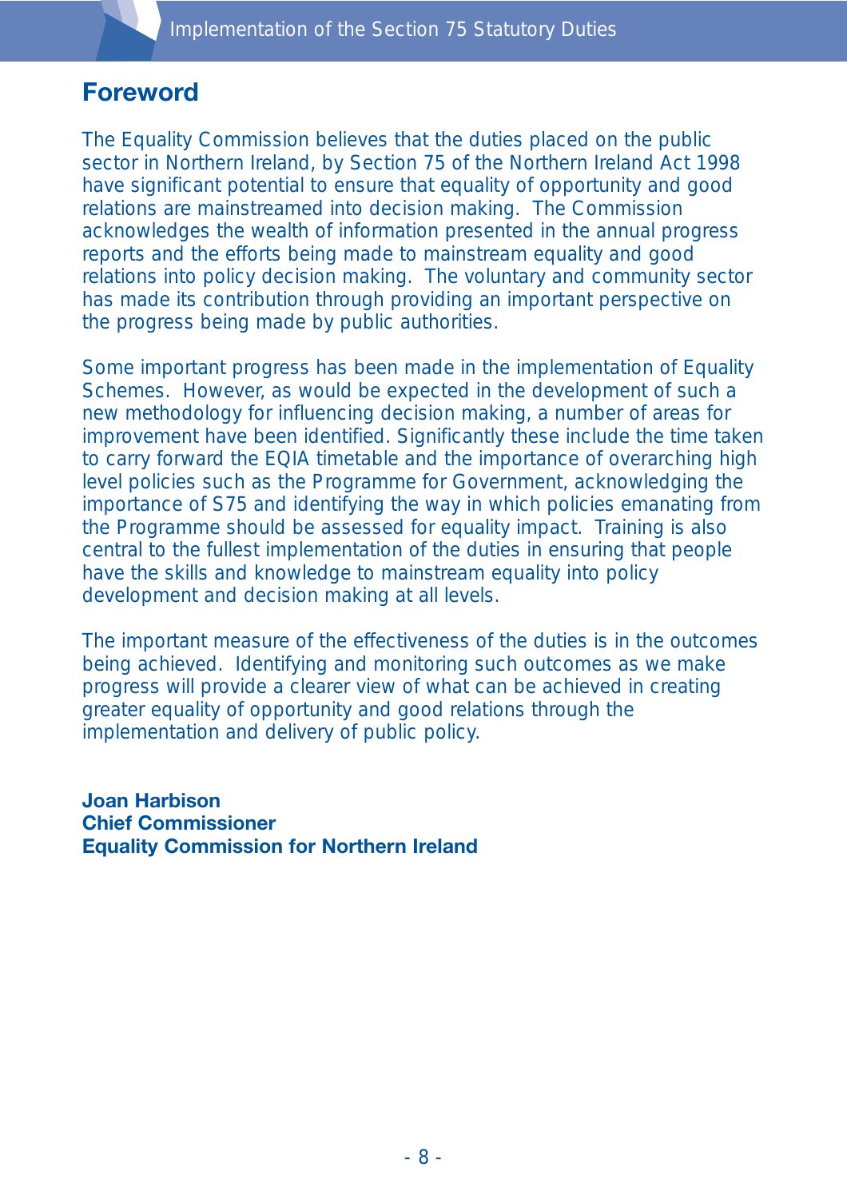## Foreword

The Equality Commission believes that the duties placed on the public sector in Northern Ireland, by Section 75 of the Northern Ireland Act 1998 have significant potential to ensure that equality of opportunity and good relations are mainstreamed into decision making. The Commission acknowledges the wealth of information presented in the annual progress reports and the efforts being made to mainstream equality and good relations into policy decision making. The voluntary and community sector has made its contribution through providing an important perspective on the progress being made by public authorities.

Some important progress has been made in the implementation of Equality Schemes. However, as would be expected in the development of such a new methodology for influencing decision making, a number of areas for improvement have been identified. Significantly these include the time taken to carry forward the EQIA timetable and the importance of overarching high level policies such as the Programme for Government, acknowledging the importance of S75 and identifying the way in which policies emanating from the Programme should be assessed for equality impact. Training is also central to the fullest implementation of the duties in ensuring that people have the skills and knowledge to mainstream equality into policy development and decision making at all levels.

The important measure of the effectiveness of the duties is in the outcomes being achieved. Identifying and monitoring such outcomes as we make progress will provide a clearer view of what can be achieved in creating greater equality of opportunity and good relations through the implementation and delivery of public policy.

**Joan Harbison**
**Chief Commissioner**
**Equality Commission for Northern Ireland**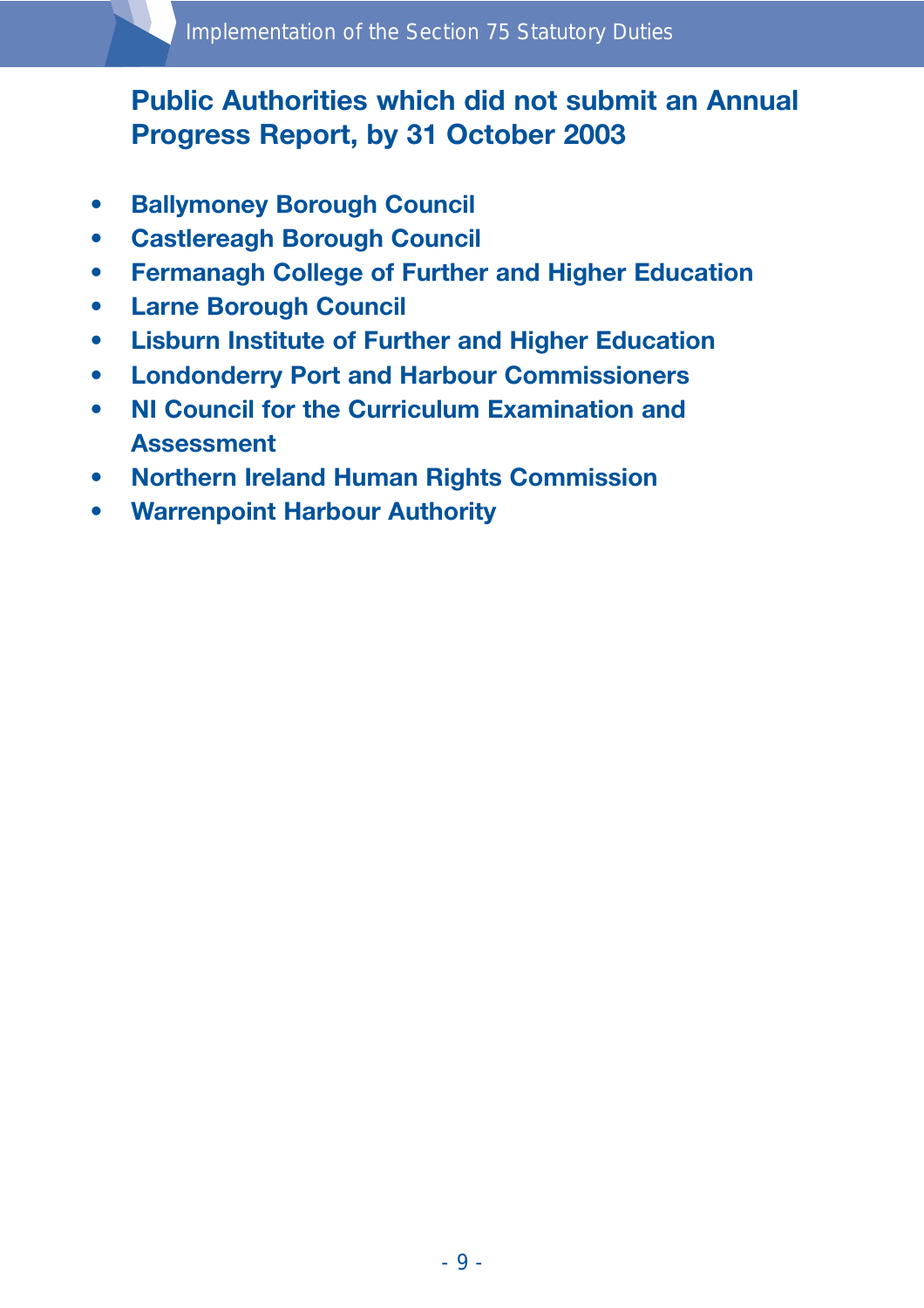## Public Authorities which did not submit an Annual Progress Report, by 31 October 2003

- **Ballymoney Borough Council**
- **Castlereagh Borough Council**
- **Fermanagh College of Further and Higher Education**
- **Larne Borough Council**
- **Lisburn Institute of Further and Higher Education**
- **Londonderry Port and Harbour Commissioners**
- **NI Council for the Curriculum Examination and Assessment**
- **Northern Ireland Human Rights Commission**
- **Warrenpoint Harbour Authority**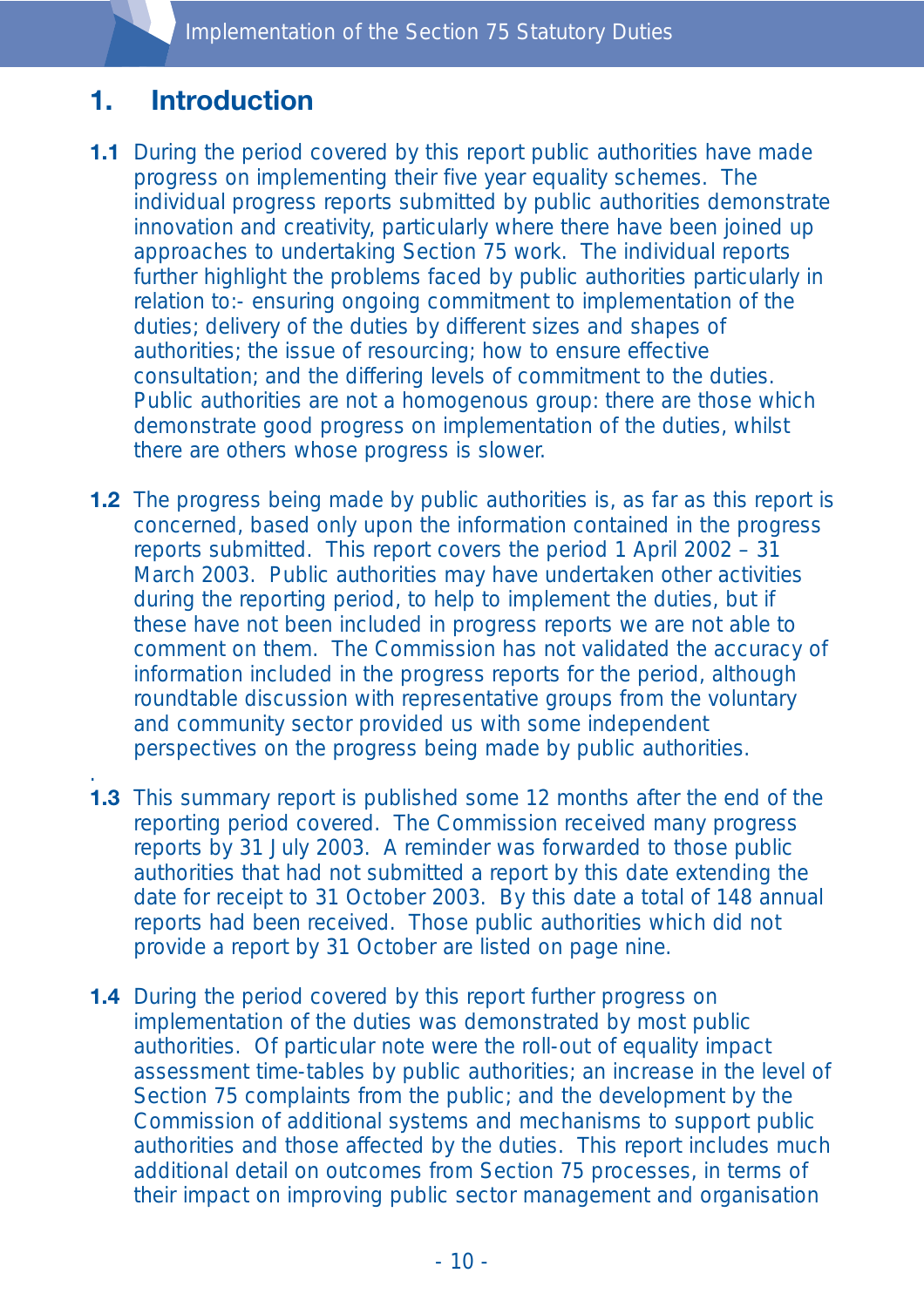# 1. Introduction

**1.1** During the period covered by this report public authorities have made progress on implementing their five year equality schemes. The individual progress reports submitted by public authorities demonstrate innovation and creativity, particularly where there have been joined up approaches to undertaking Section 75 work. The individual reports further highlight the problems faced by public authorities particularly in relation to:- ensuring ongoing commitment to implementation of the duties; delivery of the duties by different sizes and shapes of authorities; the issue of resourcing; how to ensure effective consultation; and the differing levels of commitment to the duties. Public authorities are not a homogenous group: there are those which demonstrate good progress on implementation of the duties, whilst there are others whose progress is slower.

**1.2** The progress being made by public authorities is, as far as this report is concerned, based only upon the information contained in the progress reports submitted. This report covers the period 1 April 2002 – 31 March 2003. Public authorities may have undertaken other activities during the reporting period, to help to implement the duties, but if these have not been included in progress reports we are not able to comment on them. The Commission has not validated the accuracy of information included in the progress reports for the period, although roundtable discussion with representative groups from the voluntary and community sector provided us with some independent perspectives on the progress being made by public authorities.

**1.3** This summary report is published some 12 months after the end of the reporting period covered. The Commission received many progress reports by 31 July 2003. A reminder was forwarded to those public authorities that had not submitted a report by this date extending the date for receipt to 31 October 2003. By this date a total of 148 annual reports had been received. Those public authorities which did not provide a report by 31 October are listed on page nine.

**1.4** During the period covered by this report further progress on implementation of the duties was demonstrated by most public authorities. Of particular note were the roll-out of equality impact assessment time-tables by public authorities; an increase in the level of Section 75 complaints from the public; and the development by the Commission of additional systems and mechanisms to support public authorities and those affected by the duties. This report includes much additional detail on outcomes from Section 75 processes, in terms of their impact on improving public sector management and organisation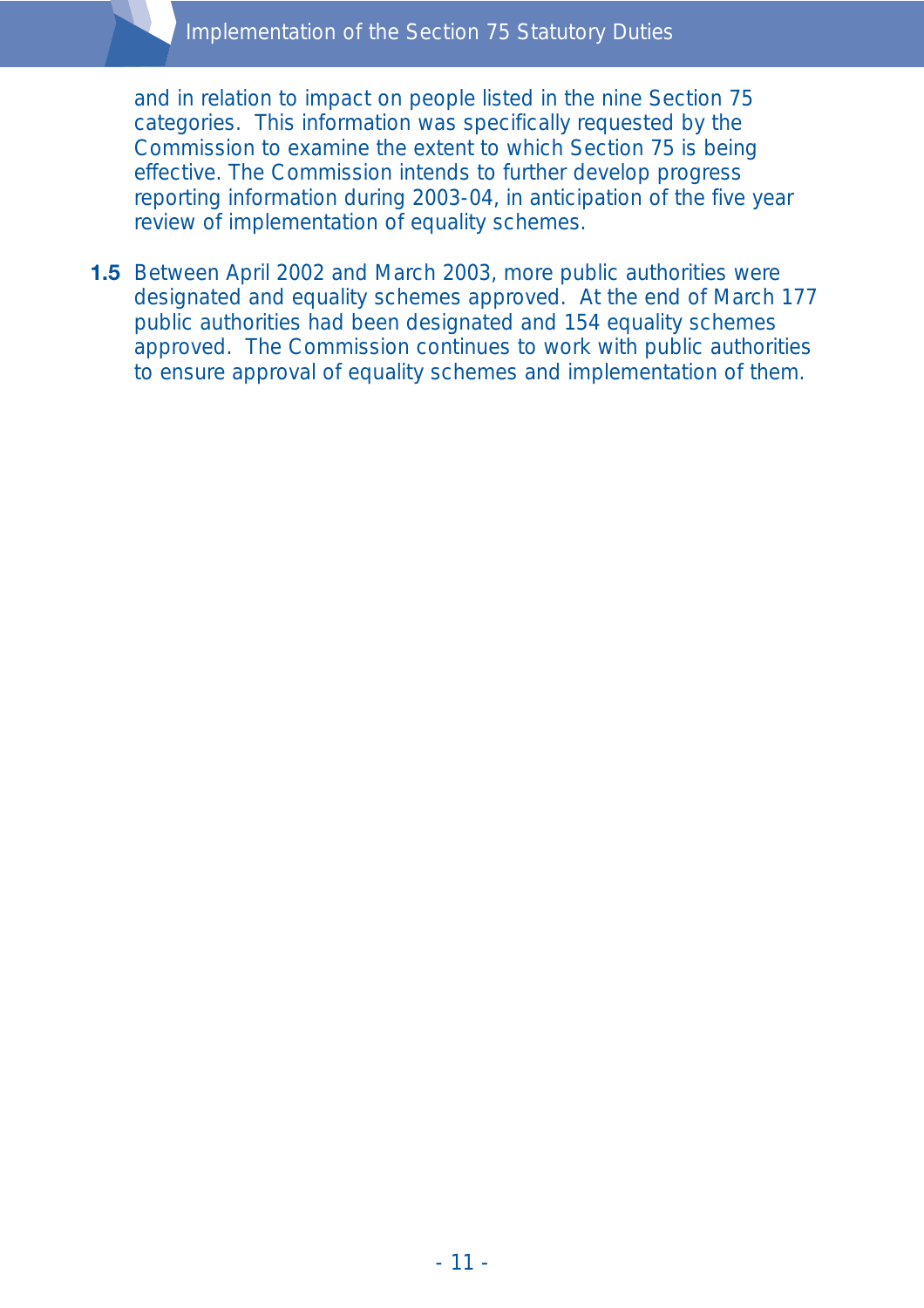and in relation to impact on people listed in the nine Section 75 categories. This information was specifically requested by the Commission to examine the extent to which Section 75 is being effective. The Commission intends to further develop progress reporting information during 2003-04, in anticipation of the five year review of implementation of equality schemes.

**1.5** Between April 2002 and March 2003, more public authorities were designated and equality schemes approved. At the end of March 177 public authorities had been designated and 154 equality schemes approved. The Commission continues to work with public authorities to ensure approval of equality schemes and implementation of them.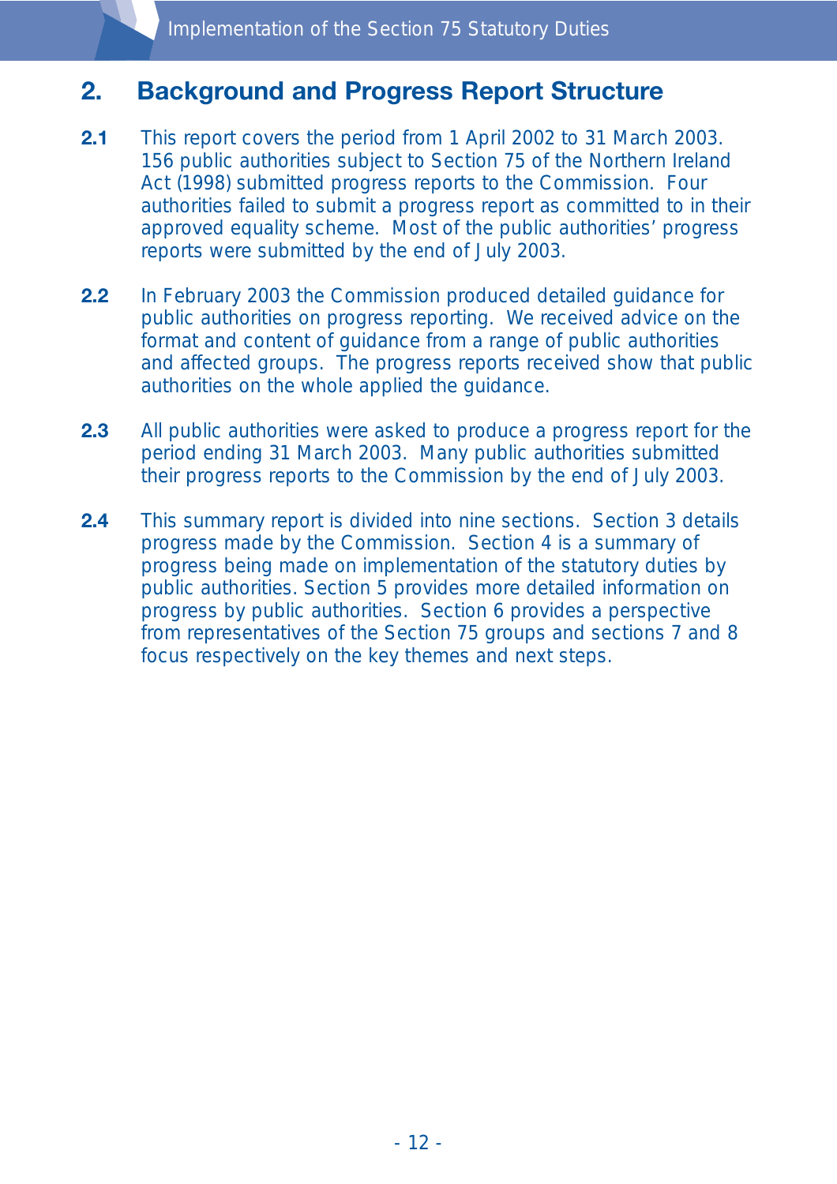## 2. Background and Progress Report Structure

**2.1** This report covers the period from 1 April 2002 to 31 March 2003. 156 public authorities subject to Section 75 of the Northern Ireland Act (1998) submitted progress reports to the Commission. Four authorities failed to submit a progress report as committed to in their approved equality scheme. Most of the public authorities' progress reports were submitted by the end of July 2003.

**2.2** In February 2003 the Commission produced detailed guidance for public authorities on progress reporting. We received advice on the format and content of guidance from a range of public authorities and affected groups. The progress reports received show that public authorities on the whole applied the guidance.

**2.3** All public authorities were asked to produce a progress report for the period ending 31 March 2003. Many public authorities submitted their progress reports to the Commission by the end of July 2003.

**2.4** This summary report is divided into nine sections. Section 3 details progress made by the Commission. Section 4 is a summary of progress being made on implementation of the statutory duties by public authorities. Section 5 provides more detailed information on progress by public authorities. Section 6 provides a perspective from representatives of the Section 75 groups and sections 7 and 8 focus respectively on the key themes and next steps.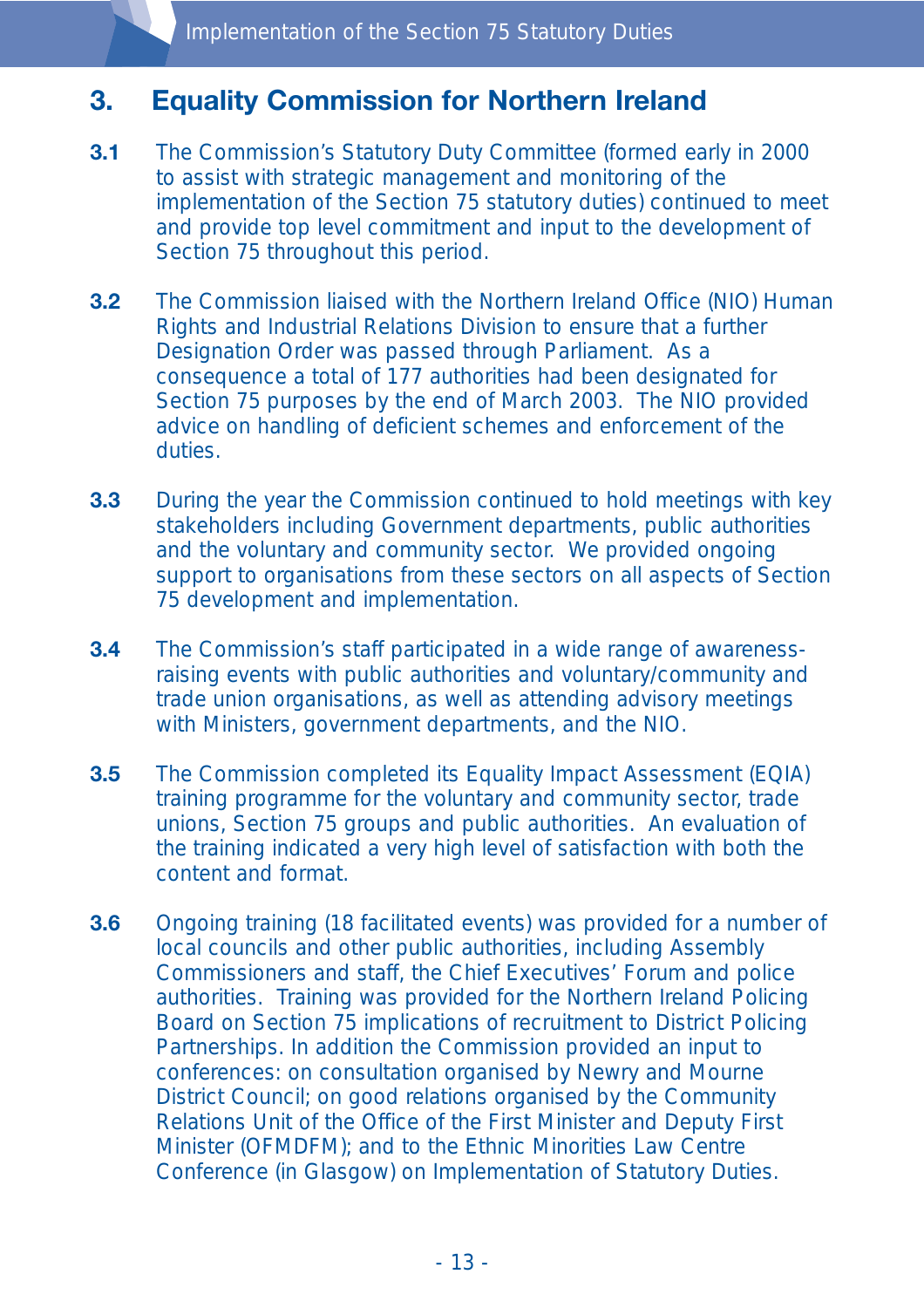## 3. Equality Commission for Northern Ireland

**3.1** The Commission's Statutory Duty Committee (formed early in 2000 to assist with strategic management and monitoring of the implementation of the Section 75 statutory duties) continued to meet and provide top level commitment and input to the development of Section 75 throughout this period.

**3.2** The Commission liaised with the Northern Ireland Office (NIO) Human Rights and Industrial Relations Division to ensure that a further Designation Order was passed through Parliament. As a consequence a total of 177 authorities had been designated for Section 75 purposes by the end of March 2003. The NIO provided advice on handling of deficient schemes and enforcement of the duties.

**3.3** During the year the Commission continued to hold meetings with key stakeholders including Government departments, public authorities and the voluntary and community sector. We provided ongoing support to organisations from these sectors on all aspects of Section 75 development and implementation.

**3.4** The Commission's staff participated in a wide range of awareness-raising events with public authorities and voluntary/community and trade union organisations, as well as attending advisory meetings with Ministers, government departments, and the NIO.

**3.5** The Commission completed its Equality Impact Assessment (EQIA) training programme for the voluntary and community sector, trade unions, Section 75 groups and public authorities. An evaluation of the training indicated a very high level of satisfaction with both the content and format.

**3.6** Ongoing training (18 facilitated events) was provided for a number of local councils and other public authorities, including Assembly Commissioners and staff, the Chief Executives' Forum and police authorities. Training was provided for the Northern Ireland Policing Board on Section 75 implications of recruitment to District Policing Partnerships. In addition the Commission provided an input to conferences: on consultation organised by Newry and Mourne District Council; on good relations organised by the Community Relations Unit of the Office of the First Minister and Deputy First Minister (OFMDFM); and to the Ethnic Minorities Law Centre Conference (in Glasgow) on Implementation of Statutory Duties.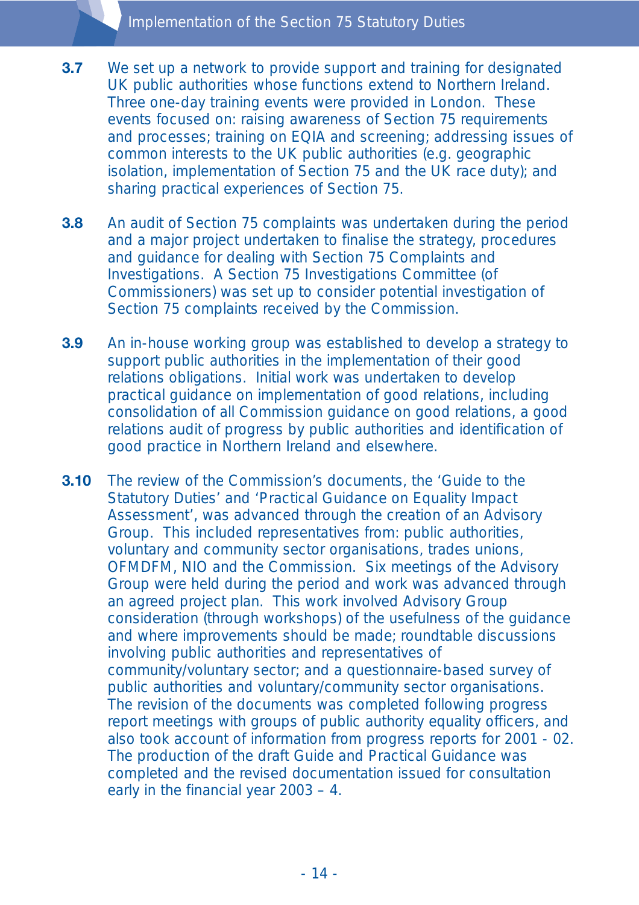**3.7** We set up a network to provide support and training for designated UK public authorities whose functions extend to Northern Ireland. Three one-day training events were provided in London. These events focused on: raising awareness of Section 75 requirements and processes; training on EQIA and screening; addressing issues of common interests to the UK public authorities (e.g. geographic isolation, implementation of Section 75 and the UK race duty); and sharing practical experiences of Section 75.

**3.8** An audit of Section 75 complaints was undertaken during the period and a major project undertaken to finalise the strategy, procedures and guidance for dealing with Section 75 Complaints and Investigations. A Section 75 Investigations Committee (of Commissioners) was set up to consider potential investigation of Section 75 complaints received by the Commission.

**3.9** An in-house working group was established to develop a strategy to support public authorities in the implementation of their good relations obligations. Initial work was undertaken to develop practical guidance on implementation of good relations, including consolidation of all Commission guidance on good relations, a good relations audit of progress by public authorities and identification of good practice in Northern Ireland and elsewhere.

**3.10** The review of the Commission's documents, the 'Guide to the Statutory Duties' and 'Practical Guidance on Equality Impact Assessment', was advanced through the creation of an Advisory Group. This included representatives from: public authorities, voluntary and community sector organisations, trades unions, OFMDFM, NIO and the Commission. Six meetings of the Advisory Group were held during the period and work was advanced through an agreed project plan. This work involved Advisory Group consideration (through workshops) of the usefulness of the guidance and where improvements should be made; roundtable discussions involving public authorities and representatives of community/voluntary sector; and a questionnaire-based survey of public authorities and voluntary/community sector organisations. The revision of the documents was completed following progress report meetings with groups of public authority equality officers, and also took account of information from progress reports for 2001 - 02. The production of the draft Guide and Practical Guidance was completed and the revised documentation issued for consultation early in the financial year 2003 – 4.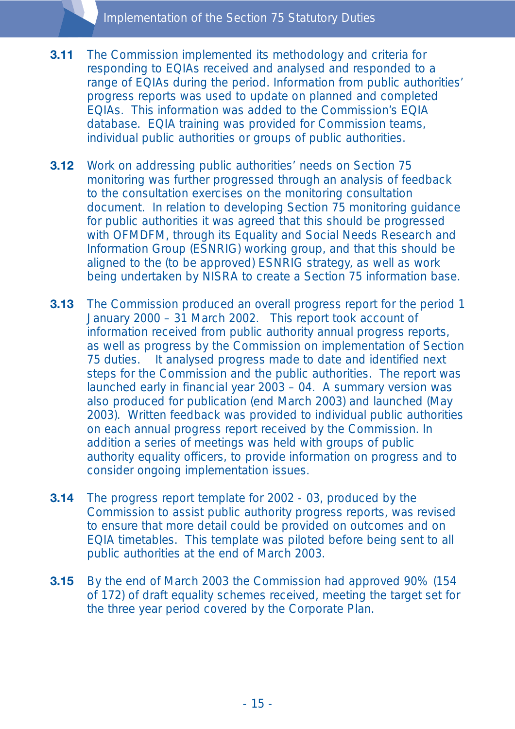**3.11** The Commission implemented its methodology and criteria for responding to EQIAs received and analysed and responded to a range of EQIAs during the period. Information from public authorities' progress reports was used to update on planned and completed EQIAs. This information was added to the Commission's EQIA database. EQIA training was provided for Commission teams, individual public authorities or groups of public authorities.

**3.12** Work on addressing public authorities' needs on Section 75 monitoring was further progressed through an analysis of feedback to the consultation exercises on the monitoring consultation document. In relation to developing Section 75 monitoring guidance for public authorities it was agreed that this should be progressed with OFMDFM, through its Equality and Social Needs Research and Information Group (ESNRIG) working group, and that this should be aligned to the (to be approved) ESNRIG strategy, as well as work being undertaken by NISRA to create a Section 75 information base.

**3.13** The Commission produced an overall progress report for the period 1 January 2000 – 31 March 2002. This report took account of information received from public authority annual progress reports, as well as progress by the Commission on implementation of Section 75 duties. It analysed progress made to date and identified next steps for the Commission and the public authorities. The report was launched early in financial year 2003 – 04. A summary version was also produced for publication (end March 2003) and launched (May 2003). Written feedback was provided to individual public authorities on each annual progress report received by the Commission. In addition a series of meetings was held with groups of public authority equality officers, to provide information on progress and to consider ongoing implementation issues.

**3.14** The progress report template for 2002 - 03, produced by the Commission to assist public authority progress reports, was revised to ensure that more detail could be provided on outcomes and on EQIA timetables. This template was piloted before being sent to all public authorities at the end of March 2003.

**3.15** By the end of March 2003 the Commission had approved 90% (154 of 172) of draft equality schemes received, meeting the target set for the three year period covered by the Corporate Plan.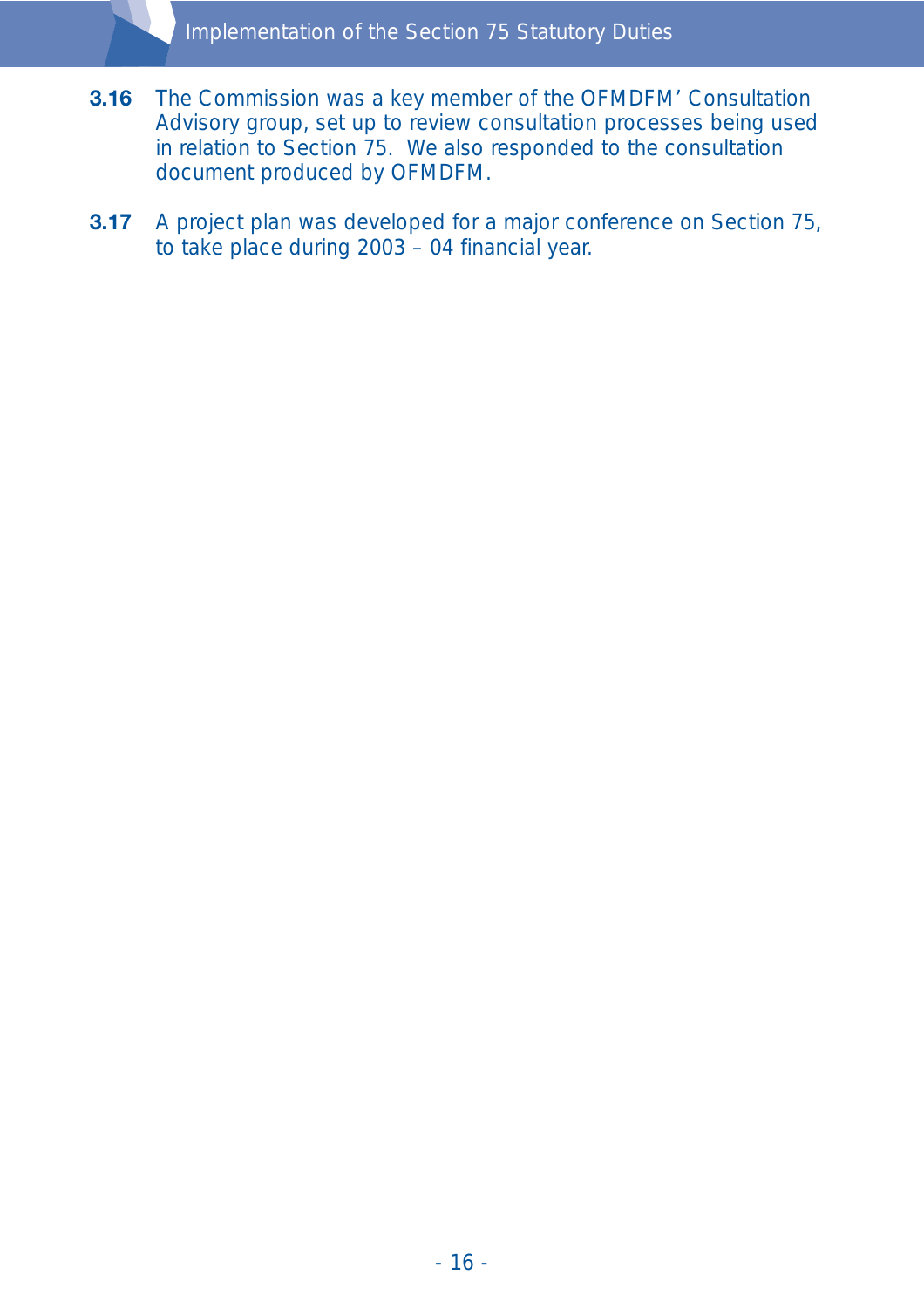**3.16** The Commission was a key member of the OFMDFM' Consultation Advisory group, set up to review consultation processes being used in relation to Section 75. We also responded to the consultation document produced by OFMDFM.

**3.17** A project plan was developed for a major conference on Section 75, to take place during 2003 – 04 financial year.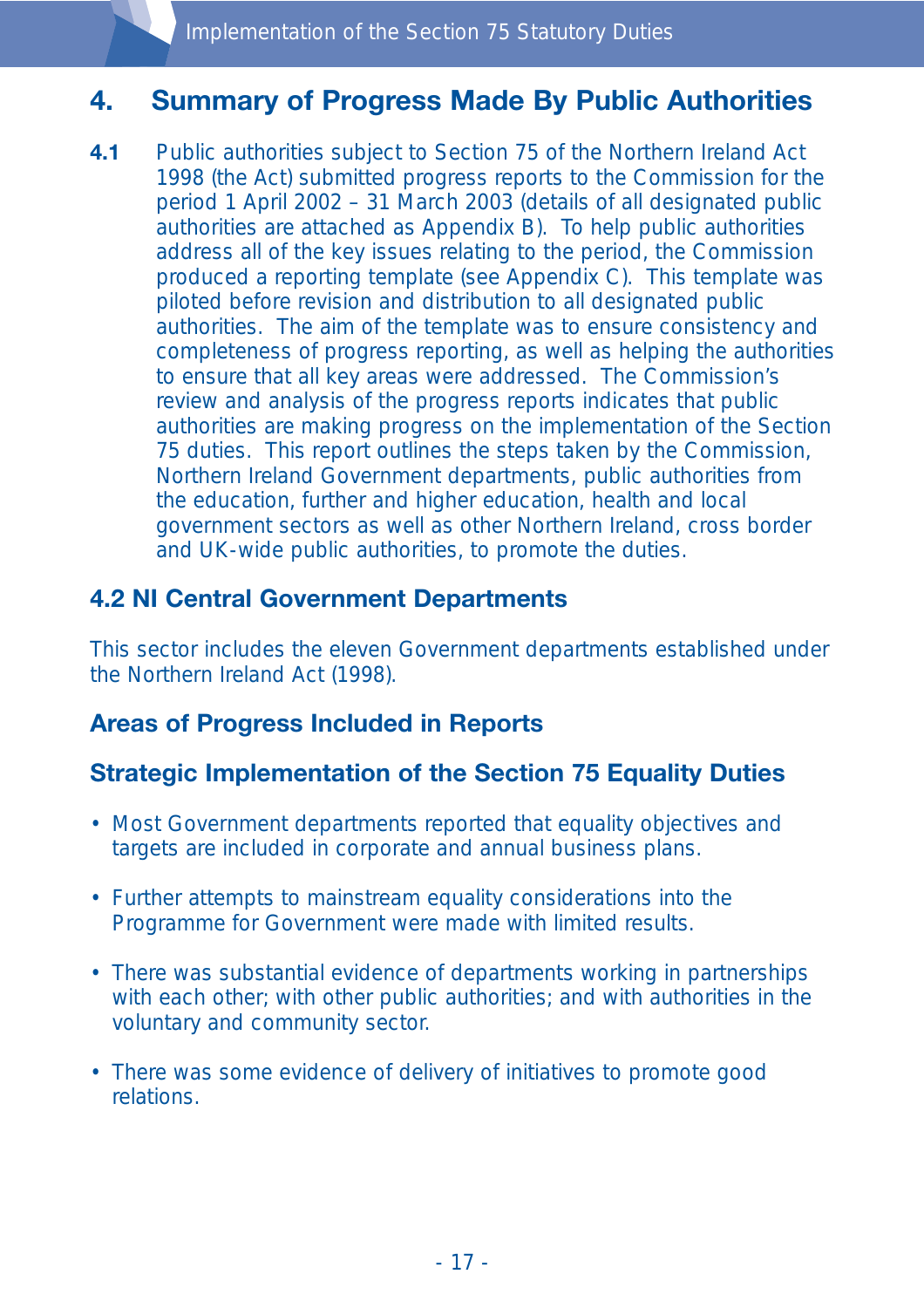## 4. Summary of Progress Made By Public Authorities

**4.1** Public authorities subject to Section 75 of the Northern Ireland Act 1998 (the Act) submitted progress reports to the Commission for the period 1 April 2002 – 31 March 2003 (details of all designated public authorities are attached as Appendix B). To help public authorities address all of the key issues relating to the period, the Commission produced a reporting template (see Appendix C). This template was piloted before revision and distribution to all designated public authorities. The aim of the template was to ensure consistency and completeness of progress reporting, as well as helping the authorities to ensure that all key areas were addressed. The Commission's review and analysis of the progress reports indicates that public authorities are making progress on the implementation of the Section 75 duties. This report outlines the steps taken by the Commission, Northern Ireland Government departments, public authorities from the education, further and higher education, health and local government sectors as well as other Northern Ireland, cross border and UK-wide public authorities, to promote the duties.

### 4.2 NI Central Government Departments

This sector includes the eleven Government departments established under the Northern Ireland Act (1998).

### Areas of Progress Included in Reports

### Strategic Implementation of the Section 75 Equality Duties

- Most Government departments reported that equality objectives and targets are included in corporate and annual business plans.
- Further attempts to mainstream equality considerations into the Programme for Government were made with limited results.
- There was substantial evidence of departments working in partnerships with each other; with other public authorities; and with authorities in the voluntary and community sector.
- There was some evidence of delivery of initiatives to promote good relations.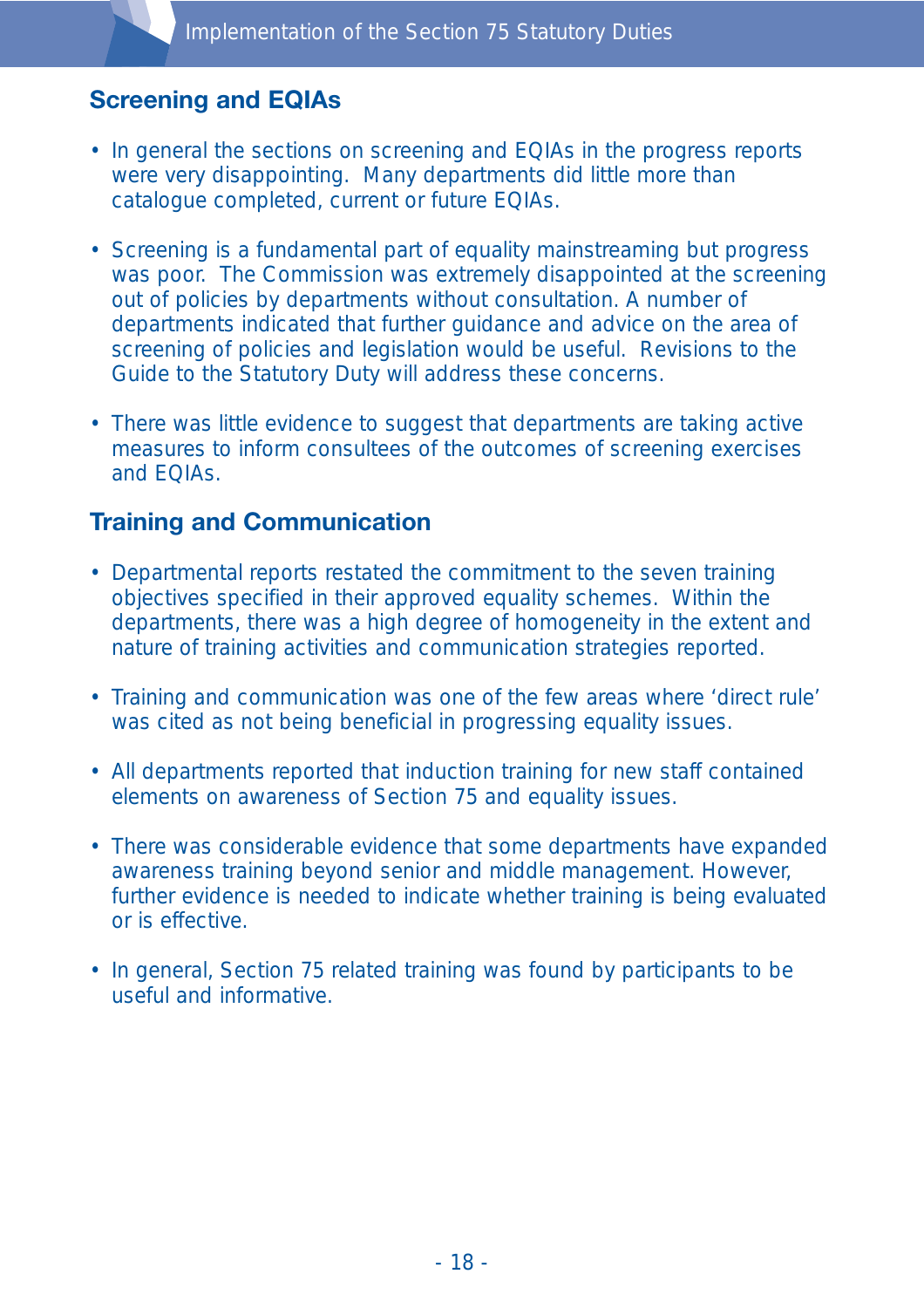## Screening and EQIAs

- In general the sections on screening and EQIAs in the progress reports were very disappointing. Many departments did little more than catalogue completed, current or future EQIAs.

- Screening is a fundamental part of equality mainstreaming but progress was poor. The Commission was extremely disappointed at the screening out of policies by departments without consultation. A number of departments indicated that further guidance and advice on the area of screening of policies and legislation would be useful. Revisions to the Guide to the Statutory Duty will address these concerns.

- There was little evidence to suggest that departments are taking active measures to inform consultees of the outcomes of screening exercises and EQIAs.

## Training and Communication

- Departmental reports restated the commitment to the seven training objectives specified in their approved equality schemes. Within the departments, there was a high degree of homogeneity in the extent and nature of training activities and communication strategies reported.

- Training and communication was one of the few areas where 'direct rule' was cited as not being beneficial in progressing equality issues.

- All departments reported that induction training for new staff contained elements on awareness of Section 75 and equality issues.

- There was considerable evidence that some departments have expanded awareness training beyond senior and middle management. However, further evidence is needed to indicate whether training is being evaluated or is effective.

- In general, Section 75 related training was found by participants to be useful and informative.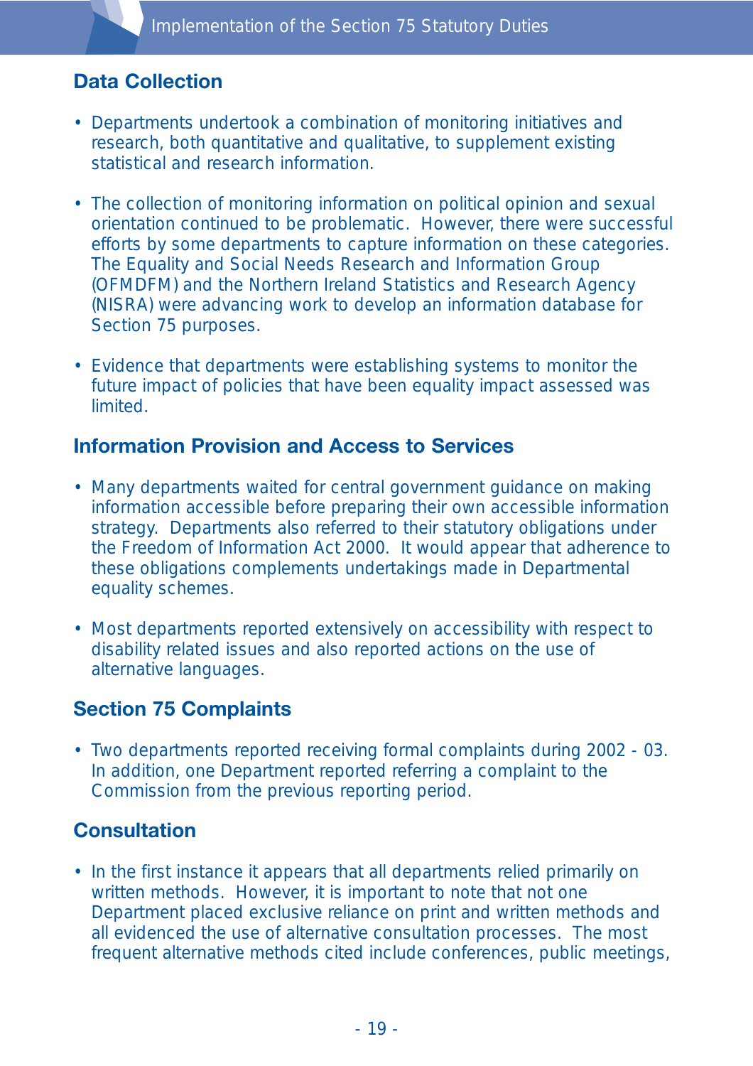## Data Collection

- Departments undertook a combination of monitoring initiatives and research, both quantitative and qualitative, to supplement existing statistical and research information.
- The collection of monitoring information on political opinion and sexual orientation continued to be problematic. However, there were successful efforts by some departments to capture information on these categories. The Equality and Social Needs Research and Information Group (OFMDFM) and the Northern Ireland Statistics and Research Agency (NISRA) were advancing work to develop an information database for Section 75 purposes.
- Evidence that departments were establishing systems to monitor the future impact of policies that have been equality impact assessed was limited.

## Information Provision and Access to Services

- Many departments waited for central government guidance on making information accessible before preparing their own accessible information strategy. Departments also referred to their statutory obligations under the Freedom of Information Act 2000. It would appear that adherence to these obligations complements undertakings made in Departmental equality schemes.
- Most departments reported extensively on accessibility with respect to disability related issues and also reported actions on the use of alternative languages.

## Section 75 Complaints

- Two departments reported receiving formal complaints during 2002 - 03. In addition, one Department reported referring a complaint to the Commission from the previous reporting period.

## Consultation

- In the first instance it appears that all departments relied primarily on written methods. However, it is important to note that not one Department placed exclusive reliance on print and written methods and all evidenced the use of alternative consultation processes. The most frequent alternative methods cited include conferences, public meetings,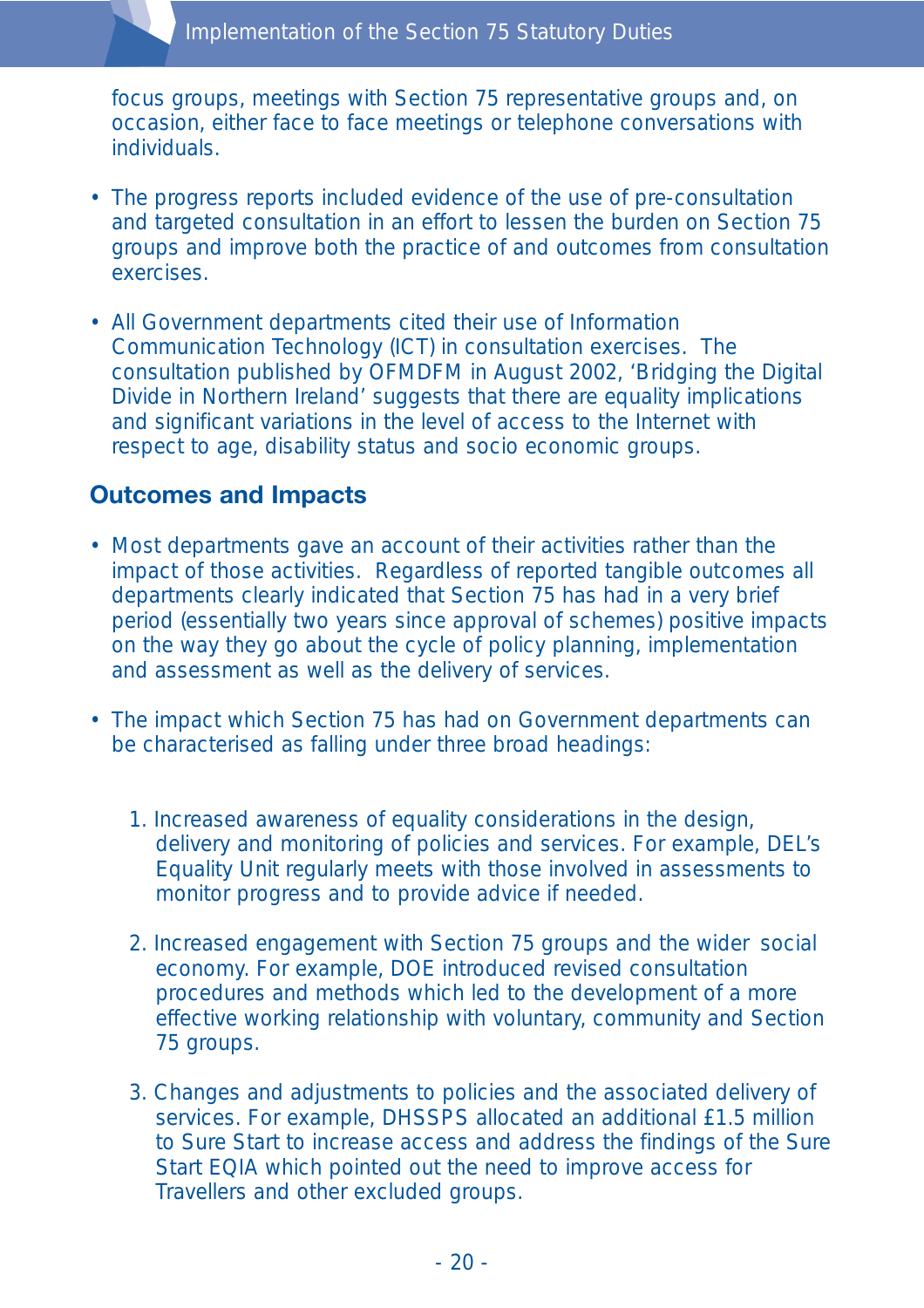focus groups, meetings with Section 75 representative groups and, on occasion, either face to face meetings or telephone conversations with individuals.

- The progress reports included evidence of the use of pre-consultation and targeted consultation in an effort to lessen the burden on Section 75 groups and improve both the practice of and outcomes from consultation exercises.

- All Government departments cited their use of Information Communication Technology (ICT) in consultation exercises. The consultation published by OFMDFM in August 2002, 'Bridging the Digital Divide in Northern Ireland' suggests that there are equality implications and significant variations in the level of access to the Internet with respect to age, disability status and socio economic groups.

## Outcomes and Impacts

- Most departments gave an account of their activities rather than the impact of those activities. Regardless of reported tangible outcomes all departments clearly indicated that Section 75 has had in a very brief period (essentially two years since approval of schemes) positive impacts on the way they go about the cycle of policy planning, implementation and assessment as well as the delivery of services.

- The impact which Section 75 has had on Government departments can be characterised as falling under three broad headings:

  1. Increased awareness of equality considerations in the design, delivery and monitoring of policies and services. For example, DEL's Equality Unit regularly meets with those involved in assessments to monitor progress and to provide advice if needed.

  2. Increased engagement with Section 75 groups and the wider social economy. For example, DOE introduced revised consultation procedures and methods which led to the development of a more effective working relationship with voluntary, community and Section 75 groups.

  3. Changes and adjustments to policies and the associated delivery of services. For example, DHSSPS allocated an additional £1.5 million to Sure Start to increase access and address the findings of the Sure Start EQIA which pointed out the need to improve access for Travellers and other excluded groups.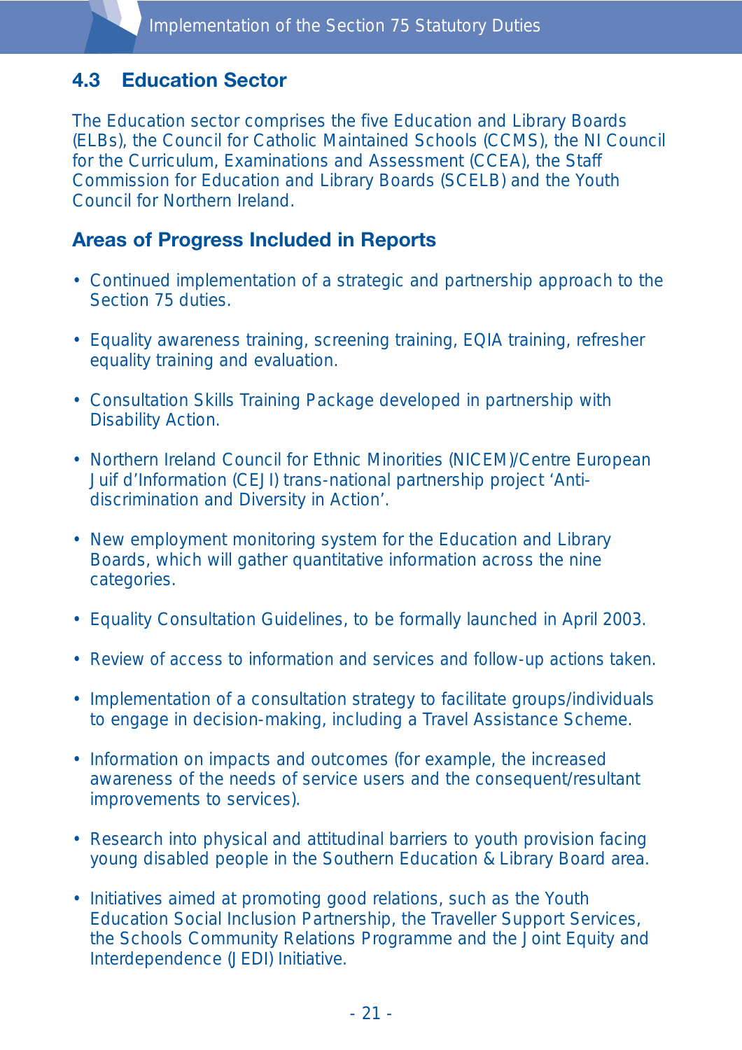## 4.3 Education Sector

The Education sector comprises the five Education and Library Boards (ELBs), the Council for Catholic Maintained Schools (CCMS), the NI Council for the Curriculum, Examinations and Assessment (CCEA), the Staff Commission for Education and Library Boards (SCELB) and the Youth Council for Northern Ireland.

### Areas of Progress Included in Reports

- Continued implementation of a strategic and partnership approach to the Section 75 duties.
- Equality awareness training, screening training, EQIA training, refresher equality training and evaluation.
- Consultation Skills Training Package developed in partnership with Disability Action.
- Northern Ireland Council for Ethnic Minorities (NICEM)/Centre European Juif d'Information (CEJI) trans-national partnership project 'Anti-discrimination and Diversity in Action'.
- New employment monitoring system for the Education and Library Boards, which will gather quantitative information across the nine categories.
- Equality Consultation Guidelines, to be formally launched in April 2003.
- Review of access to information and services and follow-up actions taken.
- Implementation of a consultation strategy to facilitate groups/individuals to engage in decision-making, including a Travel Assistance Scheme.
- Information on impacts and outcomes (for example, the increased awareness of the needs of service users and the consequent/resultant improvements to services).
- Research into physical and attitudinal barriers to youth provision facing young disabled people in the Southern Education & Library Board area.
- Initiatives aimed at promoting good relations, such as the Youth Education Social Inclusion Partnership, the Traveller Support Services, the Schools Community Relations Programme and the Joint Equity and Interdependence (JEDI) Initiative.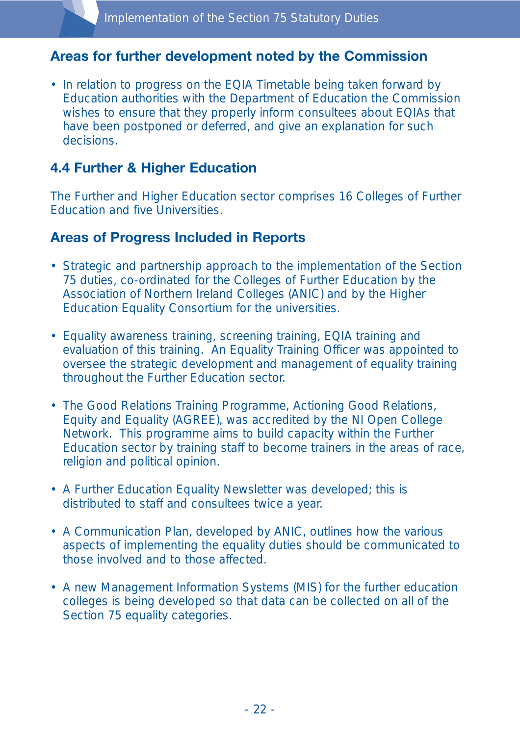## Areas for further development noted by the Commission

- In relation to progress on the EQIA Timetable being taken forward by Education authorities with the Department of Education the Commission wishes to ensure that they properly inform consultees about EQIAs that have been postponed or deferred, and give an explanation for such decisions.

## 4.4 Further & Higher Education

The Further and Higher Education sector comprises 16 Colleges of Further Education and five Universities.

## Areas of Progress Included in Reports

- Strategic and partnership approach to the implementation of the Section 75 duties, co-ordinated for the Colleges of Further Education by the Association of Northern Ireland Colleges (ANIC) and by the Higher Education Equality Consortium for the universities.

- Equality awareness training, screening training, EQIA training and evaluation of this training. An Equality Training Officer was appointed to oversee the strategic development and management of equality training throughout the Further Education sector.

- The Good Relations Training Programme, Actioning Good Relations, Equity and Equality (AGREE), was accredited by the NI Open College Network. This programme aims to build capacity within the Further Education sector by training staff to become trainers in the areas of race, religion and political opinion.

- A Further Education Equality Newsletter was developed; this is distributed to staff and consultees twice a year.

- A Communication Plan, developed by ANIC, outlines how the various aspects of implementing the equality duties should be communicated to those involved and to those affected.

- A new Management Information Systems (MIS) for the further education colleges is being developed so that data can be collected on all of the Section 75 equality categories.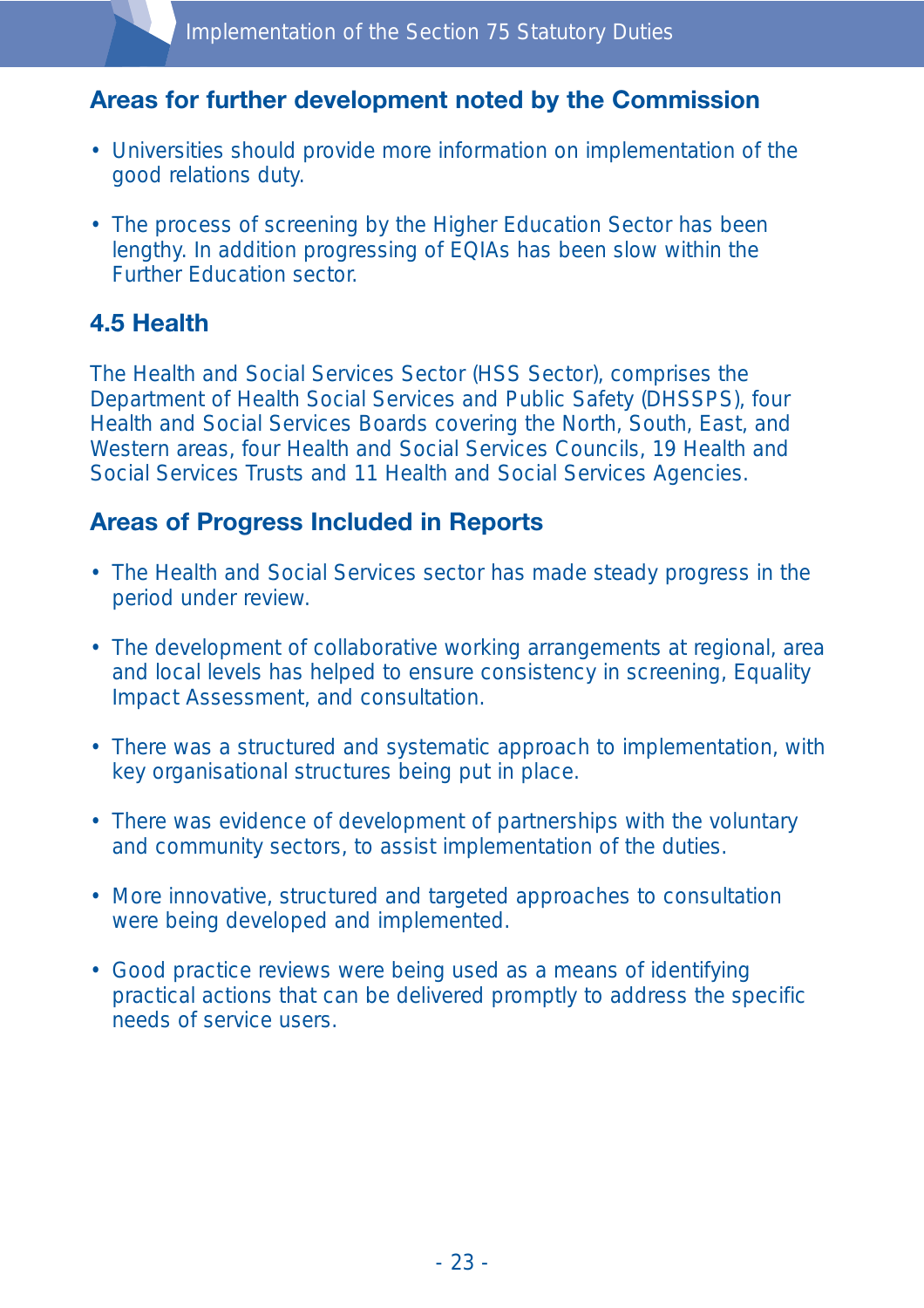### Areas for further development noted by the Commission

- Universities should provide more information on implementation of the good relations duty.
- The process of screening by the Higher Education Sector has been lengthy. In addition progressing of EQIAs has been slow within the Further Education sector.

## 4.5 Health

The Health and Social Services Sector (HSS Sector), comprises the Department of Health Social Services and Public Safety (DHSSPS), four Health and Social Services Boards covering the North, South, East, and Western areas, four Health and Social Services Councils, 19 Health and Social Services Trusts and 11 Health and Social Services Agencies.

### Areas of Progress Included in Reports

- The Health and Social Services sector has made steady progress in the period under review.
- The development of collaborative working arrangements at regional, area and local levels has helped to ensure consistency in screening, Equality Impact Assessment, and consultation.
- There was a structured and systematic approach to implementation, with key organisational structures being put in place.
- There was evidence of development of partnerships with the voluntary and community sectors, to assist implementation of the duties.
- More innovative, structured and targeted approaches to consultation were being developed and implemented.
- Good practice reviews were being used as a means of identifying practical actions that can be delivered promptly to address the specific needs of service users.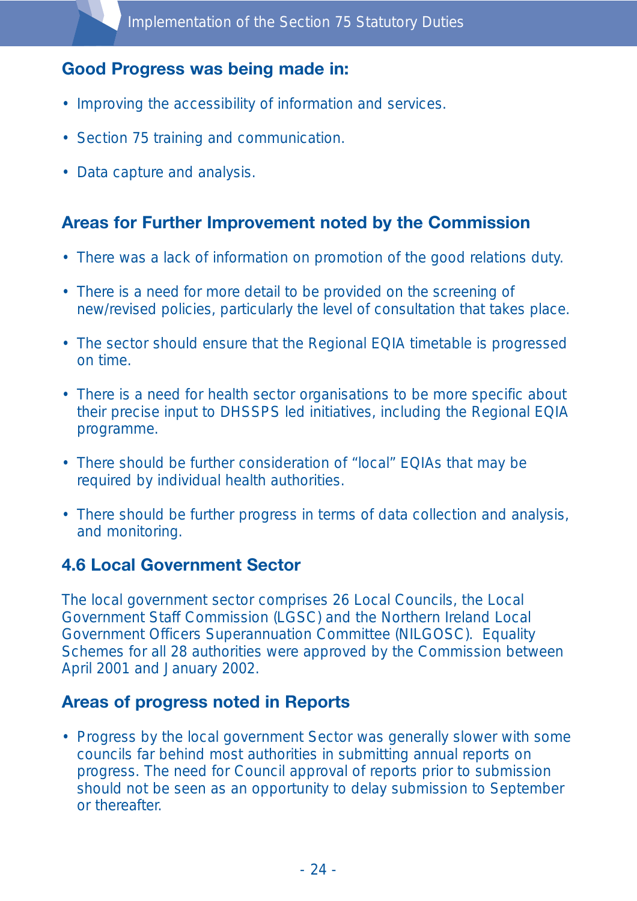### Good Progress was being made in:

- Improving the accessibility of information and services.
- Section 75 training and communication.
- Data capture and analysis.

### Areas for Further Improvement noted by the Commission

- There was a lack of information on promotion of the good relations duty.
- There is a need for more detail to be provided on the screening of new/revised policies, particularly the level of consultation that takes place.
- The sector should ensure that the Regional EQIA timetable is progressed on time.
- There is a need for health sector organisations to be more specific about their precise input to DHSSPS led initiatives, including the Regional EQIA programme.
- There should be further consideration of "local" EQIAs that may be required by individual health authorities.
- There should be further progress in terms of data collection and analysis, and monitoring.

## 4.6 Local Government Sector

The local government sector comprises 26 Local Councils, the Local Government Staff Commission (LGSC) and the Northern Ireland Local Government Officers Superannuation Committee (NILGOSC). Equality Schemes for all 28 authorities were approved by the Commission between April 2001 and January 2002.

### Areas of progress noted in Reports

- Progress by the local government Sector was generally slower with some councils far behind most authorities in submitting annual reports on progress. The need for Council approval of reports prior to submission should not be seen as an opportunity to delay submission to September or thereafter.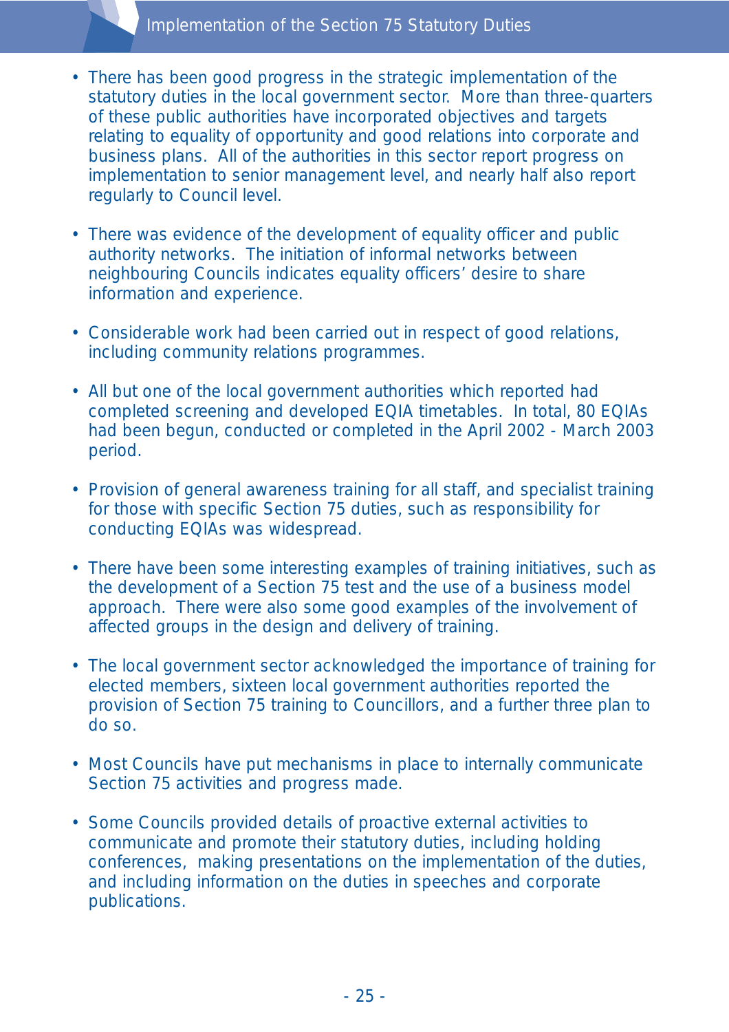- There has been good progress in the strategic implementation of the statutory duties in the local government sector. More than three-quarters of these public authorities have incorporated objectives and targets relating to equality of opportunity and good relations into corporate and business plans. All of the authorities in this sector report progress on implementation to senior management level, and nearly half also report regularly to Council level.

- There was evidence of the development of equality officer and public authority networks. The initiation of informal networks between neighbouring Councils indicates equality officers' desire to share information and experience.

- Considerable work had been carried out in respect of good relations, including community relations programmes.

- All but one of the local government authorities which reported had completed screening and developed EQIA timetables. In total, 80 EQIAs had been begun, conducted or completed in the April 2002 - March 2003 period.

- Provision of general awareness training for all staff, and specialist training for those with specific Section 75 duties, such as responsibility for conducting EQIAs was widespread.

- There have been some interesting examples of training initiatives, such as the development of a Section 75 test and the use of a business model approach. There were also some good examples of the involvement of affected groups in the design and delivery of training.

- The local government sector acknowledged the importance of training for elected members, sixteen local government authorities reported the provision of Section 75 training to Councillors, and a further three plan to do so.

- Most Councils have put mechanisms in place to internally communicate Section 75 activities and progress made.

- Some Councils provided details of proactive external activities to communicate and promote their statutory duties, including holding conferences, making presentations on the implementation of the duties, and including information on the duties in speeches and corporate publications.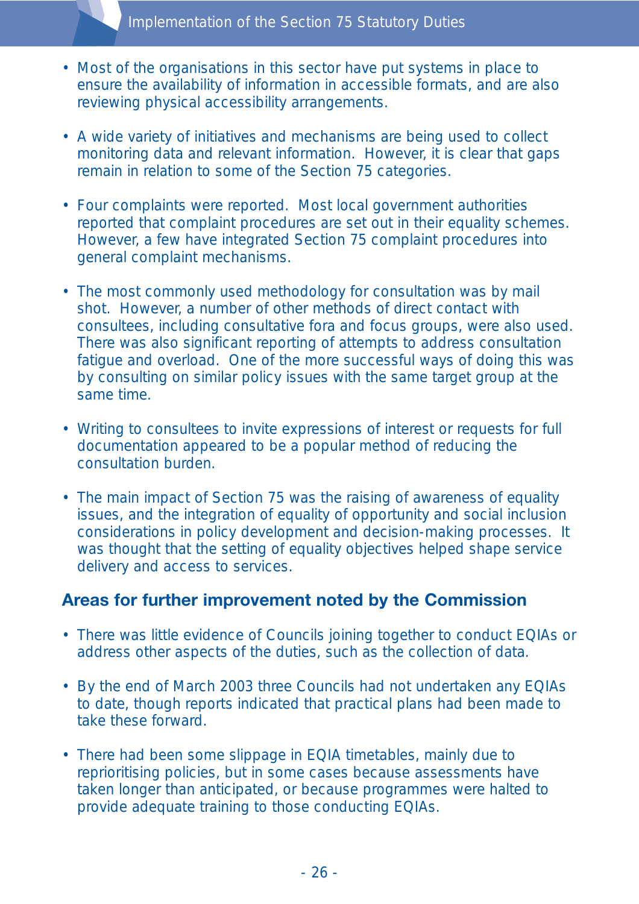- Most of the organisations in this sector have put systems in place to ensure the availability of information in accessible formats, and are also reviewing physical accessibility arrangements.

- A wide variety of initiatives and mechanisms are being used to collect monitoring data and relevant information. However, it is clear that gaps remain in relation to some of the Section 75 categories.

- Four complaints were reported. Most local government authorities reported that complaint procedures are set out in their equality schemes. However, a few have integrated Section 75 complaint procedures into general complaint mechanisms.

- The most commonly used methodology for consultation was by mail shot. However, a number of other methods of direct contact with consultees, including consultative fora and focus groups, were also used. There was also significant reporting of attempts to address consultation fatigue and overload. One of the more successful ways of doing this was by consulting on similar policy issues with the same target group at the same time.

- Writing to consultees to invite expressions of interest or requests for full documentation appeared to be a popular method of reducing the consultation burden.

- The main impact of Section 75 was the raising of awareness of equality issues, and the integration of equality of opportunity and social inclusion considerations in policy development and decision-making processes. It was thought that the setting of equality objectives helped shape service delivery and access to services.

## Areas for further improvement noted by the Commission

- There was little evidence of Councils joining together to conduct EQIAs or address other aspects of the duties, such as the collection of data.

- By the end of March 2003 three Councils had not undertaken any EQIAs to date, though reports indicated that practical plans had been made to take these forward.

- There had been some slippage in EQIA timetables, mainly due to reprioritising policies, but in some cases because assessments have taken longer than anticipated, or because programmes were halted to provide adequate training to those conducting EQIAs.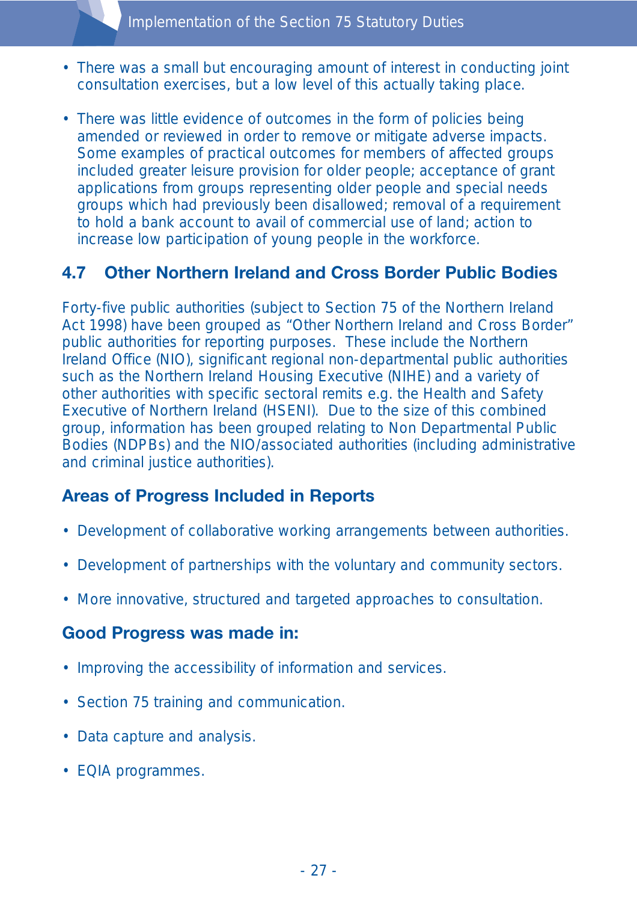- There was a small but encouraging amount of interest in conducting joint consultation exercises, but a low level of this actually taking place.

- There was little evidence of outcomes in the form of policies being amended or reviewed in order to remove or mitigate adverse impacts. Some examples of practical outcomes for members of affected groups included greater leisure provision for older people; acceptance of grant applications from groups representing older people and special needs groups which had previously been disallowed; removal of a requirement to hold a bank account to avail of commercial use of land; action to increase low participation of young people in the workforce.

## 4.7 Other Northern Ireland and Cross Border Public Bodies

Forty-five public authorities (subject to Section 75 of the Northern Ireland Act 1998) have been grouped as "Other Northern Ireland and Cross Border" public authorities for reporting purposes. These include the Northern Ireland Office (NIO), significant regional non-departmental public authorities such as the Northern Ireland Housing Executive (NIHE) and a variety of other authorities with specific sectoral remits e.g. the Health and Safety Executive of Northern Ireland (HSENI). Due to the size of this combined group, information has been grouped relating to Non Departmental Public Bodies (NDPBs) and the NIO/associated authorities (including administrative and criminal justice authorities).

### Areas of Progress Included in Reports

- Development of collaborative working arrangements between authorities.

- Development of partnerships with the voluntary and community sectors.

- More innovative, structured and targeted approaches to consultation.

### Good Progress was made in:

- Improving the accessibility of information and services.

- Section 75 training and communication.

- Data capture and analysis.

- EQIA programmes.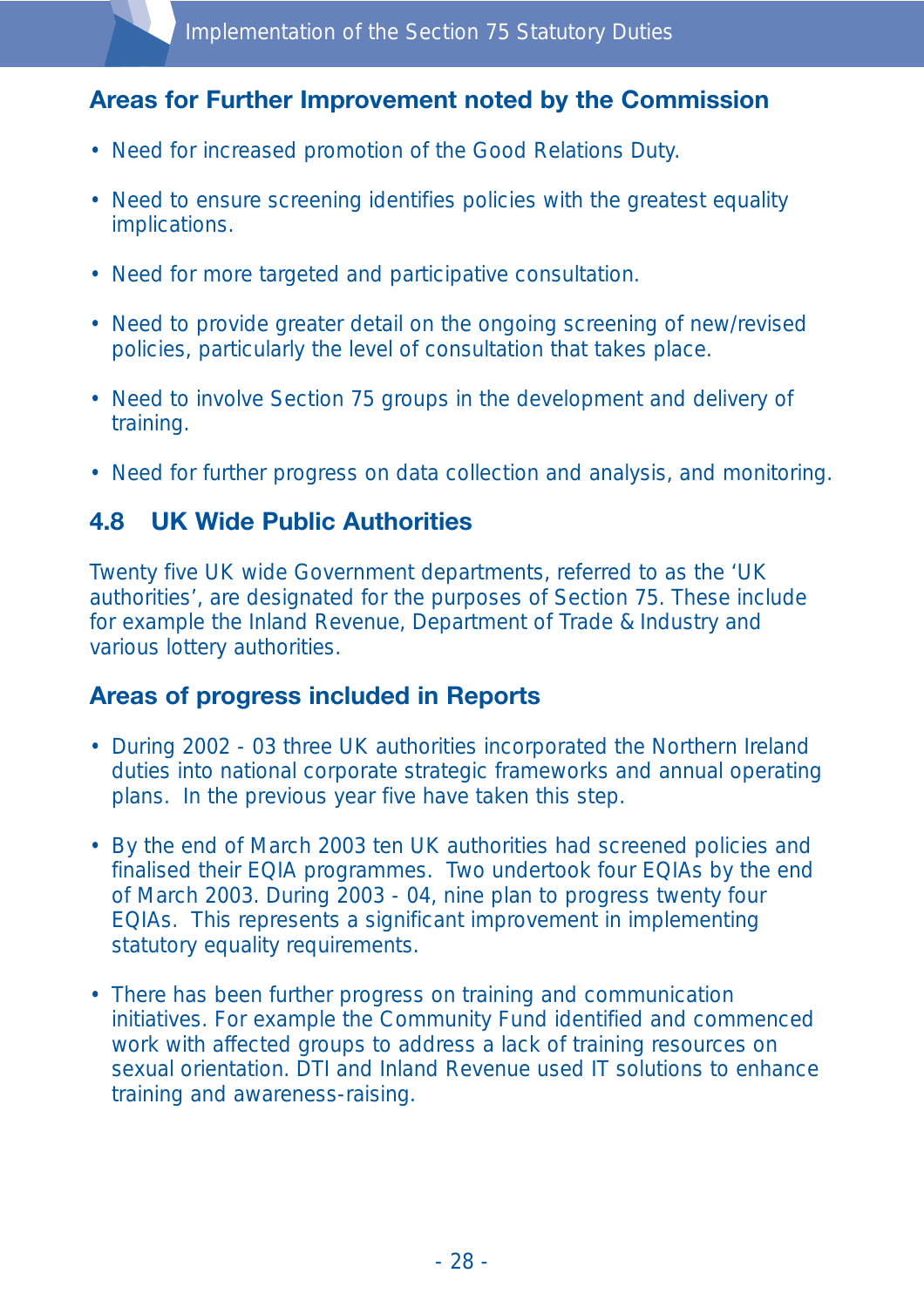### Areas for Further Improvement noted by the Commission

- Need for increased promotion of the Good Relations Duty.
- Need to ensure screening identifies policies with the greatest equality implications.
- Need for more targeted and participative consultation.
- Need to provide greater detail on the ongoing screening of new/revised policies, particularly the level of consultation that takes place.
- Need to involve Section 75 groups in the development and delivery of training.
- Need for further progress on data collection and analysis, and monitoring.

## 4.8 UK Wide Public Authorities

Twenty five UK wide Government departments, referred to as the 'UK authorities', are designated for the purposes of Section 75. These include for example the Inland Revenue, Department of Trade & Industry and various lottery authorities.

### Areas of progress included in Reports

- During 2002 - 03 three UK authorities incorporated the Northern Ireland duties into national corporate strategic frameworks and annual operating plans. In the previous year five have taken this step.
- By the end of March 2003 ten UK authorities had screened policies and finalised their EQIA programmes. Two undertook four EQIAs by the end of March 2003. During 2003 - 04, nine plan to progress twenty four EQIAs. This represents a significant improvement in implementing statutory equality requirements.
- There has been further progress on training and communication initiatives. For example the Community Fund identified and commenced work with affected groups to address a lack of training resources on sexual orientation. DTI and Inland Revenue used IT solutions to enhance training and awareness-raising.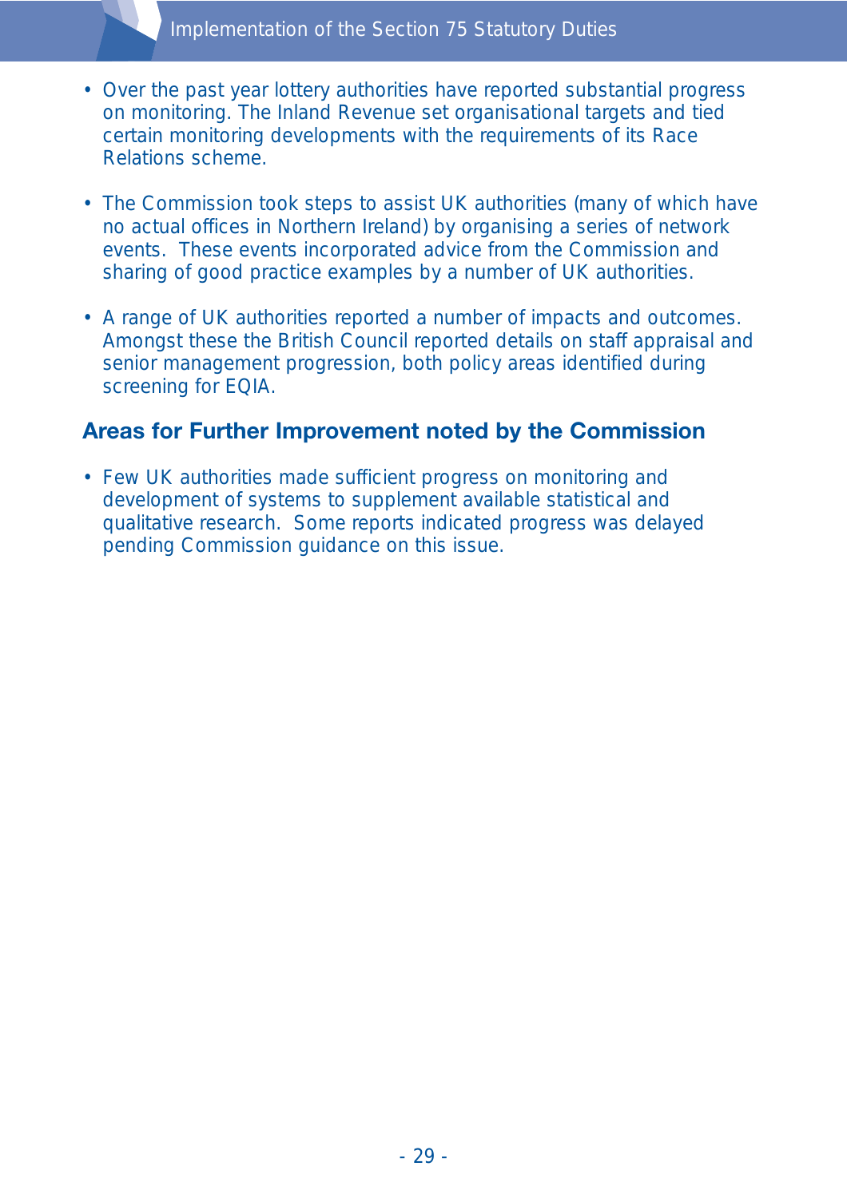- Over the past year lottery authorities have reported substantial progress on monitoring. The Inland Revenue set organisational targets and tied certain monitoring developments with the requirements of its Race Relations scheme.

- The Commission took steps to assist UK authorities (many of which have no actual offices in Northern Ireland) by organising a series of network events. These events incorporated advice from the Commission and sharing of good practice examples by a number of UK authorities.

- A range of UK authorities reported a number of impacts and outcomes. Amongst these the British Council reported details on staff appraisal and senior management progression, both policy areas identified during screening for EQIA.

### Areas for Further Improvement noted by the Commission

- Few UK authorities made sufficient progress on monitoring and development of systems to supplement available statistical and qualitative research. Some reports indicated progress was delayed pending Commission guidance on this issue.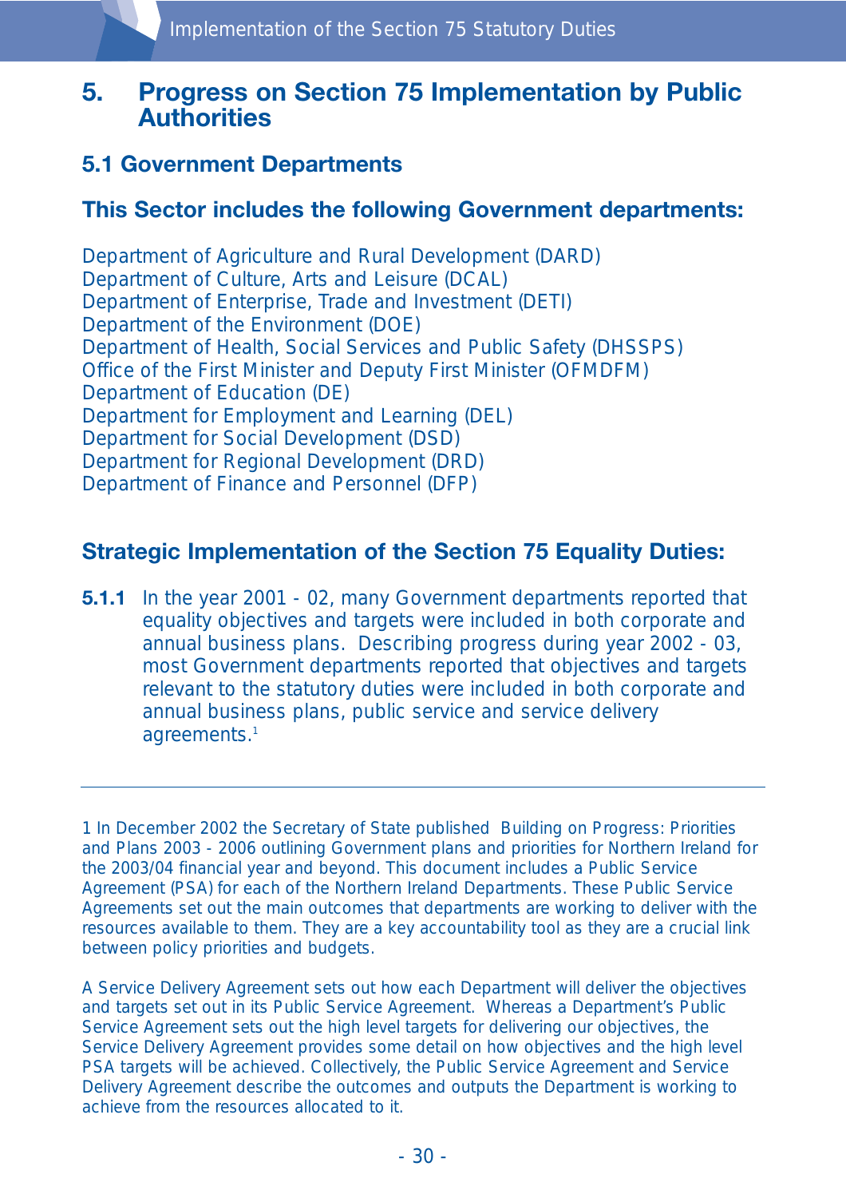# 5. Progress on Section 75 Implementation by Public Authorities

## 5.1 Government Departments

### This Sector includes the following Government departments:

Department of Agriculture and Rural Development (DARD)
Department of Culture, Arts and Leisure (DCAL)
Department of Enterprise, Trade and Investment (DETI)
Department of the Environment (DOE)
Department of Health, Social Services and Public Safety (DHSSPS)
Office of the First Minister and Deputy First Minister (OFMDFM)
Department of Education (DE)
Department for Employment and Learning (DEL)
Department for Social Development (DSD)
Department for Regional Development (DRD)
Department of Finance and Personnel (DFP)

### Strategic Implementation of the Section 75 Equality Duties:

**5.1.1** In the year 2001 - 02, many Government departments reported that equality objectives and targets were included in both corporate and annual business plans. Describing progress during year 2002 - 03, most Government departments reported that objectives and targets relevant to the statutory duties were included in both corporate and annual business plans, public service and service delivery agreements.[1]

---

1 In December 2002 the Secretary of State published Building on Progress: Priorities and Plans 2003 - 2006 outlining Government plans and priorities for Northern Ireland for the 2003/04 financial year and beyond. This document includes a Public Service Agreement (PSA) for each of the Northern Ireland Departments. These Public Service Agreements set out the main outcomes that departments are working to deliver with the resources available to them. They are a key accountability tool as they are a crucial link between policy priorities and budgets.

A Service Delivery Agreement sets out how each Department will deliver the objectives and targets set out in its Public Service Agreement. Whereas a Department's Public Service Agreement sets out the high level targets for delivering our objectives, the Service Delivery Agreement provides some detail on how objectives and the high level PSA targets will be achieved. Collectively, the Public Service Agreement and Service Delivery Agreement describe the outcomes and outputs the Department is working to achieve from the resources allocated to it.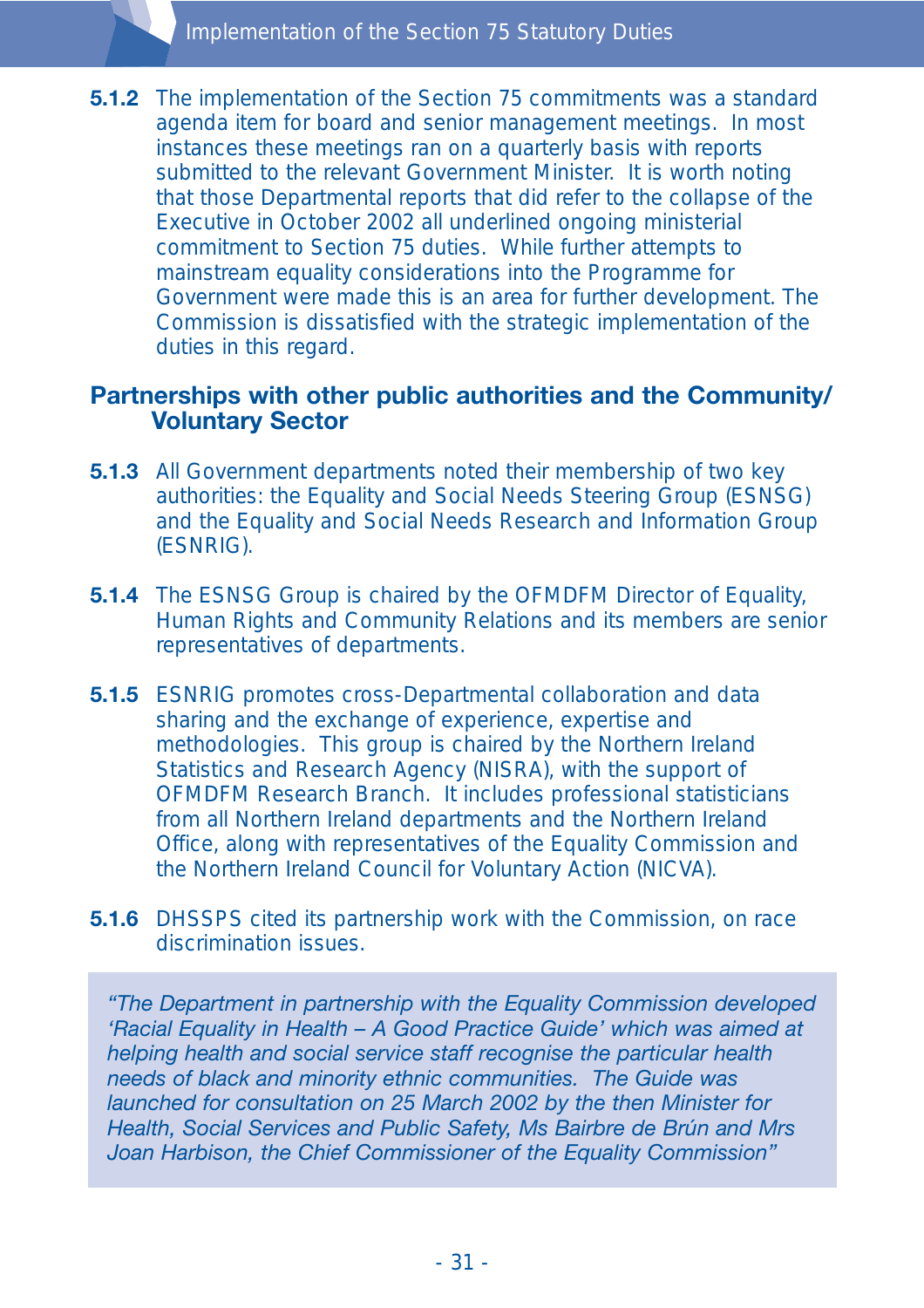**5.1.2** The implementation of the Section 75 commitments was a standard agenda item for board and senior management meetings. In most instances these meetings ran on a quarterly basis with reports submitted to the relevant Government Minister. It is worth noting that those Departmental reports that did refer to the collapse of the Executive in October 2002 all underlined ongoing ministerial commitment to Section 75 duties. While further attempts to mainstream equality considerations into the Programme for Government were made this is an area for further development. The Commission is dissatisfied with the strategic implementation of the duties in this regard.

### Partnerships with other public authorities and the Community/ Voluntary Sector

**5.1.3** All Government departments noted their membership of two key authorities: the Equality and Social Needs Steering Group (ESNSG) and the Equality and Social Needs Research and Information Group (ESNRIG).

**5.1.4** The ESNSG Group is chaired by the OFMDFM Director of Equality, Human Rights and Community Relations and its members are senior representatives of departments.

**5.1.5** ESNRIG promotes cross-Departmental collaboration and data sharing and the exchange of experience, expertise and methodologies. This group is chaired by the Northern Ireland Statistics and Research Agency (NISRA), with the support of OFMDFM Research Branch. It includes professional statisticians from all Northern Ireland departments and the Northern Ireland Office, along with representatives of the Equality Commission and the Northern Ireland Council for Voluntary Action (NICVA).

**5.1.6** DHSSPS cited its partnership work with the Commission, on race discrimination issues.

> *"The Department in partnership with the Equality Commission developed 'Racial Equality in Health – A Good Practice Guide' which was aimed at helping health and social service staff recognise the particular health needs of black and minority ethnic communities. The Guide was launched for consultation on 25 March 2002 by the then Minister for Health, Social Services and Public Safety, Ms Bairbre de Brún and Mrs Joan Harbison, the Chief Commissioner of the Equality Commission"*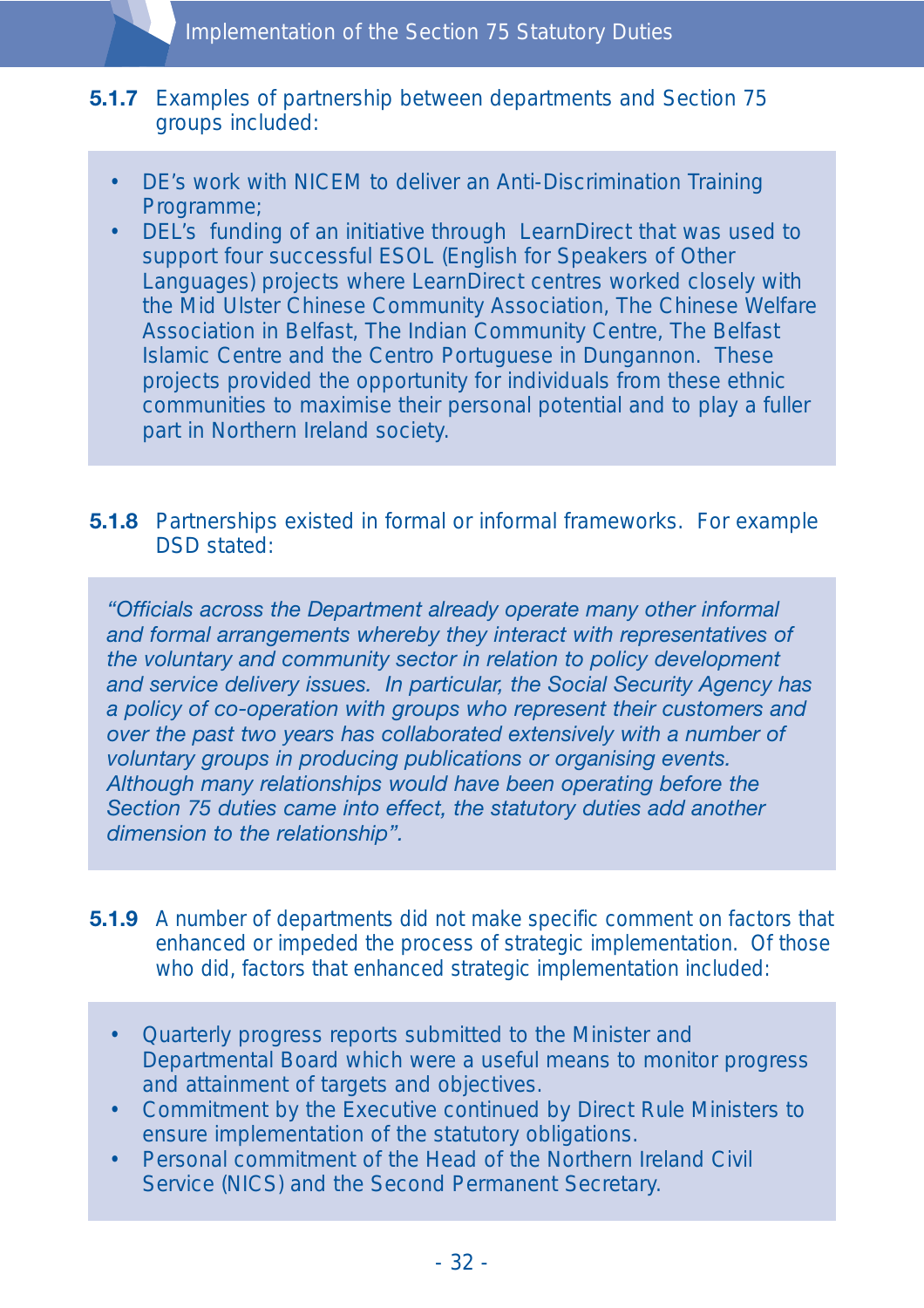**5.1.7** Examples of partnership between departments and Section 75 groups included:

- DE's work with NICEM to deliver an Anti-Discrimination Training Programme;
- DEL's funding of an initiative through LearnDirect that was used to support four successful ESOL (English for Speakers of Other Languages) projects where LearnDirect centres worked closely with the Mid Ulster Chinese Community Association, The Chinese Welfare Association in Belfast, The Indian Community Centre, The Belfast Islamic Centre and the Centro Portuguese in Dungannon. These projects provided the opportunity for individuals from these ethnic communities to maximise their personal potential and to play a fuller part in Northern Ireland society.

**5.1.8** Partnerships existed in formal or informal frameworks. For example DSD stated:

*"Officials across the Department already operate many other informal and formal arrangements whereby they interact with representatives of the voluntary and community sector in relation to policy development and service delivery issues. In particular, the Social Security Agency has a policy of co-operation with groups who represent their customers and over the past two years has collaborated extensively with a number of voluntary groups in producing publications or organising events. Although many relationships would have been operating before the Section 75 duties came into effect, the statutory duties add another dimension to the relationship".*

**5.1.9** A number of departments did not make specific comment on factors that enhanced or impeded the process of strategic implementation. Of those who did, factors that enhanced strategic implementation included:

- Quarterly progress reports submitted to the Minister and Departmental Board which were a useful means to monitor progress and attainment of targets and objectives.
- Commitment by the Executive continued by Direct Rule Ministers to ensure implementation of the statutory obligations.
- Personal commitment of the Head of the Northern Ireland Civil Service (NICS) and the Second Permanent Secretary.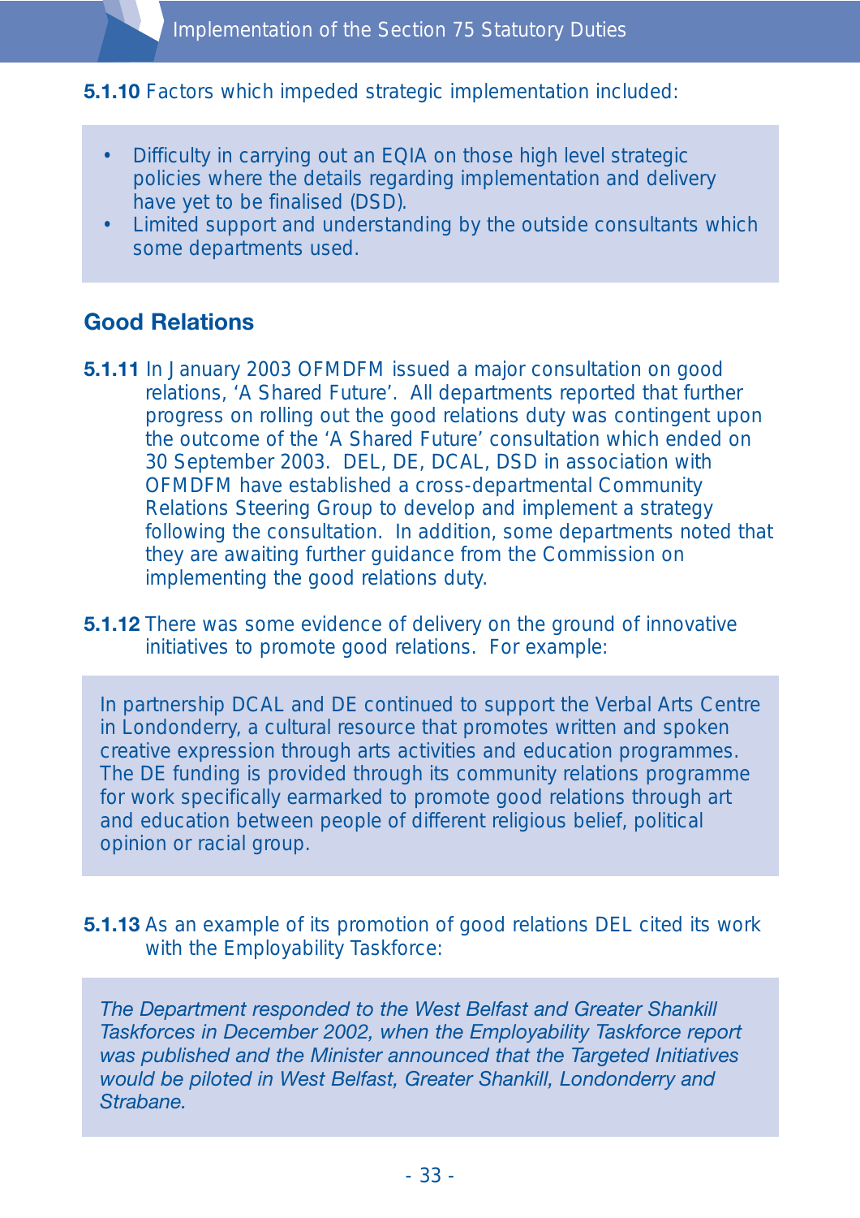**5.1.10** Factors which impeded strategic implementation included:

- Difficulty in carrying out an EQIA on those high level strategic policies where the details regarding implementation and delivery have yet to be finalised (DSD).
- Limited support and understanding by the outside consultants which some departments used.

## Good Relations

**5.1.11** In January 2003 OFMDFM issued a major consultation on good relations, 'A Shared Future'. All departments reported that further progress on rolling out the good relations duty was contingent upon the outcome of the 'A Shared Future' consultation which ended on 30 September 2003. DEL, DE, DCAL, DSD in association with OFMDFM have established a cross-departmental Community Relations Steering Group to develop and implement a strategy following the consultation. In addition, some departments noted that they are awaiting further guidance from the Commission on implementing the good relations duty.

**5.1.12** There was some evidence of delivery on the ground of innovative initiatives to promote good relations. For example:

In partnership DCAL and DE continued to support the Verbal Arts Centre in Londonderry, a cultural resource that promotes written and spoken creative expression through arts activities and education programmes. The DE funding is provided through its community relations programme for work specifically earmarked to promote good relations through art and education between people of different religious belief, political opinion or racial group.

**5.1.13** As an example of its promotion of good relations DEL cited its work with the Employability Taskforce:

*The Department responded to the West Belfast and Greater Shankill Taskforces in December 2002, when the Employability Taskforce report was published and the Minister announced that the Targeted Initiatives would be piloted in West Belfast, Greater Shankill, Londonderry and Strabane.*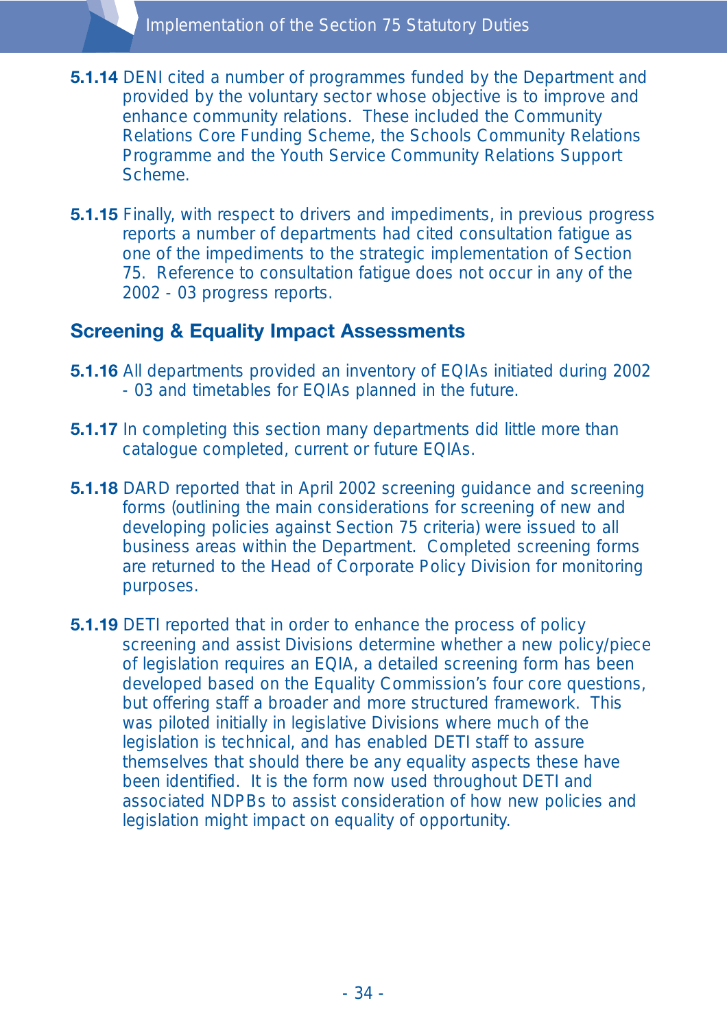**5.1.14** DENI cited a number of programmes funded by the Department and provided by the voluntary sector whose objective is to improve and enhance community relations. These included the Community Relations Core Funding Scheme, the Schools Community Relations Programme and the Youth Service Community Relations Support Scheme.

**5.1.15** Finally, with respect to drivers and impediments, in previous progress reports a number of departments had cited consultation fatigue as one of the impediments to the strategic implementation of Section 75. Reference to consultation fatigue does not occur in any of the 2002 - 03 progress reports.

## Screening & Equality Impact Assessments

**5.1.16** All departments provided an inventory of EQIAs initiated during 2002 - 03 and timetables for EQIAs planned in the future.

**5.1.17** In completing this section many departments did little more than catalogue completed, current or future EQIAs.

**5.1.18** DARD reported that in April 2002 screening guidance and screening forms (outlining the main considerations for screening of new and developing policies against Section 75 criteria) were issued to all business areas within the Department. Completed screening forms are returned to the Head of Corporate Policy Division for monitoring purposes.

**5.1.19** DETI reported that in order to enhance the process of policy screening and assist Divisions determine whether a new policy/piece of legislation requires an EQIA, a detailed screening form has been developed based on the Equality Commission's four core questions, but offering staff a broader and more structured framework. This was piloted initially in legislative Divisions where much of the legislation is technical, and has enabled DETI staff to assure themselves that should there be any equality aspects these have been identified. It is the form now used throughout DETI and associated NDPBs to assist consideration of how new policies and legislation might impact on equality of opportunity.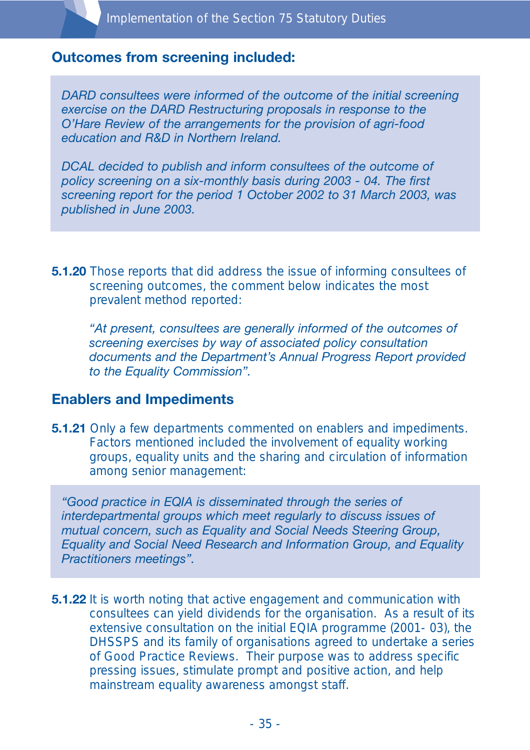### Outcomes from screening included:

> *DARD consultees were informed of the outcome of the initial screening exercise on the DARD Restructuring proposals in response to the O'Hare Review of the arrangements for the provision of agri-food education and R&D in Northern Ireland.*
>
> *DCAL decided to publish and inform consultees of the outcome of policy screening on a six-monthly basis during 2003 - 04. The first screening report for the period 1 October 2002 to 31 March 2003, was published in June 2003.*

**5.1.20** Those reports that did address the issue of informing consultees of screening outcomes, the comment below indicates the most prevalent method reported:

> *"At present, consultees are generally informed of the outcomes of screening exercises by way of associated policy consultation documents and the Department's Annual Progress Report provided to the Equality Commission".*

### Enablers and Impediments

**5.1.21** Only a few departments commented on enablers and impediments. Factors mentioned included the involvement of equality working groups, equality units and the sharing and circulation of information among senior management:

> *"Good practice in EQIA is disseminated through the series of interdepartmental groups which meet regularly to discuss issues of mutual concern, such as Equality and Social Needs Steering Group, Equality and Social Need Research and Information Group, and Equality Practitioners meetings".*

**5.1.22** It is worth noting that active engagement and communication with consultees can yield dividends for the organisation. As a result of its extensive consultation on the initial EQIA programme (2001- 03), the DHSSPS and its family of organisations agreed to undertake a series of Good Practice Reviews. Their purpose was to address specific pressing issues, stimulate prompt and positive action, and help mainstream equality awareness amongst staff.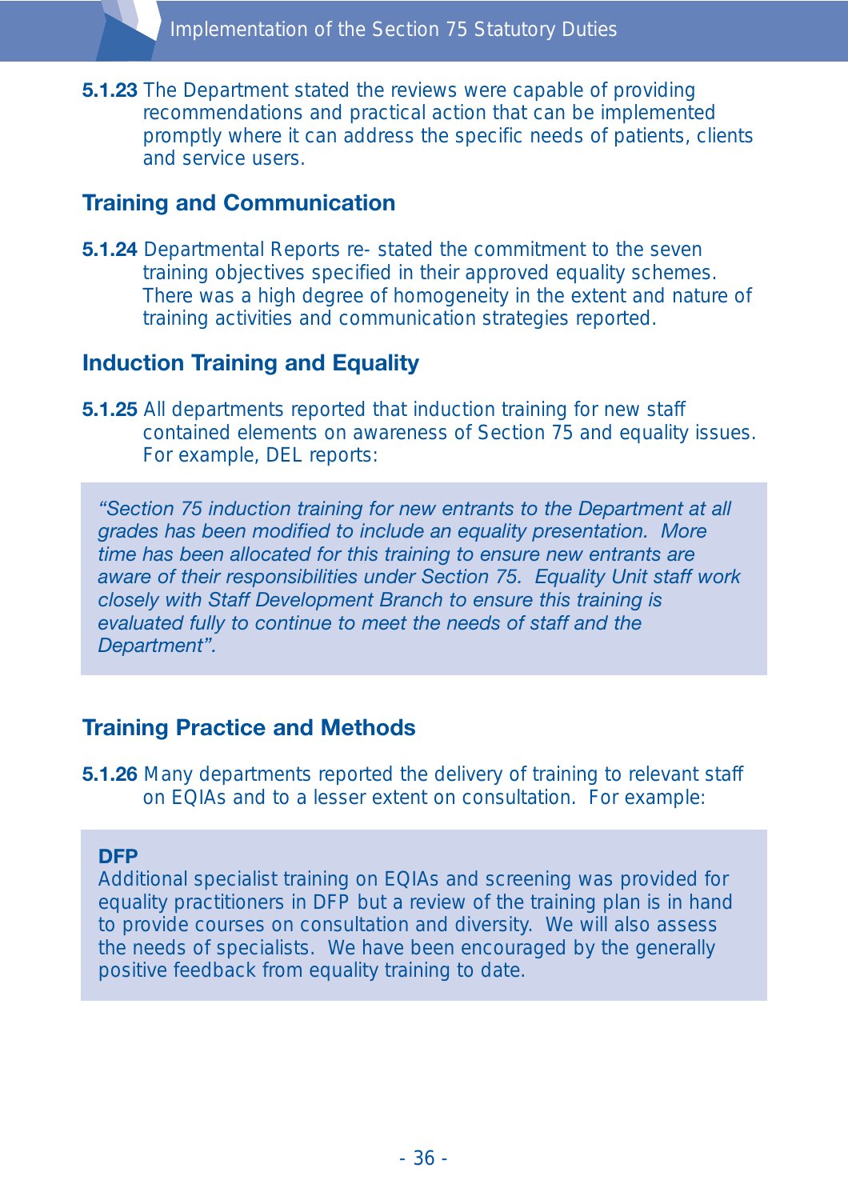**5.1.23** The Department stated the reviews were capable of providing recommendations and practical action that can be implemented promptly where it can address the specific needs of patients, clients and service users.

### Training and Communication

**5.1.24** Departmental Reports re- stated the commitment to the seven training objectives specified in their approved equality schemes. There was a high degree of homogeneity in the extent and nature of training activities and communication strategies reported.

### Induction Training and Equality

**5.1.25** All departments reported that induction training for new staff contained elements on awareness of Section 75 and equality issues. For example, DEL reports:

> *"Section 75 induction training for new entrants to the Department at all grades has been modified to include an equality presentation. More time has been allocated for this training to ensure new entrants are aware of their responsibilities under Section 75. Equality Unit staff work closely with Staff Development Branch to ensure this training is evaluated fully to continue to meet the needs of staff and the Department".*

### Training Practice and Methods

**5.1.26** Many departments reported the delivery of training to relevant staff on EQIAs and to a lesser extent on consultation. For example:

> **DFP**
> Additional specialist training on EQIAs and screening was provided for equality practitioners in DFP but a review of the training plan is in hand to provide courses on consultation and diversity. We will also assess the needs of specialists. We have been encouraged by the generally positive feedback from equality training to date.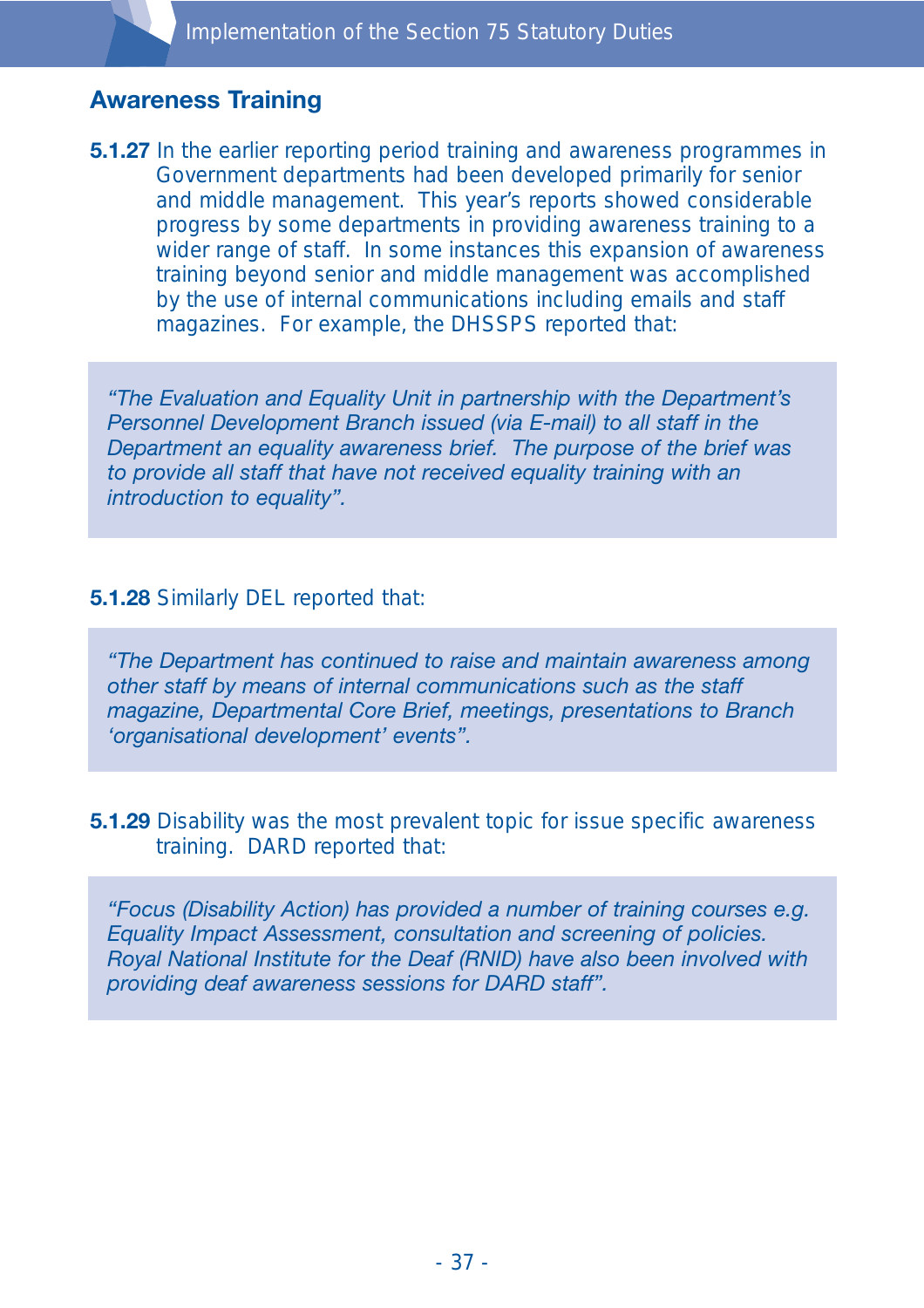## Awareness Training

**5.1.27** In the earlier reporting period training and awareness programmes in Government departments had been developed primarily for senior and middle management. This year's reports showed considerable progress by some departments in providing awareness training to a wider range of staff. In some instances this expansion of awareness training beyond senior and middle management was accomplished by the use of internal communications including emails and staff magazines. For example, the DHSSPS reported that:

> *"The Evaluation and Equality Unit in partnership with the Department's Personnel Development Branch issued (via E-mail) to all staff in the Department an equality awareness brief. The purpose of the brief was to provide all staff that have not received equality training with an introduction to equality".*

**5.1.28** Similarly DEL reported that:

> *"The Department has continued to raise and maintain awareness among other staff by means of internal communications such as the staff magazine, Departmental Core Brief, meetings, presentations to Branch 'organisational development' events".*

**5.1.29** Disability was the most prevalent topic for issue specific awareness training. DARD reported that:

> *"Focus (Disability Action) has provided a number of training courses e.g. Equality Impact Assessment, consultation and screening of policies. Royal National Institute for the Deaf (RNID) have also been involved with providing deaf awareness sessions for DARD staff".*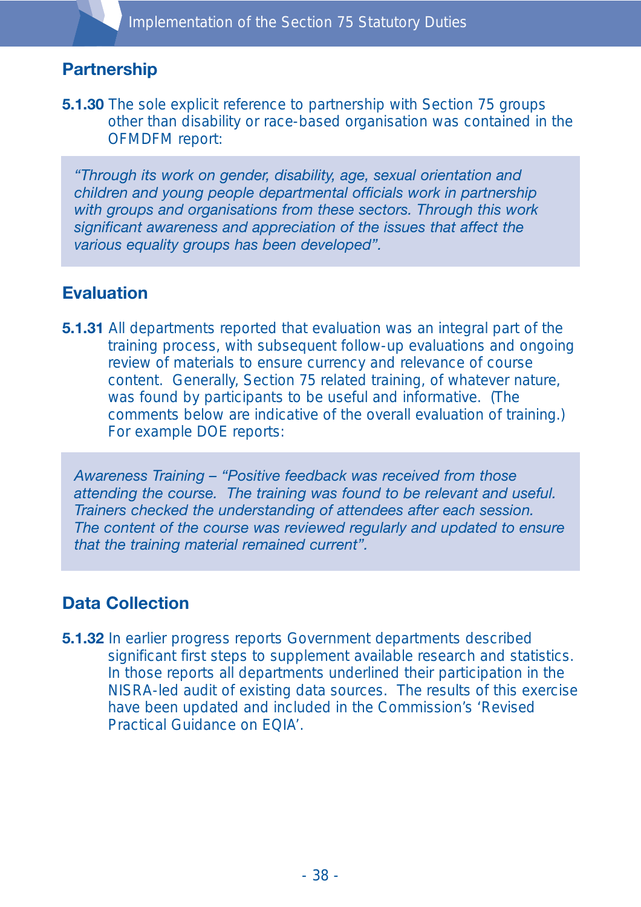## Partnership

**5.1.30** The sole explicit reference to partnership with Section 75 groups other than disability or race-based organisation was contained in the OFMDFM report:

> *"Through its work on gender, disability, age, sexual orientation and children and young people departmental officials work in partnership with groups and organisations from these sectors. Through this work significant awareness and appreciation of the issues that affect the various equality groups has been developed".*

## Evaluation

**5.1.31** All departments reported that evaluation was an integral part of the training process, with subsequent follow-up evaluations and ongoing review of materials to ensure currency and relevance of course content. Generally, Section 75 related training, of whatever nature, was found by participants to be useful and informative. (The comments below are indicative of the overall evaluation of training.) For example DOE reports:

> *Awareness Training – "Positive feedback was received from those attending the course. The training was found to be relevant and useful. Trainers checked the understanding of attendees after each session. The content of the course was reviewed regularly and updated to ensure that the training material remained current".*

## Data Collection

**5.1.32** In earlier progress reports Government departments described significant first steps to supplement available research and statistics. In those reports all departments underlined their participation in the NISRA-led audit of existing data sources. The results of this exercise have been updated and included in the Commission's 'Revised Practical Guidance on EQIA'.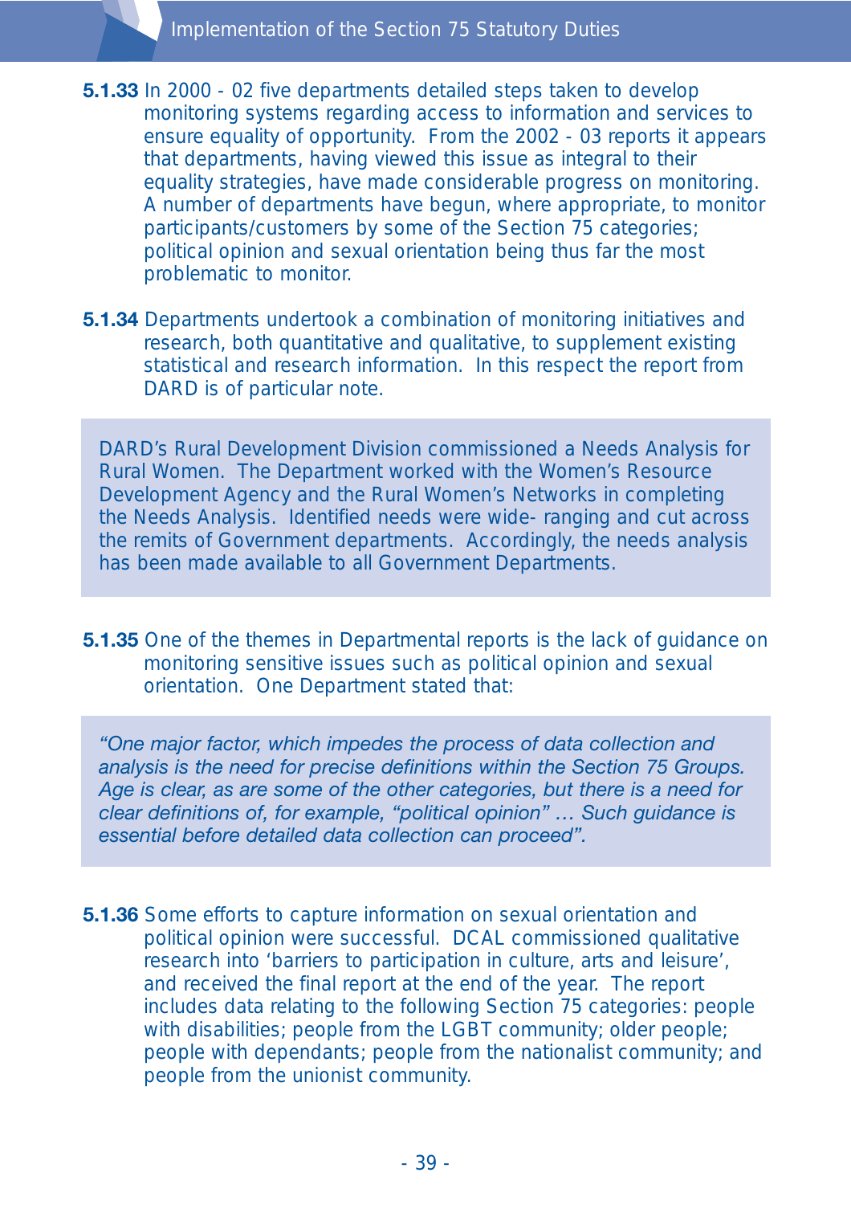**5.1.33** In 2000 - 02 five departments detailed steps taken to develop monitoring systems regarding access to information and services to ensure equality of opportunity. From the 2002 - 03 reports it appears that departments, having viewed this issue as integral to their equality strategies, have made considerable progress on monitoring. A number of departments have begun, where appropriate, to monitor participants/customers by some of the Section 75 categories; political opinion and sexual orientation being thus far the most problematic to monitor.

**5.1.34** Departments undertook a combination of monitoring initiatives and research, both quantitative and qualitative, to supplement existing statistical and research information. In this respect the report from DARD is of particular note.

> DARD's Rural Development Division commissioned a Needs Analysis for Rural Women. The Department worked with the Women's Resource Development Agency and the Rural Women's Networks in completing the Needs Analysis. Identified needs were wide- ranging and cut across the remits of Government departments. Accordingly, the needs analysis has been made available to all Government Departments.

**5.1.35** One of the themes in Departmental reports is the lack of guidance on monitoring sensitive issues such as political opinion and sexual orientation. One Department stated that:

> *"One major factor, which impedes the process of data collection and analysis is the need for precise definitions within the Section 75 Groups. Age is clear, as are some of the other categories, but there is a need for clear definitions of, for example, "political opinion" … Such guidance is essential before detailed data collection can proceed".*

**5.1.36** Some efforts to capture information on sexual orientation and political opinion were successful. DCAL commissioned qualitative research into 'barriers to participation in culture, arts and leisure', and received the final report at the end of the year. The report includes data relating to the following Section 75 categories: people with disabilities; people from the LGBT community; older people; people with dependants; people from the nationalist community; and people from the unionist community.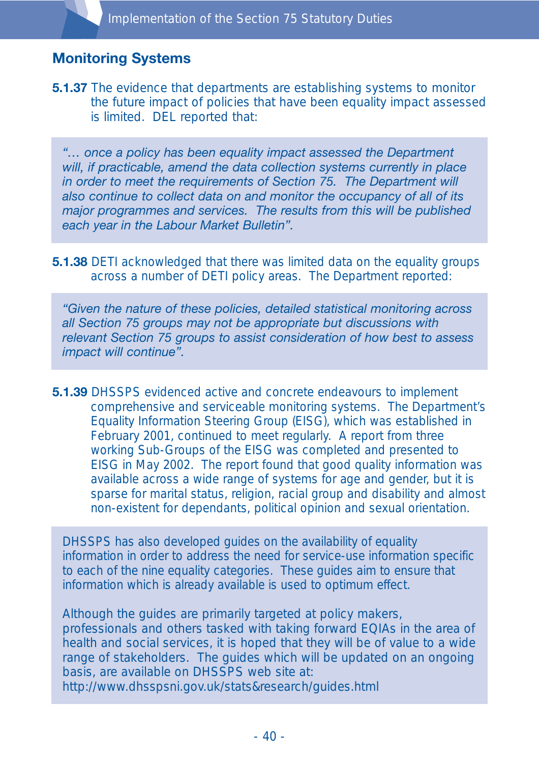## Monitoring Systems

**5.1.37** The evidence that departments are establishing systems to monitor the future impact of policies that have been equality impact assessed is limited. DEL reported that:

> *"… once a policy has been equality impact assessed the Department will, if practicable, amend the data collection systems currently in place in order to meet the requirements of Section 75. The Department will also continue to collect data on and monitor the occupancy of all of its major programmes and services. The results from this will be published each year in the Labour Market Bulletin".*

**5.1.38** DETI acknowledged that there was limited data on the equality groups across a number of DETI policy areas. The Department reported:

> *"Given the nature of these policies, detailed statistical monitoring across all Section 75 groups may not be appropriate but discussions with relevant Section 75 groups to assist consideration of how best to assess impact will continue".*

**5.1.39** DHSSPS evidenced active and concrete endeavours to implement comprehensive and serviceable monitoring systems. The Department's Equality Information Steering Group (EISG), which was established in February 2001, continued to meet regularly. A report from three working Sub-Groups of the EISG was completed and presented to EISG in May 2002. The report found that good quality information was available across a wide range of systems for age and gender, but it is sparse for marital status, religion, racial group and disability and almost non-existent for dependants, political opinion and sexual orientation.

> DHSSPS has also developed guides on the availability of equality information in order to address the need for service-use information specific to each of the nine equality categories. These guides aim to ensure that information which is already available is used to optimum effect.
>
> Although the guides are primarily targeted at policy makers, professionals and others tasked with taking forward EQIAs in the area of health and social services, it is hoped that they will be of value to a wide range of stakeholders. The guides which will be updated on an ongoing basis, are available on DHSSPS web site at:
> http://www.dhsspsni.gov.uk/stats&research/guides.html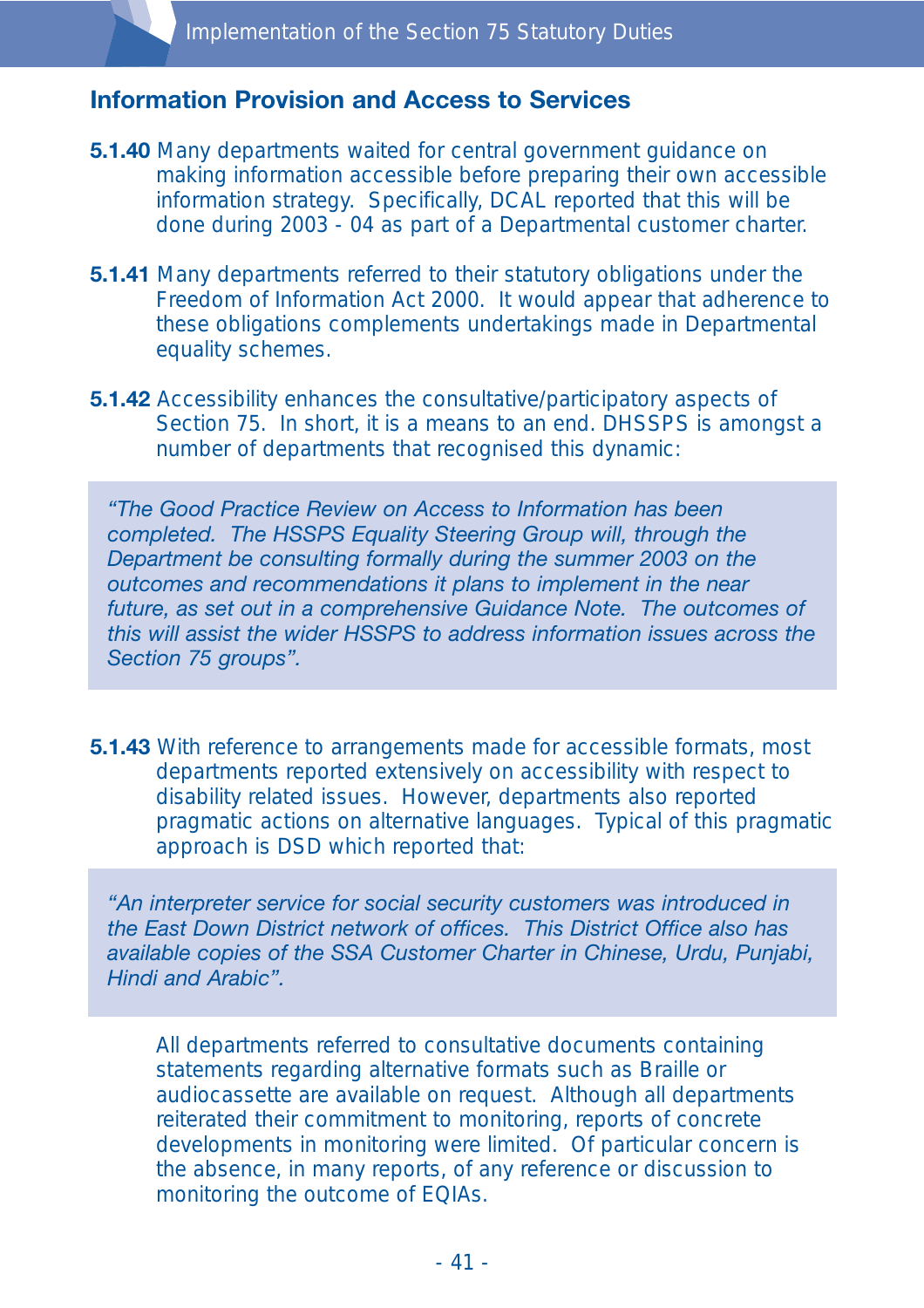## Information Provision and Access to Services

**5.1.40** Many departments waited for central government guidance on making information accessible before preparing their own accessible information strategy. Specifically, DCAL reported that this will be done during 2003 - 04 as part of a Departmental customer charter.

**5.1.41** Many departments referred to their statutory obligations under the Freedom of Information Act 2000. It would appear that adherence to these obligations complements undertakings made in Departmental equality schemes.

**5.1.42** Accessibility enhances the consultative/participatory aspects of Section 75. In short, it is a means to an end. DHSSPS is amongst a number of departments that recognised this dynamic:

> *"The Good Practice Review on Access to Information has been completed. The HSSPS Equality Steering Group will, through the Department be consulting formally during the summer 2003 on the outcomes and recommendations it plans to implement in the near future, as set out in a comprehensive Guidance Note. The outcomes of this will assist the wider HSSPS to address information issues across the Section 75 groups".*

**5.1.43** With reference to arrangements made for accessible formats, most departments reported extensively on accessibility with respect to disability related issues. However, departments also reported pragmatic actions on alternative languages. Typical of this pragmatic approach is DSD which reported that:

> *"An interpreter service for social security customers was introduced in the East Down District network of offices. This District Office also has available copies of the SSA Customer Charter in Chinese, Urdu, Punjabi, Hindi and Arabic".*

All departments referred to consultative documents containing statements regarding alternative formats such as Braille or audiocassette are available on request. Although all departments reiterated their commitment to monitoring, reports of concrete developments in monitoring were limited. Of particular concern is the absence, in many reports, of any reference or discussion to monitoring the outcome of EQIAs.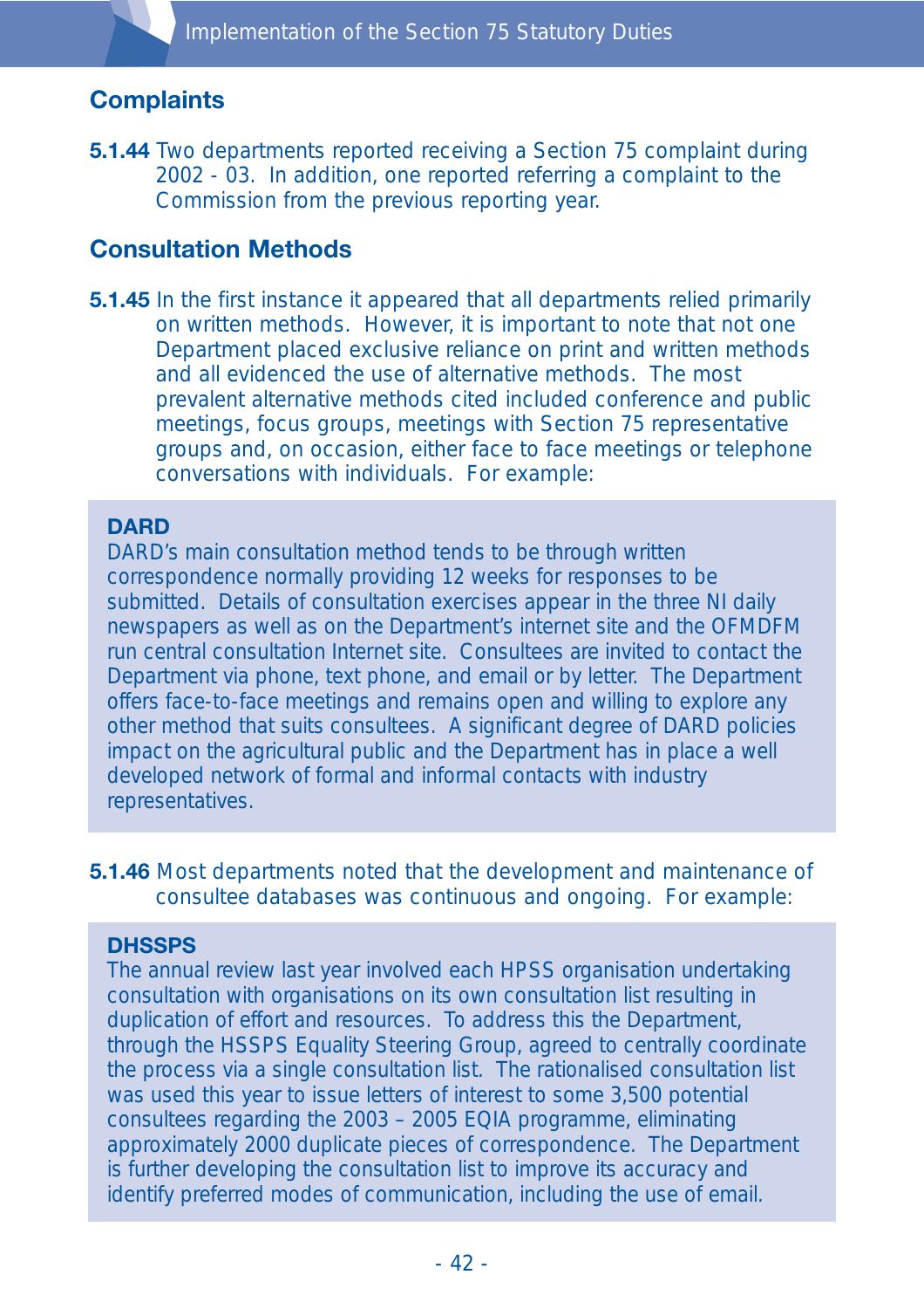## Complaints

**5.1.44** Two departments reported receiving a Section 75 complaint during 2002 - 03. In addition, one reported referring a complaint to the Commission from the previous reporting year.

## Consultation Methods

**5.1.45** In the first instance it appeared that all departments relied primarily on written methods. However, it is important to note that not one Department placed exclusive reliance on print and written methods and all evidenced the use of alternative methods. The most prevalent alternative methods cited included conference and public meetings, focus groups, meetings with Section 75 representative groups and, on occasion, either face to face meetings or telephone conversations with individuals. For example:

> **DARD**
>
> DARD's main consultation method tends to be through written correspondence normally providing 12 weeks for responses to be submitted. Details of consultation exercises appear in the three NI daily newspapers as well as on the Department's internet site and the OFMDFM run central consultation Internet site. Consultees are invited to contact the Department via phone, text phone, and email or by letter. The Department offers face-to-face meetings and remains open and willing to explore any other method that suits consultees. A significant degree of DARD policies impact on the agricultural public and the Department has in place a well developed network of formal and informal contacts with industry representatives.

**5.1.46** Most departments noted that the development and maintenance of consultee databases was continuous and ongoing. For example:

> **DHSSPS**
>
> The annual review last year involved each HPSS organisation undertaking consultation with organisations on its own consultation list resulting in duplication of effort and resources. To address this the Department, through the HSSPS Equality Steering Group, agreed to centrally coordinate the process via a single consultation list. The rationalised consultation list was used this year to issue letters of interest to some 3,500 potential consultees regarding the 2003 – 2005 EQIA programme, eliminating approximately 2000 duplicate pieces of correspondence. The Department is further developing the consultation list to improve its accuracy and identify preferred modes of communication, including the use of email.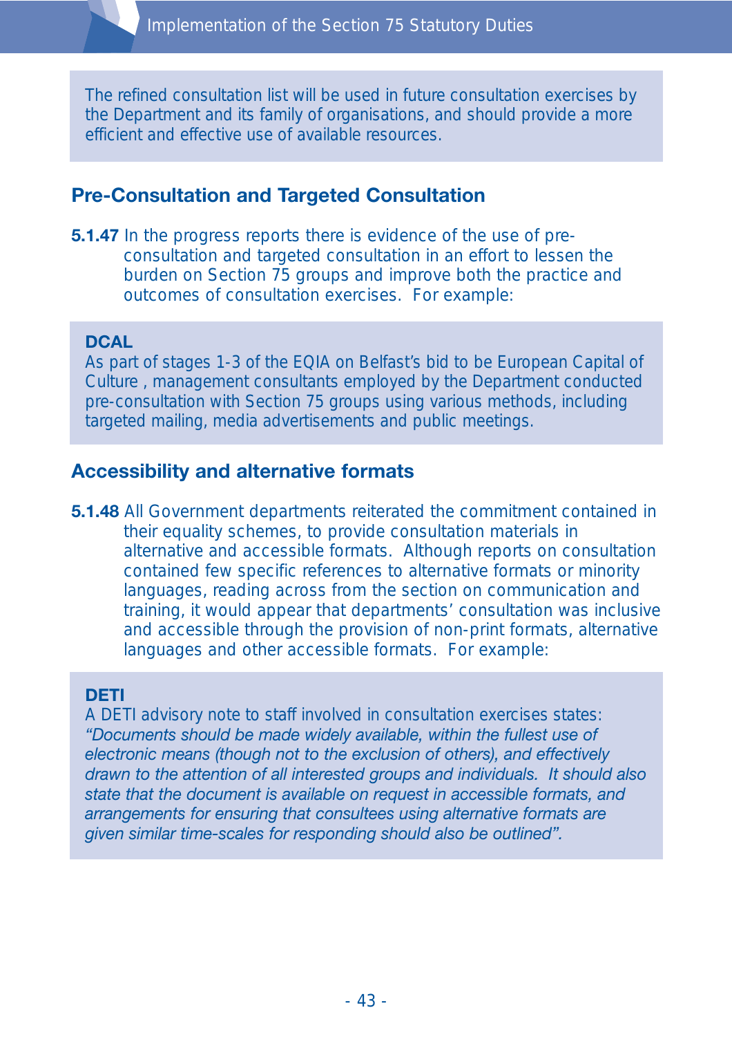The refined consultation list will be used in future consultation exercises by the Department and its family of organisations, and should provide a more efficient and effective use of available resources.

## Pre-Consultation and Targeted Consultation

**5.1.47** In the progress reports there is evidence of the use of pre-consultation and targeted consultation in an effort to lessen the burden on Section 75 groups and improve both the practice and outcomes of consultation exercises. For example:

**DCAL**
As part of stages 1-3 of the EQIA on Belfast's bid to be European Capital of Culture , management consultants employed by the Department conducted pre-consultation with Section 75 groups using various methods, including targeted mailing, media advertisements and public meetings.

## Accessibility and alternative formats

**5.1.48** All Government departments reiterated the commitment contained in their equality schemes, to provide consultation materials in alternative and accessible formats. Although reports on consultation contained few specific references to alternative formats or minority languages, reading across from the section on communication and training, it would appear that departments' consultation was inclusive and accessible through the provision of non-print formats, alternative languages and other accessible formats. For example:

**DETI**
A DETI advisory note to staff involved in consultation exercises states: *"Documents should be made widely available, within the fullest use of electronic means (though not to the exclusion of others), and effectively drawn to the attention of all interested groups and individuals. It should also state that the document is available on request in accessible formats, and arrangements for ensuring that consultees using alternative formats are given similar time-scales for responding should also be outlined".*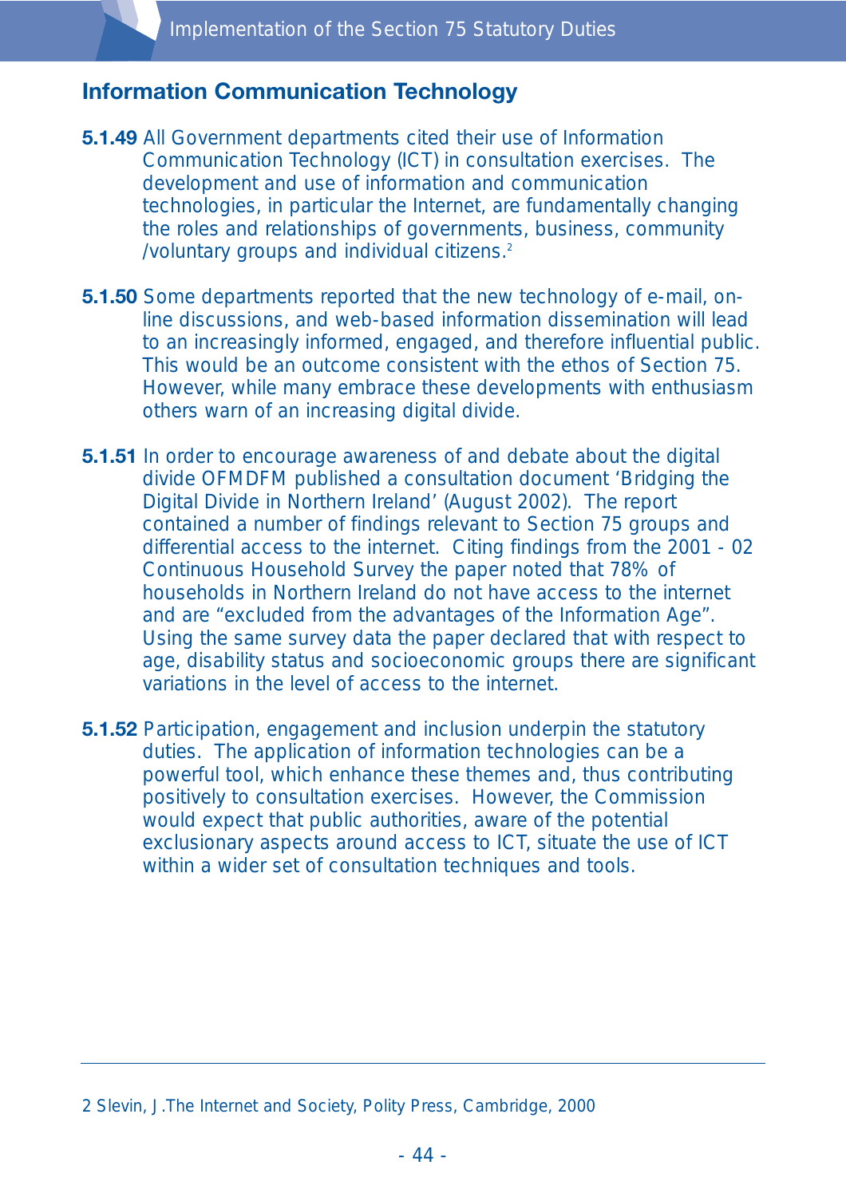## Information Communication Technology

**5.1.49** All Government departments cited their use of Information Communication Technology (ICT) in consultation exercises. The development and use of information and communication technologies, in particular the Internet, are fundamentally changing the roles and relationships of governments, business, community /voluntary groups and individual citizens.[2]

**5.1.50** Some departments reported that the new technology of e-mail, on-line discussions, and web-based information dissemination will lead to an increasingly informed, engaged, and therefore influential public. This would be an outcome consistent with the ethos of Section 75. However, while many embrace these developments with enthusiasm others warn of an increasing digital divide.

**5.1.51** In order to encourage awareness of and debate about the digital divide OFMDFM published a consultation document 'Bridging the Digital Divide in Northern Ireland' (August 2002). The report contained a number of findings relevant to Section 75 groups and differential access to the internet. Citing findings from the 2001 - 02 Continuous Household Survey the paper noted that 78% of households in Northern Ireland do not have access to the internet and are "excluded from the advantages of the Information Age". Using the same survey data the paper declared that with respect to age, disability status and socioeconomic groups there are significant variations in the level of access to the internet.

**5.1.52** Participation, engagement and inclusion underpin the statutory duties. The application of information technologies can be a powerful tool, which enhance these themes and, thus contributing positively to consultation exercises. However, the Commission would expect that public authorities, aware of the potential exclusionary aspects around access to ICT, situate the use of ICT within a wider set of consultation techniques and tools.

---

2 Slevin, J.The Internet and Society, Polity Press, Cambridge, 2000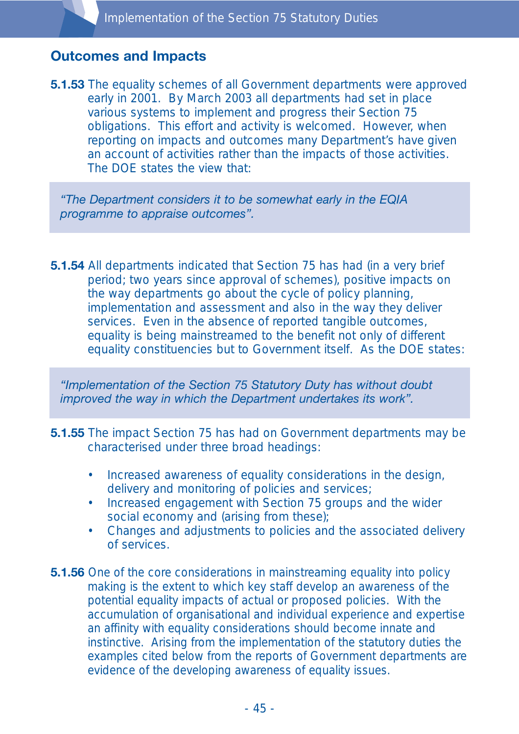## Outcomes and Impacts

**5.1.53** The equality schemes of all Government departments were approved early in 2001. By March 2003 all departments had set in place various systems to implement and progress their Section 75 obligations. This effort and activity is welcomed. However, when reporting on impacts and outcomes many Department's have given an account of activities rather than the impacts of those activities. The DOE states the view that:

> *"The Department considers it to be somewhat early in the EQIA programme to appraise outcomes".*

**5.1.54** All departments indicated that Section 75 has had (in a very brief period; two years since approval of schemes), positive impacts on the way departments go about the cycle of policy planning, implementation and assessment and also in the way they deliver services. Even in the absence of reported tangible outcomes, equality is being mainstreamed to the benefit not only of different equality constituencies but to Government itself. As the DOE states:

> *"Implementation of the Section 75 Statutory Duty has without doubt improved the way in which the Department undertakes its work".*

**5.1.55** The impact Section 75 has had on Government departments may be characterised under three broad headings:

- Increased awareness of equality considerations in the design, delivery and monitoring of policies and services;
- Increased engagement with Section 75 groups and the wider social economy and (arising from these);
- Changes and adjustments to policies and the associated delivery of services.

**5.1.56** One of the core considerations in mainstreaming equality into policy making is the extent to which key staff develop an awareness of the potential equality impacts of actual or proposed policies. With the accumulation of organisational and individual experience and expertise an affinity with equality considerations should become innate and instinctive. Arising from the implementation of the statutory duties the examples cited below from the reports of Government departments are evidence of the developing awareness of equality issues.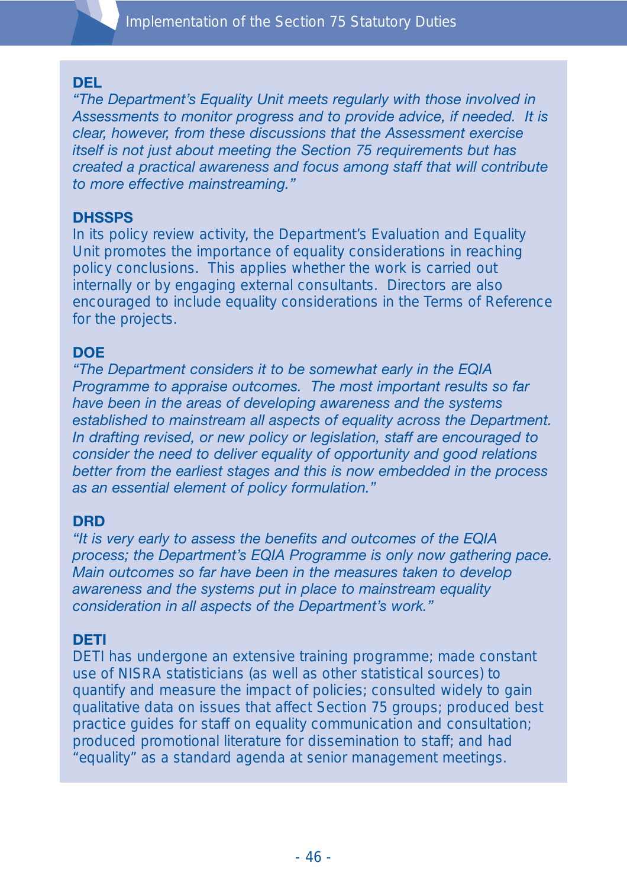**DEL**

*"The Department's Equality Unit meets regularly with those involved in Assessments to monitor progress and to provide advice, if needed. It is clear, however, from these discussions that the Assessment exercise itself is not just about meeting the Section 75 requirements but has created a practical awareness and focus among staff that will contribute to more effective mainstreaming."*

**DHSSPS**

In its policy review activity, the Department's Evaluation and Equality Unit promotes the importance of equality considerations in reaching policy conclusions. This applies whether the work is carried out internally or by engaging external consultants. Directors are also encouraged to include equality considerations in the Terms of Reference for the projects.

**DOE**

*"The Department considers it to be somewhat early in the EQIA Programme to appraise outcomes. The most important results so far have been in the areas of developing awareness and the systems established to mainstream all aspects of equality across the Department. In drafting revised, or new policy or legislation, staff are encouraged to consider the need to deliver equality of opportunity and good relations better from the earliest stages and this is now embedded in the process as an essential element of policy formulation."*

**DRD**

*"It is very early to assess the benefits and outcomes of the EQIA process; the Department's EQIA Programme is only now gathering pace. Main outcomes so far have been in the measures taken to develop awareness and the systems put in place to mainstream equality consideration in all aspects of the Department's work."*

**DETI**

DETI has undergone an extensive training programme; made constant use of NISRA statisticians (as well as other statistical sources) to quantify and measure the impact of policies; consulted widely to gain qualitative data on issues that affect Section 75 groups; produced best practice guides for staff on equality communication and consultation; produced promotional literature for dissemination to staff; and had "equality" as a standard agenda at senior management meetings.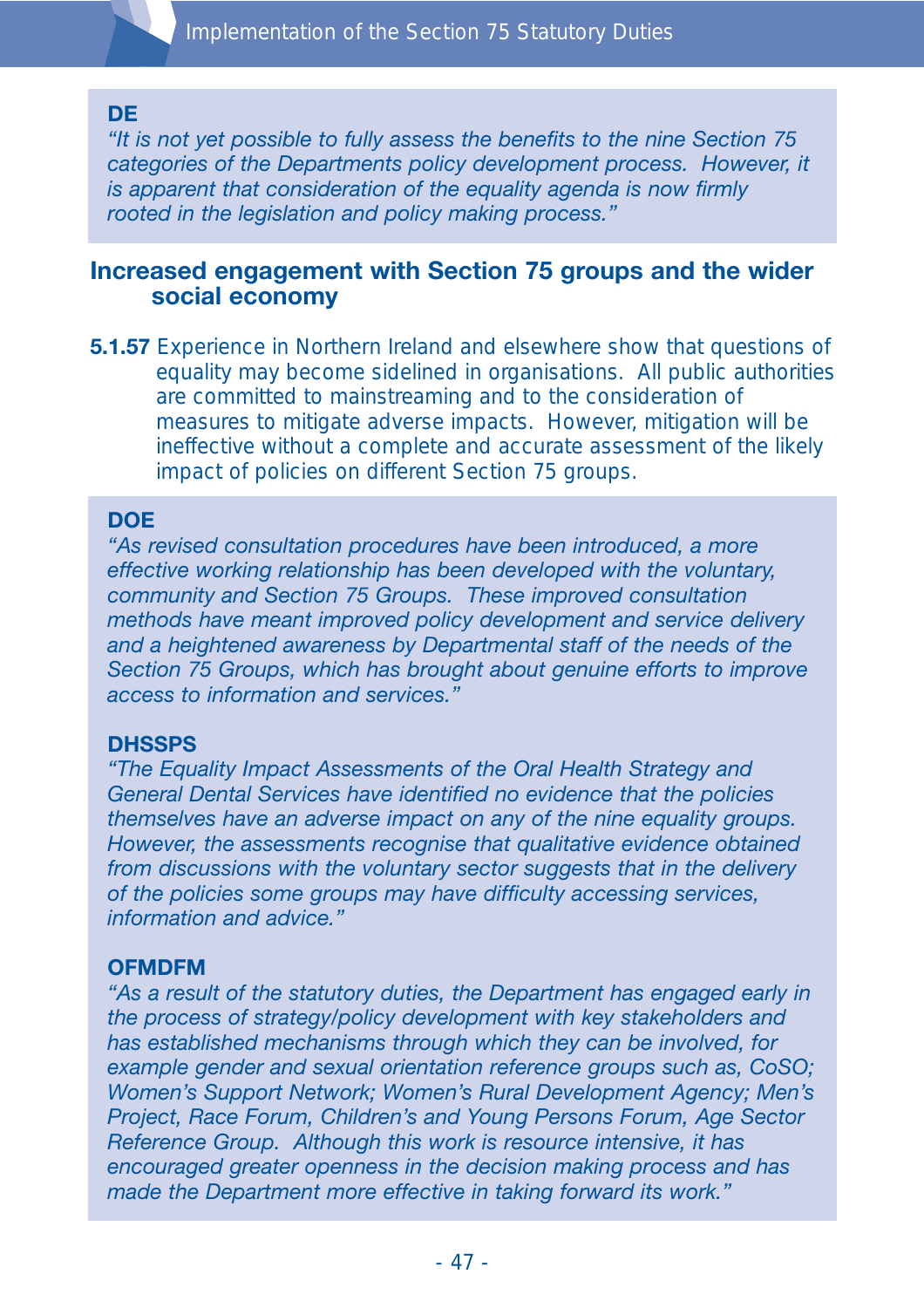**DE**

*"It is not yet possible to fully assess the benefits to the nine Section 75 categories of the Departments policy development process. However, it is apparent that consideration of the equality agenda is now firmly rooted in the legislation and policy making process."*

### Increased engagement with Section 75 groups and the wider social economy

**5.1.57** Experience in Northern Ireland and elsewhere show that questions of equality may become sidelined in organisations. All public authorities are committed to mainstreaming and to the consideration of measures to mitigate adverse impacts. However, mitigation will be ineffective without a complete and accurate assessment of the likely impact of policies on different Section 75 groups.

**DOE**

*"As revised consultation procedures have been introduced, a more effective working relationship has been developed with the voluntary, community and Section 75 Groups. These improved consultation methods have meant improved policy development and service delivery and a heightened awareness by Departmental staff of the needs of the Section 75 Groups, which has brought about genuine efforts to improve access to information and services."*

**DHSSPS**

*"The Equality Impact Assessments of the Oral Health Strategy and General Dental Services have identified no evidence that the policies themselves have an adverse impact on any of the nine equality groups. However, the assessments recognise that qualitative evidence obtained from discussions with the voluntary sector suggests that in the delivery of the policies some groups may have difficulty accessing services, information and advice."*

**OFMDFM**

*"As a result of the statutory duties, the Department has engaged early in the process of strategy/policy development with key stakeholders and has established mechanisms through which they can be involved, for example gender and sexual orientation reference groups such as, CoSO; Women's Support Network; Women's Rural Development Agency; Men's Project, Race Forum, Children's and Young Persons Forum, Age Sector Reference Group. Although this work is resource intensive, it has encouraged greater openness in the decision making process and has made the Department more effective in taking forward its work."*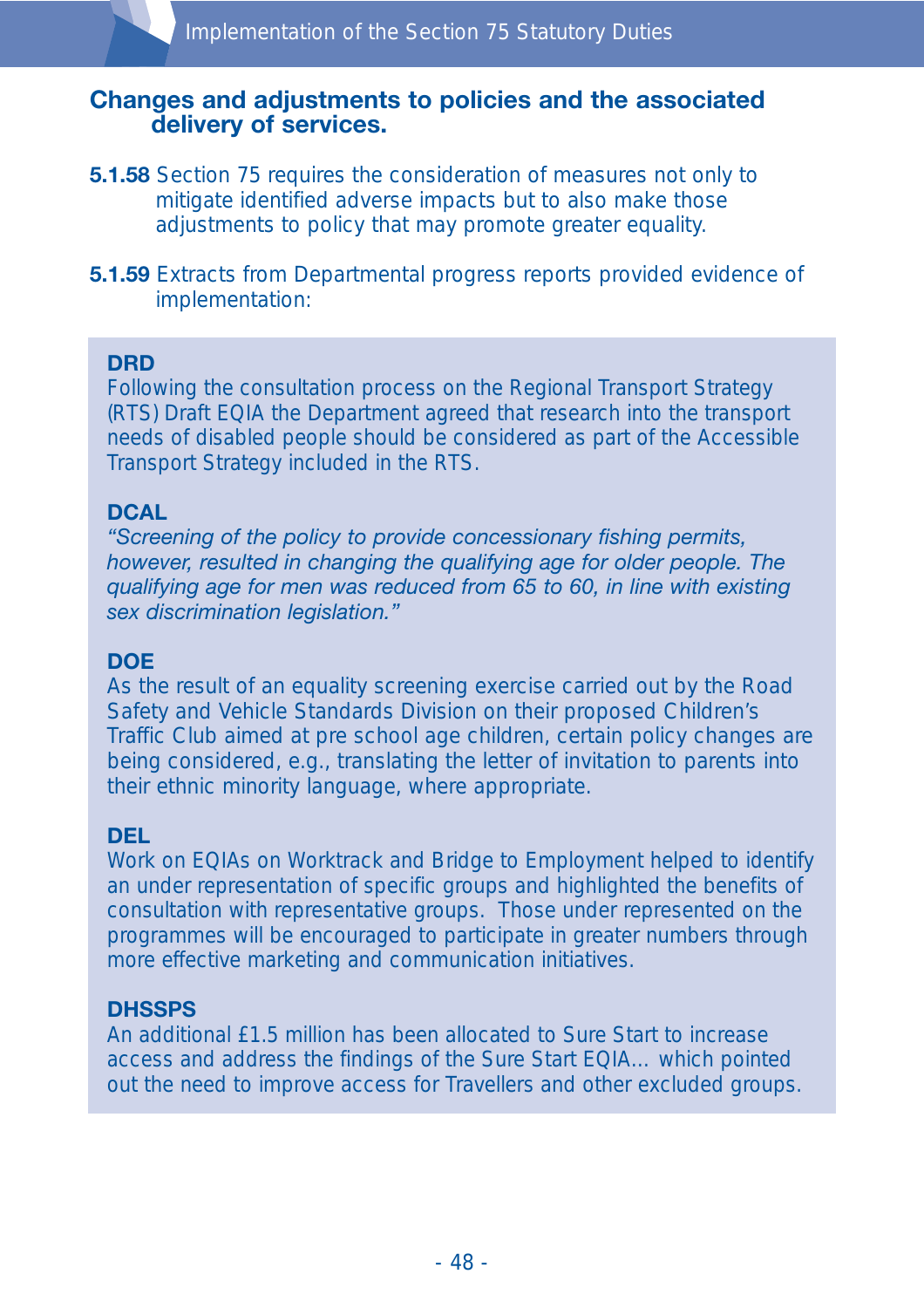## Changes and adjustments to policies and the associated delivery of services.

**5.1.58** Section 75 requires the consideration of measures not only to mitigate identified adverse impacts but to also make those adjustments to policy that may promote greater equality.

**5.1.59** Extracts from Departmental progress reports provided evidence of implementation:

**DRD**
Following the consultation process on the Regional Transport Strategy (RTS) Draft EQIA the Department agreed that research into the transport needs of disabled people should be considered as part of the Accessible Transport Strategy included in the RTS.

**DCAL**
*"Screening of the policy to provide concessionary fishing permits, however, resulted in changing the qualifying age for older people. The qualifying age for men was reduced from 65 to 60, in line with existing sex discrimination legislation."*

**DOE**
As the result of an equality screening exercise carried out by the Road Safety and Vehicle Standards Division on their proposed Children's Traffic Club aimed at pre school age children, certain policy changes are being considered, e.g., translating the letter of invitation to parents into their ethnic minority language, where appropriate.

**DEL**
Work on EQIAs on Worktrack and Bridge to Employment helped to identify an under representation of specific groups and highlighted the benefits of consultation with representative groups. Those under represented on the programmes will be encouraged to participate in greater numbers through more effective marketing and communication initiatives.

**DHSSPS**
An additional £1.5 million has been allocated to Sure Start to increase access and address the findings of the Sure Start EQIA... which pointed out the need to improve access for Travellers and other excluded groups.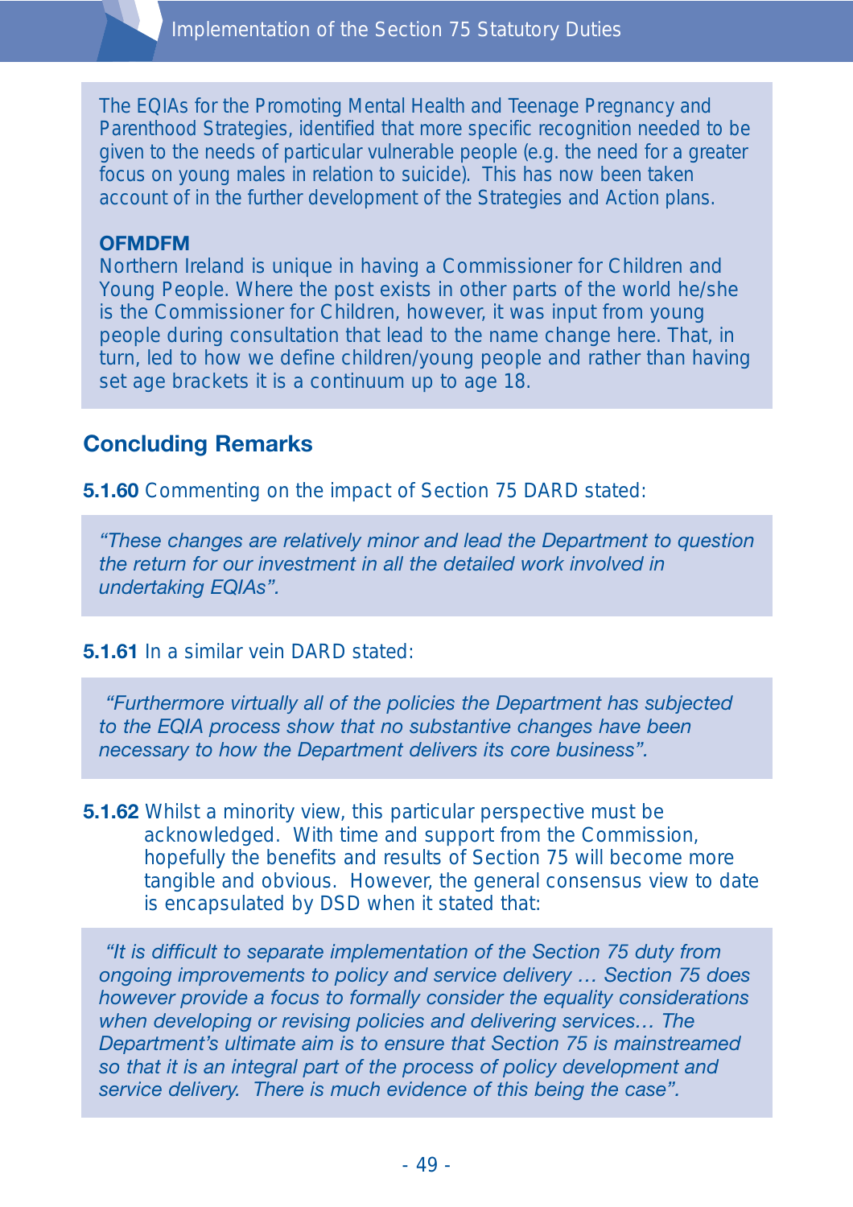The EQIAs for the Promoting Mental Health and Teenage Pregnancy and Parenthood Strategies, identified that more specific recognition needed to be given to the needs of particular vulnerable people (e.g. the need for a greater focus on young males in relation to suicide). This has now been taken account of in the further development of the Strategies and Action plans.

**OFMDFM**
Northern Ireland is unique in having a Commissioner for Children and Young People. Where the post exists in other parts of the world he/she is the Commissioner for Children, however, it was input from young people during consultation that lead to the name change here. That, in turn, led to how we define children/young people and rather than having set age brackets it is a continuum up to age 18.

## Concluding Remarks

**5.1.60** Commenting on the impact of Section 75 DARD stated:

> *"These changes are relatively minor and lead the Department to question the return for our investment in all the detailed work involved in undertaking EQIAs".*

**5.1.61** In a similar vein DARD stated:

> *"Furthermore virtually all of the policies the Department has subjected to the EQIA process show that no substantive changes have been necessary to how the Department delivers its core business".*

**5.1.62** Whilst a minority view, this particular perspective must be acknowledged. With time and support from the Commission, hopefully the benefits and results of Section 75 will become more tangible and obvious. However, the general consensus view to date is encapsulated by DSD when it stated that:

> *"It is difficult to separate implementation of the Section 75 duty from ongoing improvements to policy and service delivery … Section 75 does however provide a focus to formally consider the equality considerations when developing or revising policies and delivering services… The Department's ultimate aim is to ensure that Section 75 is mainstreamed so that it is an integral part of the process of policy development and service delivery. There is much evidence of this being the case".*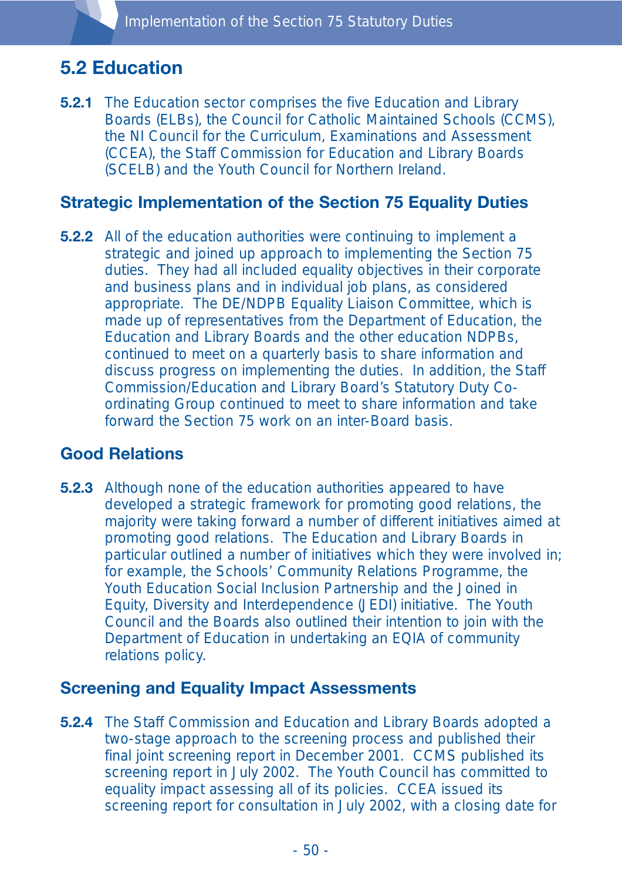## 5.2 Education

**5.2.1** The Education sector comprises the five Education and Library Boards (ELBs), the Council for Catholic Maintained Schools (CCMS), the NI Council for the Curriculum, Examinations and Assessment (CCEA), the Staff Commission for Education and Library Boards (SCELB) and the Youth Council for Northern Ireland.

### Strategic Implementation of the Section 75 Equality Duties

**5.2.2** All of the education authorities were continuing to implement a strategic and joined up approach to implementing the Section 75 duties. They had all included equality objectives in their corporate and business plans and in individual job plans, as considered appropriate. The DE/NDPB Equality Liaison Committee, which is made up of representatives from the Department of Education, the Education and Library Boards and the other education NDPBs, continued to meet on a quarterly basis to share information and discuss progress on implementing the duties. In addition, the Staff Commission/Education and Library Board's Statutory Duty Co-ordinating Group continued to meet to share information and take forward the Section 75 work on an inter-Board basis.

### Good Relations

**5.2.3** Although none of the education authorities appeared to have developed a strategic framework for promoting good relations, the majority were taking forward a number of different initiatives aimed at promoting good relations. The Education and Library Boards in particular outlined a number of initiatives which they were involved in; for example, the Schools' Community Relations Programme, the Youth Education Social Inclusion Partnership and the Joined in Equity, Diversity and Interdependence (JEDI) initiative. The Youth Council and the Boards also outlined their intention to join with the Department of Education in undertaking an EQIA of community relations policy.

### Screening and Equality Impact Assessments

**5.2.4** The Staff Commission and Education and Library Boards adopted a two-stage approach to the screening process and published their final joint screening report in December 2001. CCMS published its screening report in July 2002. The Youth Council has committed to equality impact assessing all of its policies. CCEA issued its screening report for consultation in July 2002, with a closing date for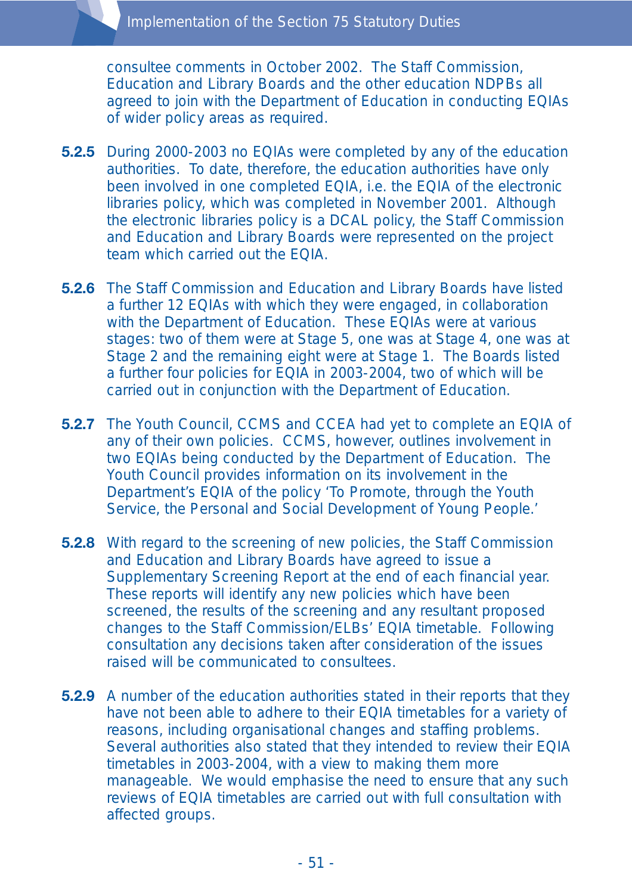consultee comments in October 2002. The Staff Commission, Education and Library Boards and the other education NDPBs all agreed to join with the Department of Education in conducting EQIAs of wider policy areas as required.

**5.2.5** During 2000-2003 no EQIAs were completed by any of the education authorities. To date, therefore, the education authorities have only been involved in one completed EQIA, i.e. the EQIA of the electronic libraries policy, which was completed in November 2001. Although the electronic libraries policy is a DCAL policy, the Staff Commission and Education and Library Boards were represented on the project team which carried out the EQIA.

**5.2.6** The Staff Commission and Education and Library Boards have listed a further 12 EQIAs with which they were engaged, in collaboration with the Department of Education. These EQIAs were at various stages: two of them were at Stage 5, one was at Stage 4, one was at Stage 2 and the remaining eight were at Stage 1. The Boards listed a further four policies for EQIA in 2003-2004, two of which will be carried out in conjunction with the Department of Education.

**5.2.7** The Youth Council, CCMS and CCEA had yet to complete an EQIA of any of their own policies. CCMS, however, outlines involvement in two EQIAs being conducted by the Department of Education. The Youth Council provides information on its involvement in the Department's EQIA of the policy 'To Promote, through the Youth Service, the Personal and Social Development of Young People.'

**5.2.8** With regard to the screening of new policies, the Staff Commission and Education and Library Boards have agreed to issue a Supplementary Screening Report at the end of each financial year. These reports will identify any new policies which have been screened, the results of the screening and any resultant proposed changes to the Staff Commission/ELBs' EQIA timetable. Following consultation any decisions taken after consideration of the issues raised will be communicated to consultees.

**5.2.9** A number of the education authorities stated in their reports that they have not been able to adhere to their EQIA timetables for a variety of reasons, including organisational changes and staffing problems. Several authorities also stated that they intended to review their EQIA timetables in 2003-2004, with a view to making them more manageable. We would emphasise the need to ensure that any such reviews of EQIA timetables are carried out with full consultation with affected groups.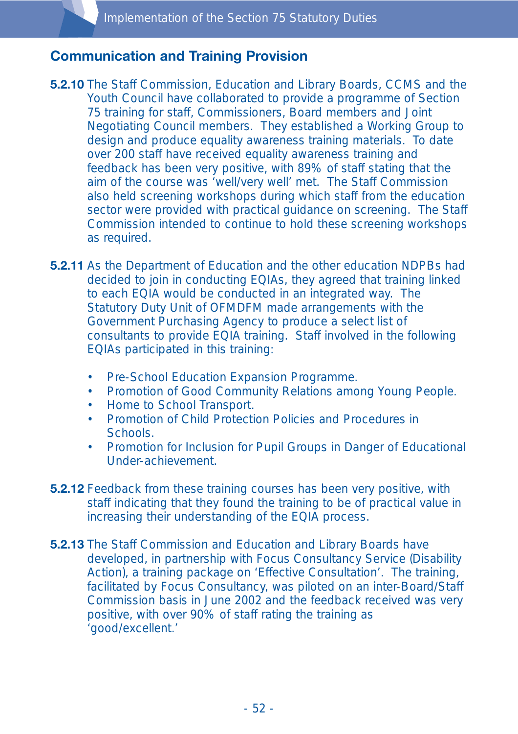## Communication and Training Provision

**5.2.10** The Staff Commission, Education and Library Boards, CCMS and the Youth Council have collaborated to provide a programme of Section 75 training for staff, Commissioners, Board members and Joint Negotiating Council members. They established a Working Group to design and produce equality awareness training materials. To date over 200 staff have received equality awareness training and feedback has been very positive, with 89% of staff stating that the aim of the course was 'well/very well' met. The Staff Commission also held screening workshops during which staff from the education sector were provided with practical guidance on screening. The Staff Commission intended to continue to hold these screening workshops as required.

**5.2.11** As the Department of Education and the other education NDPBs had decided to join in conducting EQIAs, they agreed that training linked to each EQIA would be conducted in an integrated way. The Statutory Duty Unit of OFMDFM made arrangements with the Government Purchasing Agency to produce a select list of consultants to provide EQIA training. Staff involved in the following EQIAs participated in this training:

- Pre-School Education Expansion Programme.
- Promotion of Good Community Relations among Young People.
- Home to School Transport.
- Promotion of Child Protection Policies and Procedures in Schools.
- Promotion for Inclusion for Pupil Groups in Danger of Educational Under-achievement.

**5.2.12** Feedback from these training courses has been very positive, with staff indicating that they found the training to be of practical value in increasing their understanding of the EQIA process.

**5.2.13** The Staff Commission and Education and Library Boards have developed, in partnership with Focus Consultancy Service (Disability Action), a training package on 'Effective Consultation'. The training, facilitated by Focus Consultancy, was piloted on an inter-Board/Staff Commission basis in June 2002 and the feedback received was very positive, with over 90% of staff rating the training as 'good/excellent.'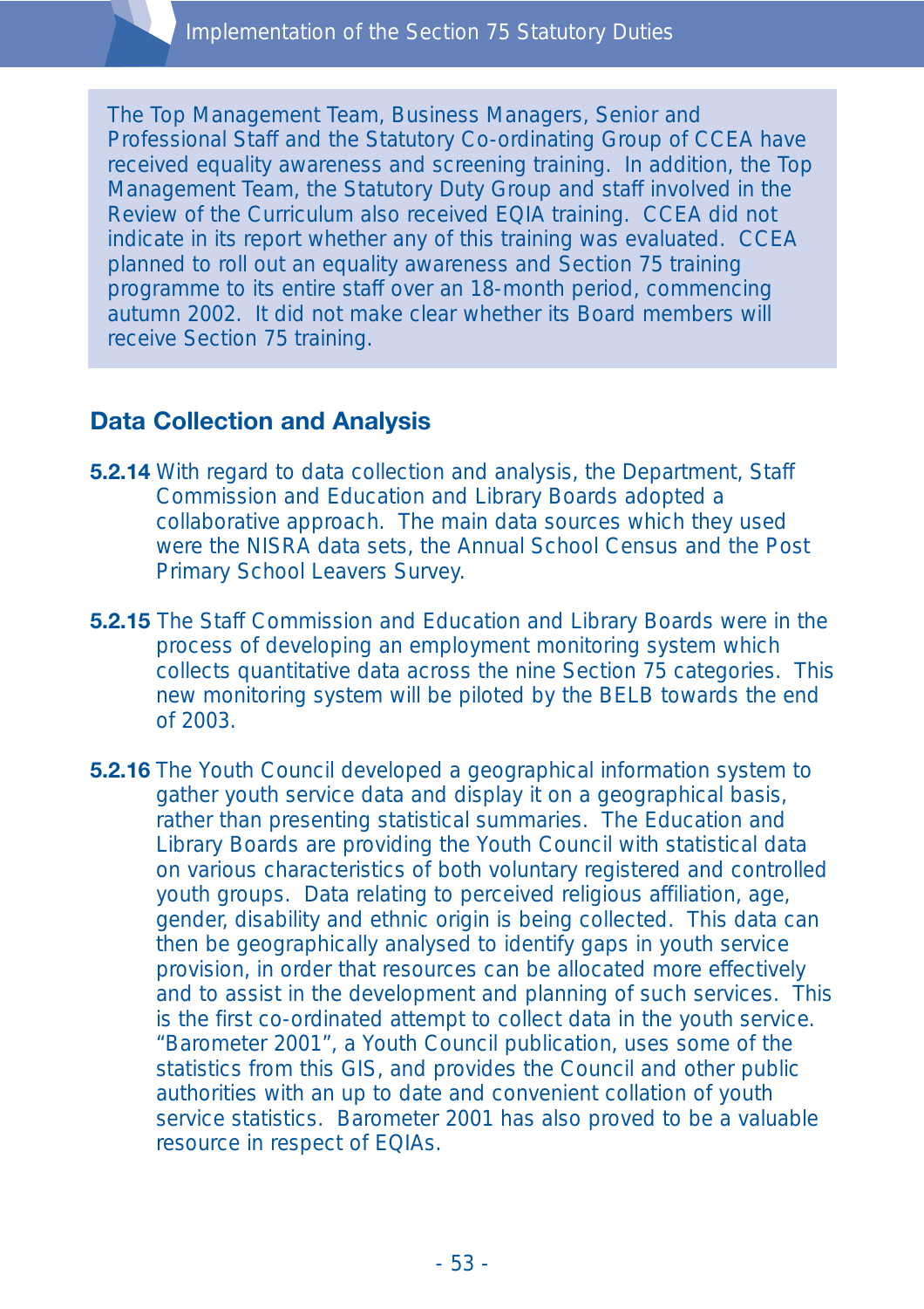> The Top Management Team, Business Managers, Senior and Professional Staff and the Statutory Co-ordinating Group of CCEA have received equality awareness and screening training. In addition, the Top Management Team, the Statutory Duty Group and staff involved in the Review of the Curriculum also received EQIA training. CCEA did not indicate in its report whether any of this training was evaluated. CCEA planned to roll out an equality awareness and Section 75 training programme to its entire staff over an 18-month period, commencing autumn 2002. It did not make clear whether its Board members will receive Section 75 training.

## Data Collection and Analysis

**5.2.14** With regard to data collection and analysis, the Department, Staff Commission and Education and Library Boards adopted a collaborative approach. The main data sources which they used were the NISRA data sets, the Annual School Census and the Post Primary School Leavers Survey.

**5.2.15** The Staff Commission and Education and Library Boards were in the process of developing an employment monitoring system which collects quantitative data across the nine Section 75 categories. This new monitoring system will be piloted by the BELB towards the end of 2003.

**5.2.16** The Youth Council developed a geographical information system to gather youth service data and display it on a geographical basis, rather than presenting statistical summaries. The Education and Library Boards are providing the Youth Council with statistical data on various characteristics of both voluntary registered and controlled youth groups. Data relating to perceived religious affiliation, age, gender, disability and ethnic origin is being collected. This data can then be geographically analysed to identify gaps in youth service provision, in order that resources can be allocated more effectively and to assist in the development and planning of such services. This is the first co-ordinated attempt to collect data in the youth service. "Barometer 2001", a Youth Council publication, uses some of the statistics from this GIS, and provides the Council and other public authorities with an up to date and convenient collation of youth service statistics. Barometer 2001 has also proved to be a valuable resource in respect of EQIAs.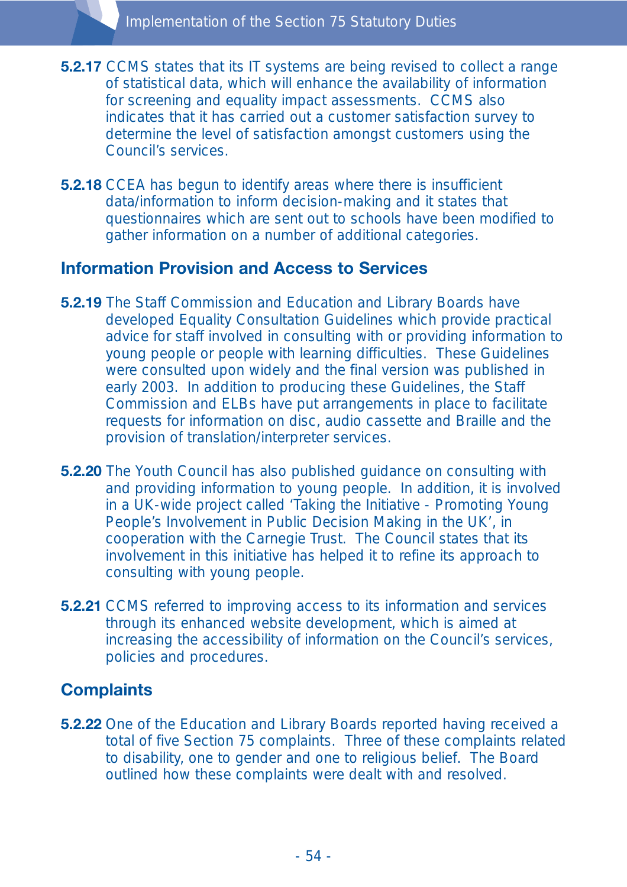**5.2.17** CCMS states that its IT systems are being revised to collect a range of statistical data, which will enhance the availability of information for screening and equality impact assessments. CCMS also indicates that it has carried out a customer satisfaction survey to determine the level of satisfaction amongst customers using the Council's services.

**5.2.18** CCEA has begun to identify areas where there is insufficient data/information to inform decision-making and it states that questionnaires which are sent out to schools have been modified to gather information on a number of additional categories.

## Information Provision and Access to Services

**5.2.19** The Staff Commission and Education and Library Boards have developed Equality Consultation Guidelines which provide practical advice for staff involved in consulting with or providing information to young people or people with learning difficulties. These Guidelines were consulted upon widely and the final version was published in early 2003. In addition to producing these Guidelines, the Staff Commission and ELBs have put arrangements in place to facilitate requests for information on disc, audio cassette and Braille and the provision of translation/interpreter services.

**5.2.20** The Youth Council has also published guidance on consulting with and providing information to young people. In addition, it is involved in a UK-wide project called 'Taking the Initiative - Promoting Young People's Involvement in Public Decision Making in the UK', in cooperation with the Carnegie Trust. The Council states that its involvement in this initiative has helped it to refine its approach to consulting with young people.

**5.2.21** CCMS referred to improving access to its information and services through its enhanced website development, which is aimed at increasing the accessibility of information on the Council's services, policies and procedures.

## Complaints

**5.2.22** One of the Education and Library Boards reported having received a total of five Section 75 complaints. Three of these complaints related to disability, one to gender and one to religious belief. The Board outlined how these complaints were dealt with and resolved.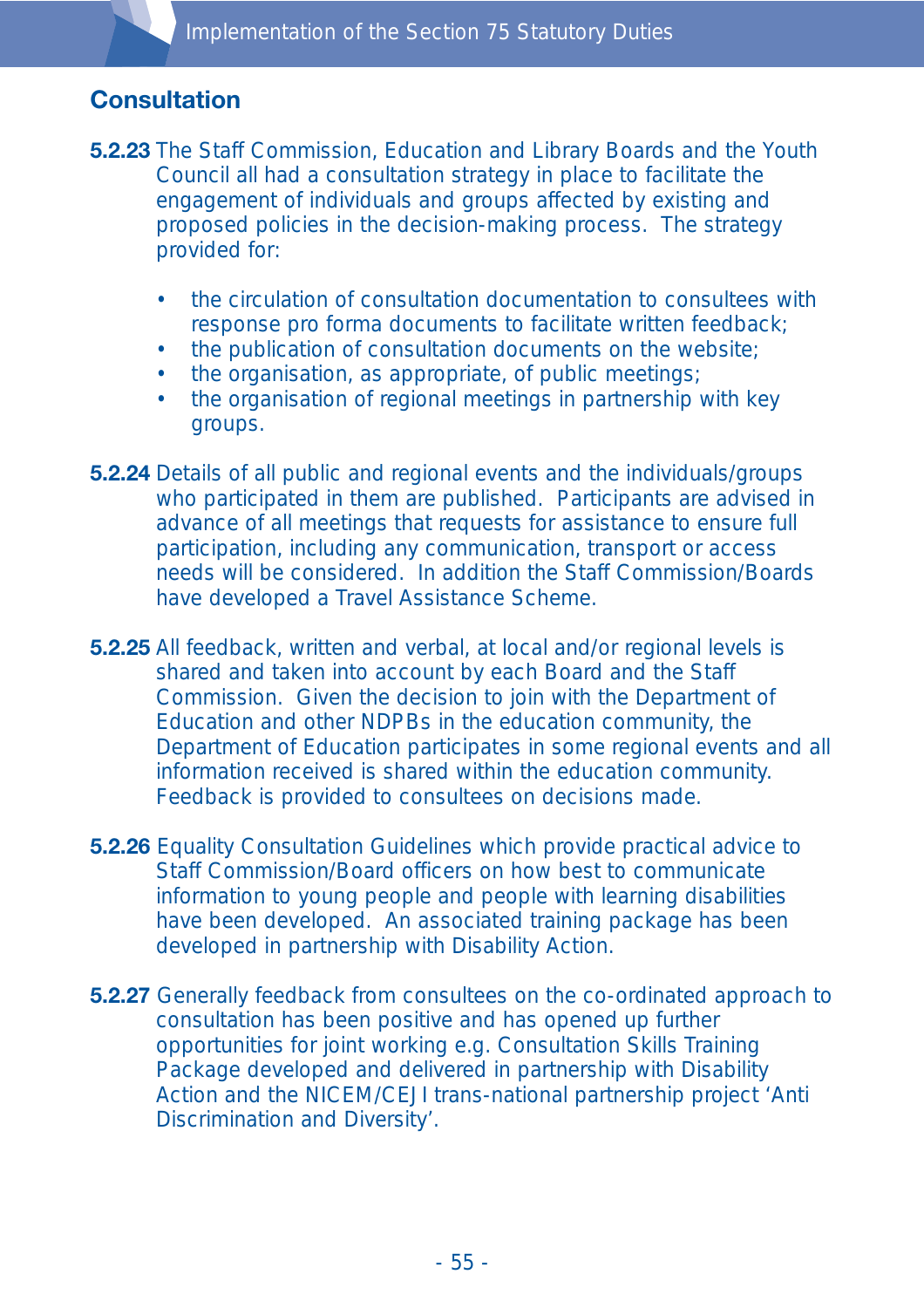## Consultation

**5.2.23** The Staff Commission, Education and Library Boards and the Youth Council all had a consultation strategy in place to facilitate the engagement of individuals and groups affected by existing and proposed policies in the decision-making process. The strategy provided for:

- the circulation of consultation documentation to consultees with response pro forma documents to facilitate written feedback;
- the publication of consultation documents on the website;
- the organisation, as appropriate, of public meetings;
- the organisation of regional meetings in partnership with key groups.

**5.2.24** Details of all public and regional events and the individuals/groups who participated in them are published. Participants are advised in advance of all meetings that requests for assistance to ensure full participation, including any communication, transport or access needs will be considered. In addition the Staff Commission/Boards have developed a Travel Assistance Scheme.

**5.2.25** All feedback, written and verbal, at local and/or regional levels is shared and taken into account by each Board and the Staff Commission. Given the decision to join with the Department of Education and other NDPBs in the education community, the Department of Education participates in some regional events and all information received is shared within the education community. Feedback is provided to consultees on decisions made.

**5.2.26** Equality Consultation Guidelines which provide practical advice to Staff Commission/Board officers on how best to communicate information to young people and people with learning disabilities have been developed. An associated training package has been developed in partnership with Disability Action.

**5.2.27** Generally feedback from consultees on the co-ordinated approach to consultation has been positive and has opened up further opportunities for joint working e.g. Consultation Skills Training Package developed and delivered in partnership with Disability Action and the NICEM/CEJI trans-national partnership project 'Anti Discrimination and Diversity'.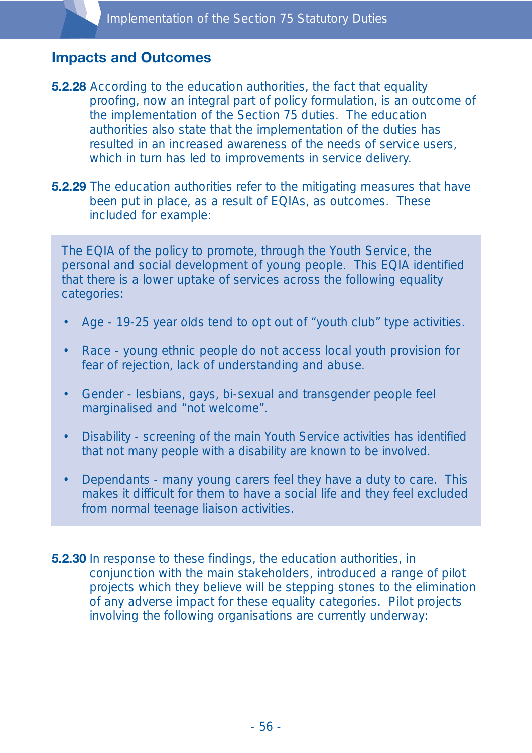## Impacts and Outcomes

**5.2.28** According to the education authorities, the fact that equality proofing, now an integral part of policy formulation, is an outcome of the implementation of the Section 75 duties. The education authorities also state that the implementation of the duties has resulted in an increased awareness of the needs of service users, which in turn has led to improvements in service delivery.

**5.2.29** The education authorities refer to the mitigating measures that have been put in place, as a result of EQIAs, as outcomes. These included for example:

> The EQIA of the policy to promote, through the Youth Service, the personal and social development of young people. This EQIA identified that there is a lower uptake of services across the following equality categories:
>
> - Age - 19-25 year olds tend to opt out of "youth club" type activities.
> - Race - young ethnic people do not access local youth provision for fear of rejection, lack of understanding and abuse.
> - Gender - lesbians, gays, bi-sexual and transgender people feel marginalised and "not welcome".
> - Disability - screening of the main Youth Service activities has identified that not many people with a disability are known to be involved.
> - Dependants - many young carers feel they have a duty to care. This makes it difficult for them to have a social life and they feel excluded from normal teenage liaison activities.

**5.2.30** In response to these findings, the education authorities, in conjunction with the main stakeholders, introduced a range of pilot projects which they believe will be stepping stones to the elimination of any adverse impact for these equality categories. Pilot projects involving the following organisations are currently underway: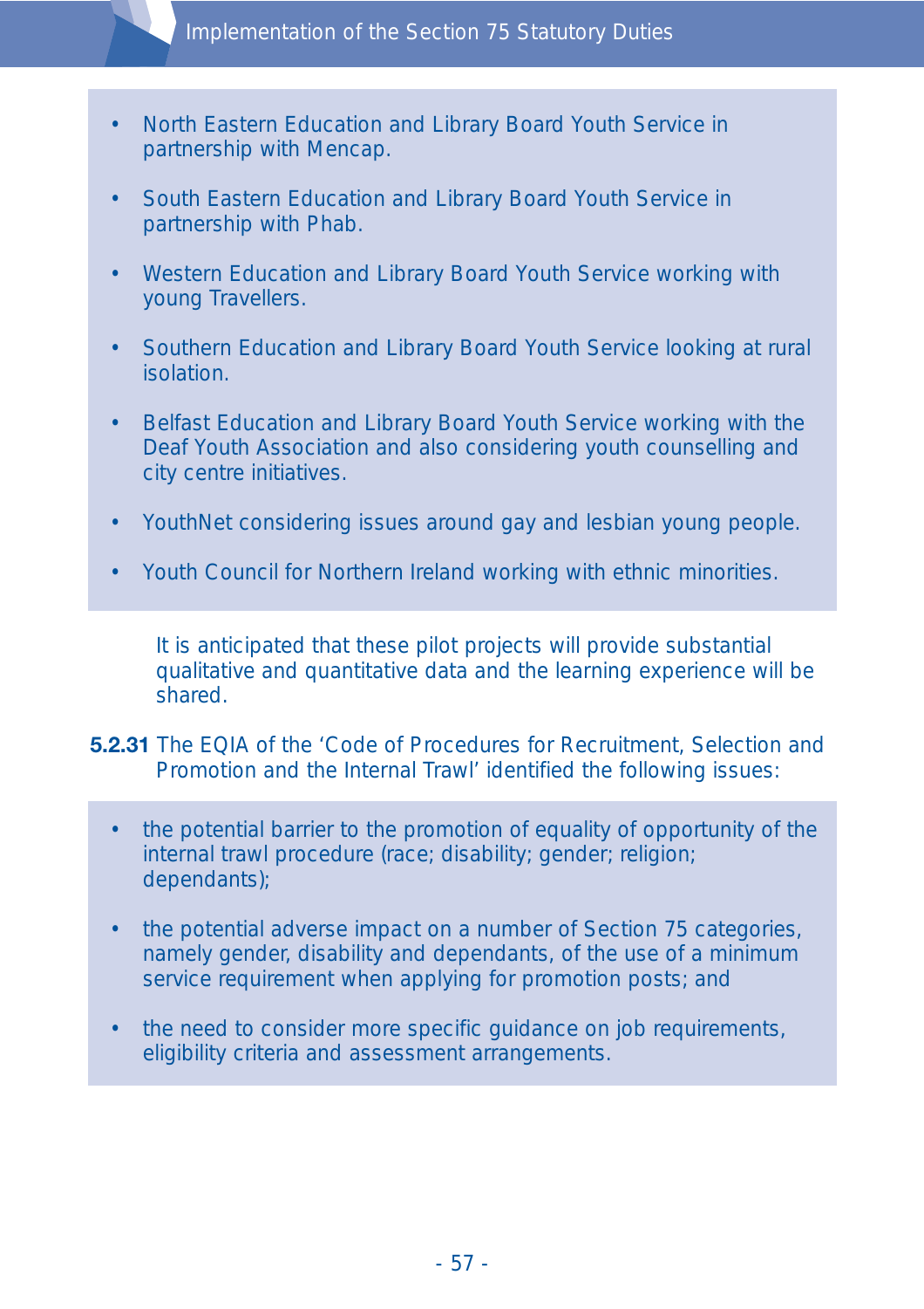- North Eastern Education and Library Board Youth Service in partnership with Mencap.
- South Eastern Education and Library Board Youth Service in partnership with Phab.
- Western Education and Library Board Youth Service working with young Travellers.
- Southern Education and Library Board Youth Service looking at rural isolation.
- Belfast Education and Library Board Youth Service working with the Deaf Youth Association and also considering youth counselling and city centre initiatives.
- YouthNet considering issues around gay and lesbian young people.
- Youth Council for Northern Ireland working with ethnic minorities.

It is anticipated that these pilot projects will provide substantial qualitative and quantitative data and the learning experience will be shared.

**5.2.31** The EQIA of the 'Code of Procedures for Recruitment, Selection and Promotion and the Internal Trawl' identified the following issues:

- the potential barrier to the promotion of equality of opportunity of the internal trawl procedure (race; disability; gender; religion; dependants);
- the potential adverse impact on a number of Section 75 categories, namely gender, disability and dependants, of the use of a minimum service requirement when applying for promotion posts; and
- the need to consider more specific guidance on job requirements, eligibility criteria and assessment arrangements.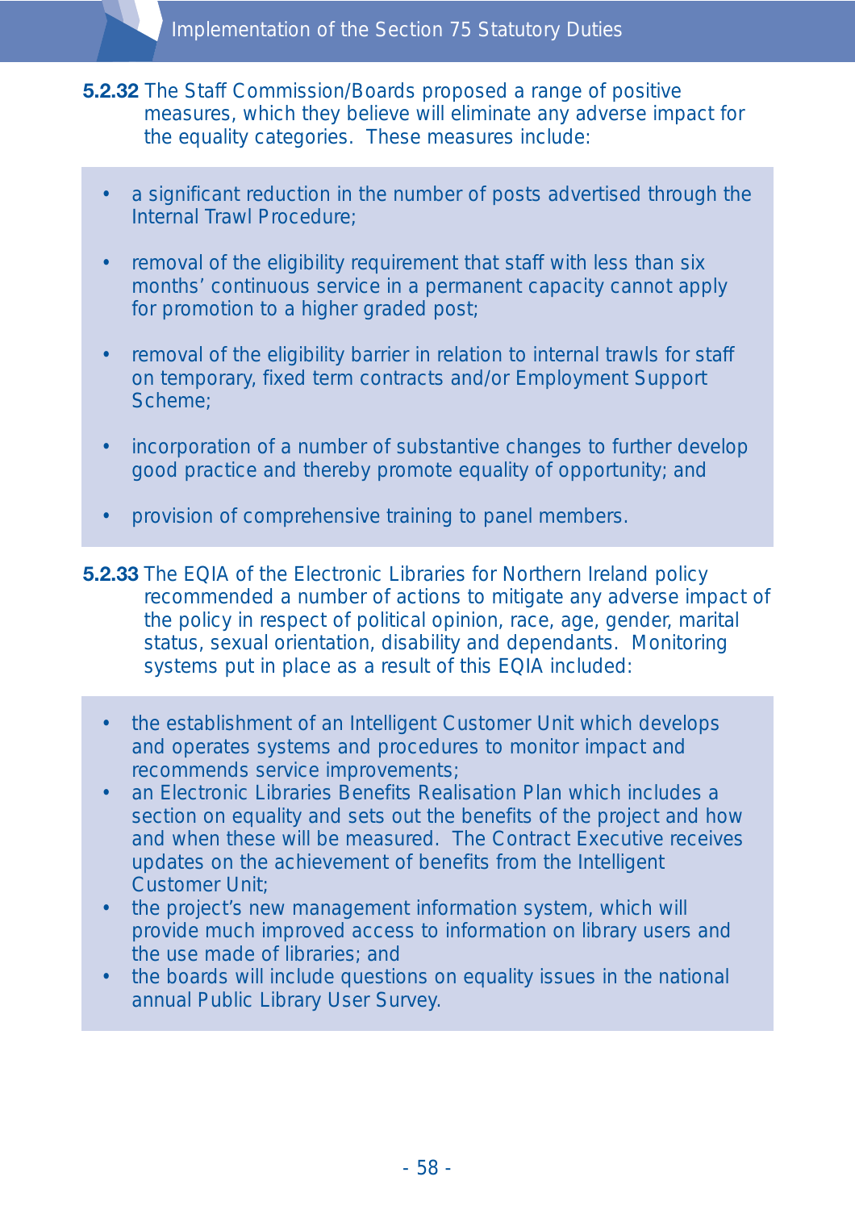**5.2.32** The Staff Commission/Boards proposed a range of positive measures, which they believe will eliminate any adverse impact for the equality categories. These measures include:

- a significant reduction in the number of posts advertised through the Internal Trawl Procedure;
- removal of the eligibility requirement that staff with less than six months' continuous service in a permanent capacity cannot apply for promotion to a higher graded post;
- removal of the eligibility barrier in relation to internal trawls for staff on temporary, fixed term contracts and/or Employment Support Scheme;
- incorporation of a number of substantive changes to further develop good practice and thereby promote equality of opportunity; and
- provision of comprehensive training to panel members.

**5.2.33** The EQIA of the Electronic Libraries for Northern Ireland policy recommended a number of actions to mitigate any adverse impact of the policy in respect of political opinion, race, age, gender, marital status, sexual orientation, disability and dependants. Monitoring systems put in place as a result of this EQIA included:

- the establishment of an Intelligent Customer Unit which develops and operates systems and procedures to monitor impact and recommends service improvements;
- an Electronic Libraries Benefits Realisation Plan which includes a section on equality and sets out the benefits of the project and how and when these will be measured. The Contract Executive receives updates on the achievement of benefits from the Intelligent Customer Unit;
- the project's new management information system, which will provide much improved access to information on library users and the use made of libraries; and
- the boards will include questions on equality issues in the national annual Public Library User Survey.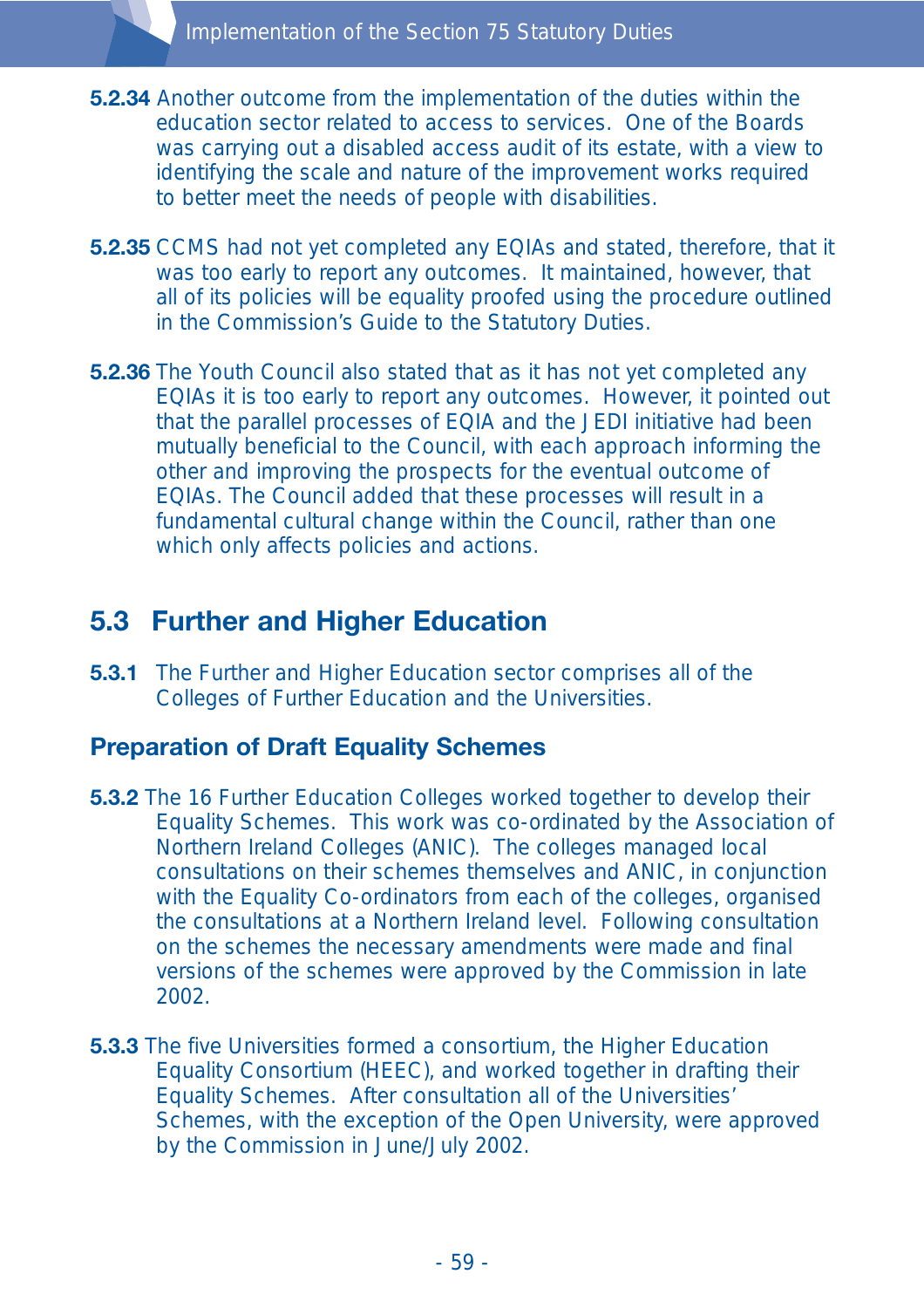**5.2.34** Another outcome from the implementation of the duties within the education sector related to access to services. One of the Boards was carrying out a disabled access audit of its estate, with a view to identifying the scale and nature of the improvement works required to better meet the needs of people with disabilities.

**5.2.35** CCMS had not yet completed any EQIAs and stated, therefore, that it was too early to report any outcomes. It maintained, however, that all of its policies will be equality proofed using the procedure outlined in the Commission's Guide to the Statutory Duties.

**5.2.36** The Youth Council also stated that as it has not yet completed any EQIAs it is too early to report any outcomes. However, it pointed out that the parallel processes of EQIA and the JEDI initiative had been mutually beneficial to the Council, with each approach informing the other and improving the prospects for the eventual outcome of EQIAs. The Council added that these processes will result in a fundamental cultural change within the Council, rather than one which only affects policies and actions.

## 5.3 Further and Higher Education

**5.3.1** The Further and Higher Education sector comprises all of the Colleges of Further Education and the Universities.

### Preparation of Draft Equality Schemes

**5.3.2** The 16 Further Education Colleges worked together to develop their Equality Schemes. This work was co-ordinated by the Association of Northern Ireland Colleges (ANIC). The colleges managed local consultations on their schemes themselves and ANIC, in conjunction with the Equality Co-ordinators from each of the colleges, organised the consultations at a Northern Ireland level. Following consultation on the schemes the necessary amendments were made and final versions of the schemes were approved by the Commission in late 2002.

**5.3.3** The five Universities formed a consortium, the Higher Education Equality Consortium (HEEC), and worked together in drafting their Equality Schemes. After consultation all of the Universities' Schemes, with the exception of the Open University, were approved by the Commission in June/July 2002.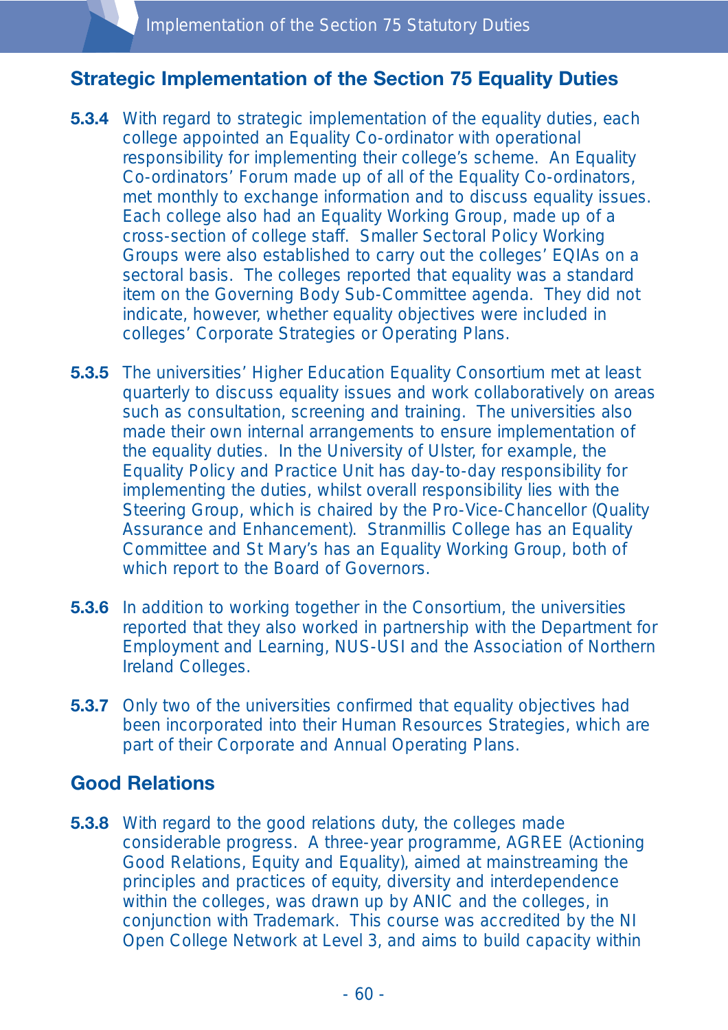## Strategic Implementation of the Section 75 Equality Duties

**5.3.4** With regard to strategic implementation of the equality duties, each college appointed an Equality Co-ordinator with operational responsibility for implementing their college's scheme. An Equality Co-ordinators' Forum made up of all of the Equality Co-ordinators, met monthly to exchange information and to discuss equality issues. Each college also had an Equality Working Group, made up of a cross-section of college staff. Smaller Sectoral Policy Working Groups were also established to carry out the colleges' EQIAs on a sectoral basis. The colleges reported that equality was a standard item on the Governing Body Sub-Committee agenda. They did not indicate, however, whether equality objectives were included in colleges' Corporate Strategies or Operating Plans.

**5.3.5** The universities' Higher Education Equality Consortium met at least quarterly to discuss equality issues and work collaboratively on areas such as consultation, screening and training. The universities also made their own internal arrangements to ensure implementation of the equality duties. In the University of Ulster, for example, the Equality Policy and Practice Unit has day-to-day responsibility for implementing the duties, whilst overall responsibility lies with the Steering Group, which is chaired by the Pro-Vice-Chancellor (Quality Assurance and Enhancement). Stranmillis College has an Equality Committee and St Mary's has an Equality Working Group, both of which report to the Board of Governors.

**5.3.6** In addition to working together in the Consortium, the universities reported that they also worked in partnership with the Department for Employment and Learning, NUS-USI and the Association of Northern Ireland Colleges.

**5.3.7** Only two of the universities confirmed that equality objectives had been incorporated into their Human Resources Strategies, which are part of their Corporate and Annual Operating Plans.

## Good Relations

**5.3.8** With regard to the good relations duty, the colleges made considerable progress. A three-year programme, AGREE (Actioning Good Relations, Equity and Equality), aimed at mainstreaming the principles and practices of equity, diversity and interdependence within the colleges, was drawn up by ANIC and the colleges, in conjunction with Trademark. This course was accredited by the NI Open College Network at Level 3, and aims to build capacity within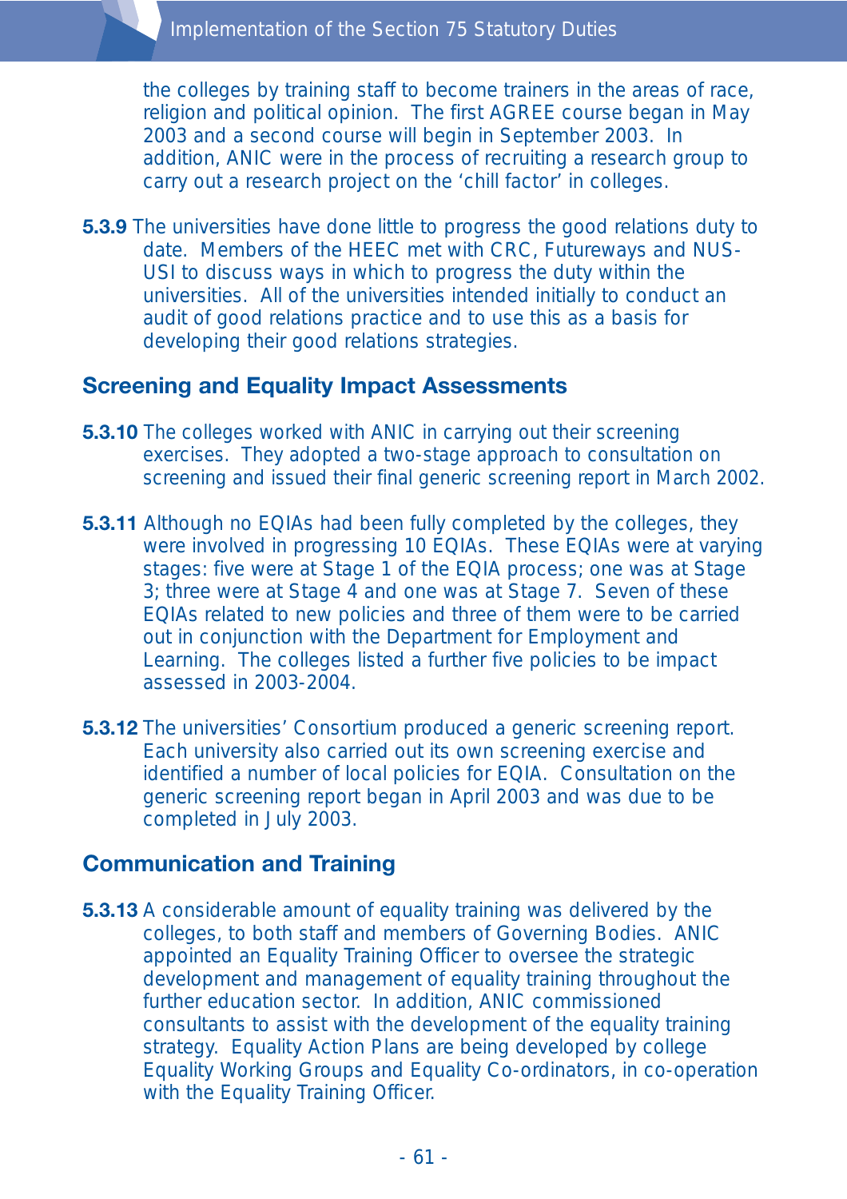the colleges by training staff to become trainers in the areas of race, religion and political opinion. The first AGREE course began in May 2003 and a second course will begin in September 2003. In addition, ANIC were in the process of recruiting a research group to carry out a research project on the 'chill factor' in colleges.

**5.3.9** The universities have done little to progress the good relations duty to date. Members of the HEEC met with CRC, Futureways and NUS-USI to discuss ways in which to progress the duty within the universities. All of the universities intended initially to conduct an audit of good relations practice and to use this as a basis for developing their good relations strategies.

### Screening and Equality Impact Assessments

**5.3.10** The colleges worked with ANIC in carrying out their screening exercises. They adopted a two-stage approach to consultation on screening and issued their final generic screening report in March 2002.

**5.3.11** Although no EQIAs had been fully completed by the colleges, they were involved in progressing 10 EQIAs. These EQIAs were at varying stages: five were at Stage 1 of the EQIA process; one was at Stage 3; three were at Stage 4 and one was at Stage 7. Seven of these EQIAs related to new policies and three of them were to be carried out in conjunction with the Department for Employment and Learning. The colleges listed a further five policies to be impact assessed in 2003-2004.

**5.3.12** The universities' Consortium produced a generic screening report. Each university also carried out its own screening exercise and identified a number of local policies for EQIA. Consultation on the generic screening report began in April 2003 and was due to be completed in July 2003.

### Communication and Training

**5.3.13** A considerable amount of equality training was delivered by the colleges, to both staff and members of Governing Bodies. ANIC appointed an Equality Training Officer to oversee the strategic development and management of equality training throughout the further education sector. In addition, ANIC commissioned consultants to assist with the development of the equality training strategy. Equality Action Plans are being developed by college Equality Working Groups and Equality Co-ordinators, in co-operation with the Equality Training Officer.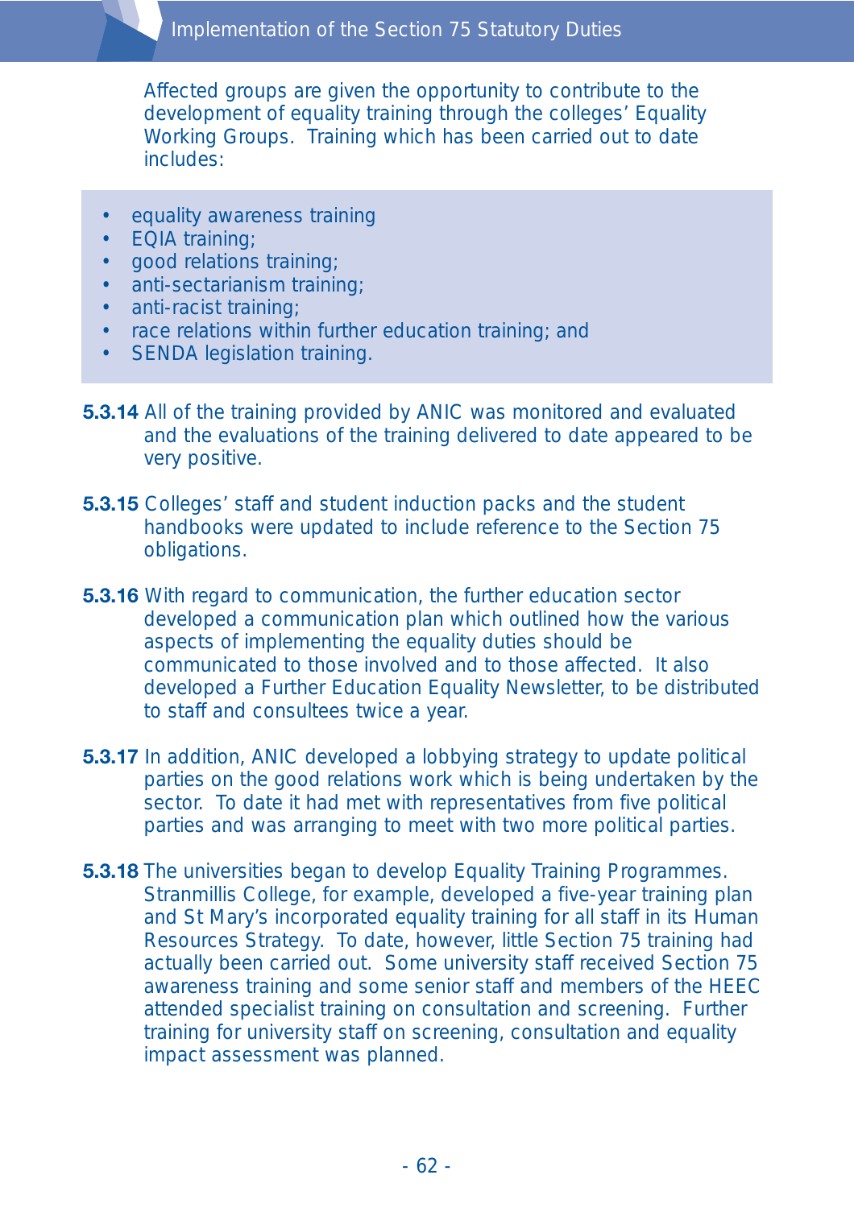Affected groups are given the opportunity to contribute to the development of equality training through the colleges' Equality Working Groups. Training which has been carried out to date includes:

- equality awareness training
- EQIA training;
- good relations training;
- anti-sectarianism training;
- anti-racist training;
- race relations within further education training; and
- SENDA legislation training.

**5.3.14** All of the training provided by ANIC was monitored and evaluated and the evaluations of the training delivered to date appeared to be very positive.

**5.3.15** Colleges' staff and student induction packs and the student handbooks were updated to include reference to the Section 75 obligations.

**5.3.16** With regard to communication, the further education sector developed a communication plan which outlined how the various aspects of implementing the equality duties should be communicated to those involved and to those affected. It also developed a Further Education Equality Newsletter, to be distributed to staff and consultees twice a year.

**5.3.17** In addition, ANIC developed a lobbying strategy to update political parties on the good relations work which is being undertaken by the sector. To date it had met with representatives from five political parties and was arranging to meet with two more political parties.

**5.3.18** The universities began to develop Equality Training Programmes. Stranmillis College, for example, developed a five-year training plan and St Mary's incorporated equality training for all staff in its Human Resources Strategy. To date, however, little Section 75 training had actually been carried out. Some university staff received Section 75 awareness training and some senior staff and members of the HEEC attended specialist training on consultation and screening. Further training for university staff on screening, consultation and equality impact assessment was planned.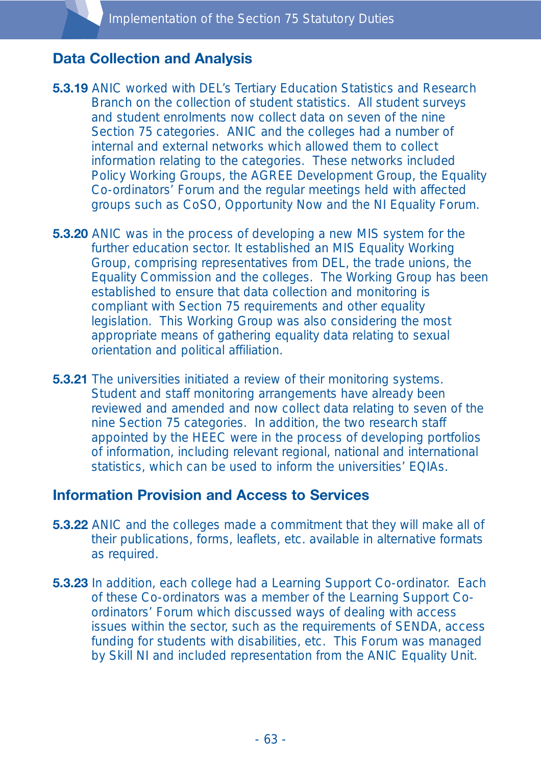## Data Collection and Analysis

**5.3.19** ANIC worked with DEL's Tertiary Education Statistics and Research Branch on the collection of student statistics. All student surveys and student enrolments now collect data on seven of the nine Section 75 categories. ANIC and the colleges had a number of internal and external networks which allowed them to collect information relating to the categories. These networks included Policy Working Groups, the AGREE Development Group, the Equality Co-ordinators' Forum and the regular meetings held with affected groups such as CoSO, Opportunity Now and the NI Equality Forum.

**5.3.20** ANIC was in the process of developing a new MIS system for the further education sector. It established an MIS Equality Working Group, comprising representatives from DEL, the trade unions, the Equality Commission and the colleges. The Working Group has been established to ensure that data collection and monitoring is compliant with Section 75 requirements and other equality legislation. This Working Group was also considering the most appropriate means of gathering equality data relating to sexual orientation and political affiliation.

**5.3.21** The universities initiated a review of their monitoring systems. Student and staff monitoring arrangements have already been reviewed and amended and now collect data relating to seven of the nine Section 75 categories. In addition, the two research staff appointed by the HEEC were in the process of developing portfolios of information, including relevant regional, national and international statistics, which can be used to inform the universities' EQIAs.

## Information Provision and Access to Services

**5.3.22** ANIC and the colleges made a commitment that they will make all of their publications, forms, leaflets, etc. available in alternative formats as required.

**5.3.23** In addition, each college had a Learning Support Co-ordinator. Each of these Co-ordinators was a member of the Learning Support Co-ordinators' Forum which discussed ways of dealing with access issues within the sector, such as the requirements of SENDA, access funding for students with disabilities, etc. This Forum was managed by Skill NI and included representation from the ANIC Equality Unit.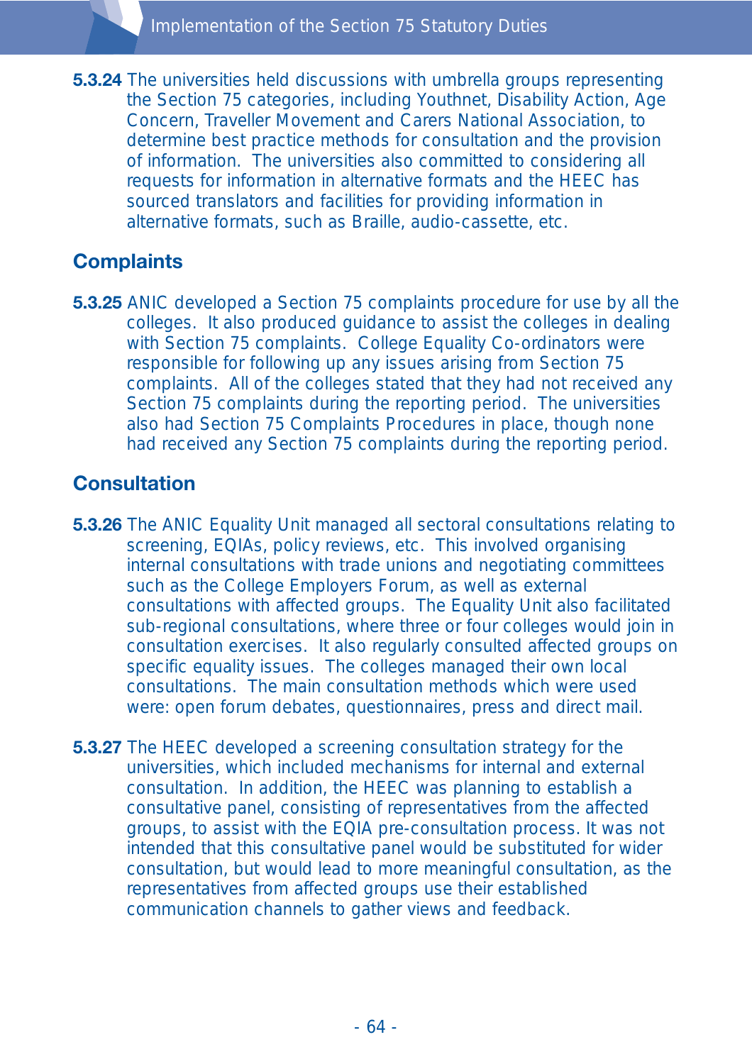**5.3.24** The universities held discussions with umbrella groups representing the Section 75 categories, including Youthnet, Disability Action, Age Concern, Traveller Movement and Carers National Association, to determine best practice methods for consultation and the provision of information. The universities also committed to considering all requests for information in alternative formats and the HEEC has sourced translators and facilities for providing information in alternative formats, such as Braille, audio-cassette, etc.

## Complaints

**5.3.25** ANIC developed a Section 75 complaints procedure for use by all the colleges. It also produced guidance to assist the colleges in dealing with Section 75 complaints. College Equality Co-ordinators were responsible for following up any issues arising from Section 75 complaints. All of the colleges stated that they had not received any Section 75 complaints during the reporting period. The universities also had Section 75 Complaints Procedures in place, though none had received any Section 75 complaints during the reporting period.

## Consultation

**5.3.26** The ANIC Equality Unit managed all sectoral consultations relating to screening, EQIAs, policy reviews, etc. This involved organising internal consultations with trade unions and negotiating committees such as the College Employers Forum, as well as external consultations with affected groups. The Equality Unit also facilitated sub-regional consultations, where three or four colleges would join in consultation exercises. It also regularly consulted affected groups on specific equality issues. The colleges managed their own local consultations. The main consultation methods which were used were: open forum debates, questionnaires, press and direct mail.

**5.3.27** The HEEC developed a screening consultation strategy for the universities, which included mechanisms for internal and external consultation. In addition, the HEEC was planning to establish a consultative panel, consisting of representatives from the affected groups, to assist with the EQIA pre-consultation process. It was not intended that this consultative panel would be substituted for wider consultation, but would lead to more meaningful consultation, as the representatives from affected groups use their established communication channels to gather views and feedback.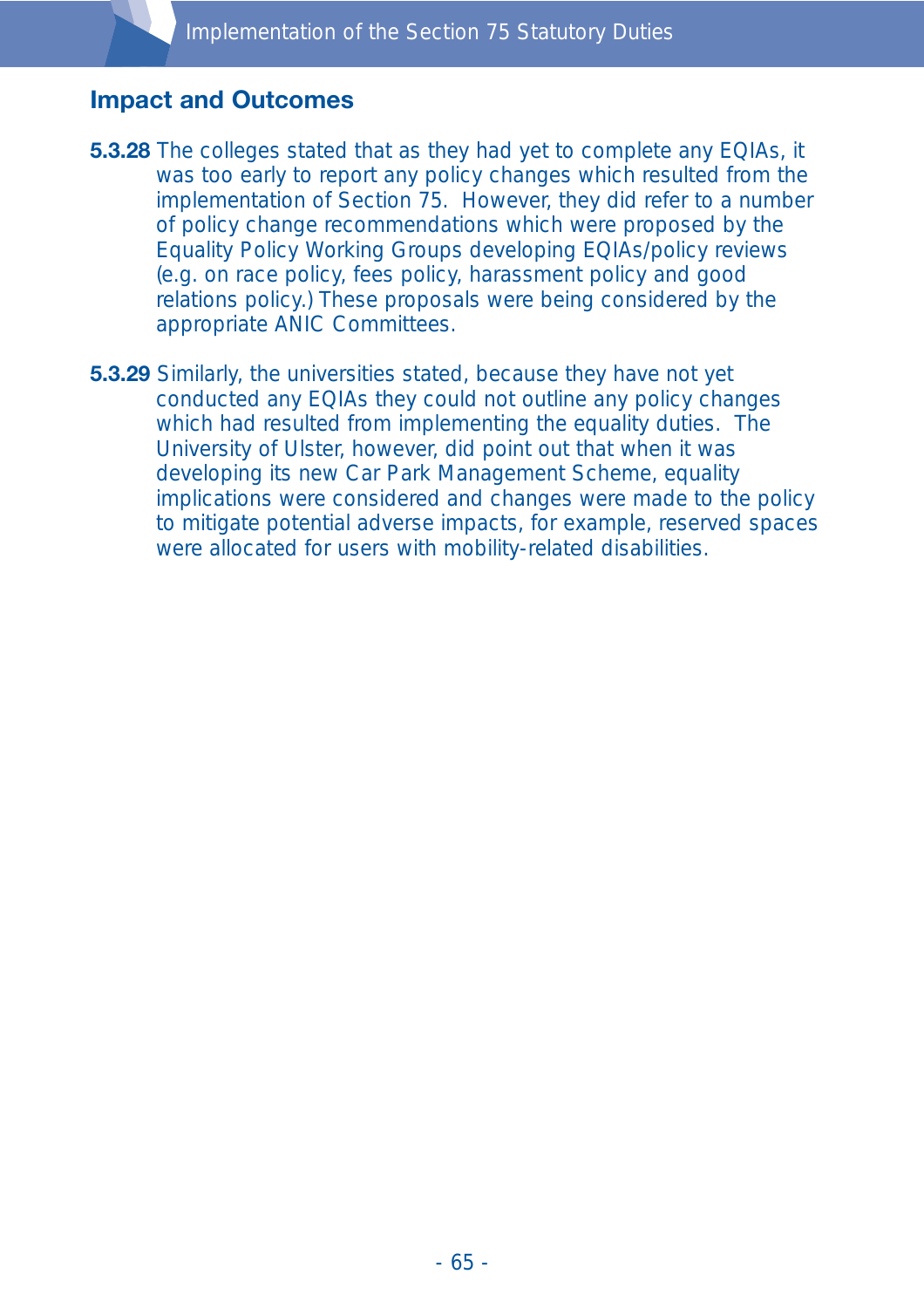## Impact and Outcomes

**5.3.28** The colleges stated that as they had yet to complete any EQIAs, it was too early to report any policy changes which resulted from the implementation of Section 75. However, they did refer to a number of policy change recommendations which were proposed by the Equality Policy Working Groups developing EQIAs/policy reviews (e.g. on race policy, fees policy, harassment policy and good relations policy.) These proposals were being considered by the appropriate ANIC Committees.

**5.3.29** Similarly, the universities stated, because they have not yet conducted any EQIAs they could not outline any policy changes which had resulted from implementing the equality duties. The University of Ulster, however, did point out that when it was developing its new Car Park Management Scheme, equality implications were considered and changes were made to the policy to mitigate potential adverse impacts, for example, reserved spaces were allocated for users with mobility-related disabilities.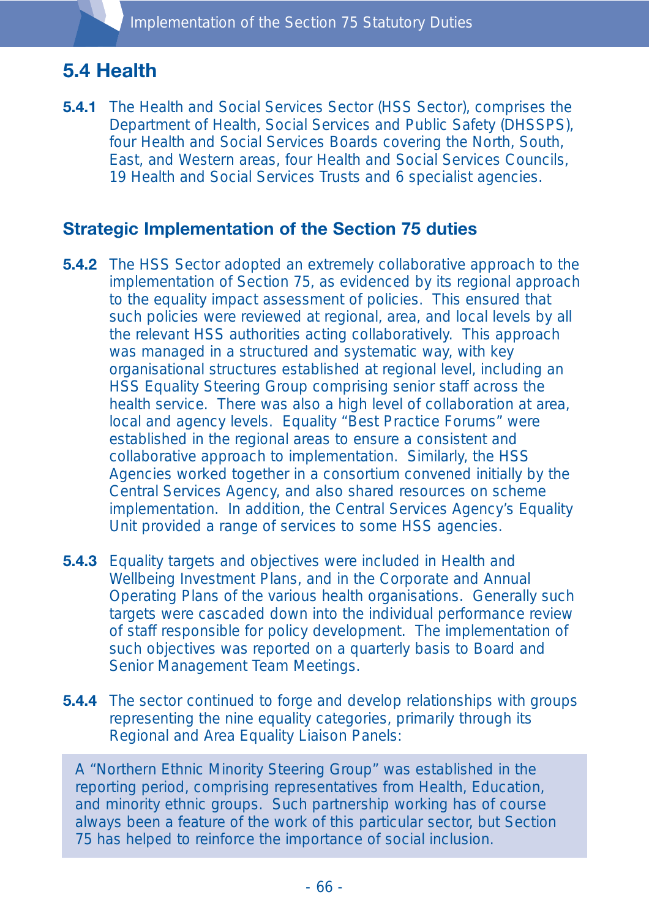## 5.4 Health

**5.4.1** The Health and Social Services Sector (HSS Sector), comprises the Department of Health, Social Services and Public Safety (DHSSPS), four Health and Social Services Boards covering the North, South, East, and Western areas, four Health and Social Services Councils, 19 Health and Social Services Trusts and 6 specialist agencies.

### Strategic Implementation of the Section 75 duties

**5.4.2** The HSS Sector adopted an extremely collaborative approach to the implementation of Section 75, as evidenced by its regional approach to the equality impact assessment of policies. This ensured that such policies were reviewed at regional, area, and local levels by all the relevant HSS authorities acting collaboratively. This approach was managed in a structured and systematic way, with key organisational structures established at regional level, including an HSS Equality Steering Group comprising senior staff across the health service. There was also a high level of collaboration at area, local and agency levels. Equality "Best Practice Forums" were established in the regional areas to ensure a consistent and collaborative approach to implementation. Similarly, the HSS Agencies worked together in a consortium convened initially by the Central Services Agency, and also shared resources on scheme implementation. In addition, the Central Services Agency's Equality Unit provided a range of services to some HSS agencies.

**5.4.3** Equality targets and objectives were included in Health and Wellbeing Investment Plans, and in the Corporate and Annual Operating Plans of the various health organisations. Generally such targets were cascaded down into the individual performance review of staff responsible for policy development. The implementation of such objectives was reported on a quarterly basis to Board and Senior Management Team Meetings.

**5.4.4** The sector continued to forge and develop relationships with groups representing the nine equality categories, primarily through its Regional and Area Equality Liaison Panels:

> A "Northern Ethnic Minority Steering Group" was established in the reporting period, comprising representatives from Health, Education, and minority ethnic groups. Such partnership working has of course always been a feature of the work of this particular sector, but Section 75 has helped to reinforce the importance of social inclusion.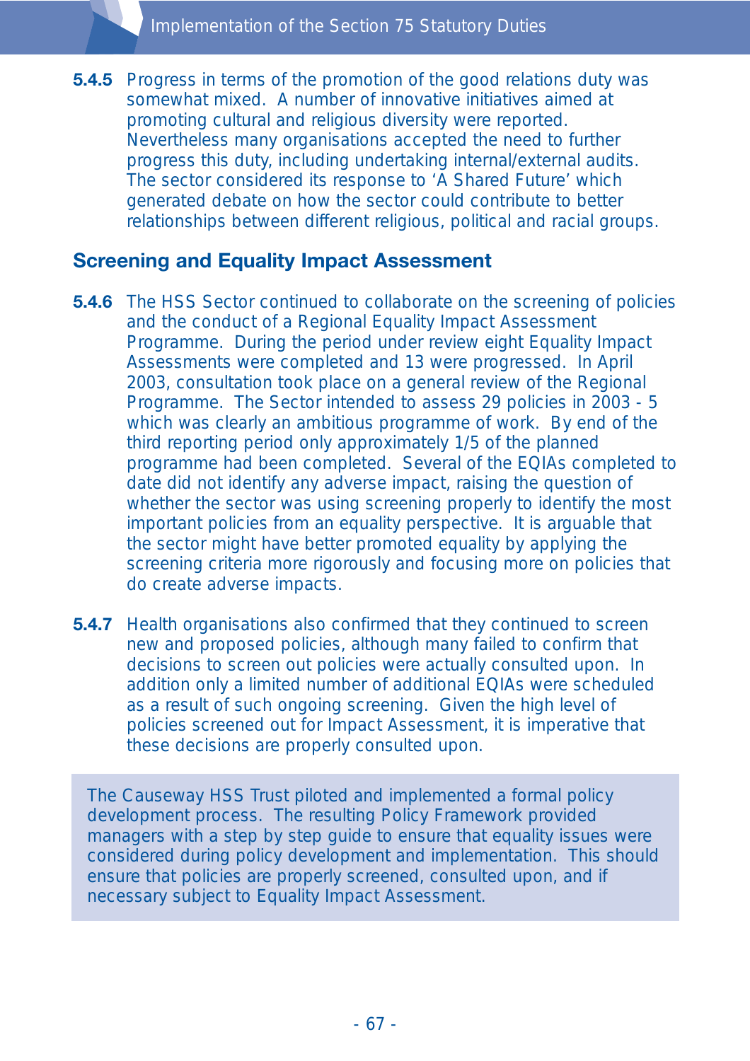**5.4.5** Progress in terms of the promotion of the good relations duty was somewhat mixed. A number of innovative initiatives aimed at promoting cultural and religious diversity were reported. Nevertheless many organisations accepted the need to further progress this duty, including undertaking internal/external audits. The sector considered its response to 'A Shared Future' which generated debate on how the sector could contribute to better relationships between different religious, political and racial groups.

## Screening and Equality Impact Assessment

**5.4.6** The HSS Sector continued to collaborate on the screening of policies and the conduct of a Regional Equality Impact Assessment Programme. During the period under review eight Equality Impact Assessments were completed and 13 were progressed. In April 2003, consultation took place on a general review of the Regional Programme. The Sector intended to assess 29 policies in 2003 - 5 which was clearly an ambitious programme of work. By end of the third reporting period only approximately 1/5 of the planned programme had been completed. Several of the EQIAs completed to date did not identify any adverse impact, raising the question of whether the sector was using screening properly to identify the most important policies from an equality perspective. It is arguable that the sector might have better promoted equality by applying the screening criteria more rigorously and focusing more on policies that do create adverse impacts.

**5.4.7** Health organisations also confirmed that they continued to screen new and proposed policies, although many failed to confirm that decisions to screen out policies were actually consulted upon. In addition only a limited number of additional EQIAs were scheduled as a result of such ongoing screening. Given the high level of policies screened out for Impact Assessment, it is imperative that these decisions are properly consulted upon.

> The Causeway HSS Trust piloted and implemented a formal policy development process. The resulting Policy Framework provided managers with a step by step guide to ensure that equality issues were considered during policy development and implementation. This should ensure that policies are properly screened, consulted upon, and if necessary subject to Equality Impact Assessment.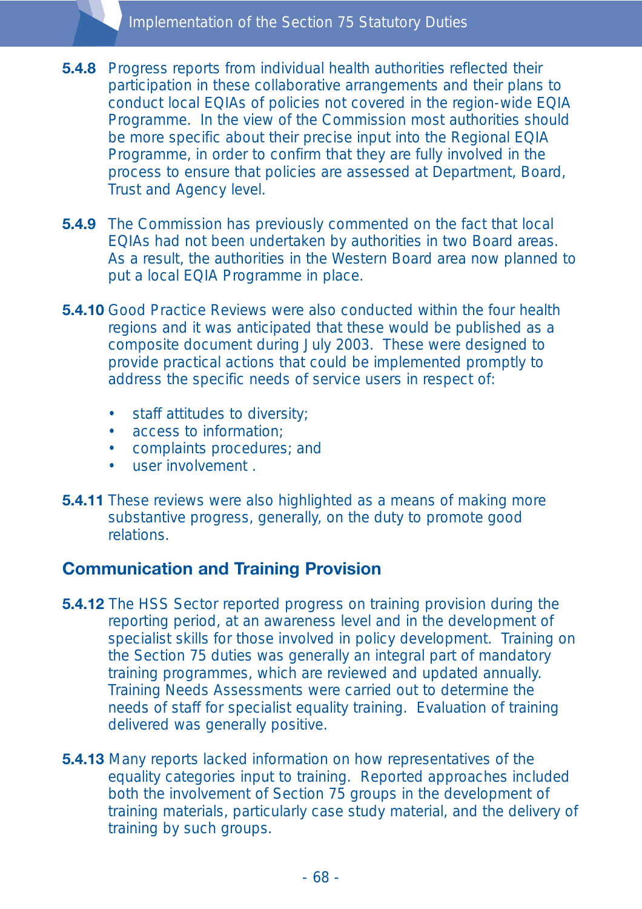**5.4.8** Progress reports from individual health authorities reflected their participation in these collaborative arrangements and their plans to conduct local EQIAs of policies not covered in the region-wide EQIA Programme. In the view of the Commission most authorities should be more specific about their precise input into the Regional EQIA Programme, in order to confirm that they are fully involved in the process to ensure that policies are assessed at Department, Board, Trust and Agency level.

**5.4.9** The Commission has previously commented on the fact that local EQIAs had not been undertaken by authorities in two Board areas. As a result, the authorities in the Western Board area now planned to put a local EQIA Programme in place.

**5.4.10** Good Practice Reviews were also conducted within the four health regions and it was anticipated that these would be published as a composite document during July 2003. These were designed to provide practical actions that could be implemented promptly to address the specific needs of service users in respect of:

- staff attitudes to diversity;
- access to information;
- complaints procedures; and
- user involvement .

**5.4.11** These reviews were also highlighted as a means of making more substantive progress, generally, on the duty to promote good relations.

## Communication and Training Provision

**5.4.12** The HSS Sector reported progress on training provision during the reporting period, at an awareness level and in the development of specialist skills for those involved in policy development. Training on the Section 75 duties was generally an integral part of mandatory training programmes, which are reviewed and updated annually. Training Needs Assessments were carried out to determine the needs of staff for specialist equality training. Evaluation of training delivered was generally positive.

**5.4.13** Many reports lacked information on how representatives of the equality categories input to training. Reported approaches included both the involvement of Section 75 groups in the development of training materials, particularly case study material, and the delivery of training by such groups.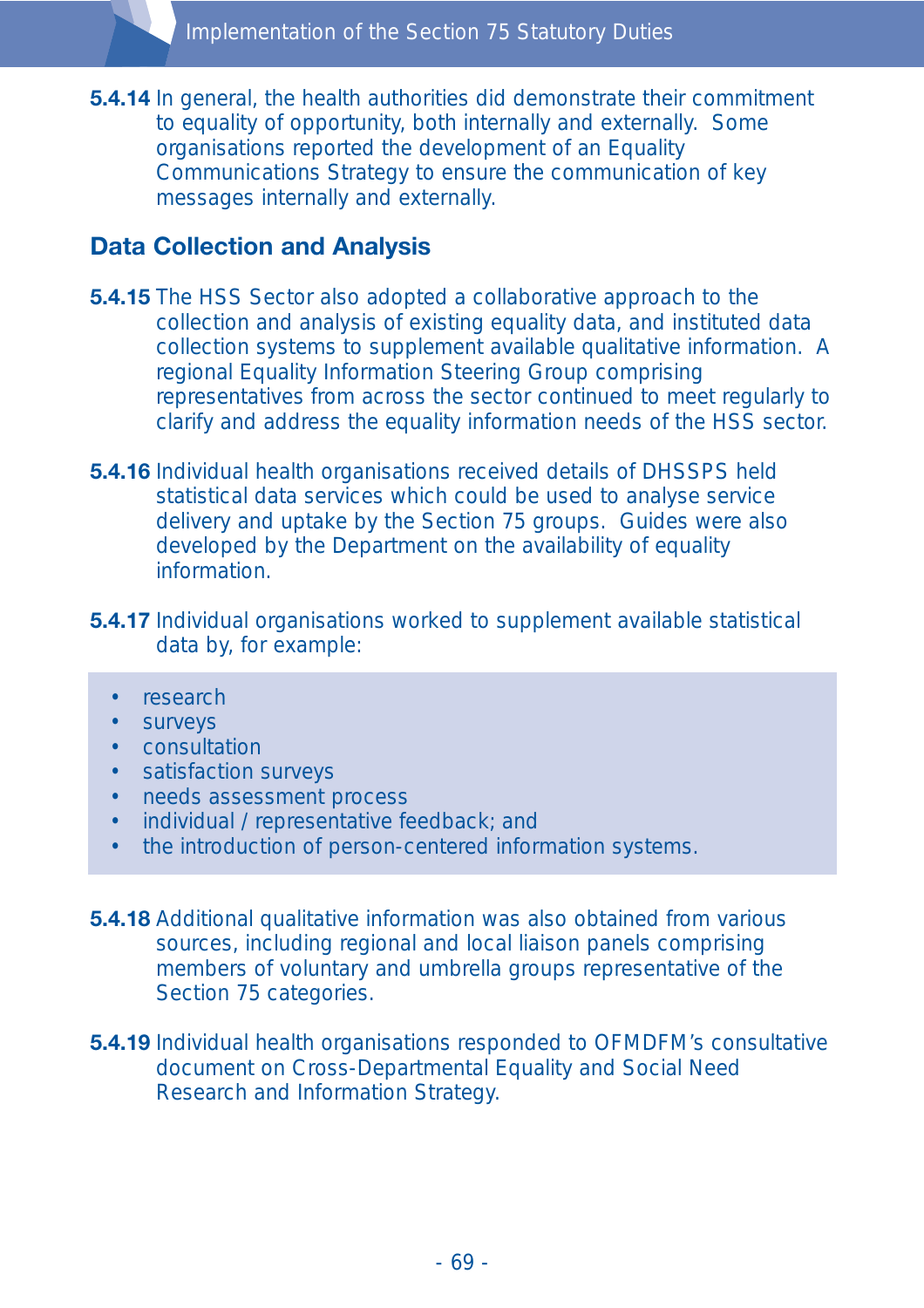**5.4.14** In general, the health authorities did demonstrate their commitment to equality of opportunity, both internally and externally. Some organisations reported the development of an Equality Communications Strategy to ensure the communication of key messages internally and externally.

## Data Collection and Analysis

**5.4.15** The HSS Sector also adopted a collaborative approach to the collection and analysis of existing equality data, and instituted data collection systems to supplement available qualitative information. A regional Equality Information Steering Group comprising representatives from across the sector continued to meet regularly to clarify and address the equality information needs of the HSS sector.

**5.4.16** Individual health organisations received details of DHSSPS held statistical data services which could be used to analyse service delivery and uptake by the Section 75 groups. Guides were also developed by the Department on the availability of equality information.

**5.4.17** Individual organisations worked to supplement available statistical data by, for example:

- research
- surveys
- consultation
- satisfaction surveys
- needs assessment process
- individual / representative feedback; and
- the introduction of person-centered information systems.

**5.4.18** Additional qualitative information was also obtained from various sources, including regional and local liaison panels comprising members of voluntary and umbrella groups representative of the Section 75 categories.

**5.4.19** Individual health organisations responded to OFMDFM's consultative document on Cross-Departmental Equality and Social Need Research and Information Strategy.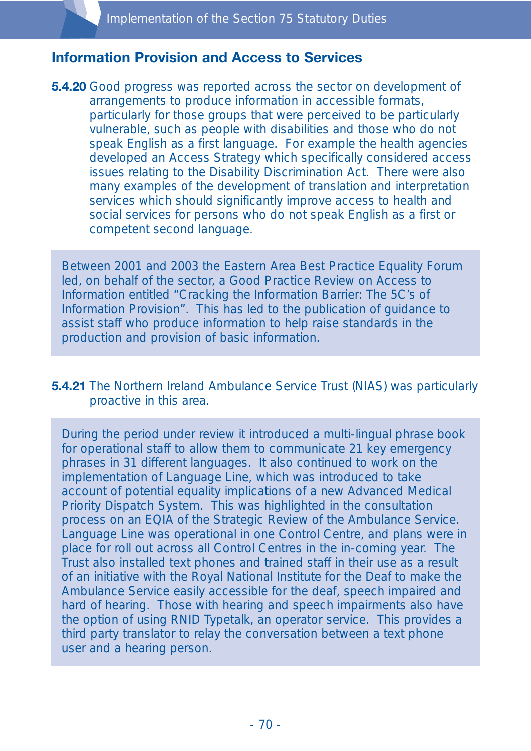## Information Provision and Access to Services

**5.4.20** Good progress was reported across the sector on development of arrangements to produce information in accessible formats, particularly for those groups that were perceived to be particularly vulnerable, such as people with disabilities and those who do not speak English as a first language. For example the health agencies developed an Access Strategy which specifically considered access issues relating to the Disability Discrimination Act. There were also many examples of the development of translation and interpretation services which should significantly improve access to health and social services for persons who do not speak English as a first or competent second language.

> Between 2001 and 2003 the Eastern Area Best Practice Equality Forum led, on behalf of the sector, a Good Practice Review on Access to Information entitled "Cracking the Information Barrier: The 5C's of Information Provision". This has led to the publication of guidance to assist staff who produce information to help raise standards in the production and provision of basic information.

**5.4.21** The Northern Ireland Ambulance Service Trust (NIAS) was particularly proactive in this area.

> During the period under review it introduced a multi-lingual phrase book for operational staff to allow them to communicate 21 key emergency phrases in 31 different languages. It also continued to work on the implementation of Language Line, which was introduced to take account of potential equality implications of a new Advanced Medical Priority Dispatch System. This was highlighted in the consultation process on an EQIA of the Strategic Review of the Ambulance Service. Language Line was operational in one Control Centre, and plans were in place for roll out across all Control Centres in the in-coming year. The Trust also installed text phones and trained staff in their use as a result of an initiative with the Royal National Institute for the Deaf to make the Ambulance Service easily accessible for the deaf, speech impaired and hard of hearing. Those with hearing and speech impairments also have the option of using RNID Typetalk, an operator service. This provides a third party translator to relay the conversation between a text phone user and a hearing person.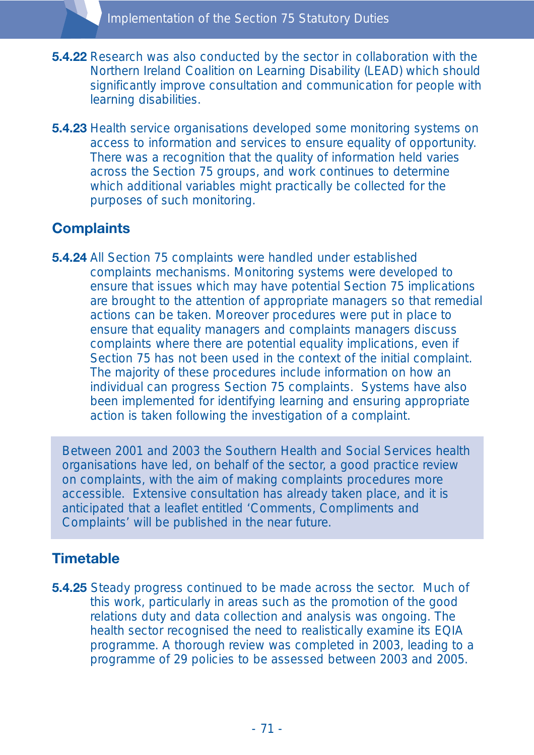**5.4.22** Research was also conducted by the sector in collaboration with the Northern Ireland Coalition on Learning Disability (LEAD) which should significantly improve consultation and communication for people with learning disabilities.

**5.4.23** Health service organisations developed some monitoring systems on access to information and services to ensure equality of opportunity. There was a recognition that the quality of information held varies across the Section 75 groups, and work continues to determine which additional variables might practically be collected for the purposes of such monitoring.

## Complaints

**5.4.24** All Section 75 complaints were handled under established complaints mechanisms. Monitoring systems were developed to ensure that issues which may have potential Section 75 implications are brought to the attention of appropriate managers so that remedial actions can be taken. Moreover procedures were put in place to ensure that equality managers and complaints managers discuss complaints where there are potential equality implications, even if Section 75 has not been used in the context of the initial complaint. The majority of these procedures include information on how an individual can progress Section 75 complaints. Systems have also been implemented for identifying learning and ensuring appropriate action is taken following the investigation of a complaint.

> Between 2001 and 2003 the Southern Health and Social Services health organisations have led, on behalf of the sector, a good practice review on complaints, with the aim of making complaints procedures more accessible. Extensive consultation has already taken place, and it is anticipated that a leaflet entitled 'Comments, Compliments and Complaints' will be published in the near future.

## Timetable

**5.4.25** Steady progress continued to be made across the sector. Much of this work, particularly in areas such as the promotion of the good relations duty and data collection and analysis was ongoing. The health sector recognised the need to realistically examine its EQIA programme. A thorough review was completed in 2003, leading to a programme of 29 policies to be assessed between 2003 and 2005.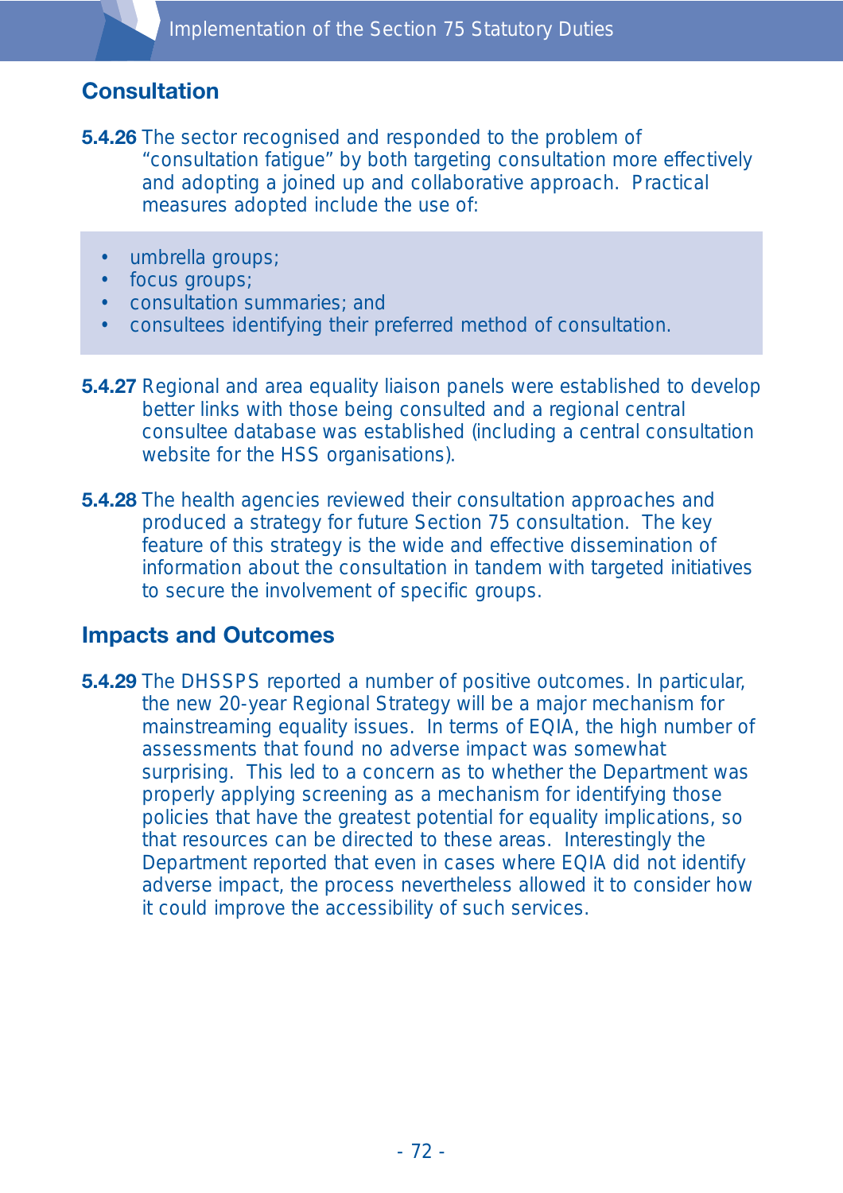## Consultation

**5.4.26** The sector recognised and responded to the problem of "consultation fatigue" by both targeting consultation more effectively and adopting a joined up and collaborative approach. Practical measures adopted include the use of:

- umbrella groups;
- focus groups;
- consultation summaries; and
- consultees identifying their preferred method of consultation.

**5.4.27** Regional and area equality liaison panels were established to develop better links with those being consulted and a regional central consultee database was established (including a central consultation website for the HSS organisations).

**5.4.28** The health agencies reviewed their consultation approaches and produced a strategy for future Section 75 consultation. The key feature of this strategy is the wide and effective dissemination of information about the consultation in tandem with targeted initiatives to secure the involvement of specific groups.

## Impacts and Outcomes

**5.4.29** The DHSSPS reported a number of positive outcomes. In particular, the new 20-year Regional Strategy will be a major mechanism for mainstreaming equality issues. In terms of EQIA, the high number of assessments that found no adverse impact was somewhat surprising. This led to a concern as to whether the Department was properly applying screening as a mechanism for identifying those policies that have the greatest potential for equality implications, so that resources can be directed to these areas. Interestingly the Department reported that even in cases where EQIA did not identify adverse impact, the process nevertheless allowed it to consider how it could improve the accessibility of such services.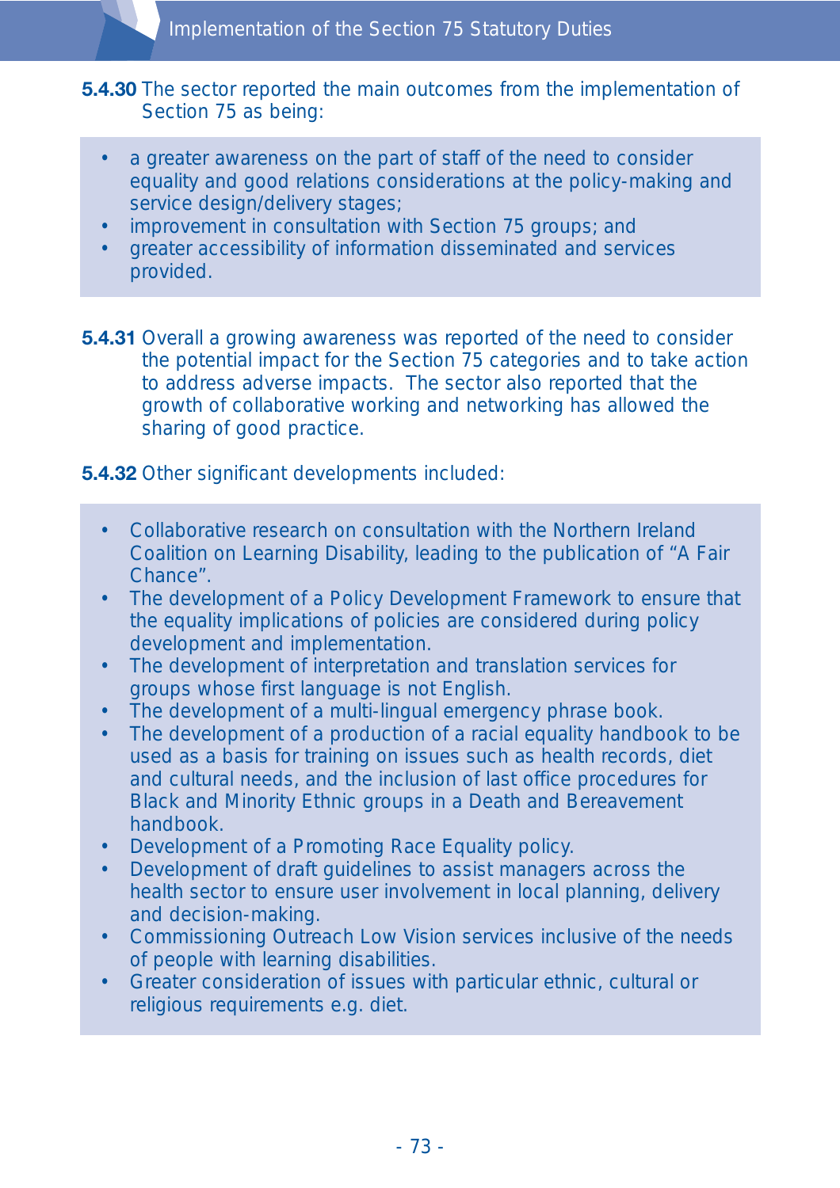**5.4.30** The sector reported the main outcomes from the implementation of Section 75 as being:

- a greater awareness on the part of staff of the need to consider equality and good relations considerations at the policy-making and service design/delivery stages;
- improvement in consultation with Section 75 groups; and
- greater accessibility of information disseminated and services provided.

**5.4.31** Overall a growing awareness was reported of the need to consider the potential impact for the Section 75 categories and to take action to address adverse impacts. The sector also reported that the growth of collaborative working and networking has allowed the sharing of good practice.

**5.4.32** Other significant developments included:

- Collaborative research on consultation with the Northern Ireland Coalition on Learning Disability, leading to the publication of "A Fair Chance".
- The development of a Policy Development Framework to ensure that the equality implications of policies are considered during policy development and implementation.
- The development of interpretation and translation services for groups whose first language is not English.
- The development of a multi-lingual emergency phrase book.
- The development of a production of a racial equality handbook to be used as a basis for training on issues such as health records, diet and cultural needs, and the inclusion of last office procedures for Black and Minority Ethnic groups in a Death and Bereavement handbook.
- Development of a Promoting Race Equality policy.
- Development of draft guidelines to assist managers across the health sector to ensure user involvement in local planning, delivery and decision-making.
- Commissioning Outreach Low Vision services inclusive of the needs of people with learning disabilities.
- Greater consideration of issues with particular ethnic, cultural or religious requirements e.g. diet.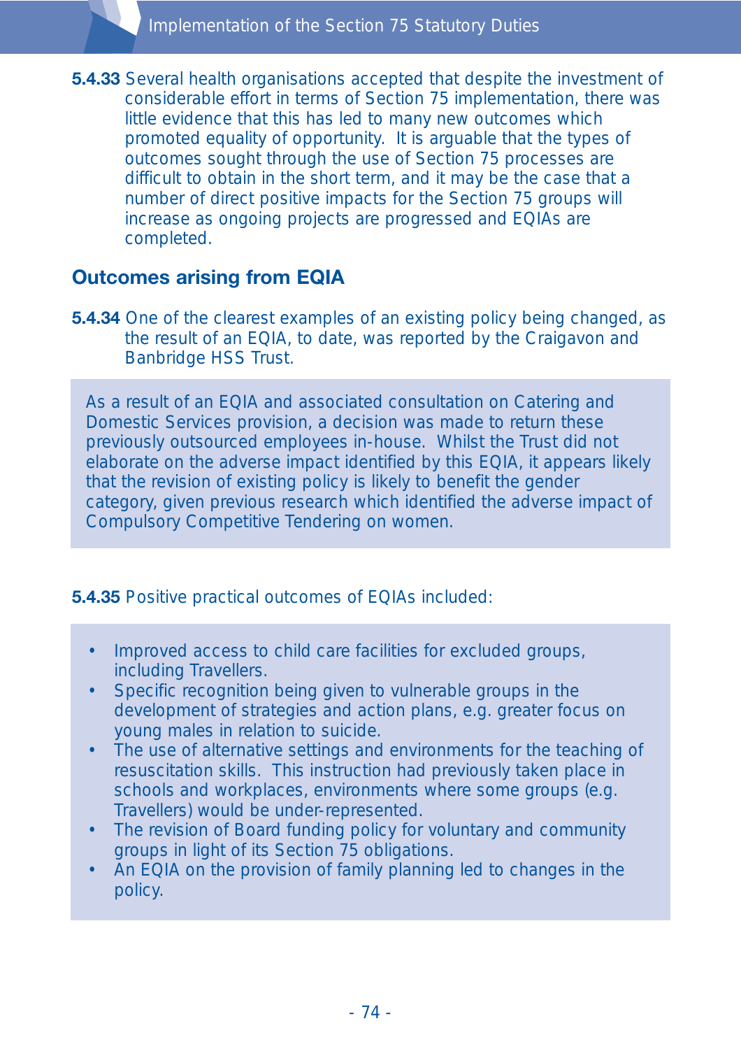**5.4.33** Several health organisations accepted that despite the investment of considerable effort in terms of Section 75 implementation, there was little evidence that this has led to many new outcomes which promoted equality of opportunity. It is arguable that the types of outcomes sought through the use of Section 75 processes are difficult to obtain in the short term, and it may be the case that a number of direct positive impacts for the Section 75 groups will increase as ongoing projects are progressed and EQIAs are completed.

## Outcomes arising from EQIA

**5.4.34** One of the clearest examples of an existing policy being changed, as the result of an EQIA, to date, was reported by the Craigavon and Banbridge HSS Trust.

> As a result of an EQIA and associated consultation on Catering and Domestic Services provision, a decision was made to return these previously outsourced employees in-house. Whilst the Trust did not elaborate on the adverse impact identified by this EQIA, it appears likely that the revision of existing policy is likely to benefit the gender category, given previous research which identified the adverse impact of Compulsory Competitive Tendering on women.

**5.4.35** Positive practical outcomes of EQIAs included:

- Improved access to child care facilities for excluded groups, including Travellers.
- Specific recognition being given to vulnerable groups in the development of strategies and action plans, e.g. greater focus on young males in relation to suicide.
- The use of alternative settings and environments for the teaching of resuscitation skills. This instruction had previously taken place in schools and workplaces, environments where some groups (e.g. Travellers) would be under-represented.
- The revision of Board funding policy for voluntary and community groups in light of its Section 75 obligations.
- An EQIA on the provision of family planning led to changes in the policy.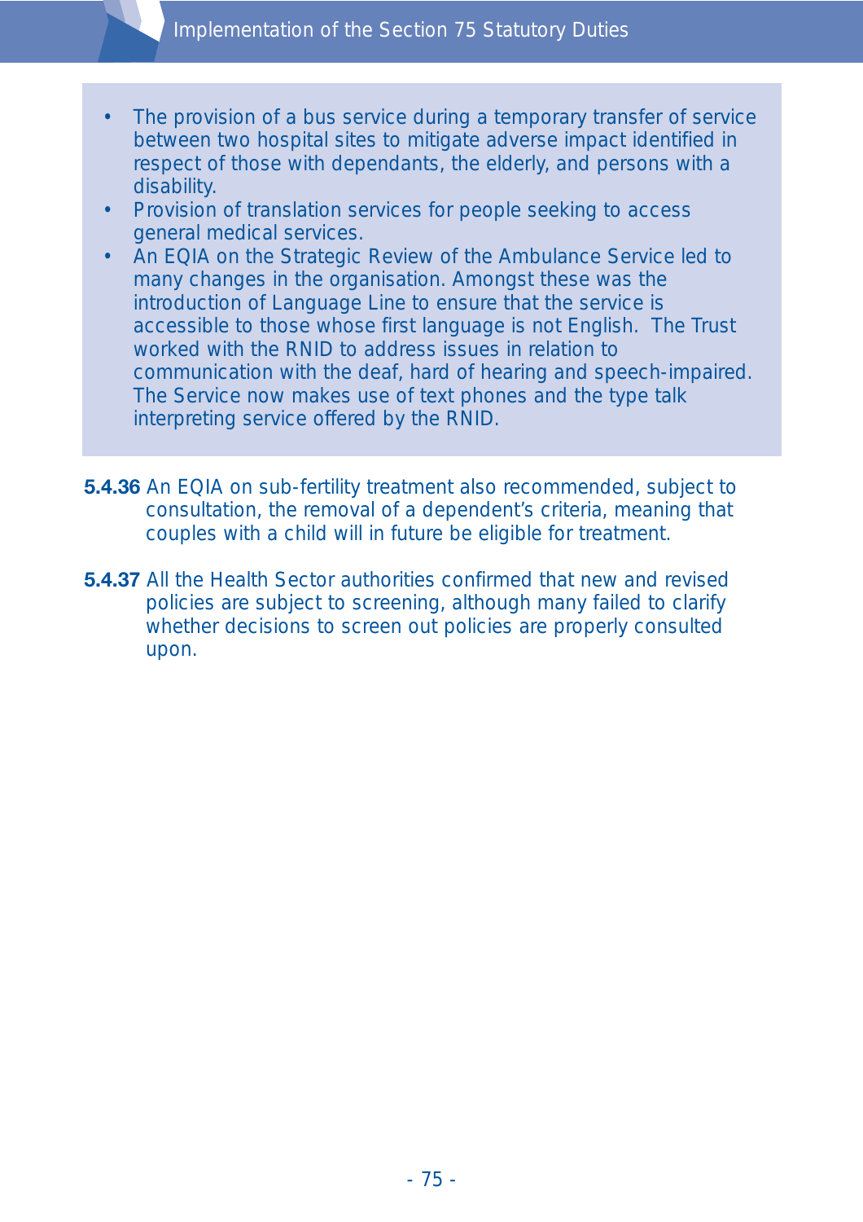- The provision of a bus service during a temporary transfer of service between two hospital sites to mitigate adverse impact identified in respect of those with dependants, the elderly, and persons with a disability.
- Provision of translation services for people seeking to access general medical services.
- An EQIA on the Strategic Review of the Ambulance Service led to many changes in the organisation. Amongst these was the introduction of Language Line to ensure that the service is accessible to those whose first language is not English. The Trust worked with the RNID to address issues in relation to communication with the deaf, hard of hearing and speech-impaired. The Service now makes use of text phones and the type talk interpreting service offered by the RNID.

**5.4.36** An EQIA on sub-fertility treatment also recommended, subject to consultation, the removal of a dependent's criteria, meaning that couples with a child will in future be eligible for treatment.

**5.4.37** All the Health Sector authorities confirmed that new and revised policies are subject to screening, although many failed to clarify whether decisions to screen out policies are properly consulted upon.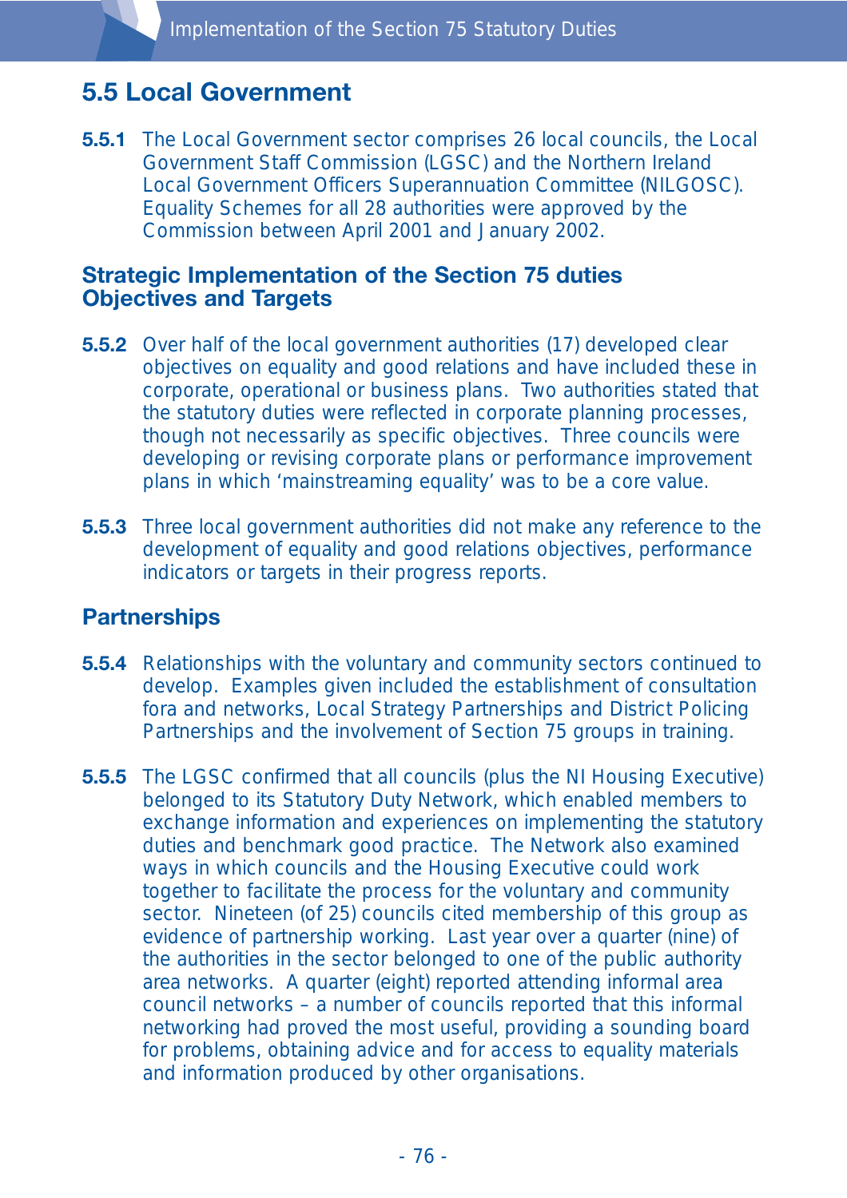## 5.5 Local Government

**5.5.1** The Local Government sector comprises 26 local councils, the Local Government Staff Commission (LGSC) and the Northern Ireland Local Government Officers Superannuation Committee (NILGOSC). Equality Schemes for all 28 authorities were approved by the Commission between April 2001 and January 2002.

### Strategic Implementation of the Section 75 duties Objectives and Targets

**5.5.2** Over half of the local government authorities (17) developed clear objectives on equality and good relations and have included these in corporate, operational or business plans. Two authorities stated that the statutory duties were reflected in corporate planning processes, though not necessarily as specific objectives. Three councils were developing or revising corporate plans or performance improvement plans in which 'mainstreaming equality' was to be a core value.

**5.5.3** Three local government authorities did not make any reference to the development of equality and good relations objectives, performance indicators or targets in their progress reports.

### Partnerships

**5.5.4** Relationships with the voluntary and community sectors continued to develop. Examples given included the establishment of consultation fora and networks, Local Strategy Partnerships and District Policing Partnerships and the involvement of Section 75 groups in training.

**5.5.5** The LGSC confirmed that all councils (plus the NI Housing Executive) belonged to its Statutory Duty Network, which enabled members to exchange information and experiences on implementing the statutory duties and benchmark good practice. The Network also examined ways in which councils and the Housing Executive could work together to facilitate the process for the voluntary and community sector. Nineteen (of 25) councils cited membership of this group as evidence of partnership working. Last year over a quarter (nine) of the authorities in the sector belonged to one of the public authority area networks. A quarter (eight) reported attending informal area council networks – a number of councils reported that this informal networking had proved the most useful, providing a sounding board for problems, obtaining advice and for access to equality materials and information produced by other organisations.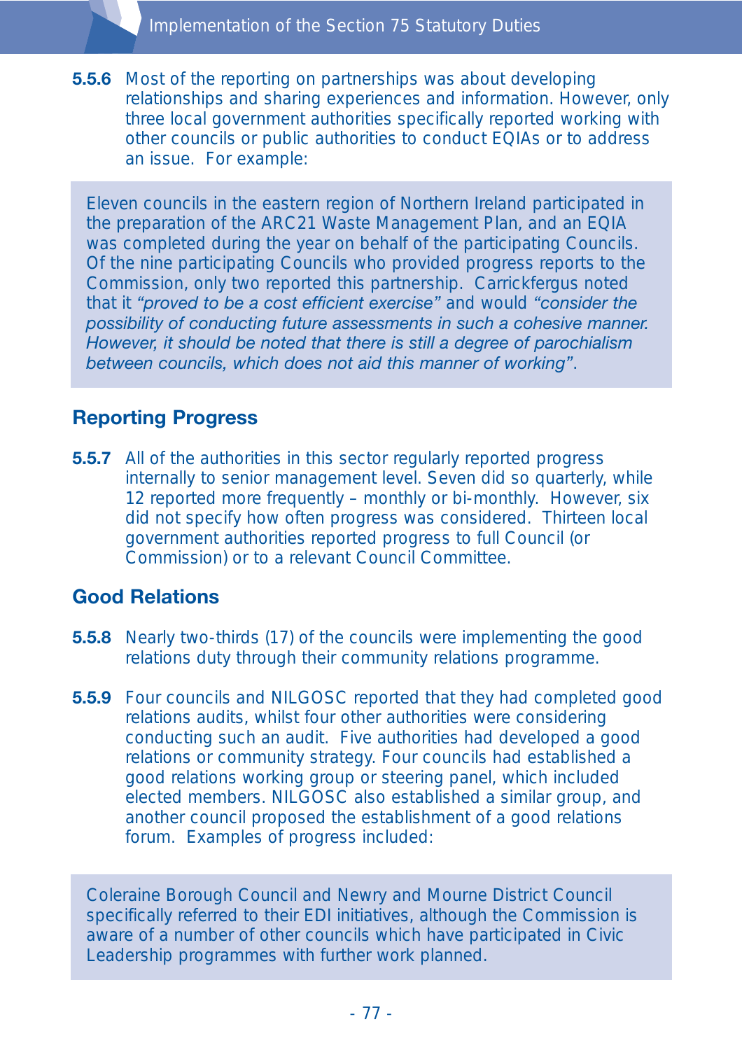**5.5.6** Most of the reporting on partnerships was about developing relationships and sharing experiences and information. However, only three local government authorities specifically reported working with other councils or public authorities to conduct EQIAs or to address an issue. For example:

> Eleven councils in the eastern region of Northern Ireland participated in the preparation of the ARC21 Waste Management Plan, and an EQIA was completed during the year on behalf of the participating Councils. Of the nine participating Councils who provided progress reports to the Commission, only two reported this partnership. Carrickfergus noted that it *"proved to be a cost efficient exercise"* and would *"consider the possibility of conducting future assessments in such a cohesive manner. However, it should be noted that there is still a degree of parochialism between councils, which does not aid this manner of working"*.

## Reporting Progress

**5.5.7** All of the authorities in this sector regularly reported progress internally to senior management level. Seven did so quarterly, while 12 reported more frequently – monthly or bi-monthly. However, six did not specify how often progress was considered. Thirteen local government authorities reported progress to full Council (or Commission) or to a relevant Council Committee.

## Good Relations

**5.5.8** Nearly two-thirds (17) of the councils were implementing the good relations duty through their community relations programme.

**5.5.9** Four councils and NILGOSC reported that they had completed good relations audits, whilst four other authorities were considering conducting such an audit. Five authorities had developed a good relations or community strategy. Four councils had established a good relations working group or steering panel, which included elected members. NILGOSC also established a similar group, and another council proposed the establishment of a good relations forum. Examples of progress included:

> Coleraine Borough Council and Newry and Mourne District Council specifically referred to their EDI initiatives, although the Commission is aware of a number of other councils which have participated in Civic Leadership programmes with further work planned.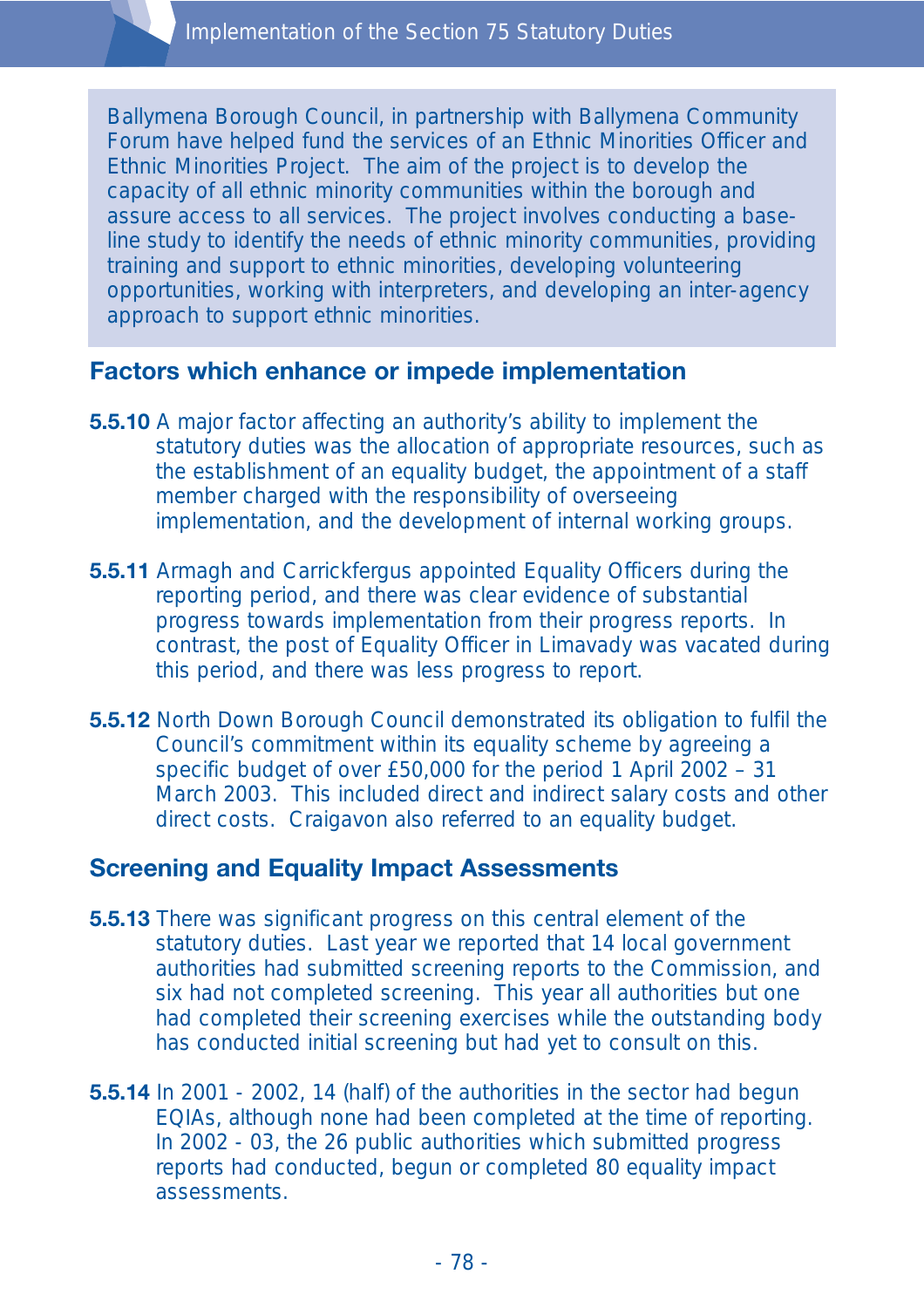Ballymena Borough Council, in partnership with Ballymena Community Forum have helped fund the services of an Ethnic Minorities Officer and Ethnic Minorities Project. The aim of the project is to develop the capacity of all ethnic minority communities within the borough and assure access to all services. The project involves conducting a base-line study to identify the needs of ethnic minority communities, providing training and support to ethnic minorities, developing volunteering opportunities, working with interpreters, and developing an inter-agency approach to support ethnic minorities.

## Factors which enhance or impede implementation

**5.5.10** A major factor affecting an authority's ability to implement the statutory duties was the allocation of appropriate resources, such as the establishment of an equality budget, the appointment of a staff member charged with the responsibility of overseeing implementation, and the development of internal working groups.

**5.5.11** Armagh and Carrickfergus appointed Equality Officers during the reporting period, and there was clear evidence of substantial progress towards implementation from their progress reports. In contrast, the post of Equality Officer in Limavady was vacated during this period, and there was less progress to report.

**5.5.12** North Down Borough Council demonstrated its obligation to fulfil the Council's commitment within its equality scheme by agreeing a specific budget of over £50,000 for the period 1 April 2002 – 31 March 2003. This included direct and indirect salary costs and other direct costs. Craigavon also referred to an equality budget.

## Screening and Equality Impact Assessments

**5.5.13** There was significant progress on this central element of the statutory duties. Last year we reported that 14 local government authorities had submitted screening reports to the Commission, and six had not completed screening. This year all authorities but one had completed their screening exercises while the outstanding body has conducted initial screening but had yet to consult on this.

**5.5.14** In 2001 - 2002, 14 (half) of the authorities in the sector had begun EQIAs, although none had been completed at the time of reporting. In 2002 - 03, the 26 public authorities which submitted progress reports had conducted, begun or completed 80 equality impact assessments.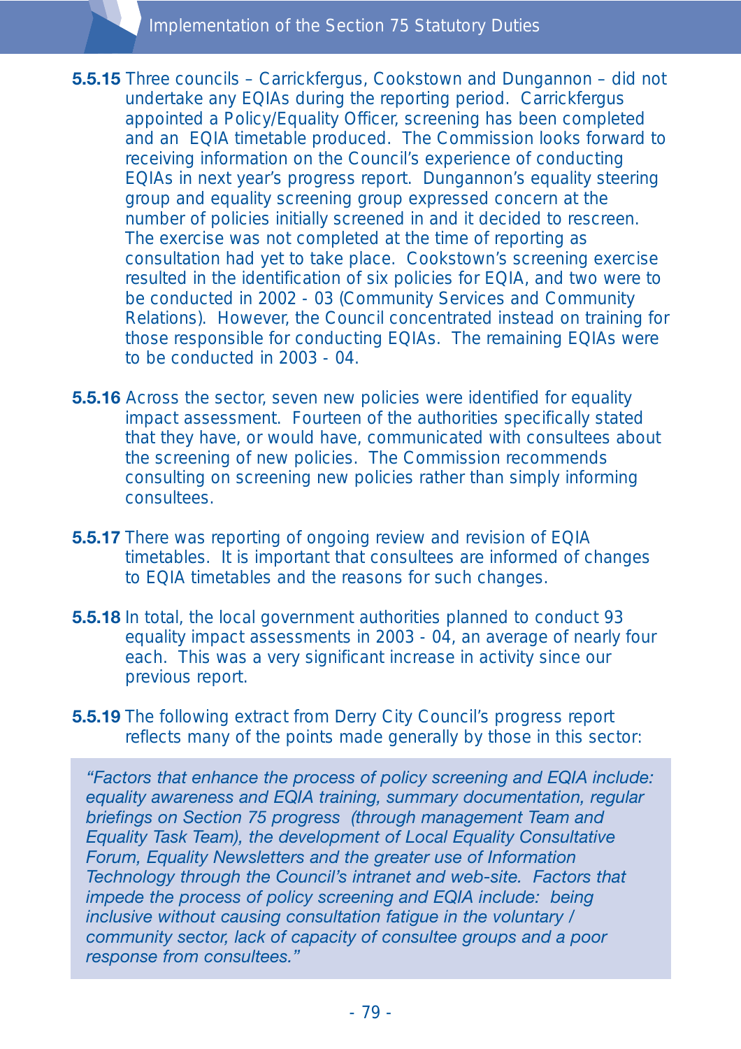**5.5.15** Three councils – Carrickfergus, Cookstown and Dungannon – did not undertake any EQIAs during the reporting period. Carrickfergus appointed a Policy/Equality Officer, screening has been completed and an EQIA timetable produced. The Commission looks forward to receiving information on the Council's experience of conducting EQIAs in next year's progress report. Dungannon's equality steering group and equality screening group expressed concern at the number of policies initially screened in and it decided to rescreen. The exercise was not completed at the time of reporting as consultation had yet to take place. Cookstown's screening exercise resulted in the identification of six policies for EQIA, and two were to be conducted in 2002 - 03 (Community Services and Community Relations). However, the Council concentrated instead on training for those responsible for conducting EQIAs. The remaining EQIAs were to be conducted in 2003 - 04.

**5.5.16** Across the sector, seven new policies were identified for equality impact assessment. Fourteen of the authorities specifically stated that they have, or would have, communicated with consultees about the screening of new policies. The Commission recommends consulting on screening new policies rather than simply informing consultees.

**5.5.17** There was reporting of ongoing review and revision of EQIA timetables. It is important that consultees are informed of changes to EQIA timetables and the reasons for such changes.

**5.5.18** In total, the local government authorities planned to conduct 93 equality impact assessments in 2003 - 04, an average of nearly four each. This was a very significant increase in activity since our previous report.

**5.5.19** The following extract from Derry City Council's progress report reflects many of the points made generally by those in this sector:

> *"Factors that enhance the process of policy screening and EQIA include: equality awareness and EQIA training, summary documentation, regular briefings on Section 75 progress (through management Team and Equality Task Team), the development of Local Equality Consultative Forum, Equality Newsletters and the greater use of Information Technology through the Council's intranet and web-site. Factors that impede the process of policy screening and EQIA include: being inclusive without causing consultation fatigue in the voluntary / community sector, lack of capacity of consultee groups and a poor response from consultees."*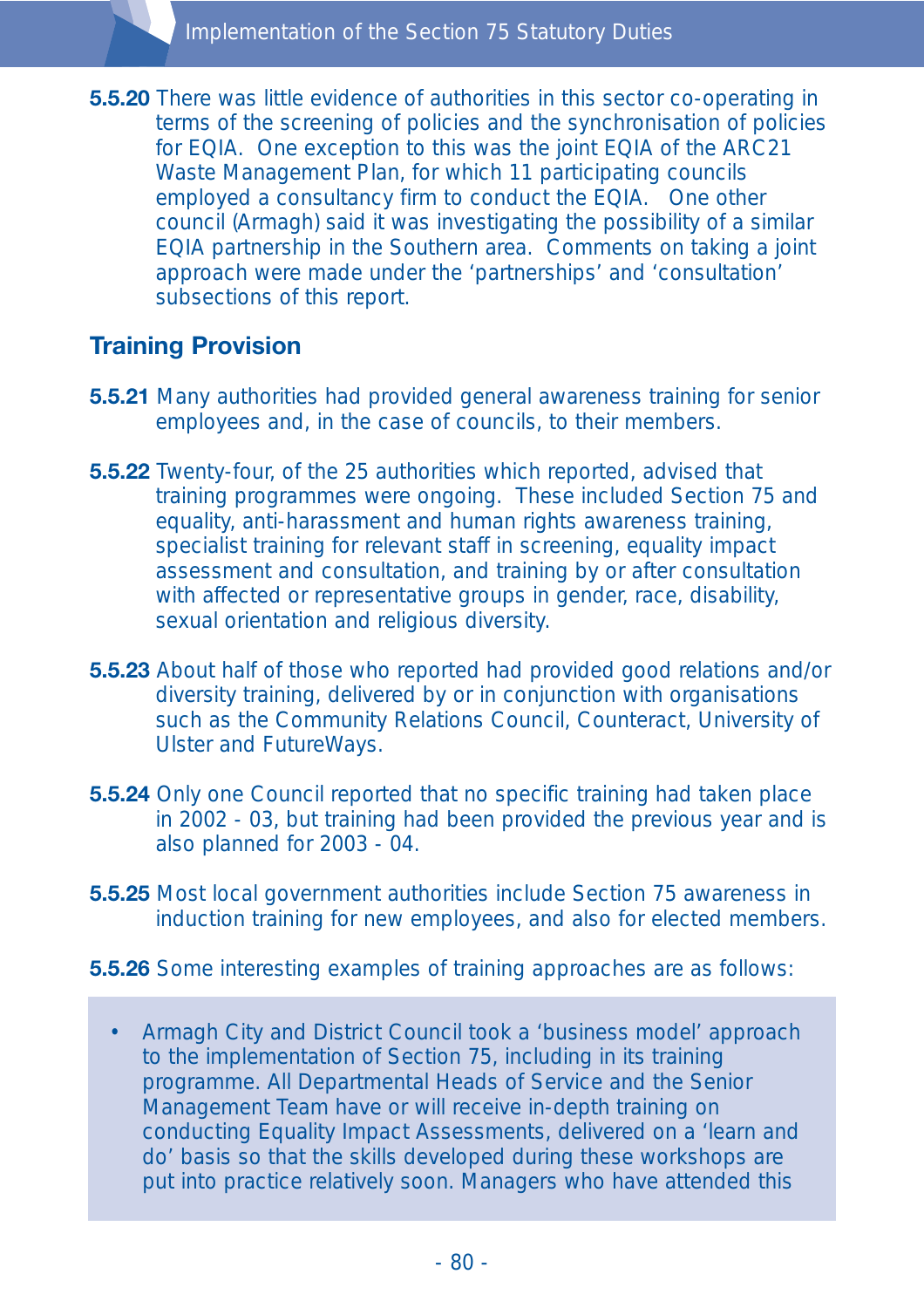**5.5.20** There was little evidence of authorities in this sector co-operating in terms of the screening of policies and the synchronisation of policies for EQIA. One exception to this was the joint EQIA of the ARC21 Waste Management Plan, for which 11 participating councils employed a consultancy firm to conduct the EQIA. One other council (Armagh) said it was investigating the possibility of a similar EQIA partnership in the Southern area. Comments on taking a joint approach were made under the 'partnerships' and 'consultation' subsections of this report.

## Training Provision

**5.5.21** Many authorities had provided general awareness training for senior employees and, in the case of councils, to their members.

**5.5.22** Twenty-four, of the 25 authorities which reported, advised that training programmes were ongoing. These included Section 75 and equality, anti-harassment and human rights awareness training, specialist training for relevant staff in screening, equality impact assessment and consultation, and training by or after consultation with affected or representative groups in gender, race, disability, sexual orientation and religious diversity.

**5.5.23** About half of those who reported had provided good relations and/or diversity training, delivered by or in conjunction with organisations such as the Community Relations Council, Counteract, University of Ulster and FutureWays.

**5.5.24** Only one Council reported that no specific training had taken place in 2002 - 03, but training had been provided the previous year and is also planned for 2003 - 04.

**5.5.25** Most local government authorities include Section 75 awareness in induction training for new employees, and also for elected members.

**5.5.26** Some interesting examples of training approaches are as follows:

- Armagh City and District Council took a 'business model' approach to the implementation of Section 75, including in its training programme. All Departmental Heads of Service and the Senior Management Team have or will receive in-depth training on conducting Equality Impact Assessments, delivered on a 'learn and do' basis so that the skills developed during these workshops are put into practice relatively soon. Managers who have attended this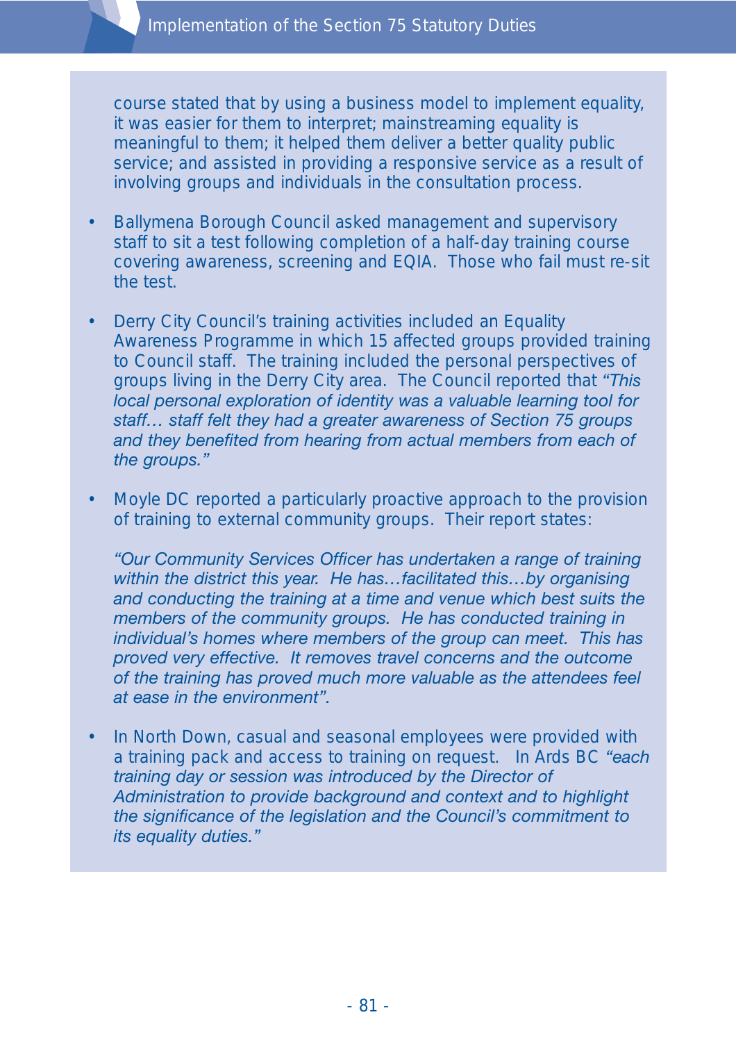course stated that by using a business model to implement equality, it was easier for them to interpret; mainstreaming equality is meaningful to them; it helped them deliver a better quality public service; and assisted in providing a responsive service as a result of involving groups and individuals in the consultation process.

- Ballymena Borough Council asked management and supervisory staff to sit a test following completion of a half-day training course covering awareness, screening and EQIA. Those who fail must re-sit the test.

- Derry City Council's training activities included an Equality Awareness Programme in which 15 affected groups provided training to Council staff. The training included the personal perspectives of groups living in the Derry City area. The Council reported that *"This local personal exploration of identity was a valuable learning tool for staff… staff felt they had a greater awareness of Section 75 groups and they benefited from hearing from actual members from each of the groups."*

- Moyle DC reported a particularly proactive approach to the provision of training to external community groups. Their report states:

  *"Our Community Services Officer has undertaken a range of training within the district this year. He has…facilitated this…by organising and conducting the training at a time and venue which best suits the members of the community groups. He has conducted training in individual's homes where members of the group can meet. This has proved very effective. It removes travel concerns and the outcome of the training has proved much more valuable as the attendees feel at ease in the environment".*

- In North Down, casual and seasonal employees were provided with a training pack and access to training on request. In Ards BC *"each training day or session was introduced by the Director of Administration to provide background and context and to highlight the significance of the legislation and the Council's commitment to its equality duties."*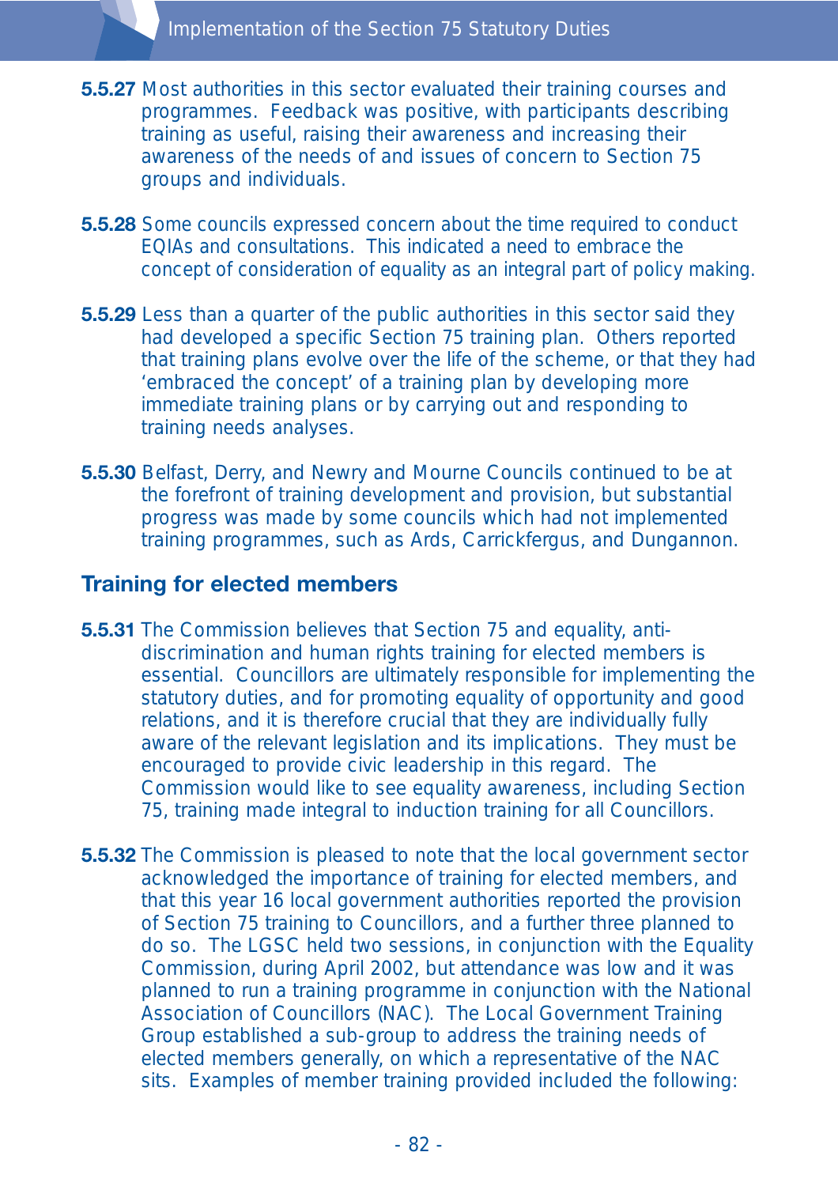**5.5.27** Most authorities in this sector evaluated their training courses and programmes. Feedback was positive, with participants describing training as useful, raising their awareness and increasing their awareness of the needs of and issues of concern to Section 75 groups and individuals.

**5.5.28** Some councils expressed concern about the time required to conduct EQIAs and consultations. This indicated a need to embrace the concept of consideration of equality as an integral part of policy making.

**5.5.29** Less than a quarter of the public authorities in this sector said they had developed a specific Section 75 training plan. Others reported that training plans evolve over the life of the scheme, or that they had 'embraced the concept' of a training plan by developing more immediate training plans or by carrying out and responding to training needs analyses.

**5.5.30** Belfast, Derry, and Newry and Mourne Councils continued to be at the forefront of training development and provision, but substantial progress was made by some councils which had not implemented training programmes, such as Ards, Carrickfergus, and Dungannon.

## Training for elected members

**5.5.31** The Commission believes that Section 75 and equality, anti-discrimination and human rights training for elected members is essential. Councillors are ultimately responsible for implementing the statutory duties, and for promoting equality of opportunity and good relations, and it is therefore crucial that they are individually fully aware of the relevant legislation and its implications. They must be encouraged to provide civic leadership in this regard. The Commission would like to see equality awareness, including Section 75, training made integral to induction training for all Councillors.

**5.5.32** The Commission is pleased to note that the local government sector acknowledged the importance of training for elected members, and that this year 16 local government authorities reported the provision of Section 75 training to Councillors, and a further three planned to do so. The LGSC held two sessions, in conjunction with the Equality Commission, during April 2002, but attendance was low and it was planned to run a training programme in conjunction with the National Association of Councillors (NAC). The Local Government Training Group established a sub-group to address the training needs of elected members generally, on which a representative of the NAC sits. Examples of member training provided included the following: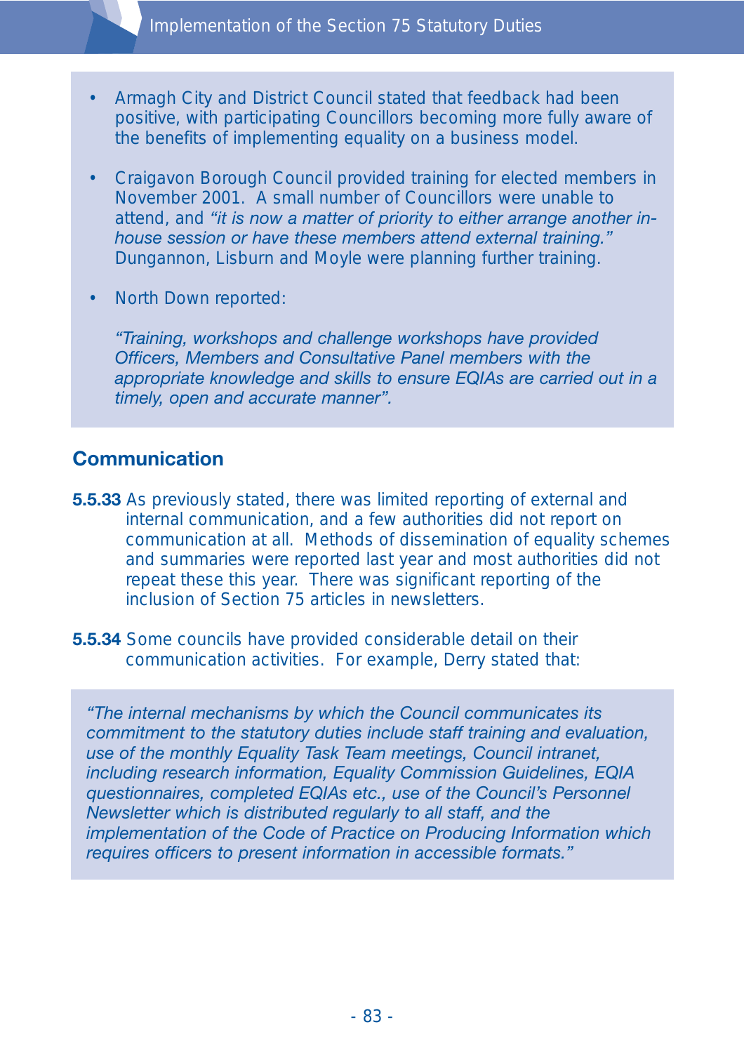- Armagh City and District Council stated that feedback had been positive, with participating Councillors becoming more fully aware of the benefits of implementing equality on a business model.

- Craigavon Borough Council provided training for elected members in November 2001. A small number of Councillors were unable to attend, and *"it is now a matter of priority to either arrange another in-house session or have these members attend external training."* Dungannon, Lisburn and Moyle were planning further training.

- North Down reported:

  *"Training, workshops and challenge workshops have provided Officers, Members and Consultative Panel members with the appropriate knowledge and skills to ensure EQIAs are carried out in a timely, open and accurate manner".*

## Communication

**5.5.33** As previously stated, there was limited reporting of external and internal communication, and a few authorities did not report on communication at all. Methods of dissemination of equality schemes and summaries were reported last year and most authorities did not repeat these this year. There was significant reporting of the inclusion of Section 75 articles in newsletters.

**5.5.34** Some councils have provided considerable detail on their communication activities. For example, Derry stated that:

> *"The internal mechanisms by which the Council communicates its commitment to the statutory duties include staff training and evaluation, use of the monthly Equality Task Team meetings, Council intranet, including research information, Equality Commission Guidelines, EQIA questionnaires, completed EQIAs etc., use of the Council's Personnel Newsletter which is distributed regularly to all staff, and the implementation of the Code of Practice on Producing Information which requires officers to present information in accessible formats."*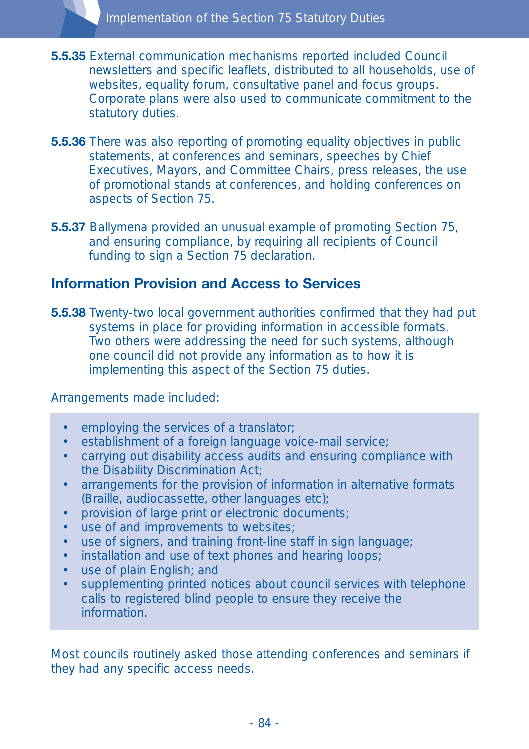**5.5.35** External communication mechanisms reported included Council newsletters and specific leaflets, distributed to all households, use of websites, equality forum, consultative panel and focus groups. Corporate plans were also used to communicate commitment to the statutory duties.

**5.5.36** There was also reporting of promoting equality objectives in public statements, at conferences and seminars, speeches by Chief Executives, Mayors, and Committee Chairs, press releases, the use of promotional stands at conferences, and holding conferences on aspects of Section 75.

**5.5.37** Ballymena provided an unusual example of promoting Section 75, and ensuring compliance, by requiring all recipients of Council funding to sign a Section 75 declaration.

## Information Provision and Access to Services

**5.5.38** Twenty-two local government authorities confirmed that they had put systems in place for providing information in accessible formats. Two others were addressing the need for such systems, although one council did not provide any information as to how it is implementing this aspect of the Section 75 duties.

Arrangements made included:

- employing the services of a translator;
- establishment of a foreign language voice-mail service;
- carrying out disability access audits and ensuring compliance with the Disability Discrimination Act;
- arrangements for the provision of information in alternative formats (Braille, audiocassette, other languages etc);
- provision of large print or electronic documents;
- use of and improvements to websites;
- use of signers, and training front-line staff in sign language;
- installation and use of text phones and hearing loops;
- use of plain English; and
- supplementing printed notices about council services with telephone calls to registered blind people to ensure they receive the information.

Most councils routinely asked those attending conferences and seminars if they had any specific access needs.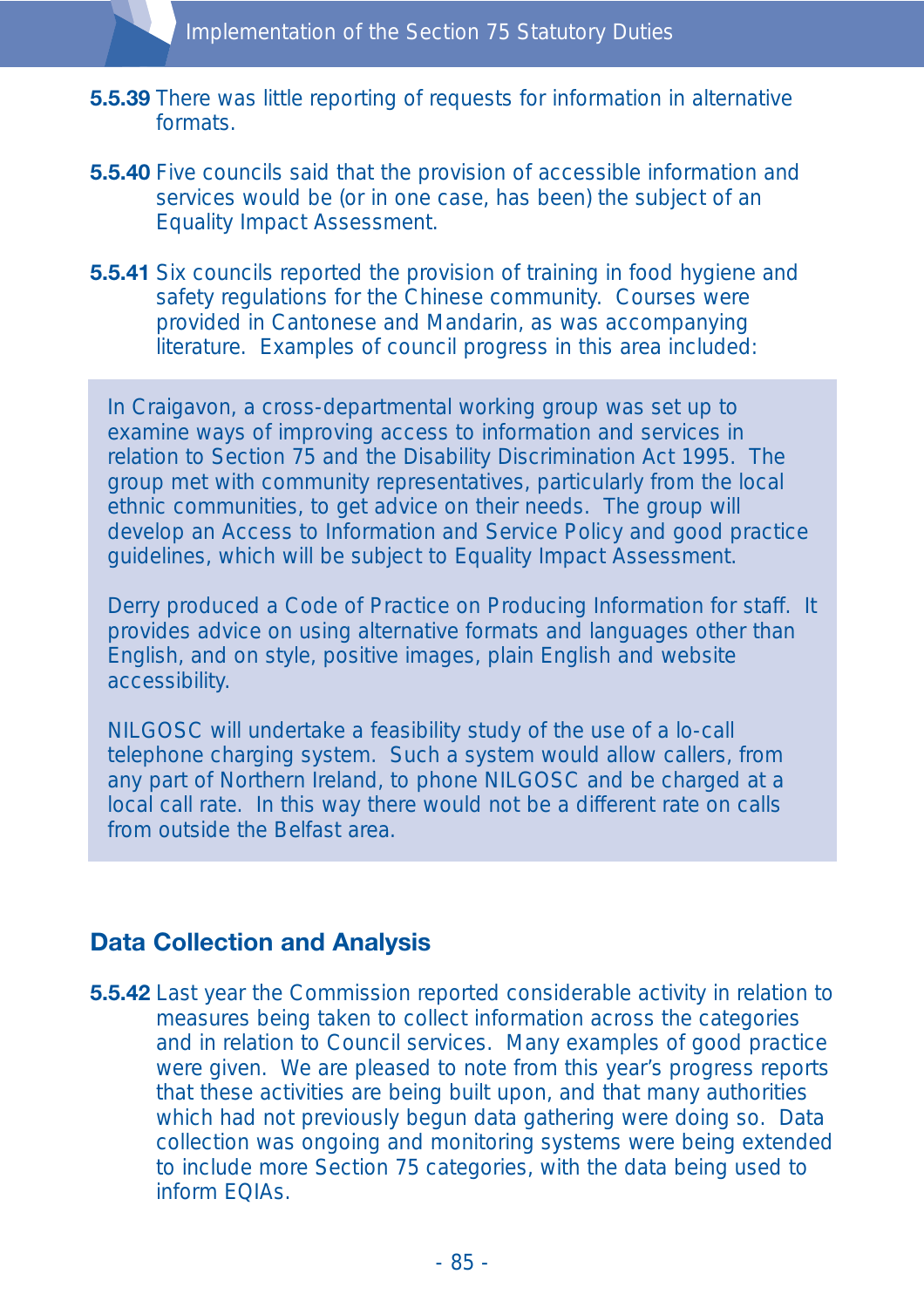**5.5.39** There was little reporting of requests for information in alternative formats.

**5.5.40** Five councils said that the provision of accessible information and services would be (or in one case, has been) the subject of an Equality Impact Assessment.

**5.5.41** Six councils reported the provision of training in food hygiene and safety regulations for the Chinese community. Courses were provided in Cantonese and Mandarin, as was accompanying literature. Examples of council progress in this area included:

> In Craigavon, a cross-departmental working group was set up to examine ways of improving access to information and services in relation to Section 75 and the Disability Discrimination Act 1995. The group met with community representatives, particularly from the local ethnic communities, to get advice on their needs. The group will develop an Access to Information and Service Policy and good practice guidelines, which will be subject to Equality Impact Assessment.
>
> Derry produced a Code of Practice on Producing Information for staff. It provides advice on using alternative formats and languages other than English, and on style, positive images, plain English and website accessibility.
>
> NILGOSC will undertake a feasibility study of the use of a lo-call telephone charging system. Such a system would allow callers, from any part of Northern Ireland, to phone NILGOSC and be charged at a local call rate. In this way there would not be a different rate on calls from outside the Belfast area.

## Data Collection and Analysis

**5.5.42** Last year the Commission reported considerable activity in relation to measures being taken to collect information across the categories and in relation to Council services. Many examples of good practice were given. We are pleased to note from this year's progress reports that these activities are being built upon, and that many authorities which had not previously begun data gathering were doing so. Data collection was ongoing and monitoring systems were being extended to include more Section 75 categories, with the data being used to inform EQIAs.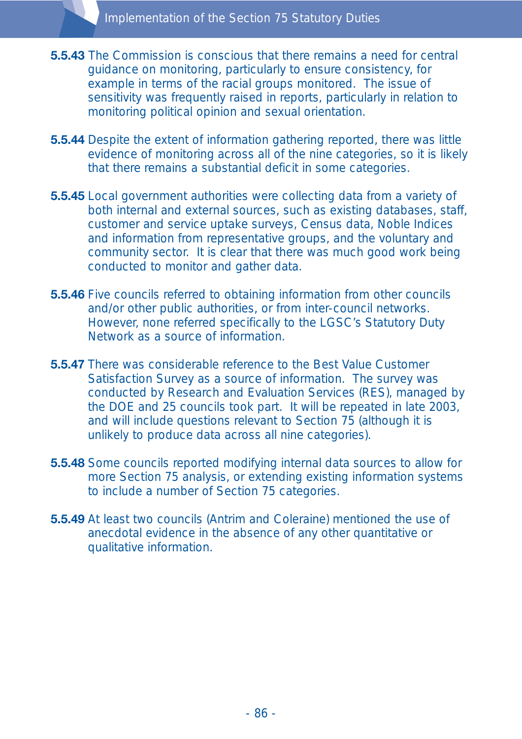**5.5.43** The Commission is conscious that there remains a need for central guidance on monitoring, particularly to ensure consistency, for example in terms of the racial groups monitored. The issue of sensitivity was frequently raised in reports, particularly in relation to monitoring political opinion and sexual orientation.

**5.5.44** Despite the extent of information gathering reported, there was little evidence of monitoring across all of the nine categories, so it is likely that there remains a substantial deficit in some categories.

**5.5.45** Local government authorities were collecting data from a variety of both internal and external sources, such as existing databases, staff, customer and service uptake surveys, Census data, Noble Indices and information from representative groups, and the voluntary and community sector. It is clear that there was much good work being conducted to monitor and gather data.

**5.5.46** Five councils referred to obtaining information from other councils and/or other public authorities, or from inter-council networks. However, none referred specifically to the LGSC's Statutory Duty Network as a source of information.

**5.5.47** There was considerable reference to the Best Value Customer Satisfaction Survey as a source of information. The survey was conducted by Research and Evaluation Services (RES), managed by the DOE and 25 councils took part. It will be repeated in late 2003, and will include questions relevant to Section 75 (although it is unlikely to produce data across all nine categories).

**5.5.48** Some councils reported modifying internal data sources to allow for more Section 75 analysis, or extending existing information systems to include a number of Section 75 categories.

**5.5.49** At least two councils (Antrim and Coleraine) mentioned the use of anecdotal evidence in the absence of any other quantitative or qualitative information.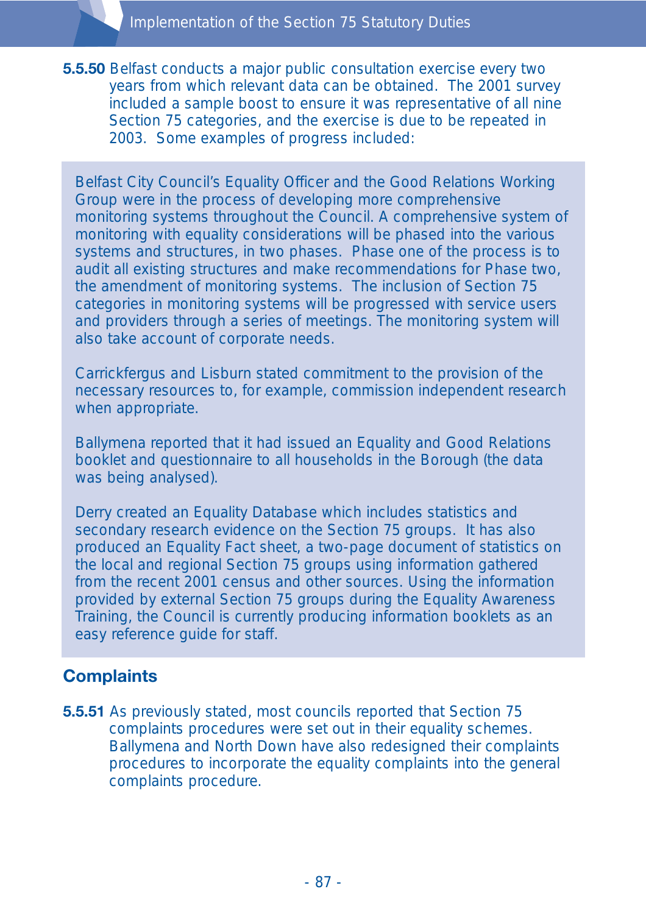**5.5.50** Belfast conducts a major public consultation exercise every two years from which relevant data can be obtained. The 2001 survey included a sample boost to ensure it was representative of all nine Section 75 categories, and the exercise is due to be repeated in 2003. Some examples of progress included:

> Belfast City Council's Equality Officer and the Good Relations Working Group were in the process of developing more comprehensive monitoring systems throughout the Council. A comprehensive system of monitoring with equality considerations will be phased into the various systems and structures, in two phases. Phase one of the process is to audit all existing structures and make recommendations for Phase two, the amendment of monitoring systems. The inclusion of Section 75 categories in monitoring systems will be progressed with service users and providers through a series of meetings. The monitoring system will also take account of corporate needs.
>
> Carrickfergus and Lisburn stated commitment to the provision of the necessary resources to, for example, commission independent research when appropriate.
>
> Ballymena reported that it had issued an Equality and Good Relations booklet and questionnaire to all households in the Borough (the data was being analysed).
>
> Derry created an Equality Database which includes statistics and secondary research evidence on the Section 75 groups. It has also produced an Equality Fact sheet, a two-page document of statistics on the local and regional Section 75 groups using information gathered from the recent 2001 census and other sources. Using the information provided by external Section 75 groups during the Equality Awareness Training, the Council is currently producing information booklets as an easy reference guide for staff.

## Complaints

**5.5.51** As previously stated, most councils reported that Section 75 complaints procedures were set out in their equality schemes. Ballymena and North Down have also redesigned their complaints procedures to incorporate the equality complaints into the general complaints procedure.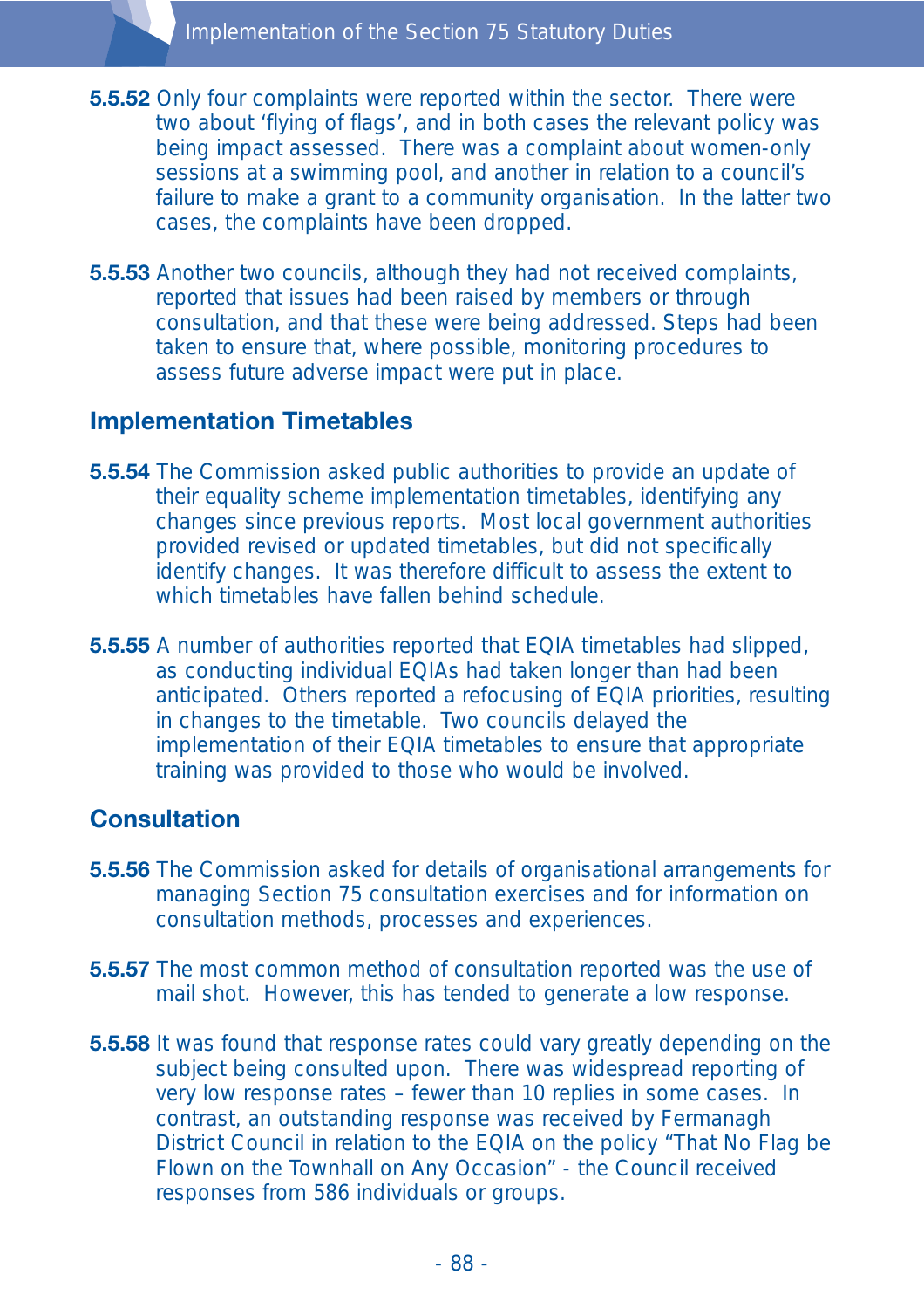**5.5.52** Only four complaints were reported within the sector. There were two about 'flying of flags', and in both cases the relevant policy was being impact assessed. There was a complaint about women-only sessions at a swimming pool, and another in relation to a council's failure to make a grant to a community organisation. In the latter two cases, the complaints have been dropped.

**5.5.53** Another two councils, although they had not received complaints, reported that issues had been raised by members or through consultation, and that these were being addressed. Steps had been taken to ensure that, where possible, monitoring procedures to assess future adverse impact were put in place.

## Implementation Timetables

**5.5.54** The Commission asked public authorities to provide an update of their equality scheme implementation timetables, identifying any changes since previous reports. Most local government authorities provided revised or updated timetables, but did not specifically identify changes. It was therefore difficult to assess the extent to which timetables have fallen behind schedule.

**5.5.55** A number of authorities reported that EQIA timetables had slipped, as conducting individual EQIAs had taken longer than had been anticipated. Others reported a refocusing of EQIA priorities, resulting in changes to the timetable. Two councils delayed the implementation of their EQIA timetables to ensure that appropriate training was provided to those who would be involved.

## Consultation

**5.5.56** The Commission asked for details of organisational arrangements for managing Section 75 consultation exercises and for information on consultation methods, processes and experiences.

**5.5.57** The most common method of consultation reported was the use of mail shot. However, this has tended to generate a low response.

**5.5.58** It was found that response rates could vary greatly depending on the subject being consulted upon. There was widespread reporting of very low response rates – fewer than 10 replies in some cases. In contrast, an outstanding response was received by Fermanagh District Council in relation to the EQIA on the policy "That No Flag be Flown on the Townhall on Any Occasion" - the Council received responses from 586 individuals or groups.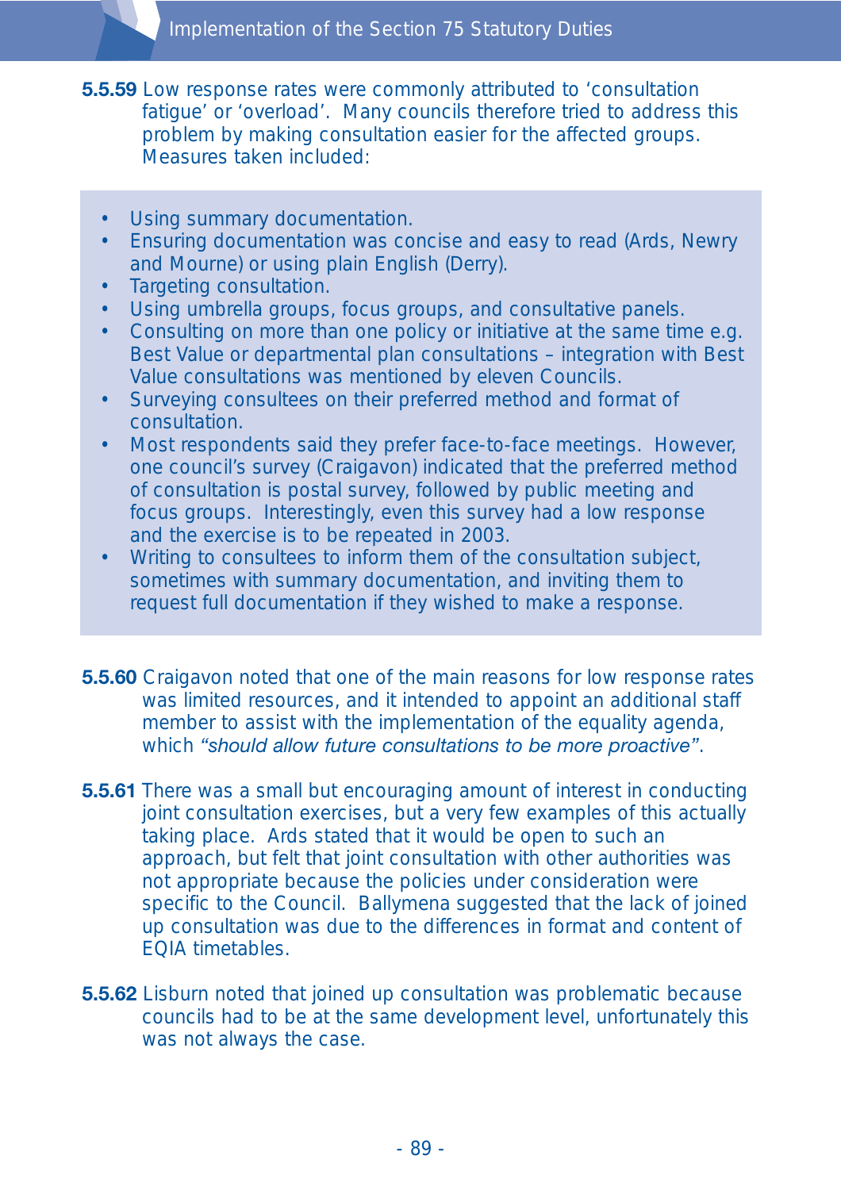**5.5.59** Low response rates were commonly attributed to 'consultation fatigue' or 'overload'. Many councils therefore tried to address this problem by making consultation easier for the affected groups. Measures taken included:

- Using summary documentation.
- Ensuring documentation was concise and easy to read (Ards, Newry and Mourne) or using plain English (Derry).
- Targeting consultation.
- Using umbrella groups, focus groups, and consultative panels.
- Consulting on more than one policy or initiative at the same time e.g. Best Value or departmental plan consultations – integration with Best Value consultations was mentioned by eleven Councils.
- Surveying consultees on their preferred method and format of consultation.
- Most respondents said they prefer face-to-face meetings. However, one council's survey (Craigavon) indicated that the preferred method of consultation is postal survey, followed by public meeting and focus groups. Interestingly, even this survey had a low response and the exercise is to be repeated in 2003.
- Writing to consultees to inform them of the consultation subject, sometimes with summary documentation, and inviting them to request full documentation if they wished to make a response.

**5.5.60** Craigavon noted that one of the main reasons for low response rates was limited resources, and it intended to appoint an additional staff member to assist with the implementation of the equality agenda, which *"should allow future consultations to be more proactive"*.

**5.5.61** There was a small but encouraging amount of interest in conducting joint consultation exercises, but a very few examples of this actually taking place. Ards stated that it would be open to such an approach, but felt that joint consultation with other authorities was not appropriate because the policies under consideration were specific to the Council. Ballymena suggested that the lack of joined up consultation was due to the differences in format and content of EQIA timetables.

**5.5.62** Lisburn noted that joined up consultation was problematic because councils had to be at the same development level, unfortunately this was not always the case.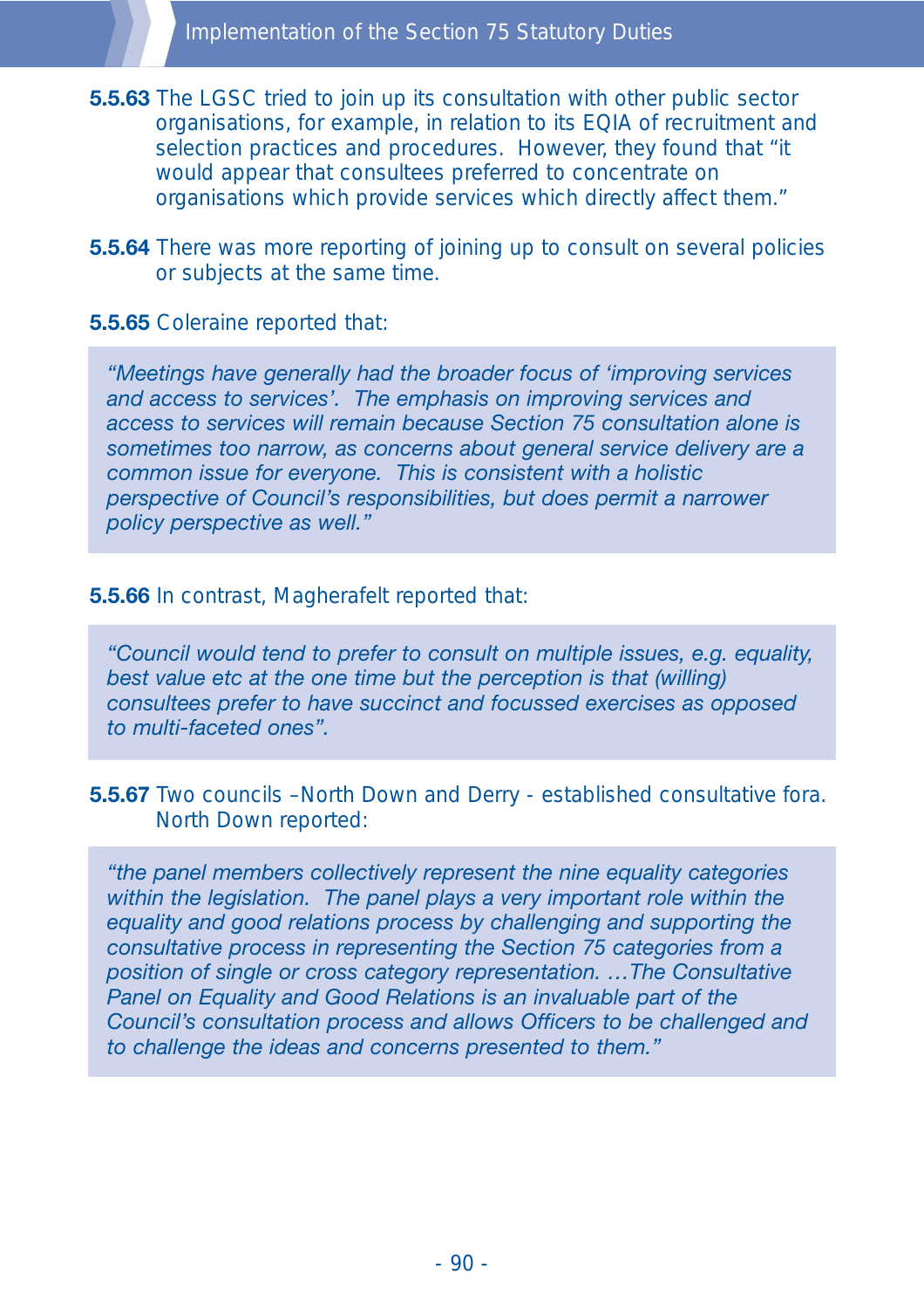**5.5.63** The LGSC tried to join up its consultation with other public sector organisations, for example, in relation to its EQIA of recruitment and selection practices and procedures. However, they found that "it would appear that consultees preferred to concentrate on organisations which provide services which directly affect them."

**5.5.64** There was more reporting of joining up to consult on several policies or subjects at the same time.

**5.5.65** Coleraine reported that:

> *"Meetings have generally had the broader focus of 'improving services and access to services'. The emphasis on improving services and access to services will remain because Section 75 consultation alone is sometimes too narrow, as concerns about general service delivery are a common issue for everyone. This is consistent with a holistic perspective of Council's responsibilities, but does permit a narrower policy perspective as well."*

**5.5.66** In contrast, Magherafelt reported that:

> *"Council would tend to prefer to consult on multiple issues, e.g. equality, best value etc at the one time but the perception is that (willing) consultees prefer to have succinct and focussed exercises as opposed to multi-faceted ones".*

**5.5.67** Two councils –North Down and Derry - established consultative fora. North Down reported:

> *"the panel members collectively represent the nine equality categories within the legislation. The panel plays a very important role within the equality and good relations process by challenging and supporting the consultative process in representing the Section 75 categories from a position of single or cross category representation. …The Consultative Panel on Equality and Good Relations is an invaluable part of the Council's consultation process and allows Officers to be challenged and to challenge the ideas and concerns presented to them."*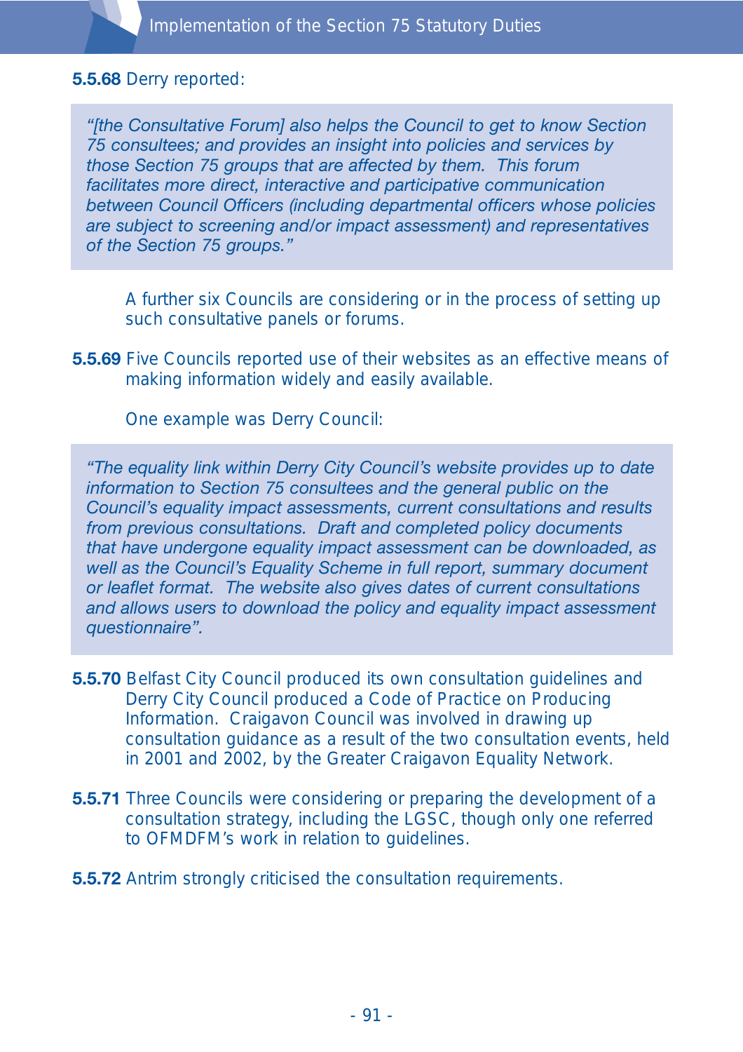**5.5.68** Derry reported:

> *"[the Consultative Forum] also helps the Council to get to know Section 75 consultees; and provides an insight into policies and services by those Section 75 groups that are affected by them. This forum facilitates more direct, interactive and participative communication between Council Officers (including departmental officers whose policies are subject to screening and/or impact assessment) and representatives of the Section 75 groups."*

A further six Councils are considering or in the process of setting up such consultative panels or forums.

**5.5.69** Five Councils reported use of their websites as an effective means of making information widely and easily available.

One example was Derry Council:

> *"The equality link within Derry City Council's website provides up to date information to Section 75 consultees and the general public on the Council's equality impact assessments, current consultations and results from previous consultations. Draft and completed policy documents that have undergone equality impact assessment can be downloaded, as well as the Council's Equality Scheme in full report, summary document or leaflet format. The website also gives dates of current consultations and allows users to download the policy and equality impact assessment questionnaire".*

**5.5.70** Belfast City Council produced its own consultation guidelines and Derry City Council produced a Code of Practice on Producing Information. Craigavon Council was involved in drawing up consultation guidance as a result of the two consultation events, held in 2001 and 2002, by the Greater Craigavon Equality Network.

**5.5.71** Three Councils were considering or preparing the development of a consultation strategy, including the LGSC, though only one referred to OFMDFM's work in relation to guidelines.

**5.5.72** Antrim strongly criticised the consultation requirements.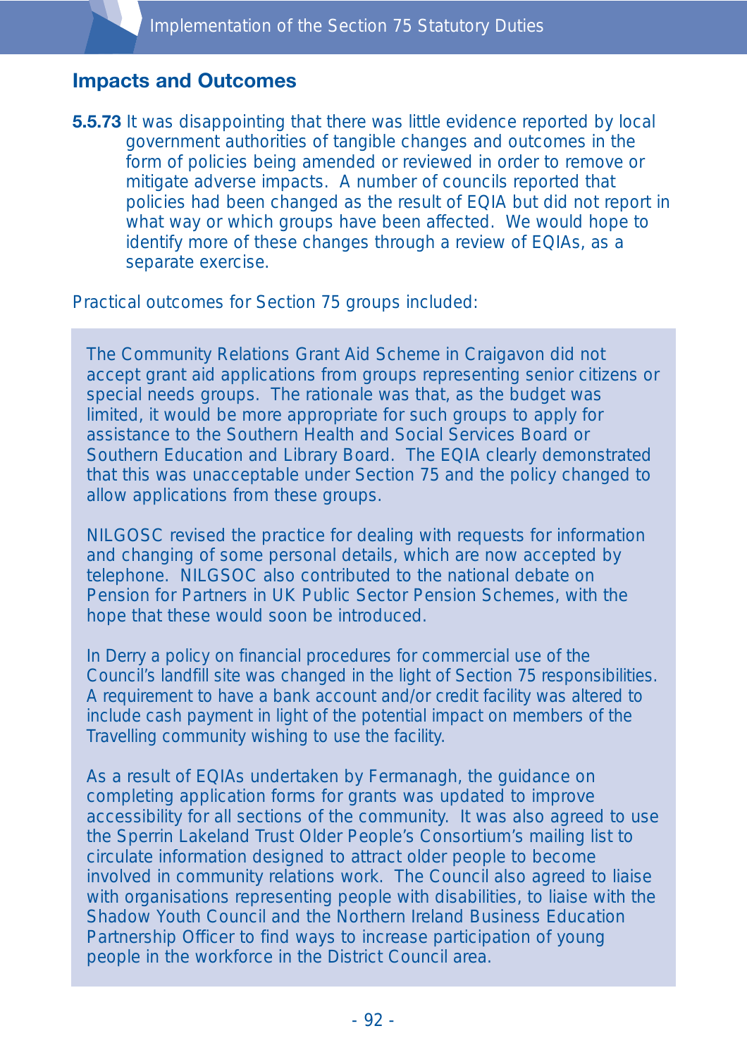## Impacts and Outcomes

**5.5.73** It was disappointing that there was little evidence reported by local government authorities of tangible changes and outcomes in the form of policies being amended or reviewed in order to remove or mitigate adverse impacts. A number of councils reported that policies had been changed as the result of EQIA but did not report in what way or which groups have been affected. We would hope to identify more of these changes through a review of EQIAs, as a separate exercise.

Practical outcomes for Section 75 groups included:

> The Community Relations Grant Aid Scheme in Craigavon did not accept grant aid applications from groups representing senior citizens or special needs groups. The rationale was that, as the budget was limited, it would be more appropriate for such groups to apply for assistance to the Southern Health and Social Services Board or Southern Education and Library Board. The EQIA clearly demonstrated that this was unacceptable under Section 75 and the policy changed to allow applications from these groups.
>
> NILGOSC revised the practice for dealing with requests for information and changing of some personal details, which are now accepted by telephone. NILGSOC also contributed to the national debate on Pension for Partners in UK Public Sector Pension Schemes, with the hope that these would soon be introduced.
>
> In Derry a policy on financial procedures for commercial use of the Council's landfill site was changed in the light of Section 75 responsibilities. A requirement to have a bank account and/or credit facility was altered to include cash payment in light of the potential impact on members of the Travelling community wishing to use the facility.
>
> As a result of EQIAs undertaken by Fermanagh, the guidance on completing application forms for grants was updated to improve accessibility for all sections of the community. It was also agreed to use the Sperrin Lakeland Trust Older People's Consortium's mailing list to circulate information designed to attract older people to become involved in community relations work. The Council also agreed to liaise with organisations representing people with disabilities, to liaise with the Shadow Youth Council and the Northern Ireland Business Education Partnership Officer to find ways to increase participation of young people in the workforce in the District Council area.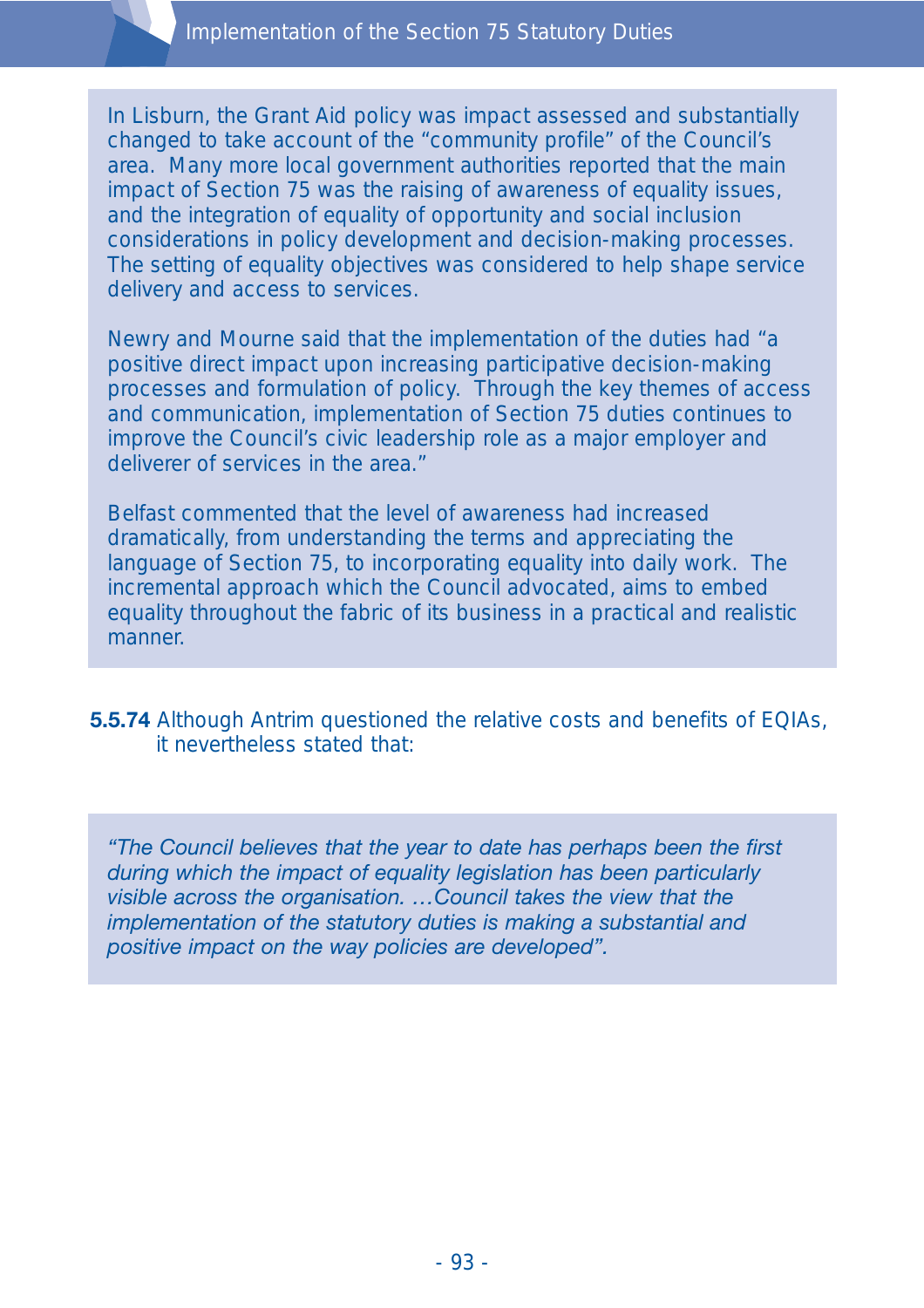In Lisburn, the Grant Aid policy was impact assessed and substantially changed to take account of the "community profile" of the Council's area. Many more local government authorities reported that the main impact of Section 75 was the raising of awareness of equality issues, and the integration of equality of opportunity and social inclusion considerations in policy development and decision-making processes. The setting of equality objectives was considered to help shape service delivery and access to services.

Newry and Mourne said that the implementation of the duties had "a positive direct impact upon increasing participative decision-making processes and formulation of policy. Through the key themes of access and communication, implementation of Section 75 duties continues to improve the Council's civic leadership role as a major employer and deliverer of services in the area."

Belfast commented that the level of awareness had increased dramatically, from understanding the terms and appreciating the language of Section 75, to incorporating equality into daily work. The incremental approach which the Council advocated, aims to embed equality throughout the fabric of its business in a practical and realistic manner.

**5.5.74** Although Antrim questioned the relative costs and benefits of EQIAs, it nevertheless stated that:

*"The Council believes that the year to date has perhaps been the first during which the impact of equality legislation has been particularly visible across the organisation. …Council takes the view that the implementation of the statutory duties is making a substantial and positive impact on the way policies are developed".*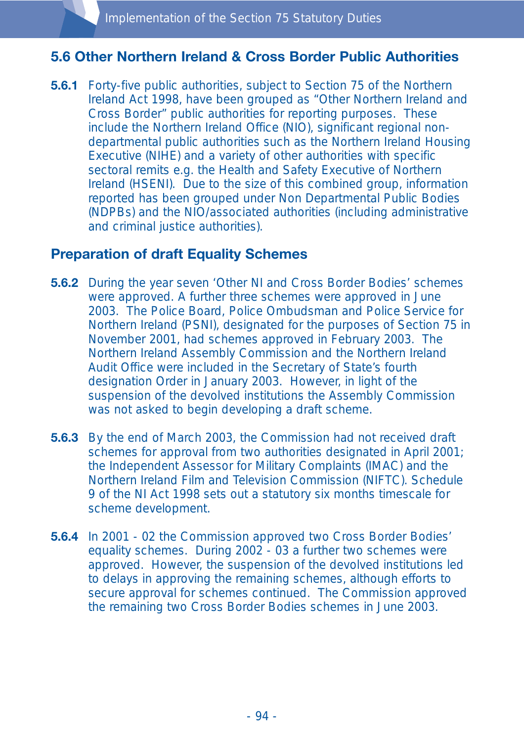## 5.6 Other Northern Ireland & Cross Border Public Authorities

**5.6.1** Forty-five public authorities, subject to Section 75 of the Northern Ireland Act 1998, have been grouped as "Other Northern Ireland and Cross Border" public authorities for reporting purposes. These include the Northern Ireland Office (NIO), significant regional non-departmental public authorities such as the Northern Ireland Housing Executive (NIHE) and a variety of other authorities with specific sectoral remits e.g. the Health and Safety Executive of Northern Ireland (HSENI). Due to the size of this combined group, information reported has been grouped under Non Departmental Public Bodies (NDPBs) and the NIO/associated authorities (including administrative and criminal justice authorities).

### Preparation of draft Equality Schemes

**5.6.2** During the year seven 'Other NI and Cross Border Bodies' schemes were approved. A further three schemes were approved in June 2003. The Police Board, Police Ombudsman and Police Service for Northern Ireland (PSNI), designated for the purposes of Section 75 in November 2001, had schemes approved in February 2003. The Northern Ireland Assembly Commission and the Northern Ireland Audit Office were included in the Secretary of State's fourth designation Order in January 2003. However, in light of the suspension of the devolved institutions the Assembly Commission was not asked to begin developing a draft scheme.

**5.6.3** By the end of March 2003, the Commission had not received draft schemes for approval from two authorities designated in April 2001; the Independent Assessor for Military Complaints (IMAC) and the Northern Ireland Film and Television Commission (NIFTC). Schedule 9 of the NI Act 1998 sets out a statutory six months timescale for scheme development.

**5.6.4** In 2001 - 02 the Commission approved two Cross Border Bodies' equality schemes. During 2002 - 03 a further two schemes were approved. However, the suspension of the devolved institutions led to delays in approving the remaining schemes, although efforts to secure approval for schemes continued. The Commission approved the remaining two Cross Border Bodies schemes in June 2003.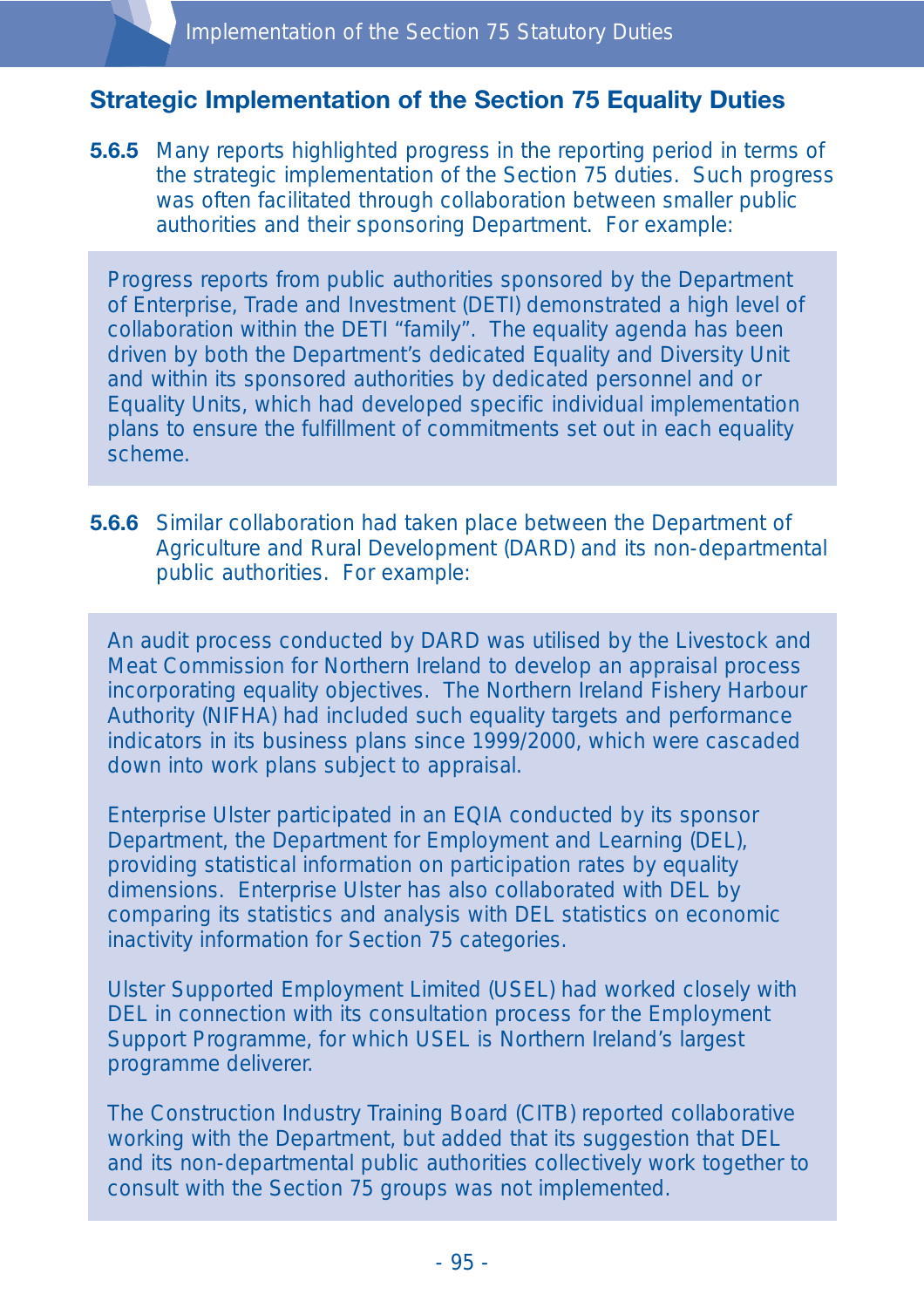## Strategic Implementation of the Section 75 Equality Duties

**5.6.5** Many reports highlighted progress in the reporting period in terms of the strategic implementation of the Section 75 duties. Such progress was often facilitated through collaboration between smaller public authorities and their sponsoring Department. For example:

> Progress reports from public authorities sponsored by the Department of Enterprise, Trade and Investment (DETI) demonstrated a high level of collaboration within the DETI "family". The equality agenda has been driven by both the Department's dedicated Equality and Diversity Unit and within its sponsored authorities by dedicated personnel and or Equality Units, which had developed specific individual implementation plans to ensure the fulfillment of commitments set out in each equality scheme.

**5.6.6** Similar collaboration had taken place between the Department of Agriculture and Rural Development (DARD) and its non-departmental public authorities. For example:

> An audit process conducted by DARD was utilised by the Livestock and Meat Commission for Northern Ireland to develop an appraisal process incorporating equality objectives. The Northern Ireland Fishery Harbour Authority (NIFHA) had included such equality targets and performance indicators in its business plans since 1999/2000, which were cascaded down into work plans subject to appraisal.
>
> Enterprise Ulster participated in an EQIA conducted by its sponsor Department, the Department for Employment and Learning (DEL), providing statistical information on participation rates by equality dimensions. Enterprise Ulster has also collaborated with DEL by comparing its statistics and analysis with DEL statistics on economic inactivity information for Section 75 categories.
>
> Ulster Supported Employment Limited (USEL) had worked closely with DEL in connection with its consultation process for the Employment Support Programme, for which USEL is Northern Ireland's largest programme deliverer.
>
> The Construction Industry Training Board (CITB) reported collaborative working with the Department, but added that its suggestion that DEL and its non-departmental public authorities collectively work together to consult with the Section 75 groups was not implemented.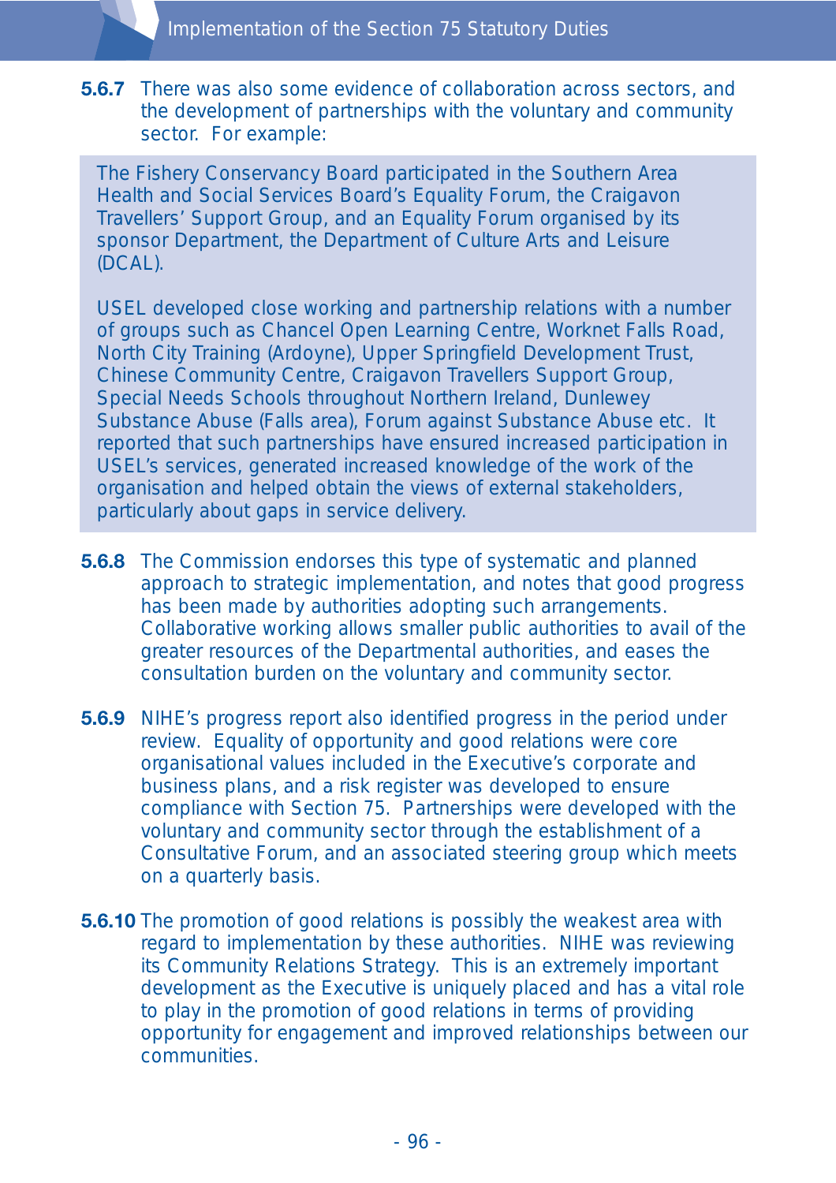**5.6.7** There was also some evidence of collaboration across sectors, and the development of partnerships with the voluntary and community sector. For example:

> The Fishery Conservancy Board participated in the Southern Area Health and Social Services Board's Equality Forum, the Craigavon Travellers' Support Group, and an Equality Forum organised by its sponsor Department, the Department of Culture Arts and Leisure (DCAL).
>
> USEL developed close working and partnership relations with a number of groups such as Chancel Open Learning Centre, Worknet Falls Road, North City Training (Ardoyne), Upper Springfield Development Trust, Chinese Community Centre, Craigavon Travellers Support Group, Special Needs Schools throughout Northern Ireland, Dunlewey Substance Abuse (Falls area), Forum against Substance Abuse etc. It reported that such partnerships have ensured increased participation in USEL's services, generated increased knowledge of the work of the organisation and helped obtain the views of external stakeholders, particularly about gaps in service delivery.

**5.6.8** The Commission endorses this type of systematic and planned approach to strategic implementation, and notes that good progress has been made by authorities adopting such arrangements. Collaborative working allows smaller public authorities to avail of the greater resources of the Departmental authorities, and eases the consultation burden on the voluntary and community sector.

**5.6.9** NIHE's progress report also identified progress in the period under review. Equality of opportunity and good relations were core organisational values included in the Executive's corporate and business plans, and a risk register was developed to ensure compliance with Section 75. Partnerships were developed with the voluntary and community sector through the establishment of a Consultative Forum, and an associated steering group which meets on a quarterly basis.

**5.6.10** The promotion of good relations is possibly the weakest area with regard to implementation by these authorities. NIHE was reviewing its Community Relations Strategy. This is an extremely important development as the Executive is uniquely placed and has a vital role to play in the promotion of good relations in terms of providing opportunity for engagement and improved relationships between our communities.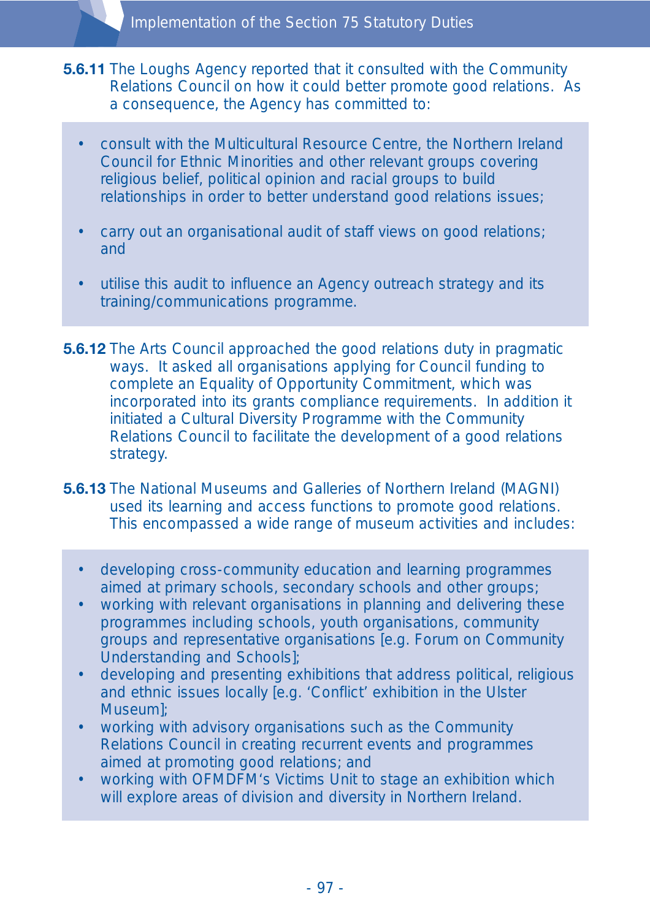**5.6.11** The Loughs Agency reported that it consulted with the Community Relations Council on how it could better promote good relations. As a consequence, the Agency has committed to:

- consult with the Multicultural Resource Centre, the Northern Ireland Council for Ethnic Minorities and other relevant groups covering religious belief, political opinion and racial groups to build relationships in order to better understand good relations issues;
- carry out an organisational audit of staff views on good relations; and
- utilise this audit to influence an Agency outreach strategy and its training/communications programme.

**5.6.12** The Arts Council approached the good relations duty in pragmatic ways. It asked all organisations applying for Council funding to complete an Equality of Opportunity Commitment, which was incorporated into its grants compliance requirements. In addition it initiated a Cultural Diversity Programme with the Community Relations Council to facilitate the development of a good relations strategy.

**5.6.13** The National Museums and Galleries of Northern Ireland (MAGNI) used its learning and access functions to promote good relations. This encompassed a wide range of museum activities and includes:

- developing cross-community education and learning programmes aimed at primary schools, secondary schools and other groups;
- working with relevant organisations in planning and delivering these programmes including schools, youth organisations, community groups and representative organisations [e.g. Forum on Community Understanding and Schools];
- developing and presenting exhibitions that address political, religious and ethnic issues locally [e.g. 'Conflict' exhibition in the Ulster Museum];
- working with advisory organisations such as the Community Relations Council in creating recurrent events and programmes aimed at promoting good relations; and
- working with OFMDFM's Victims Unit to stage an exhibition which will explore areas of division and diversity in Northern Ireland.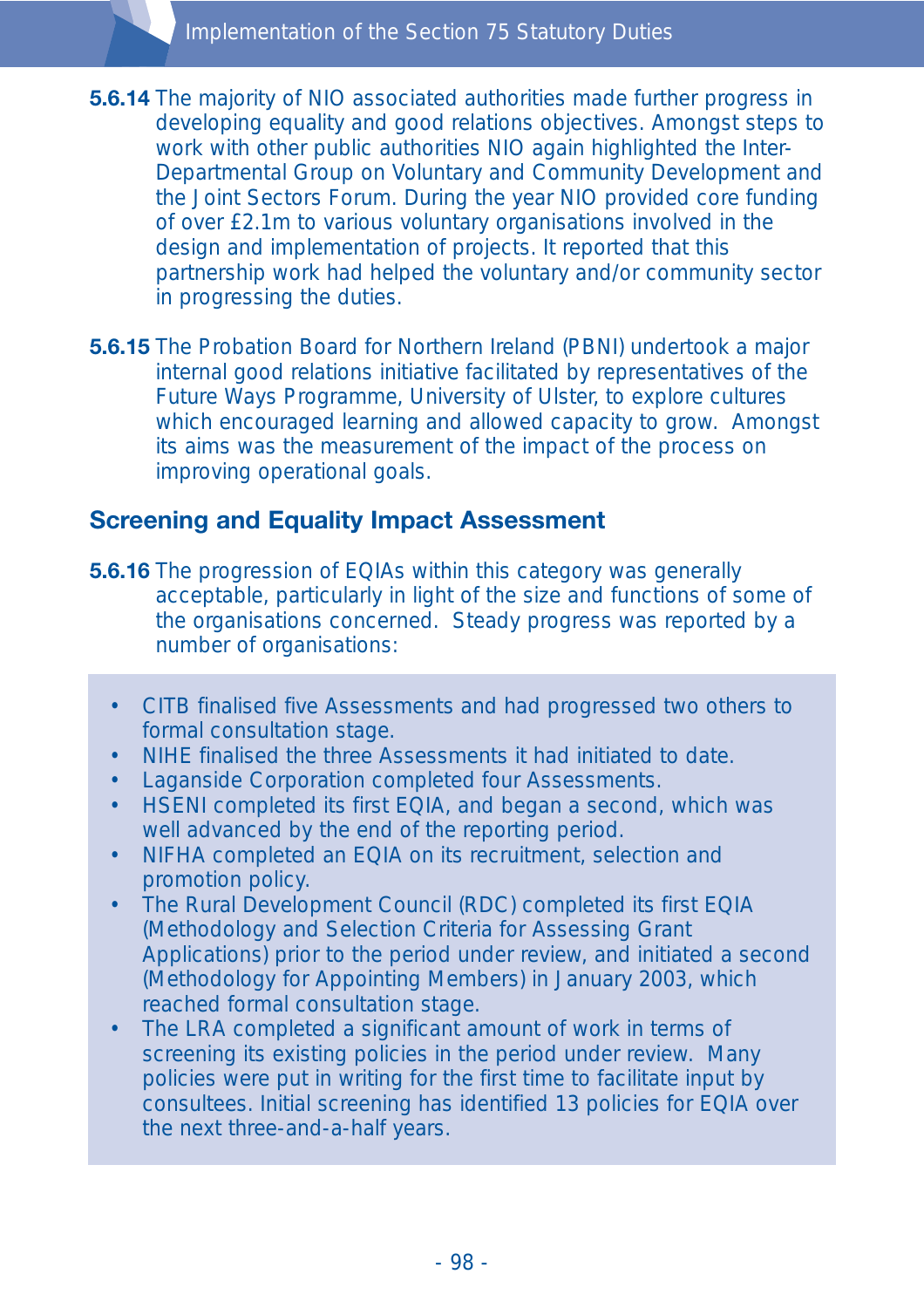**5.6.14** The majority of NIO associated authorities made further progress in developing equality and good relations objectives. Amongst steps to work with other public authorities NIO again highlighted the Inter-Departmental Group on Voluntary and Community Development and the Joint Sectors Forum. During the year NIO provided core funding of over £2.1m to various voluntary organisations involved in the design and implementation of projects. It reported that this partnership work had helped the voluntary and/or community sector in progressing the duties.

**5.6.15** The Probation Board for Northern Ireland (PBNI) undertook a major internal good relations initiative facilitated by representatives of the Future Ways Programme, University of Ulster, to explore cultures which encouraged learning and allowed capacity to grow. Amongst its aims was the measurement of the impact of the process on improving operational goals.

## Screening and Equality Impact Assessment

**5.6.16** The progression of EQIAs within this category was generally acceptable, particularly in light of the size and functions of some of the organisations concerned. Steady progress was reported by a number of organisations:

- CITB finalised five Assessments and had progressed two others to formal consultation stage.
- NIHE finalised the three Assessments it had initiated to date.
- Laganside Corporation completed four Assessments.
- HSENI completed its first EQIA, and began a second, which was well advanced by the end of the reporting period.
- NIFHA completed an EQIA on its recruitment, selection and promotion policy.
- The Rural Development Council (RDC) completed its first EQIA (Methodology and Selection Criteria for Assessing Grant Applications) prior to the period under review, and initiated a second (Methodology for Appointing Members) in January 2003, which reached formal consultation stage.
- The LRA completed a significant amount of work in terms of screening its existing policies in the period under review. Many policies were put in writing for the first time to facilitate input by consultees. Initial screening has identified 13 policies for EQIA over the next three-and-a-half years.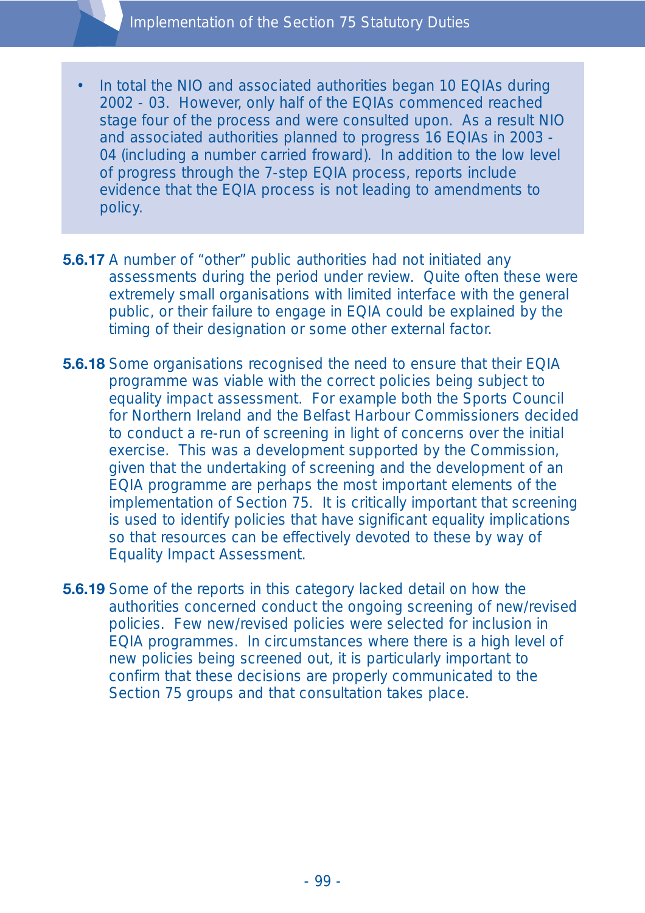- In total the NIO and associated authorities began 10 EQIAs during 2002 - 03. However, only half of the EQIAs commenced reached stage four of the process and were consulted upon. As a result NIO and associated authorities planned to progress 16 EQIAs in 2003 - 04 (including a number carried froward). In addition to the low level of progress through the 7-step EQIA process, reports include evidence that the EQIA process is not leading to amendments to policy.

**5.6.17** A number of "other" public authorities had not initiated any assessments during the period under review. Quite often these were extremely small organisations with limited interface with the general public, or their failure to engage in EQIA could be explained by the timing of their designation or some other external factor.

**5.6.18** Some organisations recognised the need to ensure that their EQIA programme was viable with the correct policies being subject to equality impact assessment. For example both the Sports Council for Northern Ireland and the Belfast Harbour Commissioners decided to conduct a re-run of screening in light of concerns over the initial exercise. This was a development supported by the Commission, given that the undertaking of screening and the development of an EQIA programme are perhaps the most important elements of the implementation of Section 75. It is critically important that screening is used to identify policies that have significant equality implications so that resources can be effectively devoted to these by way of Equality Impact Assessment.

**5.6.19** Some of the reports in this category lacked detail on how the authorities concerned conduct the ongoing screening of new/revised policies. Few new/revised policies were selected for inclusion in EQIA programmes. In circumstances where there is a high level of new policies being screened out, it is particularly important to confirm that these decisions are properly communicated to the Section 75 groups and that consultation takes place.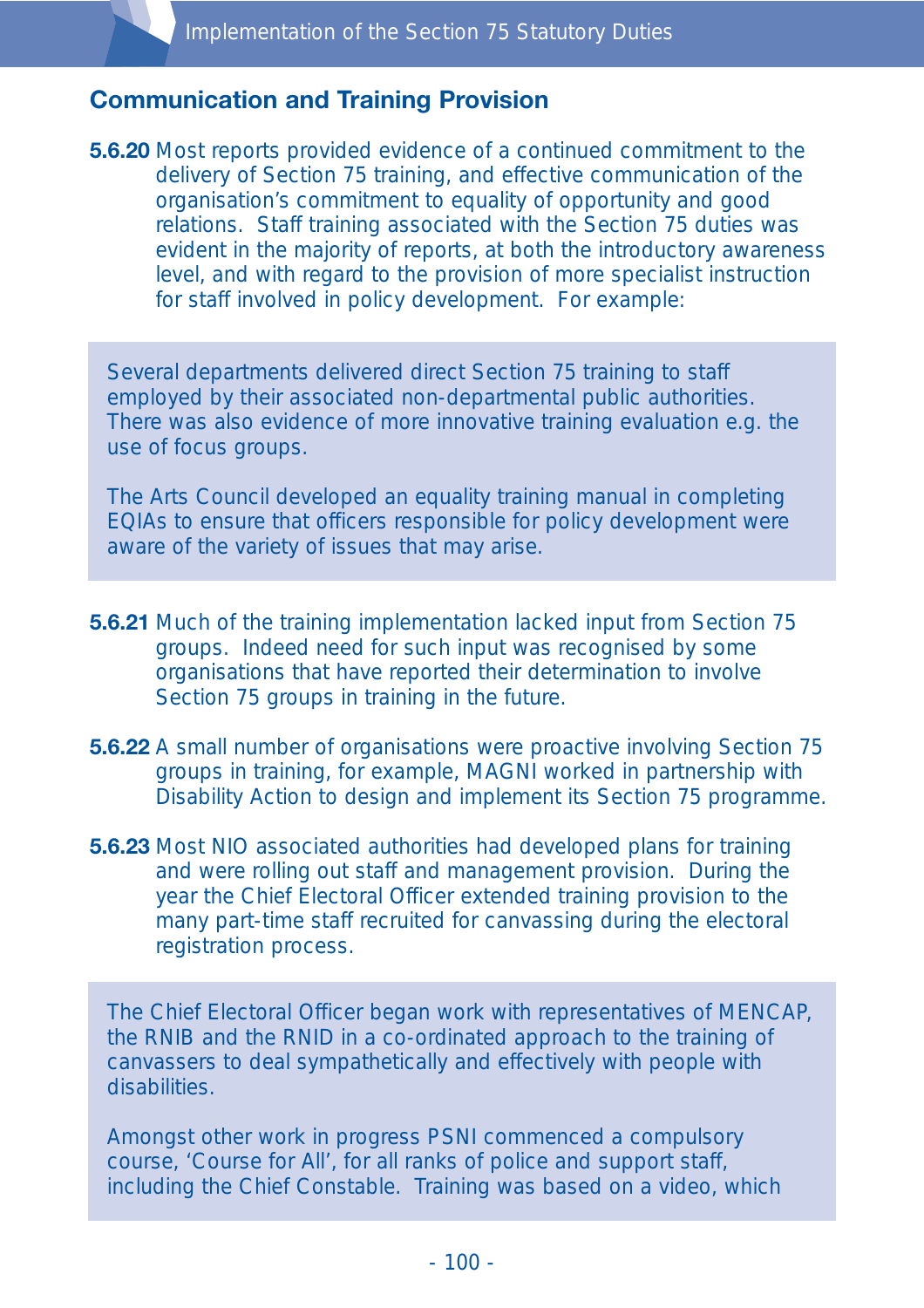## Communication and Training Provision

**5.6.20** Most reports provided evidence of a continued commitment to the delivery of Section 75 training, and effective communication of the organisation's commitment to equality of opportunity and good relations. Staff training associated with the Section 75 duties was evident in the majority of reports, at both the introductory awareness level, and with regard to the provision of more specialist instruction for staff involved in policy development. For example:

> Several departments delivered direct Section 75 training to staff employed by their associated non-departmental public authorities. There was also evidence of more innovative training evaluation e.g. the use of focus groups.
>
> The Arts Council developed an equality training manual in completing EQIAs to ensure that officers responsible for policy development were aware of the variety of issues that may arise.

**5.6.21** Much of the training implementation lacked input from Section 75 groups. Indeed need for such input was recognised by some organisations that have reported their determination to involve Section 75 groups in training in the future.

**5.6.22** A small number of organisations were proactive involving Section 75 groups in training, for example, MAGNI worked in partnership with Disability Action to design and implement its Section 75 programme.

**5.6.23** Most NIO associated authorities had developed plans for training and were rolling out staff and management provision. During the year the Chief Electoral Officer extended training provision to the many part-time staff recruited for canvassing during the electoral registration process.

> The Chief Electoral Officer began work with representatives of MENCAP, the RNIB and the RNID in a co-ordinated approach to the training of canvassers to deal sympathetically and effectively with people with disabilities.
>
> Amongst other work in progress PSNI commenced a compulsory course, 'Course for All', for all ranks of police and support staff, including the Chief Constable. Training was based on a video, which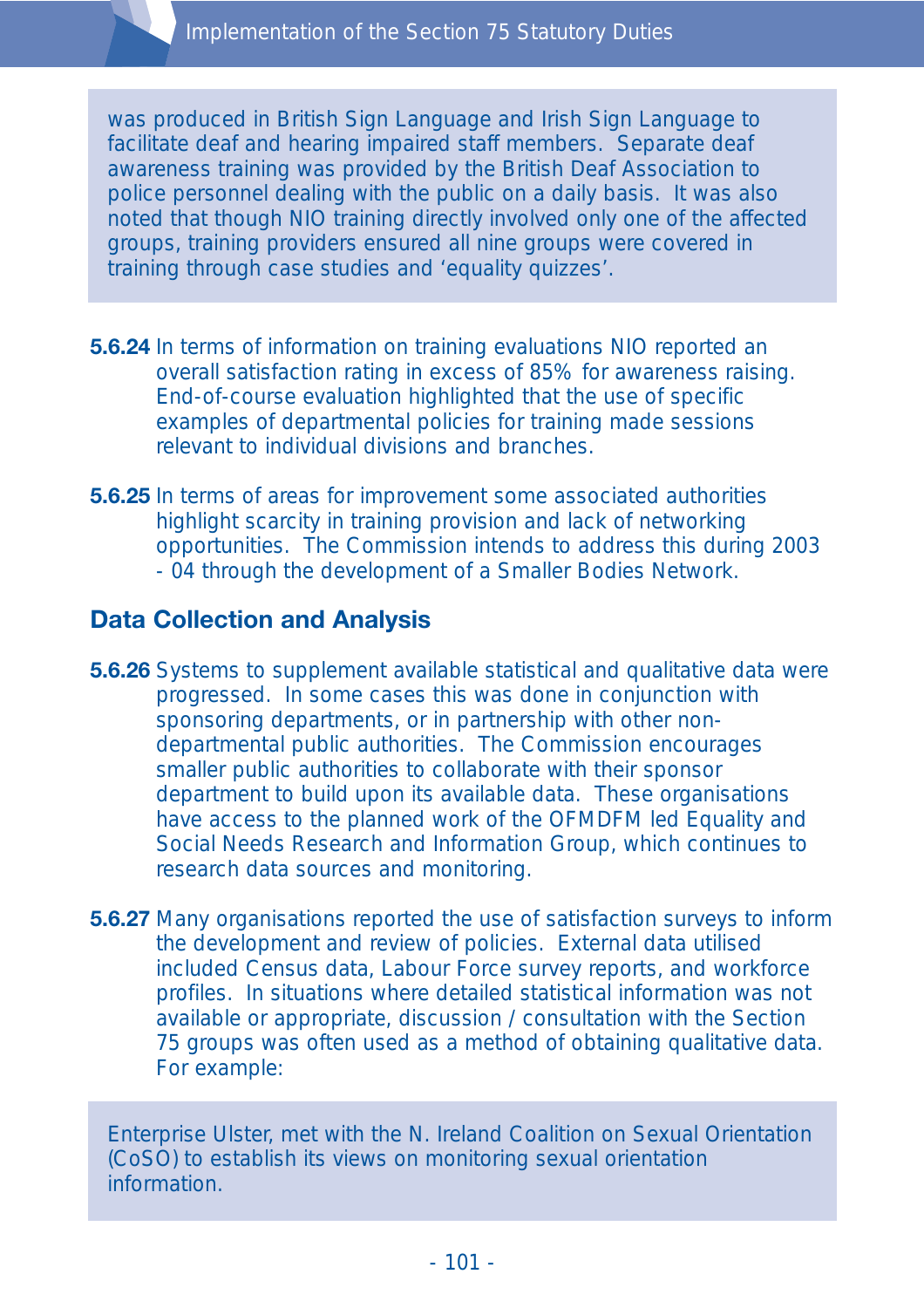was produced in British Sign Language and Irish Sign Language to facilitate deaf and hearing impaired staff members. Separate deaf awareness training was provided by the British Deaf Association to police personnel dealing with the public on a daily basis. It was also noted that though NIO training directly involved only one of the affected groups, training providers ensured all nine groups were covered in training through case studies and 'equality quizzes'.

**5.6.24** In terms of information on training evaluations NIO reported an overall satisfaction rating in excess of 85% for awareness raising. End-of-course evaluation highlighted that the use of specific examples of departmental policies for training made sessions relevant to individual divisions and branches.

**5.6.25** In terms of areas for improvement some associated authorities highlight scarcity in training provision and lack of networking opportunities. The Commission intends to address this during 2003 - 04 through the development of a Smaller Bodies Network.

## Data Collection and Analysis

**5.6.26** Systems to supplement available statistical and qualitative data were progressed. In some cases this was done in conjunction with sponsoring departments, or in partnership with other non-departmental public authorities. The Commission encourages smaller public authorities to collaborate with their sponsor department to build upon its available data. These organisations have access to the planned work of the OFMDFM led Equality and Social Needs Research and Information Group, which continues to research data sources and monitoring.

**5.6.27** Many organisations reported the use of satisfaction surveys to inform the development and review of policies. External data utilised included Census data, Labour Force survey reports, and workforce profiles. In situations where detailed statistical information was not available or appropriate, discussion / consultation with the Section 75 groups was often used as a method of obtaining qualitative data. For example:

Enterprise Ulster, met with the N. Ireland Coalition on Sexual Orientation (CoSO) to establish its views on monitoring sexual orientation information.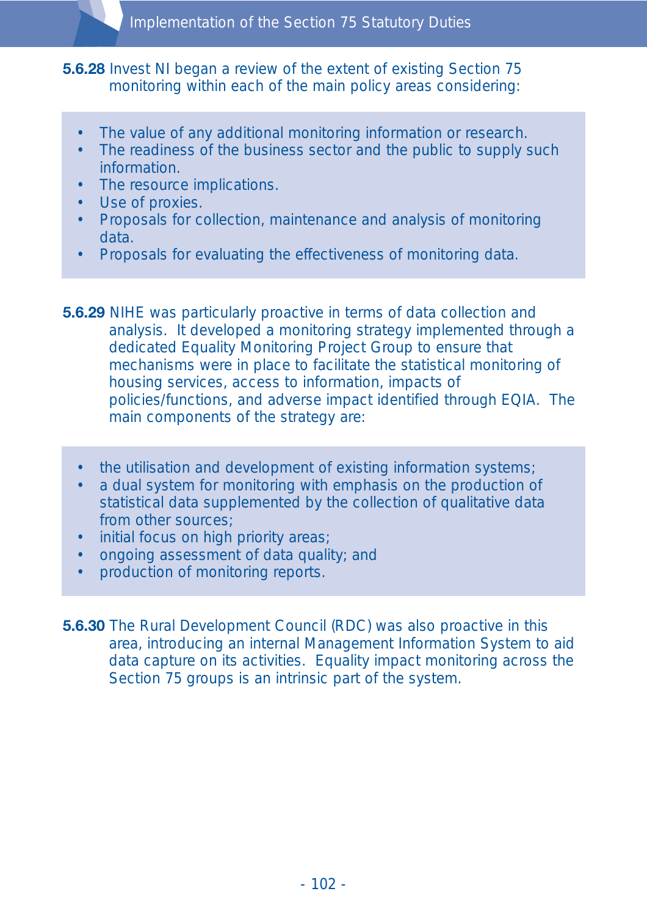**5.6.28** Invest NI began a review of the extent of existing Section 75 monitoring within each of the main policy areas considering:

- The value of any additional monitoring information or research.
- The readiness of the business sector and the public to supply such information.
- The resource implications.
- Use of proxies.
- Proposals for collection, maintenance and analysis of monitoring data.
- Proposals for evaluating the effectiveness of monitoring data.

**5.6.29** NIHE was particularly proactive in terms of data collection and analysis. It developed a monitoring strategy implemented through a dedicated Equality Monitoring Project Group to ensure that mechanisms were in place to facilitate the statistical monitoring of housing services, access to information, impacts of policies/functions, and adverse impact identified through EQIA. The main components of the strategy are:

- the utilisation and development of existing information systems;
- a dual system for monitoring with emphasis on the production of statistical data supplemented by the collection of qualitative data from other sources;
- initial focus on high priority areas;
- ongoing assessment of data quality; and
- production of monitoring reports.

**5.6.30** The Rural Development Council (RDC) was also proactive in this area, introducing an internal Management Information System to aid data capture on its activities. Equality impact monitoring across the Section 75 groups is an intrinsic part of the system.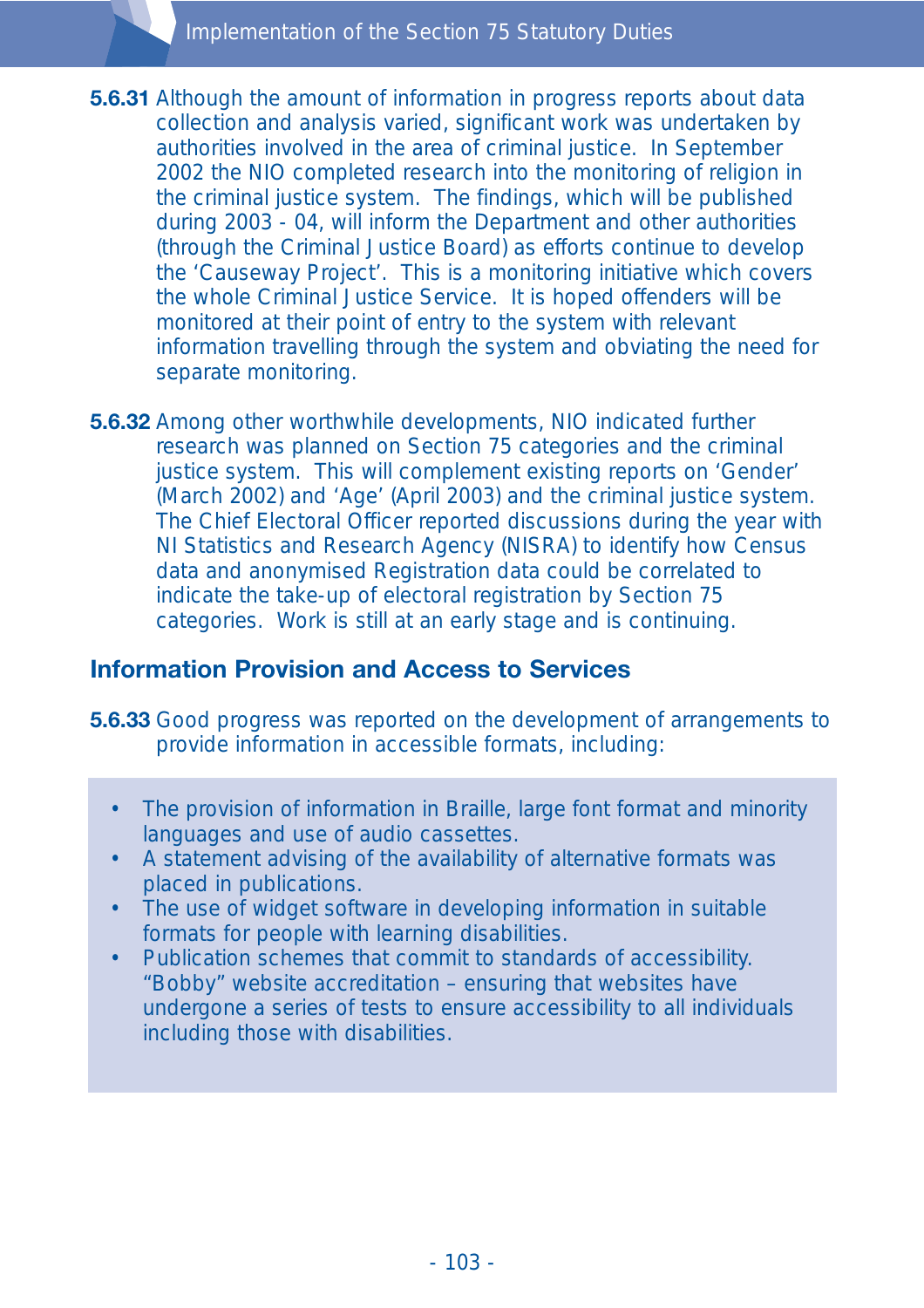**5.6.31** Although the amount of information in progress reports about data collection and analysis varied, significant work was undertaken by authorities involved in the area of criminal justice. In September 2002 the NIO completed research into the monitoring of religion in the criminal justice system. The findings, which will be published during 2003 - 04, will inform the Department and other authorities (through the Criminal Justice Board) as efforts continue to develop the 'Causeway Project'. This is a monitoring initiative which covers the whole Criminal Justice Service. It is hoped offenders will be monitored at their point of entry to the system with relevant information travelling through the system and obviating the need for separate monitoring.

**5.6.32** Among other worthwhile developments, NIO indicated further research was planned on Section 75 categories and the criminal justice system. This will complement existing reports on 'Gender' (March 2002) and 'Age' (April 2003) and the criminal justice system. The Chief Electoral Officer reported discussions during the year with NI Statistics and Research Agency (NISRA) to identify how Census data and anonymised Registration data could be correlated to indicate the take-up of electoral registration by Section 75 categories. Work is still at an early stage and is continuing.

## Information Provision and Access to Services

**5.6.33** Good progress was reported on the development of arrangements to provide information in accessible formats, including:

- The provision of information in Braille, large font format and minority languages and use of audio cassettes.
- A statement advising of the availability of alternative formats was placed in publications.
- The use of widget software in developing information in suitable formats for people with learning disabilities.
- Publication schemes that commit to standards of accessibility. "Bobby" website accreditation – ensuring that websites have undergone a series of tests to ensure accessibility to all individuals including those with disabilities.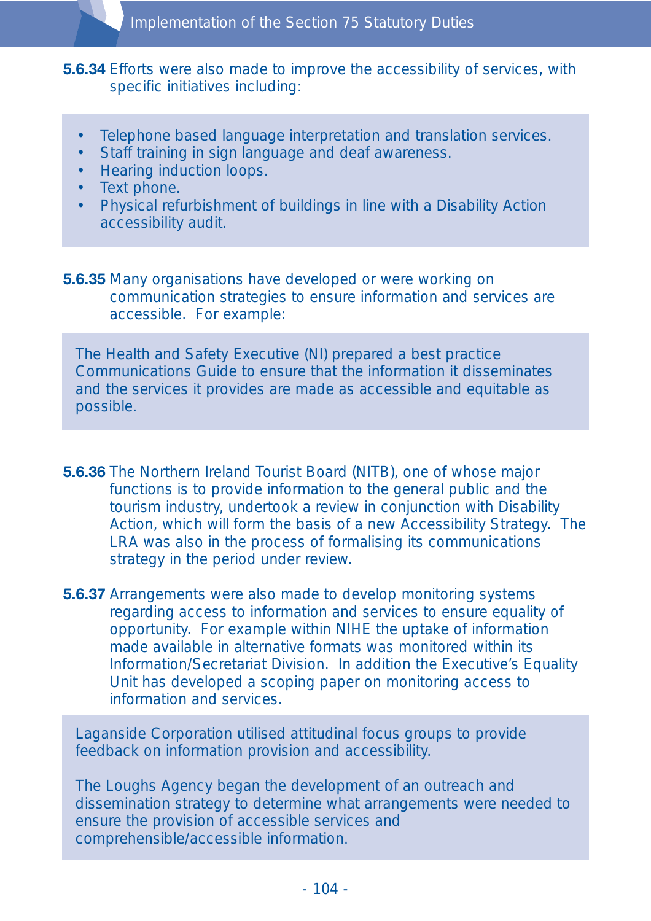**5.6.34** Efforts were also made to improve the accessibility of services, with specific initiatives including:

- Telephone based language interpretation and translation services.
- Staff training in sign language and deaf awareness.
- Hearing induction loops.
- Text phone.
- Physical refurbishment of buildings in line with a Disability Action accessibility audit.

**5.6.35** Many organisations have developed or were working on communication strategies to ensure information and services are accessible. For example:

The Health and Safety Executive (NI) prepared a best practice Communications Guide to ensure that the information it disseminates and the services it provides are made as accessible and equitable as possible.

**5.6.36** The Northern Ireland Tourist Board (NITB), one of whose major functions is to provide information to the general public and the tourism industry, undertook a review in conjunction with Disability Action, which will form the basis of a new Accessibility Strategy. The LRA was also in the process of formalising its communications strategy in the period under review.

**5.6.37** Arrangements were also made to develop monitoring systems regarding access to information and services to ensure equality of opportunity. For example within NIHE the uptake of information made available in alternative formats was monitored within its Information/Secretariat Division. In addition the Executive's Equality Unit has developed a scoping paper on monitoring access to information and services.

Laganside Corporation utilised attitudinal focus groups to provide feedback on information provision and accessibility.

The Loughs Agency began the development of an outreach and dissemination strategy to determine what arrangements were needed to ensure the provision of accessible services and comprehensible/accessible information.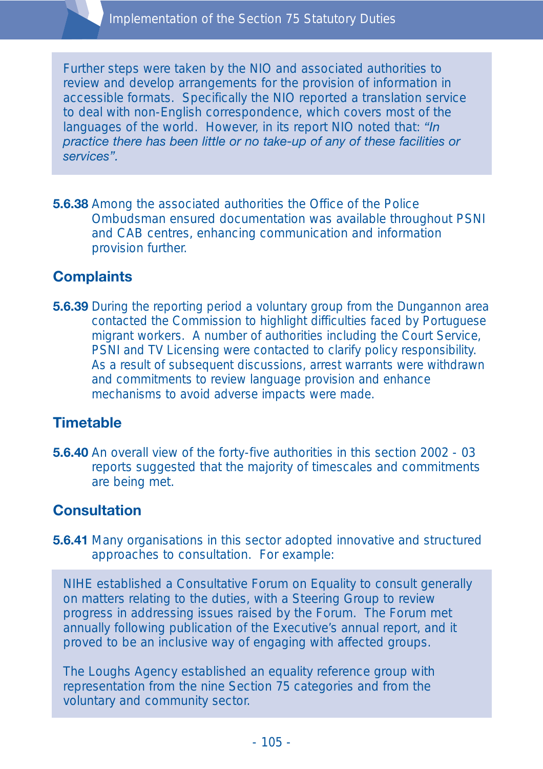Further steps were taken by the NIO and associated authorities to review and develop arrangements for the provision of information in accessible formats. Specifically the NIO reported a translation service to deal with non-English correspondence, which covers most of the languages of the world. However, in its report NIO noted that: *"In practice there has been little or no take-up of any of these facilities or services".*

**5.6.38** Among the associated authorities the Office of the Police Ombudsman ensured documentation was available throughout PSNI and CAB centres, enhancing communication and information provision further.

## Complaints

**5.6.39** During the reporting period a voluntary group from the Dungannon area contacted the Commission to highlight difficulties faced by Portuguese migrant workers. A number of authorities including the Court Service, PSNI and TV Licensing were contacted to clarify policy responsibility. As a result of subsequent discussions, arrest warrants were withdrawn and commitments to review language provision and enhance mechanisms to avoid adverse impacts were made.

## Timetable

**5.6.40** An overall view of the forty-five authorities in this section 2002 - 03 reports suggested that the majority of timescales and commitments are being met.

## Consultation

**5.6.41** Many organisations in this sector adopted innovative and structured approaches to consultation. For example:

NIHE established a Consultative Forum on Equality to consult generally on matters relating to the duties, with a Steering Group to review progress in addressing issues raised by the Forum. The Forum met annually following publication of the Executive's annual report, and it proved to be an inclusive way of engaging with affected groups.

The Loughs Agency established an equality reference group with representation from the nine Section 75 categories and from the voluntary and community sector.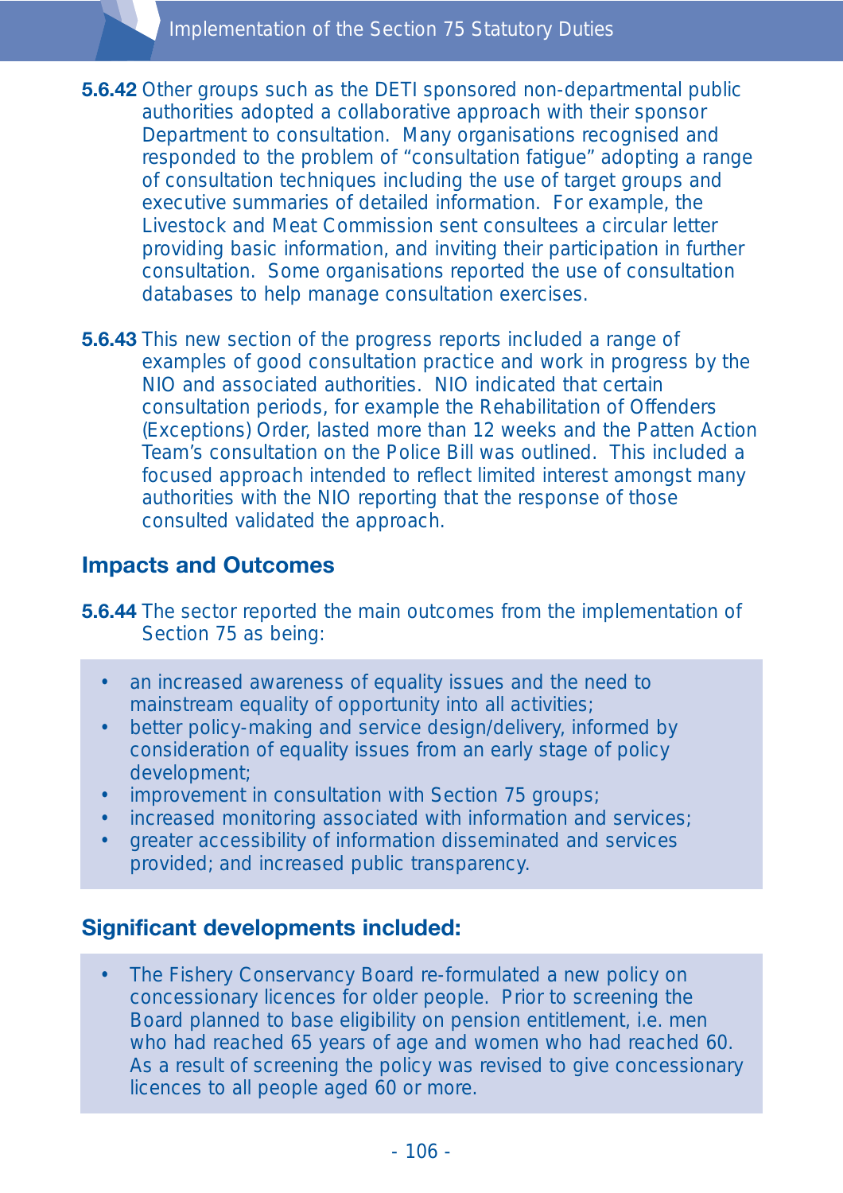**5.6.42** Other groups such as the DETI sponsored non-departmental public authorities adopted a collaborative approach with their sponsor Department to consultation. Many organisations recognised and responded to the problem of "consultation fatigue" adopting a range of consultation techniques including the use of target groups and executive summaries of detailed information. For example, the Livestock and Meat Commission sent consultees a circular letter providing basic information, and inviting their participation in further consultation. Some organisations reported the use of consultation databases to help manage consultation exercises.

**5.6.43** This new section of the progress reports included a range of examples of good consultation practice and work in progress by the NIO and associated authorities. NIO indicated that certain consultation periods, for example the Rehabilitation of Offenders (Exceptions) Order, lasted more than 12 weeks and the Patten Action Team's consultation on the Police Bill was outlined. This included a focused approach intended to reflect limited interest amongst many authorities with the NIO reporting that the response of those consulted validated the approach.

## Impacts and Outcomes

**5.6.44** The sector reported the main outcomes from the implementation of Section 75 as being:

- an increased awareness of equality issues and the need to mainstream equality of opportunity into all activities;
- better policy-making and service design/delivery, informed by consideration of equality issues from an early stage of policy development;
- improvement in consultation with Section 75 groups;
- increased monitoring associated with information and services;
- greater accessibility of information disseminated and services provided; and increased public transparency.

## Significant developments included:

- The Fishery Conservancy Board re-formulated a new policy on concessionary licences for older people. Prior to screening the Board planned to base eligibility on pension entitlement, i.e. men who had reached 65 years of age and women who had reached 60. As a result of screening the policy was revised to give concessionary licences to all people aged 60 or more.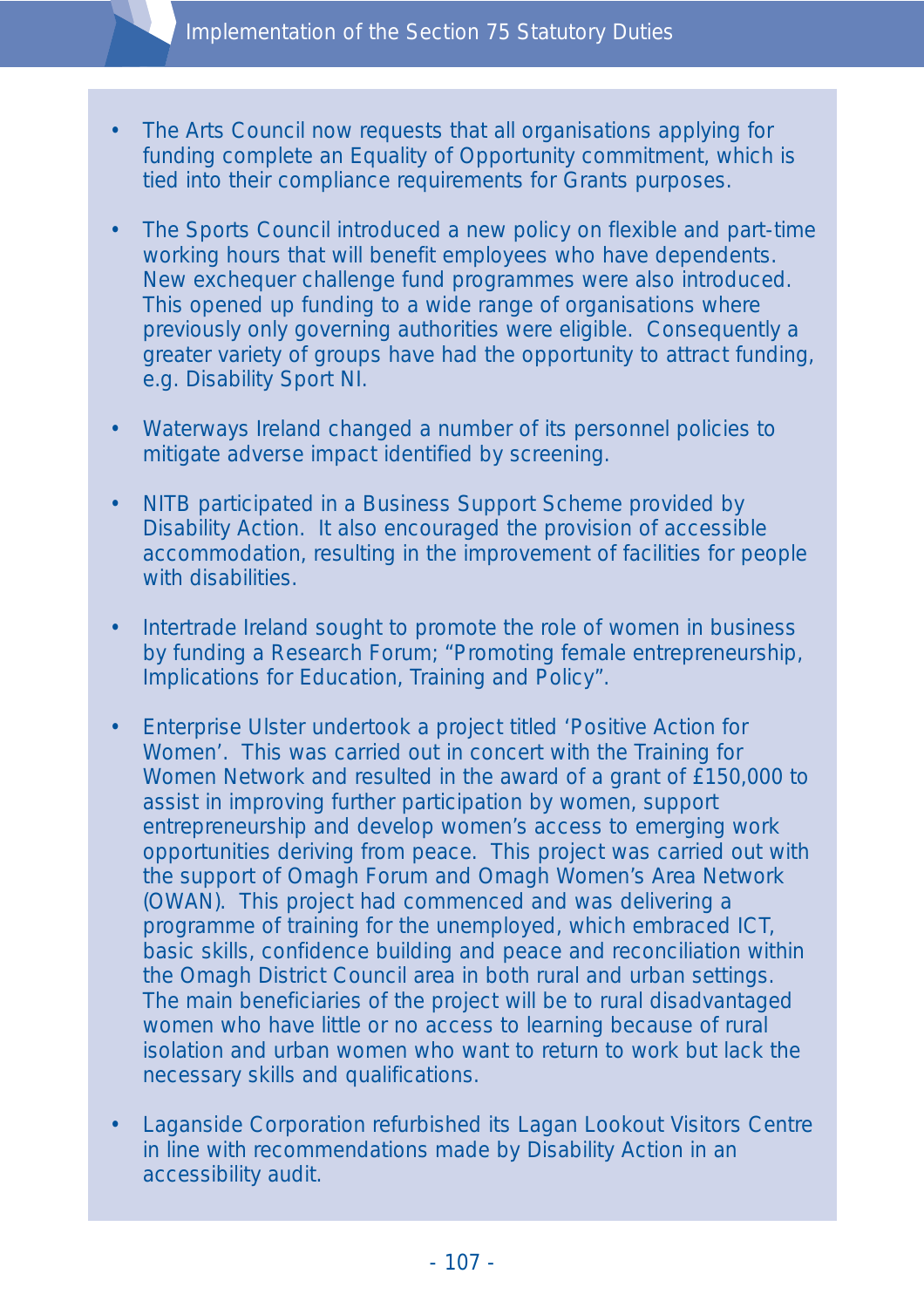- The Arts Council now requests that all organisations applying for funding complete an Equality of Opportunity commitment, which is tied into their compliance requirements for Grants purposes.

- The Sports Council introduced a new policy on flexible and part-time working hours that will benefit employees who have dependents. New exchequer challenge fund programmes were also introduced. This opened up funding to a wide range of organisations where previously only governing authorities were eligible. Consequently a greater variety of groups have had the opportunity to attract funding, e.g. Disability Sport NI.

- Waterways Ireland changed a number of its personnel policies to mitigate adverse impact identified by screening.

- NITB participated in a Business Support Scheme provided by Disability Action. It also encouraged the provision of accessible accommodation, resulting in the improvement of facilities for people with disabilities.

- Intertrade Ireland sought to promote the role of women in business by funding a Research Forum; "Promoting female entrepreneurship, Implications for Education, Training and Policy".

- Enterprise Ulster undertook a project titled 'Positive Action for Women'. This was carried out in concert with the Training for Women Network and resulted in the award of a grant of £150,000 to assist in improving further participation by women, support entrepreneurship and develop women's access to emerging work opportunities deriving from peace. This project was carried out with the support of Omagh Forum and Omagh Women's Area Network (OWAN). This project had commenced and was delivering a programme of training for the unemployed, which embraced ICT, basic skills, confidence building and peace and reconciliation within the Omagh District Council area in both rural and urban settings. The main beneficiaries of the project will be to rural disadvantaged women who have little or no access to learning because of rural isolation and urban women who want to return to work but lack the necessary skills and qualifications.

- Laganside Corporation refurbished its Lagan Lookout Visitors Centre in line with recommendations made by Disability Action in an accessibility audit.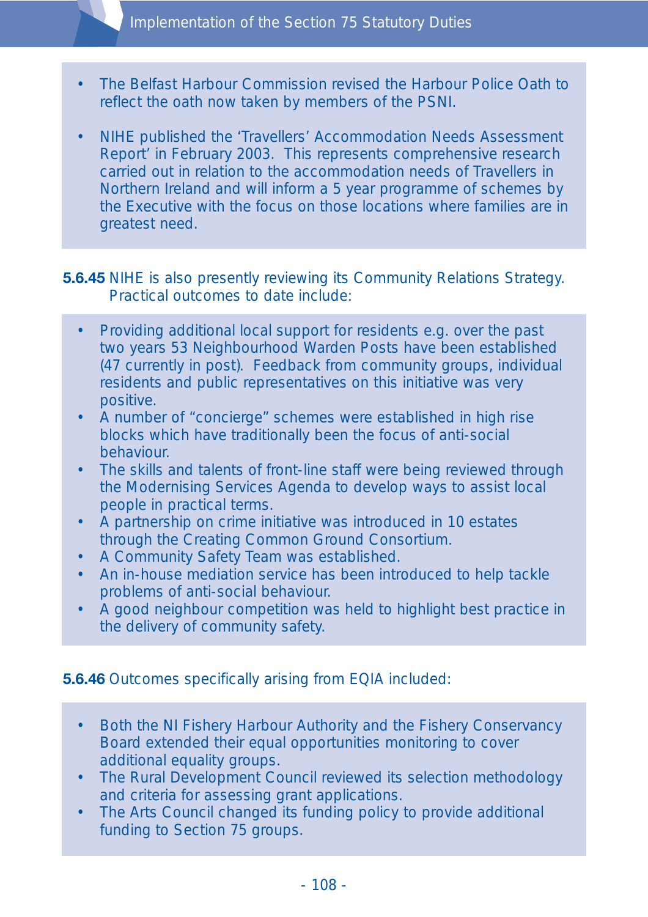- The Belfast Harbour Commission revised the Harbour Police Oath to reflect the oath now taken by members of the PSNI.

- NIHE published the 'Travellers' Accommodation Needs Assessment Report' in February 2003. This represents comprehensive research carried out in relation to the accommodation needs of Travellers in Northern Ireland and will inform a 5 year programme of schemes by the Executive with the focus on those locations where families are in greatest need.

**5.6.45** NIHE is also presently reviewing its Community Relations Strategy. Practical outcomes to date include:

- Providing additional local support for residents e.g. over the past two years 53 Neighbourhood Warden Posts have been established (47 currently in post). Feedback from community groups, individual residents and public representatives on this initiative was very positive.
- A number of "concierge" schemes were established in high rise blocks which have traditionally been the focus of anti-social behaviour.
- The skills and talents of front-line staff were being reviewed through the Modernising Services Agenda to develop ways to assist local people in practical terms.
- A partnership on crime initiative was introduced in 10 estates through the Creating Common Ground Consortium.
- A Community Safety Team was established.
- An in-house mediation service has been introduced to help tackle problems of anti-social behaviour.
- A good neighbour competition was held to highlight best practice in the delivery of community safety.

**5.6.46** Outcomes specifically arising from EQIA included:

- Both the NI Fishery Harbour Authority and the Fishery Conservancy Board extended their equal opportunities monitoring to cover additional equality groups.
- The Rural Development Council reviewed its selection methodology and criteria for assessing grant applications.
- The Arts Council changed its funding policy to provide additional funding to Section 75 groups.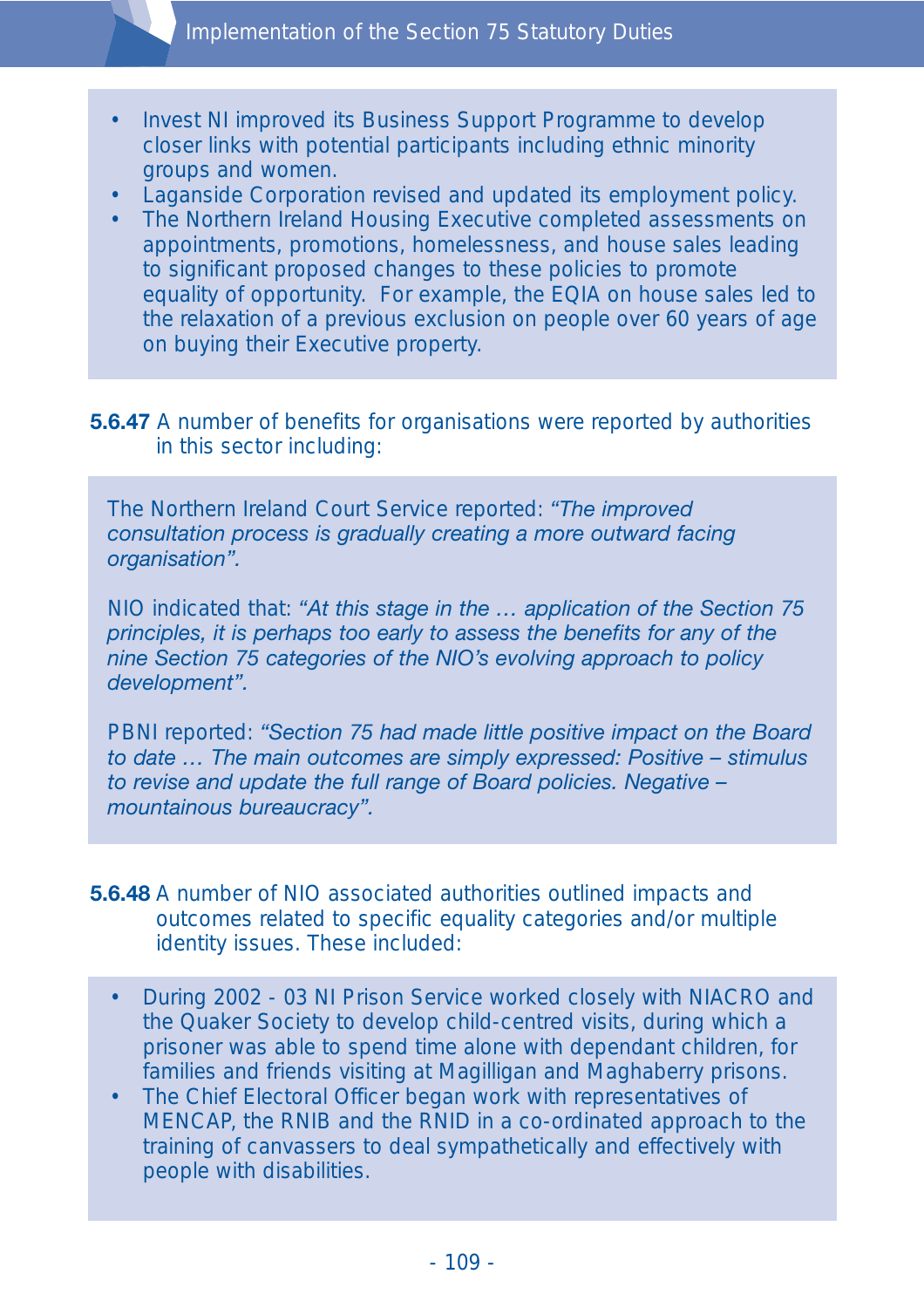- Invest NI improved its Business Support Programme to develop closer links with potential participants including ethnic minority groups and women.
- Laganside Corporation revised and updated its employment policy.
- The Northern Ireland Housing Executive completed assessments on appointments, promotions, homelessness, and house sales leading to significant proposed changes to these policies to promote equality of opportunity. For example, the EQIA on house sales led to the relaxation of a previous exclusion on people over 60 years of age on buying their Executive property.

**5.6.47** A number of benefits for organisations were reported by authorities in this sector including:

The Northern Ireland Court Service reported: *"The improved consultation process is gradually creating a more outward facing organisation".*

NIO indicated that: *"At this stage in the … application of the Section 75 principles, it is perhaps too early to assess the benefits for any of the nine Section 75 categories of the NIO's evolving approach to policy development".*

PBNI reported: *"Section 75 had made little positive impact on the Board to date … The main outcomes are simply expressed: Positive – stimulus to revise and update the full range of Board policies. Negative – mountainous bureaucracy".*

**5.6.48** A number of NIO associated authorities outlined impacts and outcomes related to specific equality categories and/or multiple identity issues. These included:

- During 2002 - 03 NI Prison Service worked closely with NIACRO and the Quaker Society to develop child-centred visits, during which a prisoner was able to spend time alone with dependant children, for families and friends visiting at Magilligan and Maghaberry prisons.
- The Chief Electoral Officer began work with representatives of MENCAP, the RNIB and the RNID in a co-ordinated approach to the training of canvassers to deal sympathetically and effectively with people with disabilities.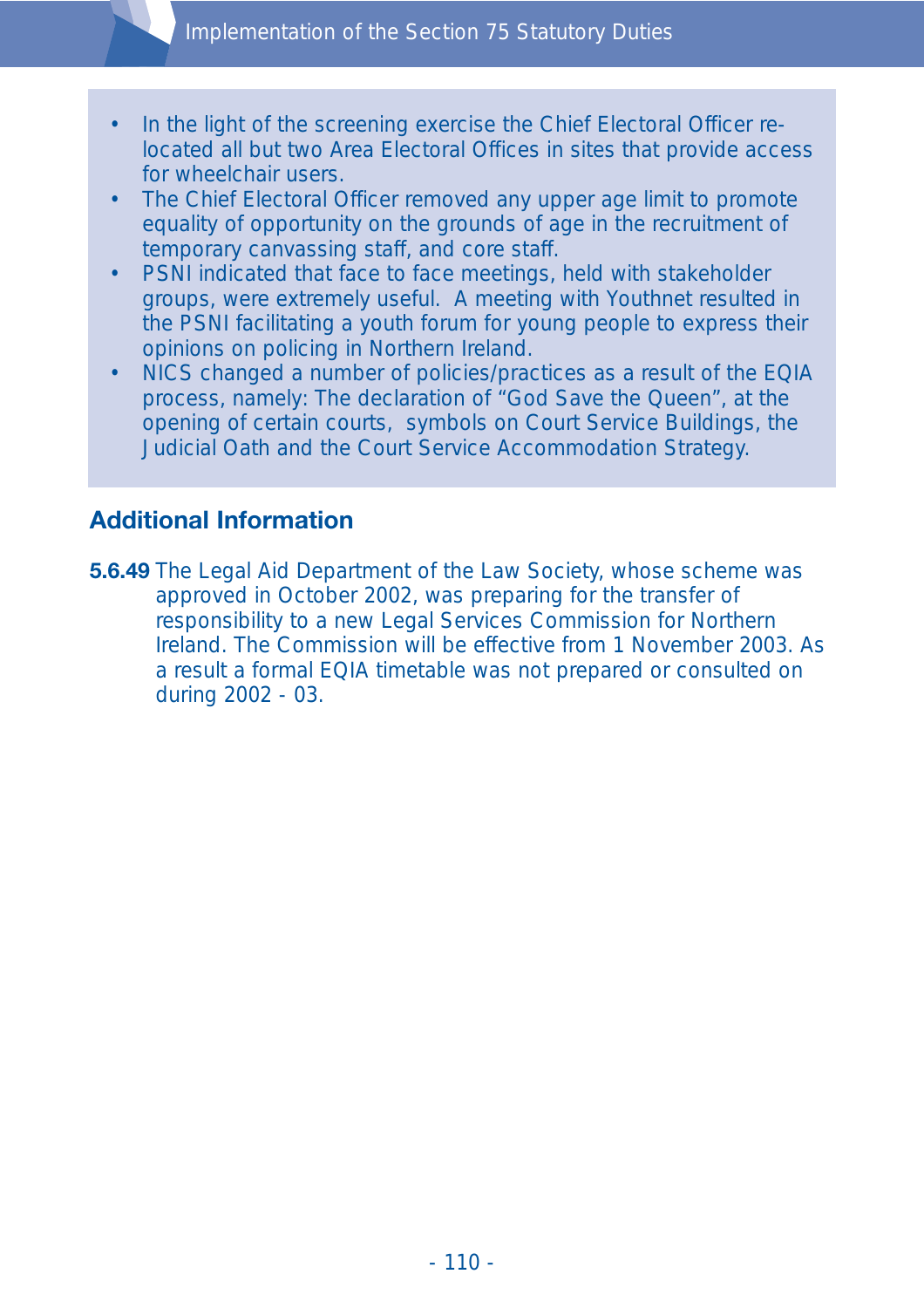- In the light of the screening exercise the Chief Electoral Officer re-located all but two Area Electoral Offices in sites that provide access for wheelchair users.
- The Chief Electoral Officer removed any upper age limit to promote equality of opportunity on the grounds of age in the recruitment of temporary canvassing staff, and core staff.
- PSNI indicated that face to face meetings, held with stakeholder groups, were extremely useful. A meeting with Youthnet resulted in the PSNI facilitating a youth forum for young people to express their opinions on policing in Northern Ireland.
- NICS changed a number of policies/practices as a result of the EQIA process, namely: The declaration of "God Save the Queen", at the opening of certain courts, symbols on Court Service Buildings, the Judicial Oath and the Court Service Accommodation Strategy.

## Additional Information

**5.6.49** The Legal Aid Department of the Law Society, whose scheme was approved in October 2002, was preparing for the transfer of responsibility to a new Legal Services Commission for Northern Ireland. The Commission will be effective from 1 November 2003. As a result a formal EQIA timetable was not prepared or consulted on during 2002 - 03.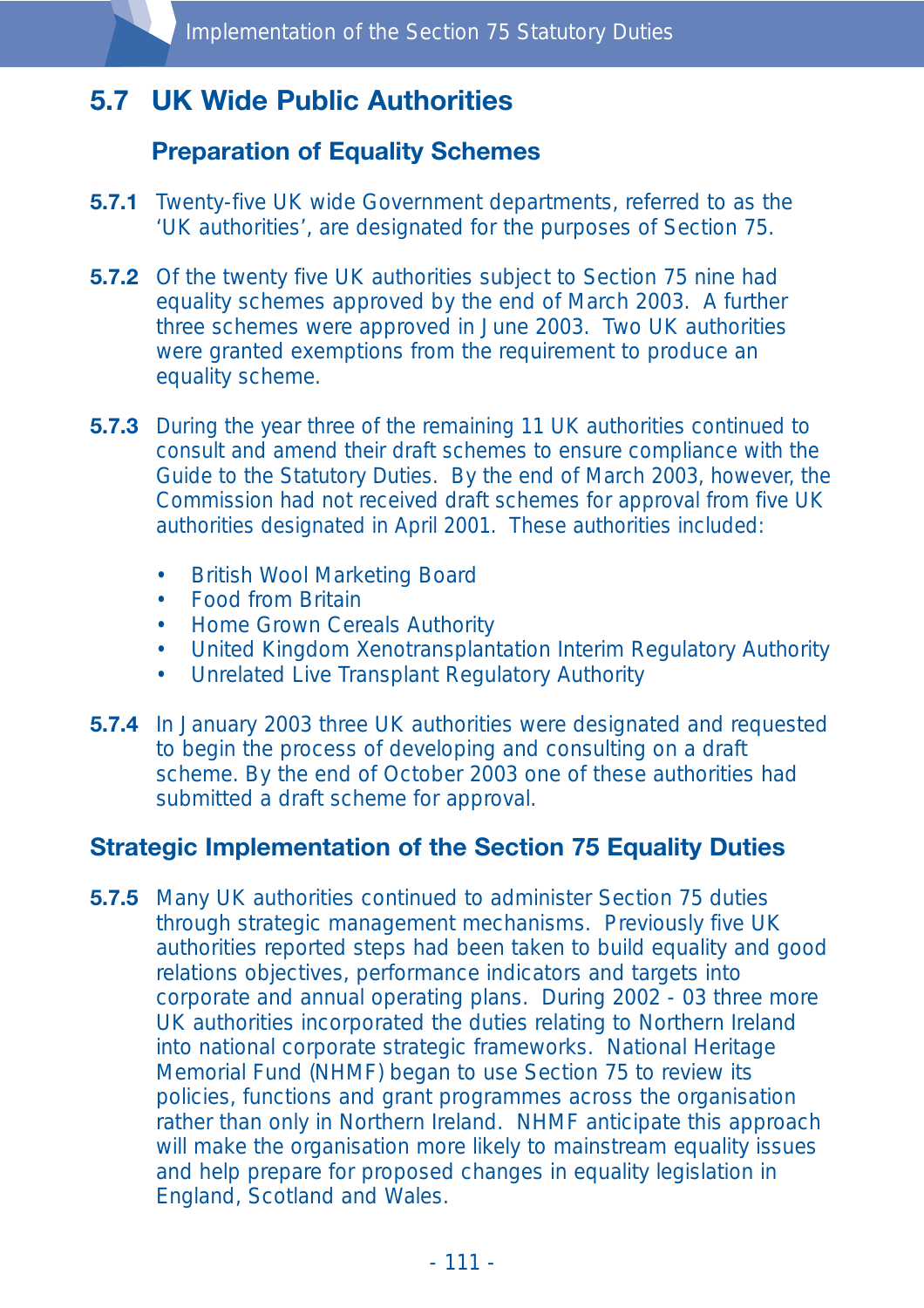## 5.7 UK Wide Public Authorities

### Preparation of Equality Schemes

**5.7.1** Twenty-five UK wide Government departments, referred to as the 'UK authorities', are designated for the purposes of Section 75.

**5.7.2** Of the twenty five UK authorities subject to Section 75 nine had equality schemes approved by the end of March 2003. A further three schemes were approved in June 2003. Two UK authorities were granted exemptions from the requirement to produce an equality scheme.

**5.7.3** During the year three of the remaining 11 UK authorities continued to consult and amend their draft schemes to ensure compliance with the Guide to the Statutory Duties. By the end of March 2003, however, the Commission had not received draft schemes for approval from five UK authorities designated in April 2001. These authorities included:

- British Wool Marketing Board
- Food from Britain
- Home Grown Cereals Authority
- United Kingdom Xenotransplantation Interim Regulatory Authority
- Unrelated Live Transplant Regulatory Authority

**5.7.4** In January 2003 three UK authorities were designated and requested to begin the process of developing and consulting on a draft scheme. By the end of October 2003 one of these authorities had submitted a draft scheme for approval.

### Strategic Implementation of the Section 75 Equality Duties

**5.7.5** Many UK authorities continued to administer Section 75 duties through strategic management mechanisms. Previously five UK authorities reported steps had been taken to build equality and good relations objectives, performance indicators and targets into corporate and annual operating plans. During 2002 - 03 three more UK authorities incorporated the duties relating to Northern Ireland into national corporate strategic frameworks. National Heritage Memorial Fund (NHMF) began to use Section 75 to review its policies, functions and grant programmes across the organisation rather than only in Northern Ireland. NHMF anticipate this approach will make the organisation more likely to mainstream equality issues and help prepare for proposed changes in equality legislation in England, Scotland and Wales.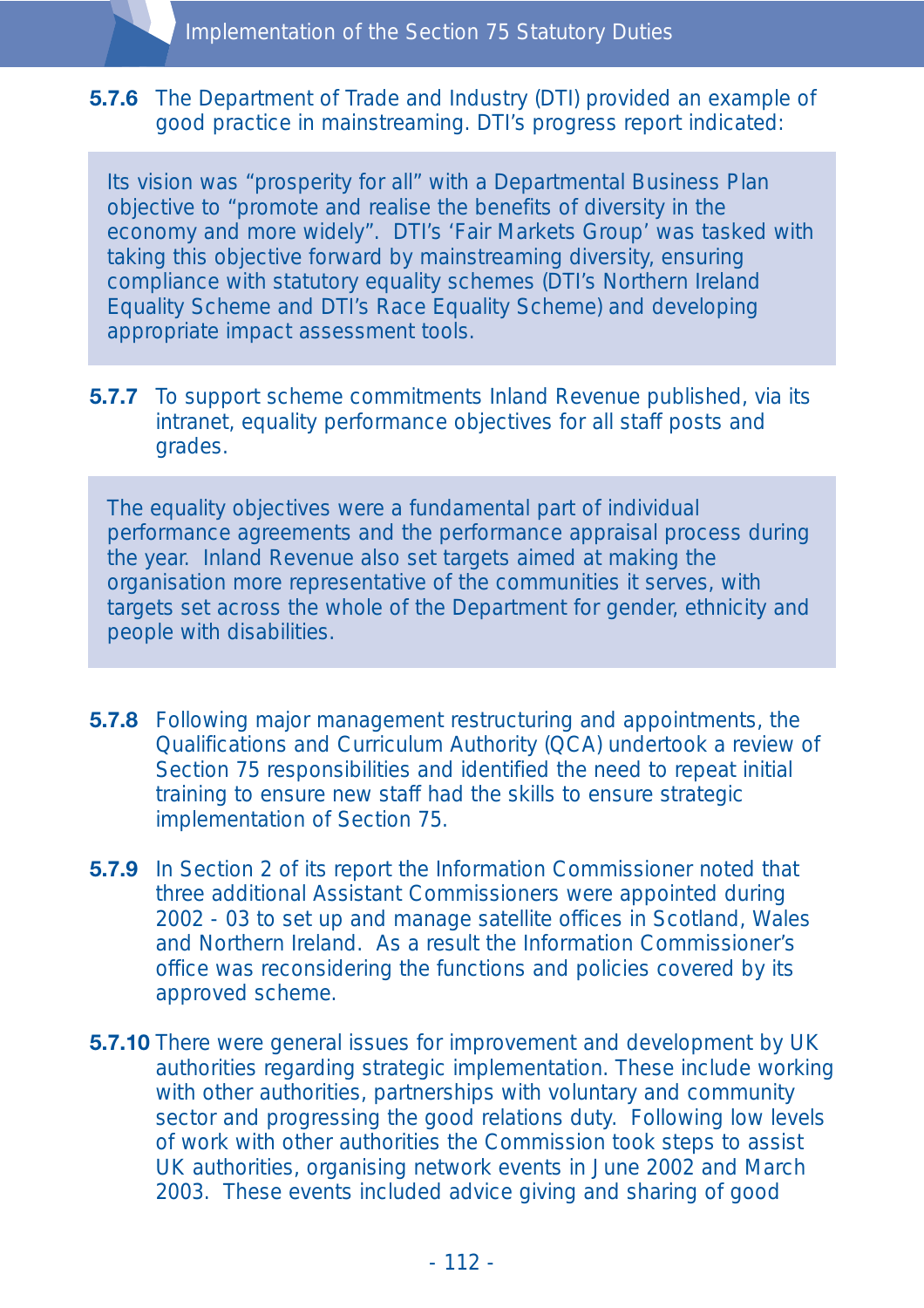**5.7.6** The Department of Trade and Industry (DTI) provided an example of good practice in mainstreaming. DTI's progress report indicated:

> Its vision was "prosperity for all" with a Departmental Business Plan objective to "promote and realise the benefits of diversity in the economy and more widely". DTI's 'Fair Markets Group' was tasked with taking this objective forward by mainstreaming diversity, ensuring compliance with statutory equality schemes (DTI's Northern Ireland Equality Scheme and DTI's Race Equality Scheme) and developing appropriate impact assessment tools.

**5.7.7** To support scheme commitments Inland Revenue published, via its intranet, equality performance objectives for all staff posts and grades.

> The equality objectives were a fundamental part of individual performance agreements and the performance appraisal process during the year. Inland Revenue also set targets aimed at making the organisation more representative of the communities it serves, with targets set across the whole of the Department for gender, ethnicity and people with disabilities.

**5.7.8** Following major management restructuring and appointments, the Qualifications and Curriculum Authority (QCA) undertook a review of Section 75 responsibilities and identified the need to repeat initial training to ensure new staff had the skills to ensure strategic implementation of Section 75.

**5.7.9** In Section 2 of its report the Information Commissioner noted that three additional Assistant Commissioners were appointed during 2002 - 03 to set up and manage satellite offices in Scotland, Wales and Northern Ireland. As a result the Information Commissioner's office was reconsidering the functions and policies covered by its approved scheme.

**5.7.10** There were general issues for improvement and development by UK authorities regarding strategic implementation. These include working with other authorities, partnerships with voluntary and community sector and progressing the good relations duty. Following low levels of work with other authorities the Commission took steps to assist UK authorities, organising network events in June 2002 and March 2003. These events included advice giving and sharing of good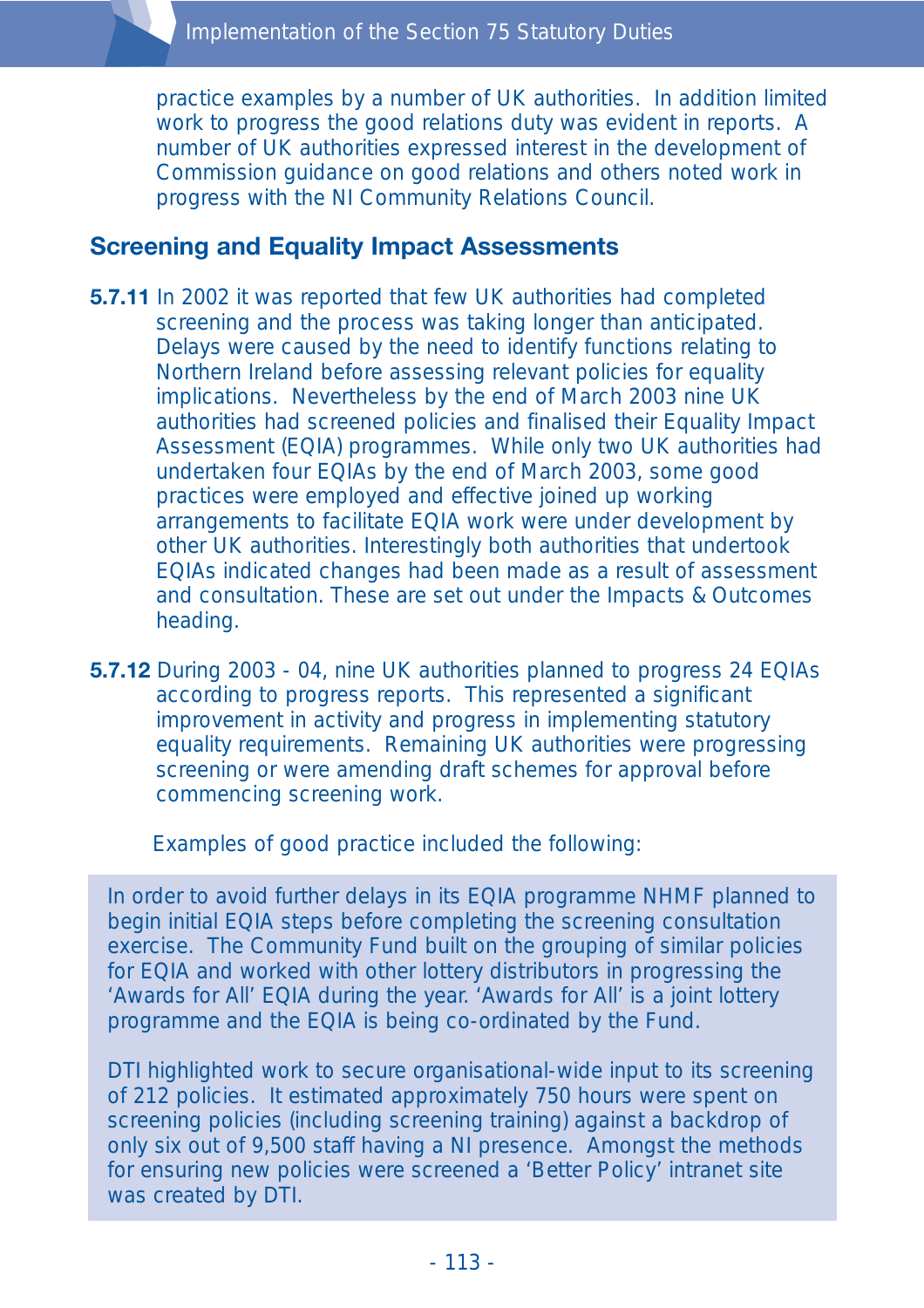practice examples by a number of UK authorities. In addition limited work to progress the good relations duty was evident in reports. A number of UK authorities expressed interest in the development of Commission guidance on good relations and others noted work in progress with the NI Community Relations Council.

## Screening and Equality Impact Assessments

**5.7.11** In 2002 it was reported that few UK authorities had completed screening and the process was taking longer than anticipated. Delays were caused by the need to identify functions relating to Northern Ireland before assessing relevant policies for equality implications. Nevertheless by the end of March 2003 nine UK authorities had screened policies and finalised their Equality Impact Assessment (EQIA) programmes. While only two UK authorities had undertaken four EQIAs by the end of March 2003, some good practices were employed and effective joined up working arrangements to facilitate EQIA work were under development by other UK authorities. Interestingly both authorities that undertook EQIAs indicated changes had been made as a result of assessment and consultation. These are set out under the Impacts & Outcomes heading.

**5.7.12** During 2003 - 04, nine UK authorities planned to progress 24 EQIAs according to progress reports. This represented a significant improvement in activity and progress in implementing statutory equality requirements. Remaining UK authorities were progressing screening or were amending draft schemes for approval before commencing screening work.

Examples of good practice included the following:

> In order to avoid further delays in its EQIA programme NHMF planned to begin initial EQIA steps before completing the screening consultation exercise. The Community Fund built on the grouping of similar policies for EQIA and worked with other lottery distributors in progressing the 'Awards for All' EQIA during the year. 'Awards for All' is a joint lottery programme and the EQIA is being co-ordinated by the Fund.
>
> DTI highlighted work to secure organisational-wide input to its screening of 212 policies. It estimated approximately 750 hours were spent on screening policies (including screening training) against a backdrop of only six out of 9,500 staff having a NI presence. Amongst the methods for ensuring new policies were screened a 'Better Policy' intranet site was created by DTI.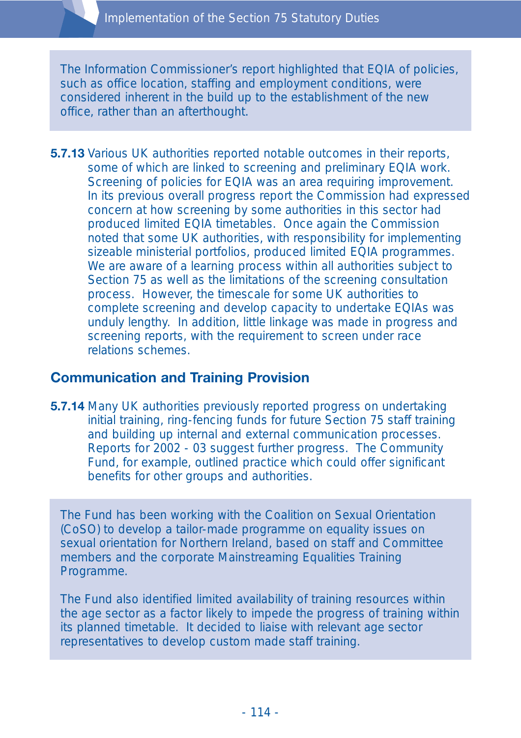> The Information Commissioner's report highlighted that EQIA of policies, such as office location, staffing and employment conditions, were considered inherent in the build up to the establishment of the new office, rather than an afterthought.

**5.7.13** Various UK authorities reported notable outcomes in their reports, some of which are linked to screening and preliminary EQIA work. Screening of policies for EQIA was an area requiring improvement. In its previous overall progress report the Commission had expressed concern at how screening by some authorities in this sector had produced limited EQIA timetables. Once again the Commission noted that some UK authorities, with responsibility for implementing sizeable ministerial portfolios, produced limited EQIA programmes. We are aware of a learning process within all authorities subject to Section 75 as well as the limitations of the screening consultation process. However, the timescale for some UK authorities to complete screening and develop capacity to undertake EQIAs was unduly lengthy. In addition, little linkage was made in progress and screening reports, with the requirement to screen under race relations schemes.

## Communication and Training Provision

**5.7.14** Many UK authorities previously reported progress on undertaking initial training, ring-fencing funds for future Section 75 staff training and building up internal and external communication processes. Reports for 2002 - 03 suggest further progress. The Community Fund, for example, outlined practice which could offer significant benefits for other groups and authorities.

> The Fund has been working with the Coalition on Sexual Orientation (CoSO) to develop a tailor-made programme on equality issues on sexual orientation for Northern Ireland, based on staff and Committee members and the corporate Mainstreaming Equalities Training Programme.
>
> The Fund also identified limited availability of training resources within the age sector as a factor likely to impede the progress of training within its planned timetable. It decided to liaise with relevant age sector representatives to develop custom made staff training.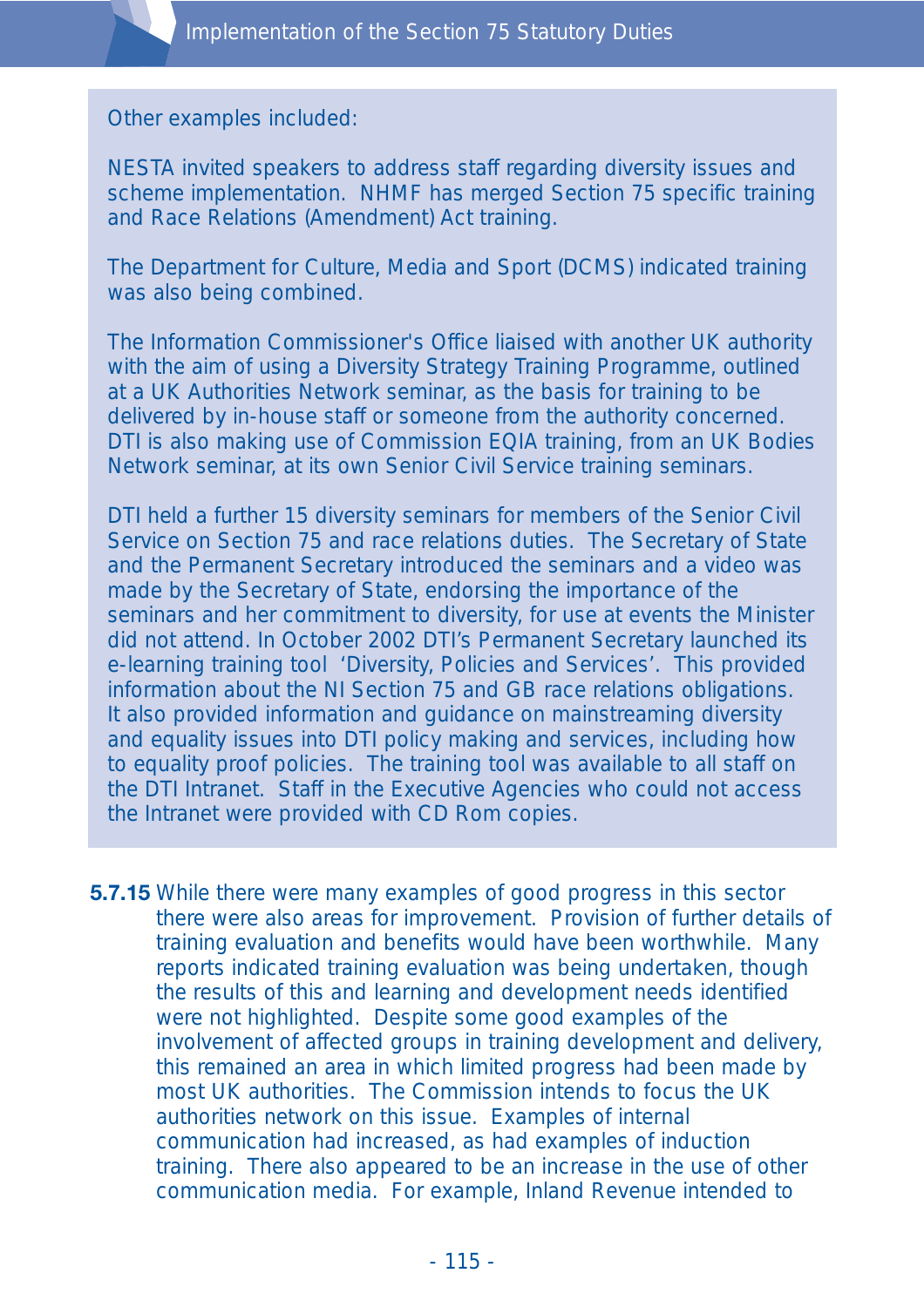Other examples included:

NESTA invited speakers to address staff regarding diversity issues and scheme implementation. NHMF has merged Section 75 specific training and Race Relations (Amendment) Act training.

The Department for Culture, Media and Sport (DCMS) indicated training was also being combined.

The Information Commissioner's Office liaised with another UK authority with the aim of using a Diversity Strategy Training Programme, outlined at a UK Authorities Network seminar, as the basis for training to be delivered by in-house staff or someone from the authority concerned. DTI is also making use of Commission EQIA training, from an UK Bodies Network seminar, at its own Senior Civil Service training seminars.

DTI held a further 15 diversity seminars for members of the Senior Civil Service on Section 75 and race relations duties. The Secretary of State and the Permanent Secretary introduced the seminars and a video was made by the Secretary of State, endorsing the importance of the seminars and her commitment to diversity, for use at events the Minister did not attend. In October 2002 DTI's Permanent Secretary launched its e-learning training tool 'Diversity, Policies and Services'. This provided information about the NI Section 75 and GB race relations obligations. It also provided information and guidance on mainstreaming diversity and equality issues into DTI policy making and services, including how to equality proof policies. The training tool was available to all staff on the DTI Intranet. Staff in the Executive Agencies who could not access the Intranet were provided with CD Rom copies.

**5.7.15** While there were many examples of good progress in this sector there were also areas for improvement. Provision of further details of training evaluation and benefits would have been worthwhile. Many reports indicated training evaluation was being undertaken, though the results of this and learning and development needs identified were not highlighted. Despite some good examples of the involvement of affected groups in training development and delivery, this remained an area in which limited progress had been made by most UK authorities. The Commission intends to focus the UK authorities network on this issue. Examples of internal communication had increased, as had examples of induction training. There also appeared to be an increase in the use of other communication media. For example, Inland Revenue intended to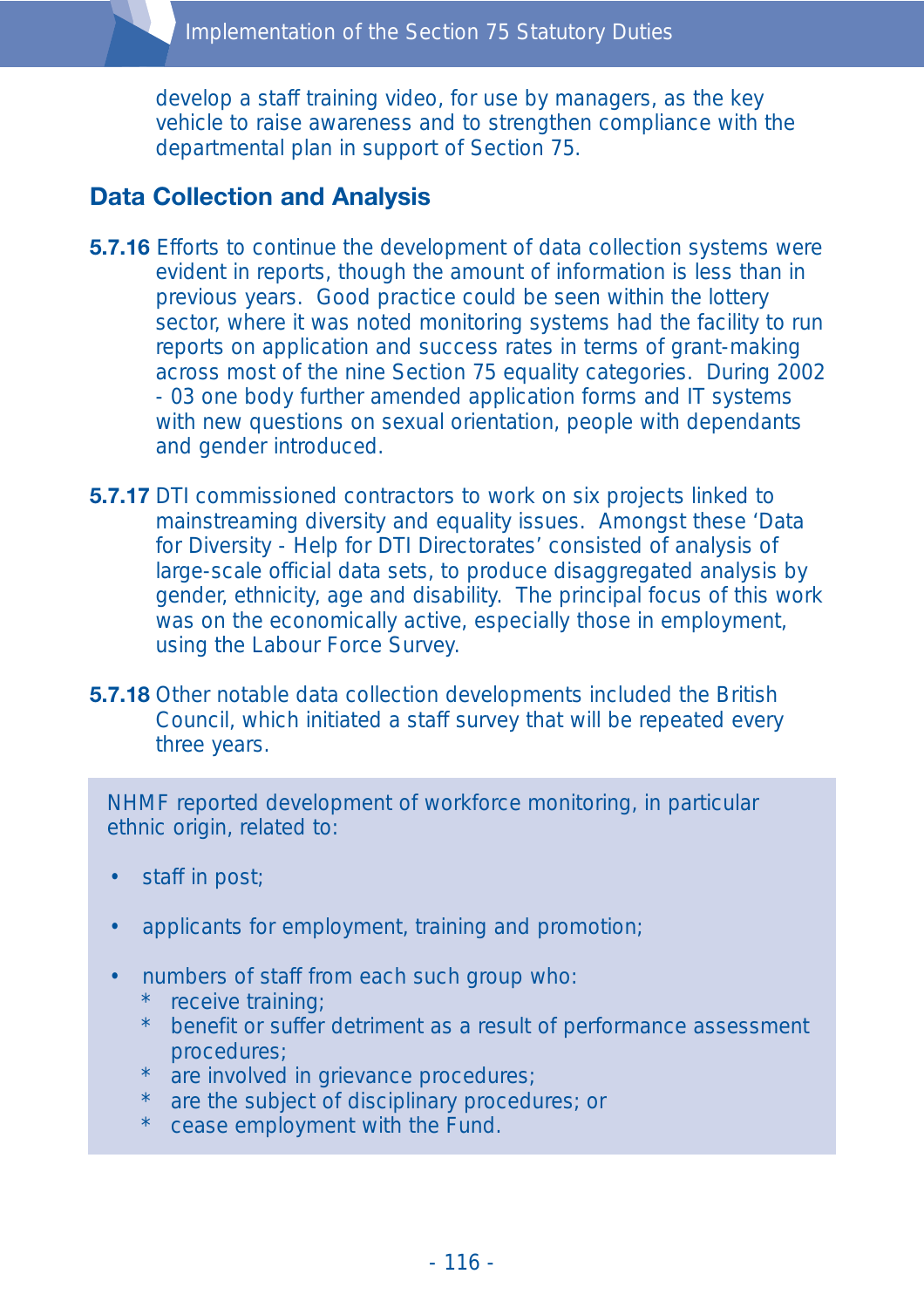develop a staff training video, for use by managers, as the key vehicle to raise awareness and to strengthen compliance with the departmental plan in support of Section 75.

## Data Collection and Analysis

**5.7.16** Efforts to continue the development of data collection systems were evident in reports, though the amount of information is less than in previous years. Good practice could be seen within the lottery sector, where it was noted monitoring systems had the facility to run reports on application and success rates in terms of grant-making across most of the nine Section 75 equality categories. During 2002 - 03 one body further amended application forms and IT systems with new questions on sexual orientation, people with dependants and gender introduced.

**5.7.17** DTI commissioned contractors to work on six projects linked to mainstreaming diversity and equality issues. Amongst these 'Data for Diversity - Help for DTI Directorates' consisted of analysis of large-scale official data sets, to produce disaggregated analysis by gender, ethnicity, age and disability. The principal focus of this work was on the economically active, especially those in employment, using the Labour Force Survey.

**5.7.18** Other notable data collection developments included the British Council, which initiated a staff survey that will be repeated every three years.

> NHMF reported development of workforce monitoring, in particular ethnic origin, related to:
>
> - staff in post;
> - applicants for employment, training and promotion;
> - numbers of staff from each such group who:
>   - receive training;
>   - benefit or suffer detriment as a result of performance assessment procedures;
>   - are involved in grievance procedures;
>   - are the subject of disciplinary procedures; or
>   - cease employment with the Fund.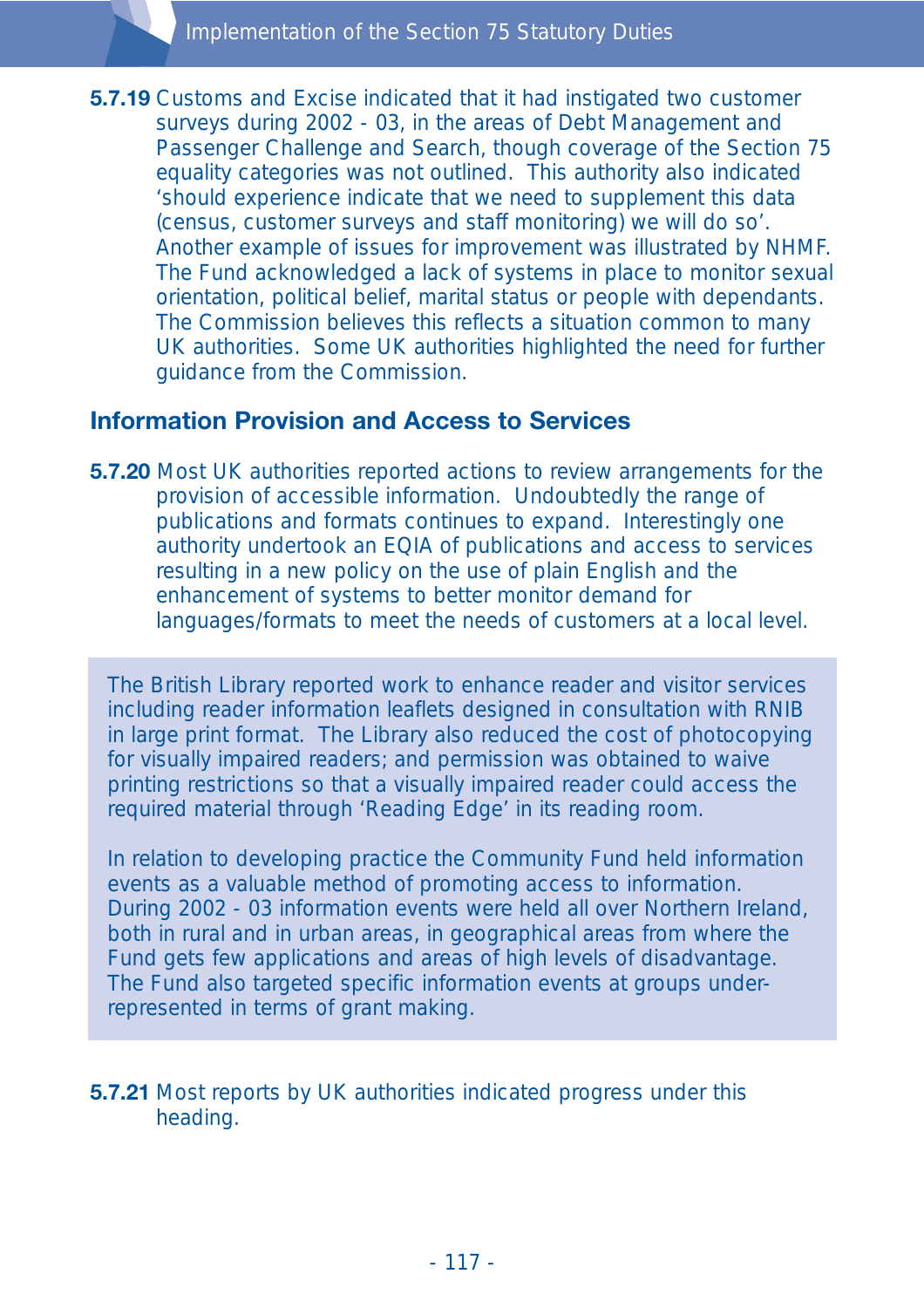**5.7.19** Customs and Excise indicated that it had instigated two customer surveys during 2002 - 03, in the areas of Debt Management and Passenger Challenge and Search, though coverage of the Section 75 equality categories was not outlined. This authority also indicated 'should experience indicate that we need to supplement this data (census, customer surveys and staff monitoring) we will do so'. Another example of issues for improvement was illustrated by NHMF. The Fund acknowledged a lack of systems in place to monitor sexual orientation, political belief, marital status or people with dependants. The Commission believes this reflects a situation common to many UK authorities. Some UK authorities highlighted the need for further guidance from the Commission.

## Information Provision and Access to Services

**5.7.20** Most UK authorities reported actions to review arrangements for the provision of accessible information. Undoubtedly the range of publications and formats continues to expand. Interestingly one authority undertook an EQIA of publications and access to services resulting in a new policy on the use of plain English and the enhancement of systems to better monitor demand for languages/formats to meet the needs of customers at a local level.

The British Library reported work to enhance reader and visitor services including reader information leaflets designed in consultation with RNIB in large print format. The Library also reduced the cost of photocopying for visually impaired readers; and permission was obtained to waive printing restrictions so that a visually impaired reader could access the required material through 'Reading Edge' in its reading room.

In relation to developing practice the Community Fund held information events as a valuable method of promoting access to information. During 2002 - 03 information events were held all over Northern Ireland, both in rural and in urban areas, in geographical areas from where the Fund gets few applications and areas of high levels of disadvantage. The Fund also targeted specific information events at groups under-represented in terms of grant making.

**5.7.21** Most reports by UK authorities indicated progress under this heading.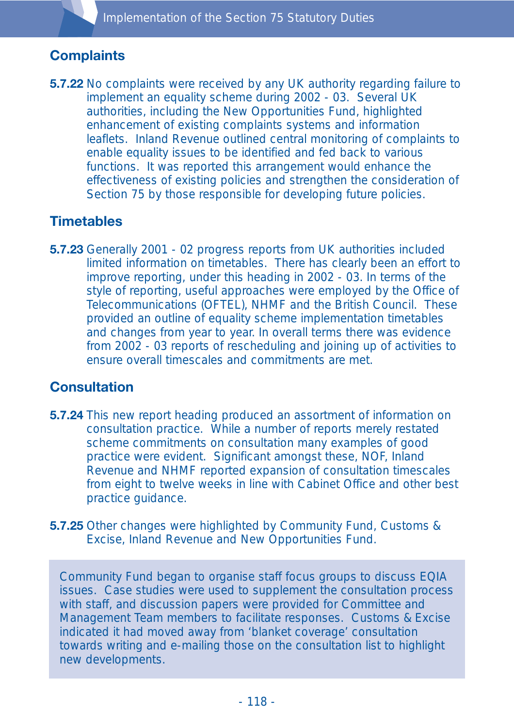## Complaints

**5.7.22** No complaints were received by any UK authority regarding failure to implement an equality scheme during 2002 - 03. Several UK authorities, including the New Opportunities Fund, highlighted enhancement of existing complaints systems and information leaflets. Inland Revenue outlined central monitoring of complaints to enable equality issues to be identified and fed back to various functions. It was reported this arrangement would enhance the effectiveness of existing policies and strengthen the consideration of Section 75 by those responsible for developing future policies.

## Timetables

**5.7.23** Generally 2001 - 02 progress reports from UK authorities included limited information on timetables. There has clearly been an effort to improve reporting, under this heading in 2002 - 03. In terms of the style of reporting, useful approaches were employed by the Office of Telecommunications (OFTEL), NHMF and the British Council. These provided an outline of equality scheme implementation timetables and changes from year to year. In overall terms there was evidence from 2002 - 03 reports of rescheduling and joining up of activities to ensure overall timescales and commitments are met.

## Consultation

**5.7.24** This new report heading produced an assortment of information on consultation practice. While a number of reports merely restated scheme commitments on consultation many examples of good practice were evident. Significant amongst these, NOF, Inland Revenue and NHMF reported expansion of consultation timescales from eight to twelve weeks in line with Cabinet Office and other best practice guidance.

**5.7.25** Other changes were highlighted by Community Fund, Customs & Excise, Inland Revenue and New Opportunities Fund.

Community Fund began to organise staff focus groups to discuss EQIA issues. Case studies were used to supplement the consultation process with staff, and discussion papers were provided for Committee and Management Team members to facilitate responses. Customs & Excise indicated it had moved away from 'blanket coverage' consultation towards writing and e-mailing those on the consultation list to highlight new developments.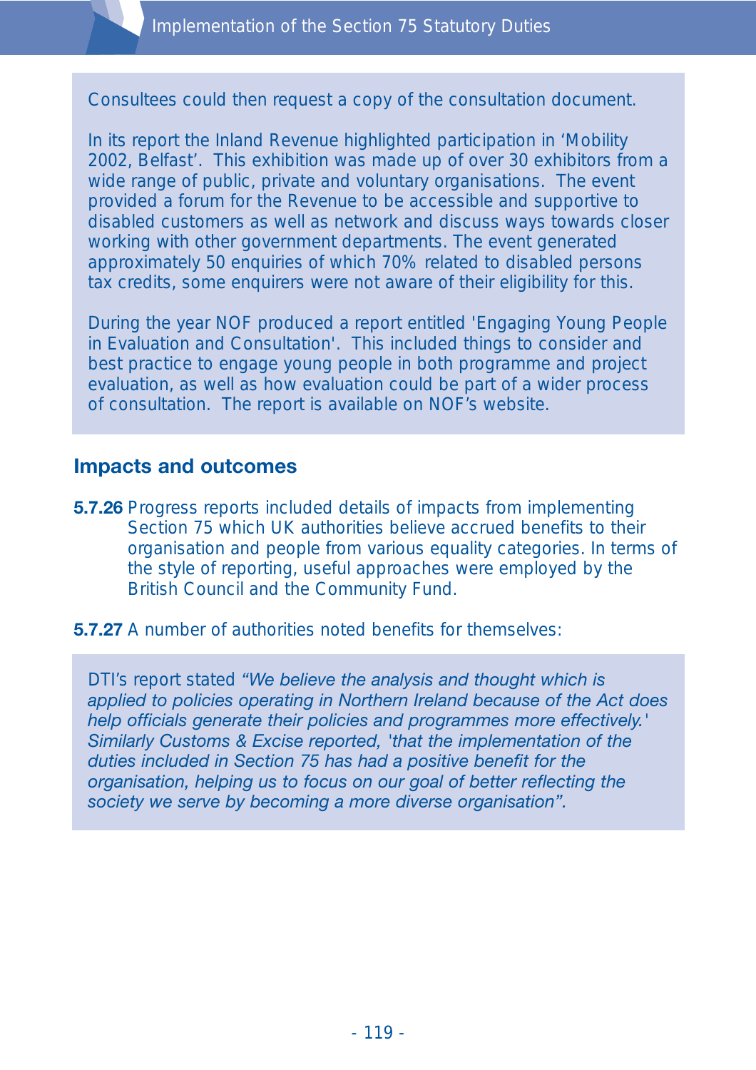Consultees could then request a copy of the consultation document.

In its report the Inland Revenue highlighted participation in 'Mobility 2002, Belfast'. This exhibition was made up of over 30 exhibitors from a wide range of public, private and voluntary organisations. The event provided a forum for the Revenue to be accessible and supportive to disabled customers as well as network and discuss ways towards closer working with other government departments. The event generated approximately 50 enquiries of which 70% related to disabled persons tax credits, some enquirers were not aware of their eligibility for this.

During the year NOF produced a report entitled 'Engaging Young People in Evaluation and Consultation'. This included things to consider and best practice to engage young people in both programme and project evaluation, as well as how evaluation could be part of a wider process of consultation. The report is available on NOF's website.

## Impacts and outcomes

**5.7.26** Progress reports included details of impacts from implementing Section 75 which UK authorities believe accrued benefits to their organisation and people from various equality categories. In terms of the style of reporting, useful approaches were employed by the British Council and the Community Fund.

**5.7.27** A number of authorities noted benefits for themselves:

DTI's report stated *"We believe the analysis and thought which is applied to policies operating in Northern Ireland because of the Act does help officials generate their policies and programmes more effectively.' Similarly Customs & Excise reported, 'that the implementation of the duties included in Section 75 has had a positive benefit for the organisation, helping us to focus on our goal of better reflecting the society we serve by becoming a more diverse organisation".*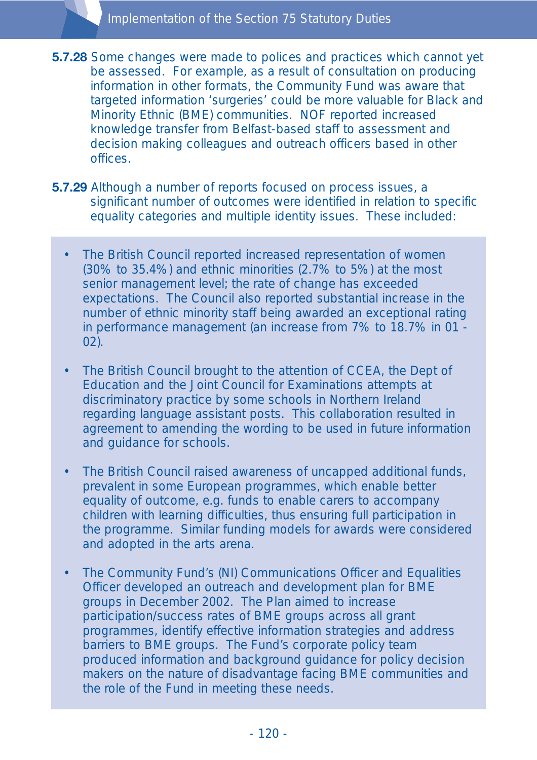**5.7.28** Some changes were made to polices and practices which cannot yet be assessed. For example, as a result of consultation on producing information in other formats, the Community Fund was aware that targeted information 'surgeries' could be more valuable for Black and Minority Ethnic (BME) communities. NOF reported increased knowledge transfer from Belfast-based staff to assessment and decision making colleagues and outreach officers based in other offices.

**5.7.29** Although a number of reports focused on process issues, a significant number of outcomes were identified in relation to specific equality categories and multiple identity issues. These included:

- The British Council reported increased representation of women (30% to 35.4%) and ethnic minorities (2.7% to 5%) at the most senior management level; the rate of change has exceeded expectations. The Council also reported substantial increase in the number of ethnic minority staff being awarded an exceptional rating in performance management (an increase from 7% to 18.7% in 01 - 02).

- The British Council brought to the attention of CCEA, the Dept of Education and the Joint Council for Examinations attempts at discriminatory practice by some schools in Northern Ireland regarding language assistant posts. This collaboration resulted in agreement to amending the wording to be used in future information and guidance for schools.

- The British Council raised awareness of uncapped additional funds, prevalent in some European programmes, which enable better equality of outcome, e.g. funds to enable carers to accompany children with learning difficulties, thus ensuring full participation in the programme. Similar funding models for awards were considered and adopted in the arts arena.

- The Community Fund's (NI) Communications Officer and Equalities Officer developed an outreach and development plan for BME groups in December 2002. The Plan aimed to increase participation/success rates of BME groups across all grant programmes, identify effective information strategies and address barriers to BME groups. The Fund's corporate policy team produced information and background guidance for policy decision makers on the nature of disadvantage facing BME communities and the role of the Fund in meeting these needs.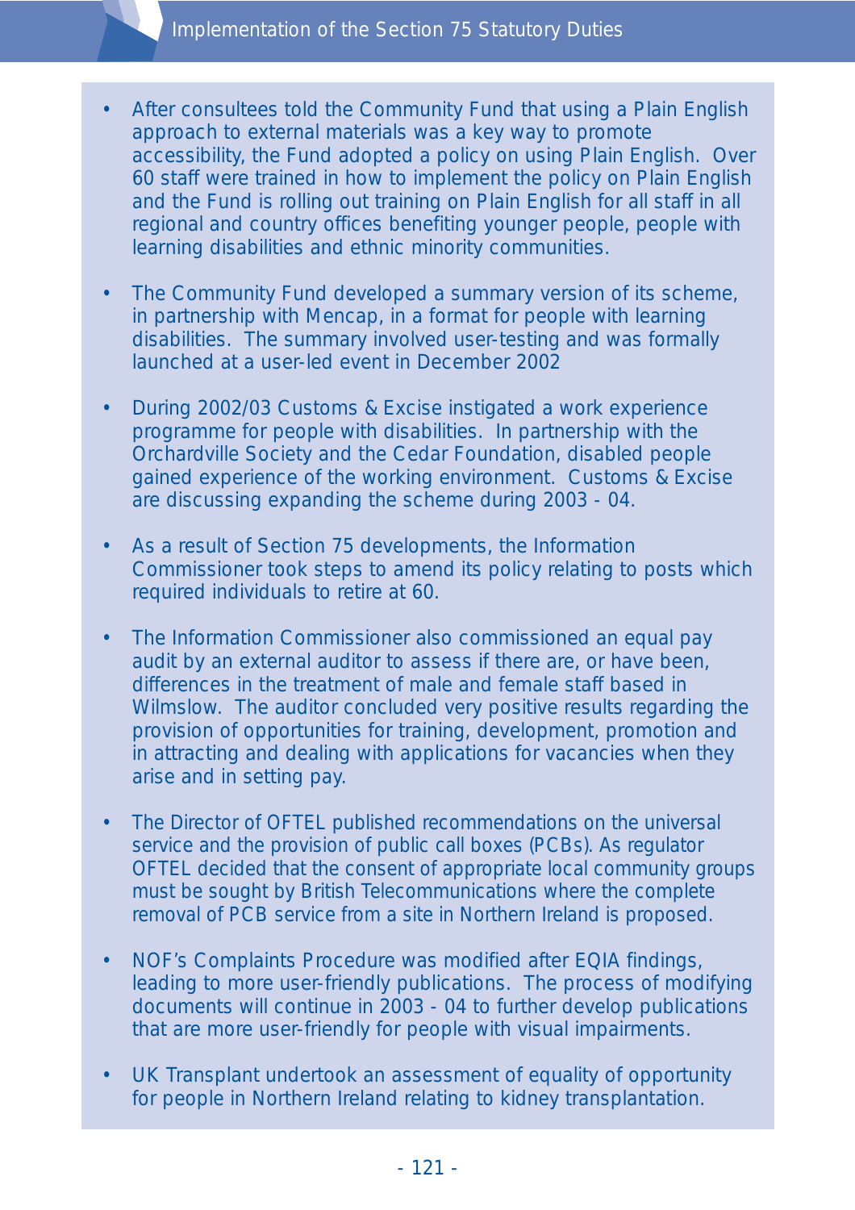- After consultees told the Community Fund that using a Plain English approach to external materials was a key way to promote accessibility, the Fund adopted a policy on using Plain English. Over 60 staff were trained in how to implement the policy on Plain English and the Fund is rolling out training on Plain English for all staff in all regional and country offices benefiting younger people, people with learning disabilities and ethnic minority communities.

- The Community Fund developed a summary version of its scheme, in partnership with Mencap, in a format for people with learning disabilities. The summary involved user-testing and was formally launched at a user-led event in December 2002

- During 2002/03 Customs & Excise instigated a work experience programme for people with disabilities. In partnership with the Orchardville Society and the Cedar Foundation, disabled people gained experience of the working environment. Customs & Excise are discussing expanding the scheme during 2003 - 04.

- As a result of Section 75 developments, the Information Commissioner took steps to amend its policy relating to posts which required individuals to retire at 60.

- The Information Commissioner also commissioned an equal pay audit by an external auditor to assess if there are, or have been, differences in the treatment of male and female staff based in Wilmslow. The auditor concluded very positive results regarding the provision of opportunities for training, development, promotion and in attracting and dealing with applications for vacancies when they arise and in setting pay.

- The Director of OFTEL published recommendations on the universal service and the provision of public call boxes (PCBs). As regulator OFTEL decided that the consent of appropriate local community groups must be sought by British Telecommunications where the complete removal of PCB service from a site in Northern Ireland is proposed.

- NOF's Complaints Procedure was modified after EQIA findings, leading to more user-friendly publications. The process of modifying documents will continue in 2003 - 04 to further develop publications that are more user-friendly for people with visual impairments.

- UK Transplant undertook an assessment of equality of opportunity for people in Northern Ireland relating to kidney transplantation.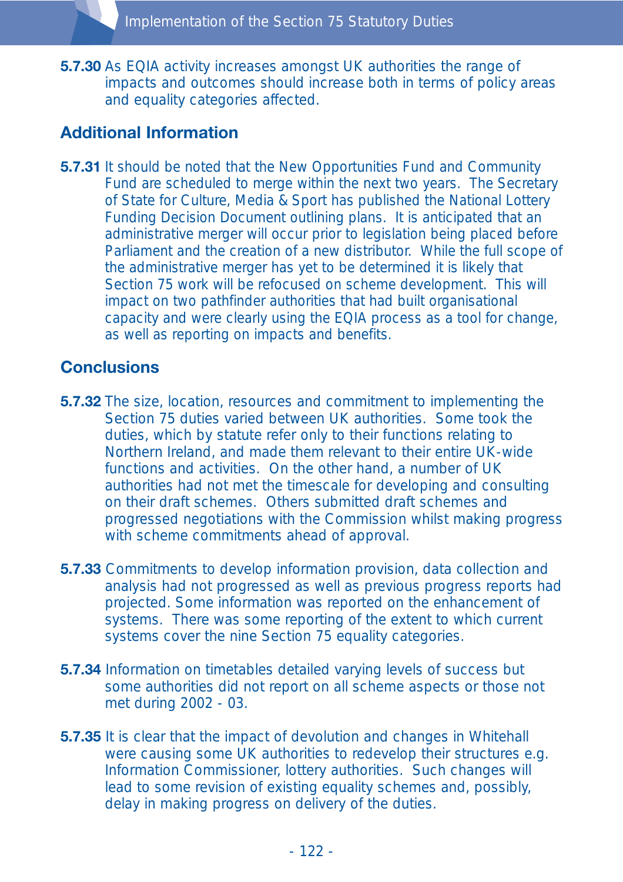**5.7.30** As EQIA activity increases amongst UK authorities the range of impacts and outcomes should increase both in terms of policy areas and equality categories affected.

## Additional Information

**5.7.31** It should be noted that the New Opportunities Fund and Community Fund are scheduled to merge within the next two years. The Secretary of State for Culture, Media & Sport has published the National Lottery Funding Decision Document outlining plans. It is anticipated that an administrative merger will occur prior to legislation being placed before Parliament and the creation of a new distributor. While the full scope of the administrative merger has yet to be determined it is likely that Section 75 work will be refocused on scheme development. This will impact on two pathfinder authorities that had built organisational capacity and were clearly using the EQIA process as a tool for change, as well as reporting on impacts and benefits.

## Conclusions

**5.7.32** The size, location, resources and commitment to implementing the Section 75 duties varied between UK authorities. Some took the duties, which by statute refer only to their functions relating to Northern Ireland, and made them relevant to their entire UK-wide functions and activities. On the other hand, a number of UK authorities had not met the timescale for developing and consulting on their draft schemes. Others submitted draft schemes and progressed negotiations with the Commission whilst making progress with scheme commitments ahead of approval.

**5.7.33** Commitments to develop information provision, data collection and analysis had not progressed as well as previous progress reports had projected. Some information was reported on the enhancement of systems. There was some reporting of the extent to which current systems cover the nine Section 75 equality categories.

**5.7.34** Information on timetables detailed varying levels of success but some authorities did not report on all scheme aspects or those not met during 2002 - 03.

**5.7.35** It is clear that the impact of devolution and changes in Whitehall were causing some UK authorities to redevelop their structures e.g. Information Commissioner, lottery authorities. Such changes will lead to some revision of existing equality schemes and, possibly, delay in making progress on delivery of the duties.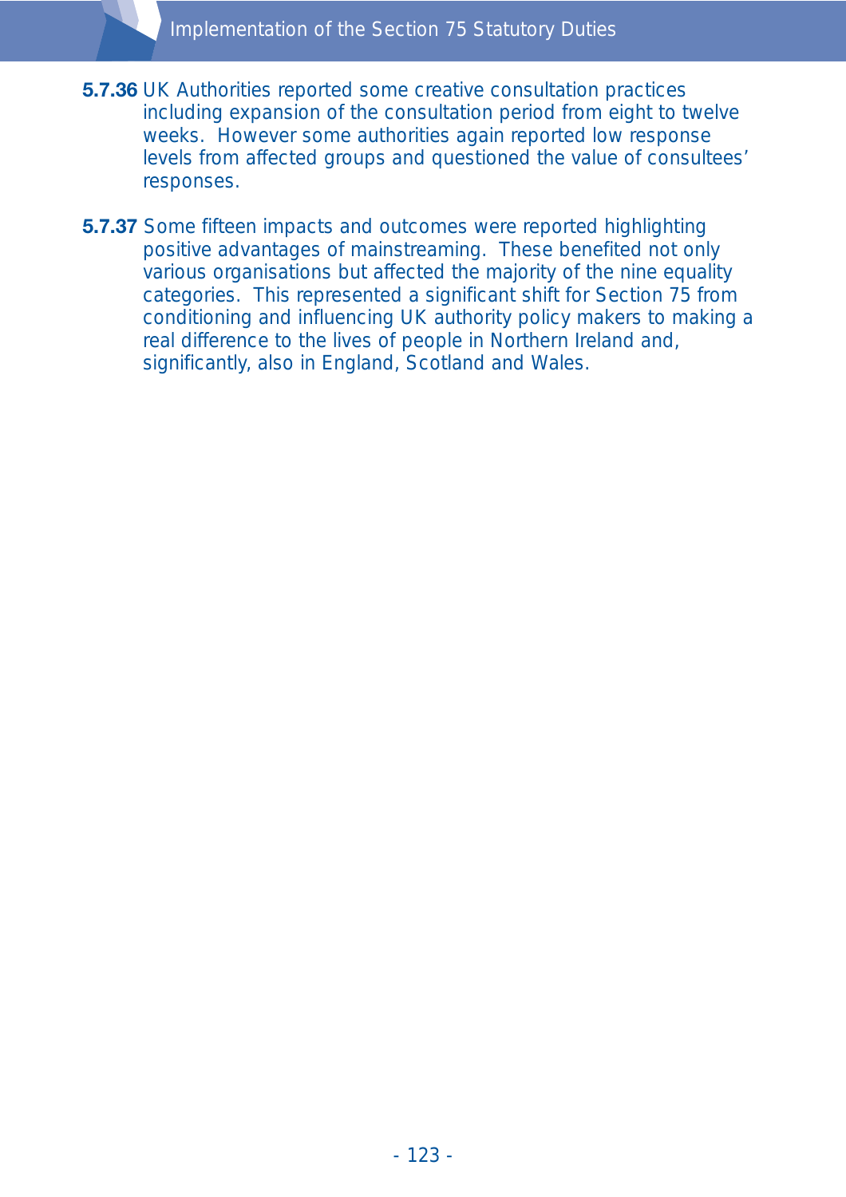**5.7.36** UK Authorities reported some creative consultation practices including expansion of the consultation period from eight to twelve weeks. However some authorities again reported low response levels from affected groups and questioned the value of consultees' responses.

**5.7.37** Some fifteen impacts and outcomes were reported highlighting positive advantages of mainstreaming. These benefited not only various organisations but affected the majority of the nine equality categories. This represented a significant shift for Section 75 from conditioning and influencing UK authority policy makers to making a real difference to the lives of people in Northern Ireland and, significantly, also in England, Scotland and Wales.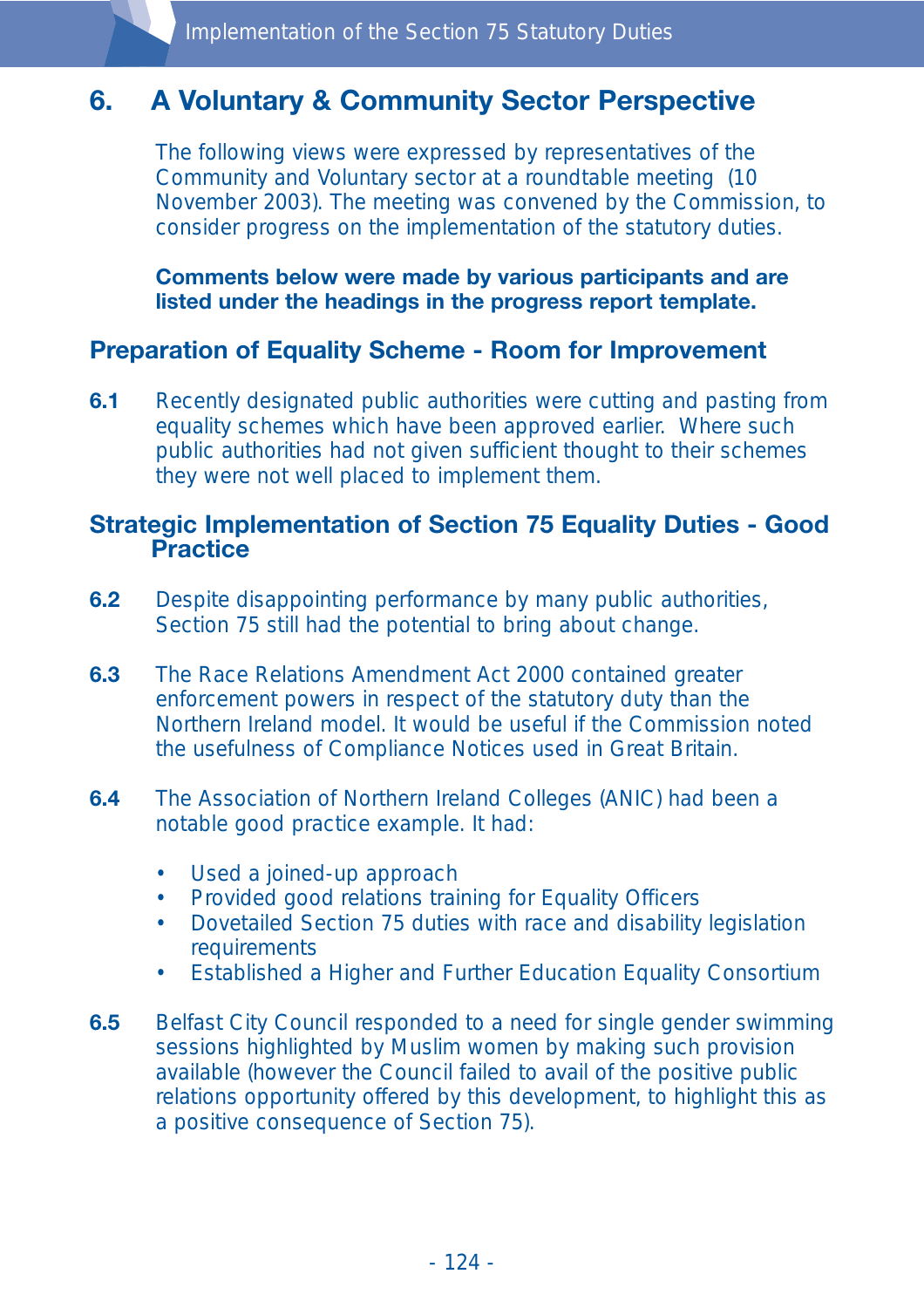## 6. A Voluntary & Community Sector Perspective

The following views were expressed by representatives of the Community and Voluntary sector at a roundtable meeting (10 November 2003). The meeting was convened by the Commission, to consider progress on the implementation of the statutory duties.

**Comments below were made by various participants and are listed under the headings in the progress report template.**

### Preparation of Equality Scheme - Room for Improvement

**6.1** Recently designated public authorities were cutting and pasting from equality schemes which have been approved earlier. Where such public authorities had not given sufficient thought to their schemes they were not well placed to implement them.

### Strategic Implementation of Section 75 Equality Duties - Good Practice

**6.2** Despite disappointing performance by many public authorities, Section 75 still had the potential to bring about change.

**6.3** The Race Relations Amendment Act 2000 contained greater enforcement powers in respect of the statutory duty than the Northern Ireland model. It would be useful if the Commission noted the usefulness of Compliance Notices used in Great Britain.

**6.4** The Association of Northern Ireland Colleges (ANIC) had been a notable good practice example. It had:

- Used a joined-up approach
- Provided good relations training for Equality Officers
- Dovetailed Section 75 duties with race and disability legislation requirements
- Established a Higher and Further Education Equality Consortium

**6.5** Belfast City Council responded to a need for single gender swimming sessions highlighted by Muslim women by making such provision available (however the Council failed to avail of the positive public relations opportunity offered by this development, to highlight this as a positive consequence of Section 75).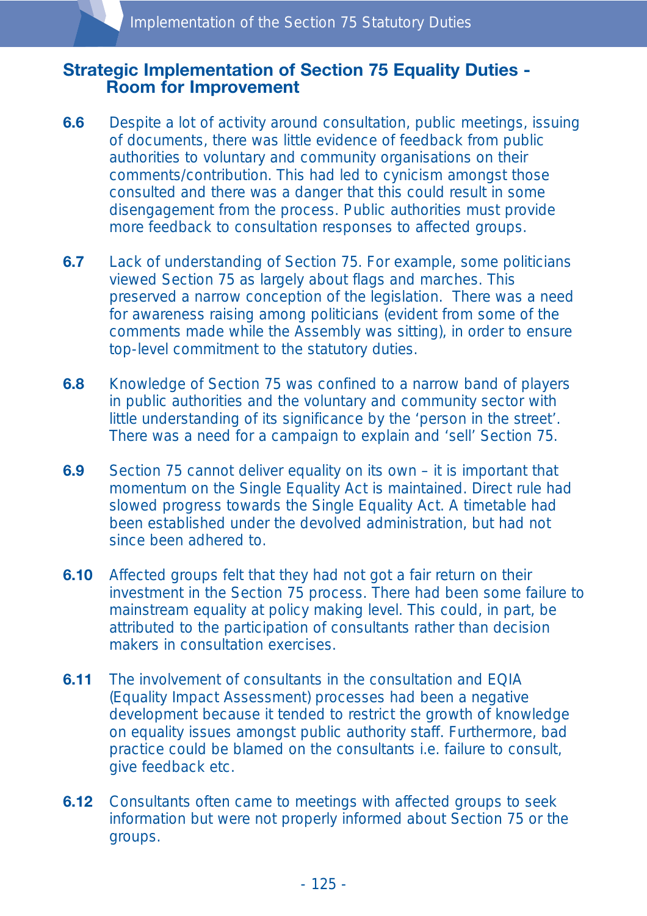## Strategic Implementation of Section 75 Equality Duties - Room for Improvement

**6.6** Despite a lot of activity around consultation, public meetings, issuing of documents, there was little evidence of feedback from public authorities to voluntary and community organisations on their comments/contribution. This had led to cynicism amongst those consulted and there was a danger that this could result in some disengagement from the process. Public authorities must provide more feedback to consultation responses to affected groups.

**6.7** Lack of understanding of Section 75. For example, some politicians viewed Section 75 as largely about flags and marches. This preserved a narrow conception of the legislation. There was a need for awareness raising among politicians (evident from some of the comments made while the Assembly was sitting), in order to ensure top-level commitment to the statutory duties.

**6.8** Knowledge of Section 75 was confined to a narrow band of players in public authorities and the voluntary and community sector with little understanding of its significance by the 'person in the street'. There was a need for a campaign to explain and 'sell' Section 75.

**6.9** Section 75 cannot deliver equality on its own – it is important that momentum on the Single Equality Act is maintained. Direct rule had slowed progress towards the Single Equality Act. A timetable had been established under the devolved administration, but had not since been adhered to.

**6.10** Affected groups felt that they had not got a fair return on their investment in the Section 75 process. There had been some failure to mainstream equality at policy making level. This could, in part, be attributed to the participation of consultants rather than decision makers in consultation exercises.

**6.11** The involvement of consultants in the consultation and EQIA (Equality Impact Assessment) processes had been a negative development because it tended to restrict the growth of knowledge on equality issues amongst public authority staff. Furthermore, bad practice could be blamed on the consultants i.e. failure to consult, give feedback etc.

**6.12** Consultants often came to meetings with affected groups to seek information but were not properly informed about Section 75 or the groups.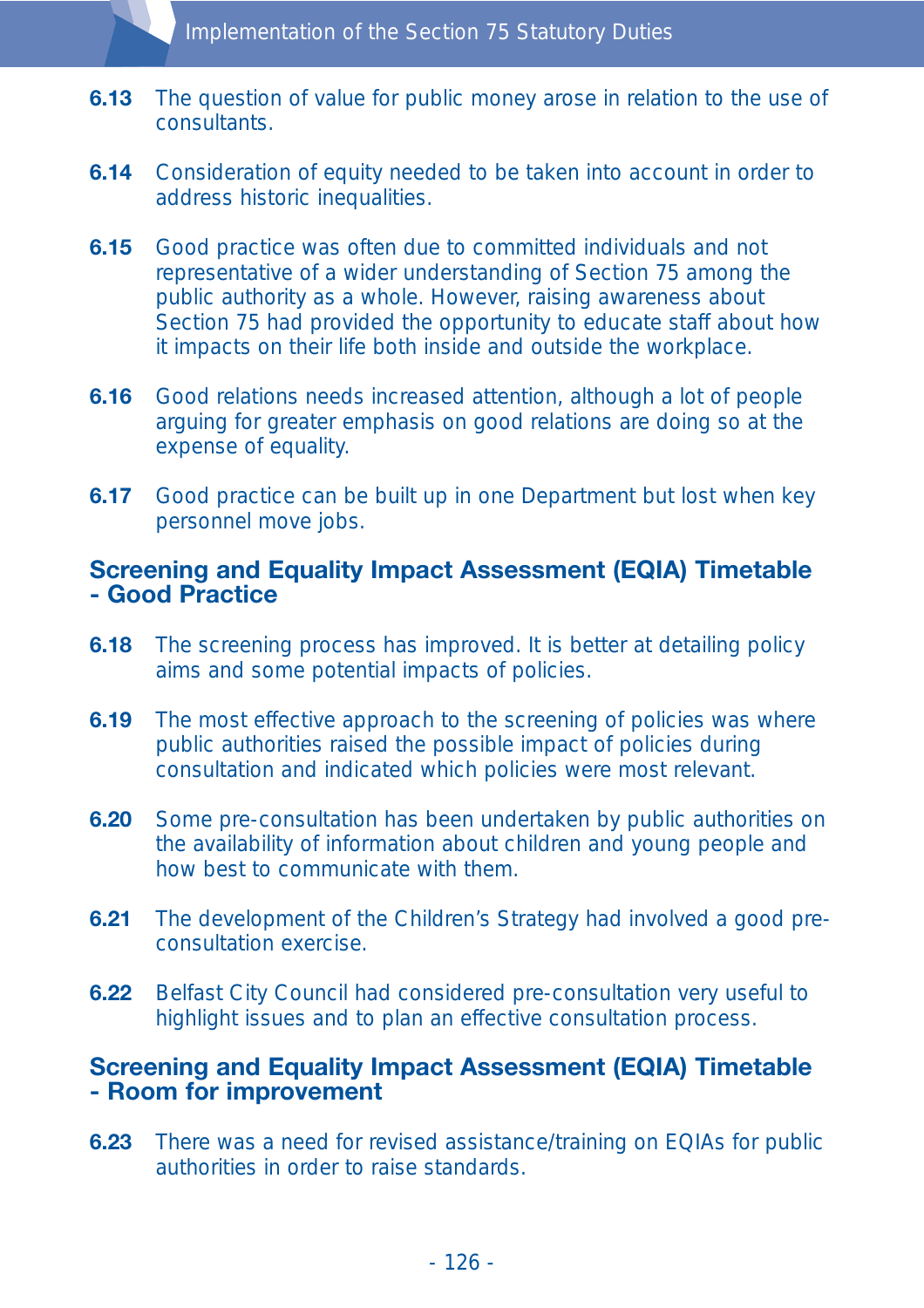**6.13** The question of value for public money arose in relation to the use of consultants.

**6.14** Consideration of equity needed to be taken into account in order to address historic inequalities.

**6.15** Good practice was often due to committed individuals and not representative of a wider understanding of Section 75 among the public authority as a whole. However, raising awareness about Section 75 had provided the opportunity to educate staff about how it impacts on their life both inside and outside the workplace.

**6.16** Good relations needs increased attention, although a lot of people arguing for greater emphasis on good relations are doing so at the expense of equality.

**6.17** Good practice can be built up in one Department but lost when key personnel move jobs.

## Screening and Equality Impact Assessment (EQIA) Timetable - Good Practice

**6.18** The screening process has improved. It is better at detailing policy aims and some potential impacts of policies.

**6.19** The most effective approach to the screening of policies was where public authorities raised the possible impact of policies during consultation and indicated which policies were most relevant.

**6.20** Some pre-consultation has been undertaken by public authorities on the availability of information about children and young people and how best to communicate with them.

**6.21** The development of the Children's Strategy had involved a good pre-consultation exercise.

**6.22** Belfast City Council had considered pre-consultation very useful to highlight issues and to plan an effective consultation process.

## Screening and Equality Impact Assessment (EQIA) Timetable - Room for improvement

**6.23** There was a need for revised assistance/training on EQIAs for public authorities in order to raise standards.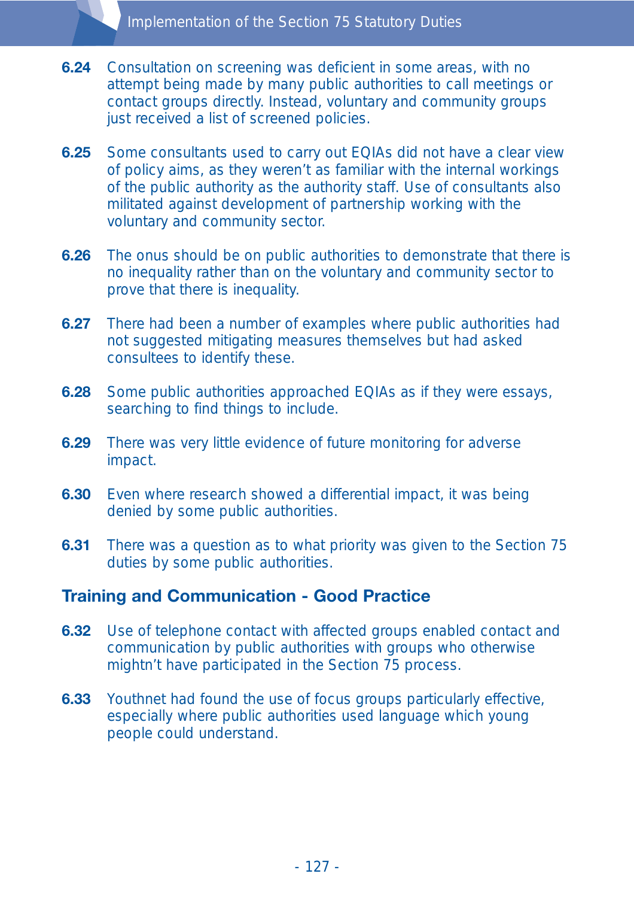**6.24** Consultation on screening was deficient in some areas, with no attempt being made by many public authorities to call meetings or contact groups directly. Instead, voluntary and community groups just received a list of screened policies.

**6.25** Some consultants used to carry out EQIAs did not have a clear view of policy aims, as they weren't as familiar with the internal workings of the public authority as the authority staff. Use of consultants also militated against development of partnership working with the voluntary and community sector.

**6.26** The onus should be on public authorities to demonstrate that there is no inequality rather than on the voluntary and community sector to prove that there is inequality.

**6.27** There had been a number of examples where public authorities had not suggested mitigating measures themselves but had asked consultees to identify these.

**6.28** Some public authorities approached EQIAs as if they were essays, searching to find things to include.

**6.29** There was very little evidence of future monitoring for adverse impact.

**6.30** Even where research showed a differential impact, it was being denied by some public authorities.

**6.31** There was a question as to what priority was given to the Section 75 duties by some public authorities.

## Training and Communication - Good Practice

**6.32** Use of telephone contact with affected groups enabled contact and communication by public authorities with groups who otherwise mightn't have participated in the Section 75 process.

**6.33** Youthnet had found the use of focus groups particularly effective, especially where public authorities used language which young people could understand.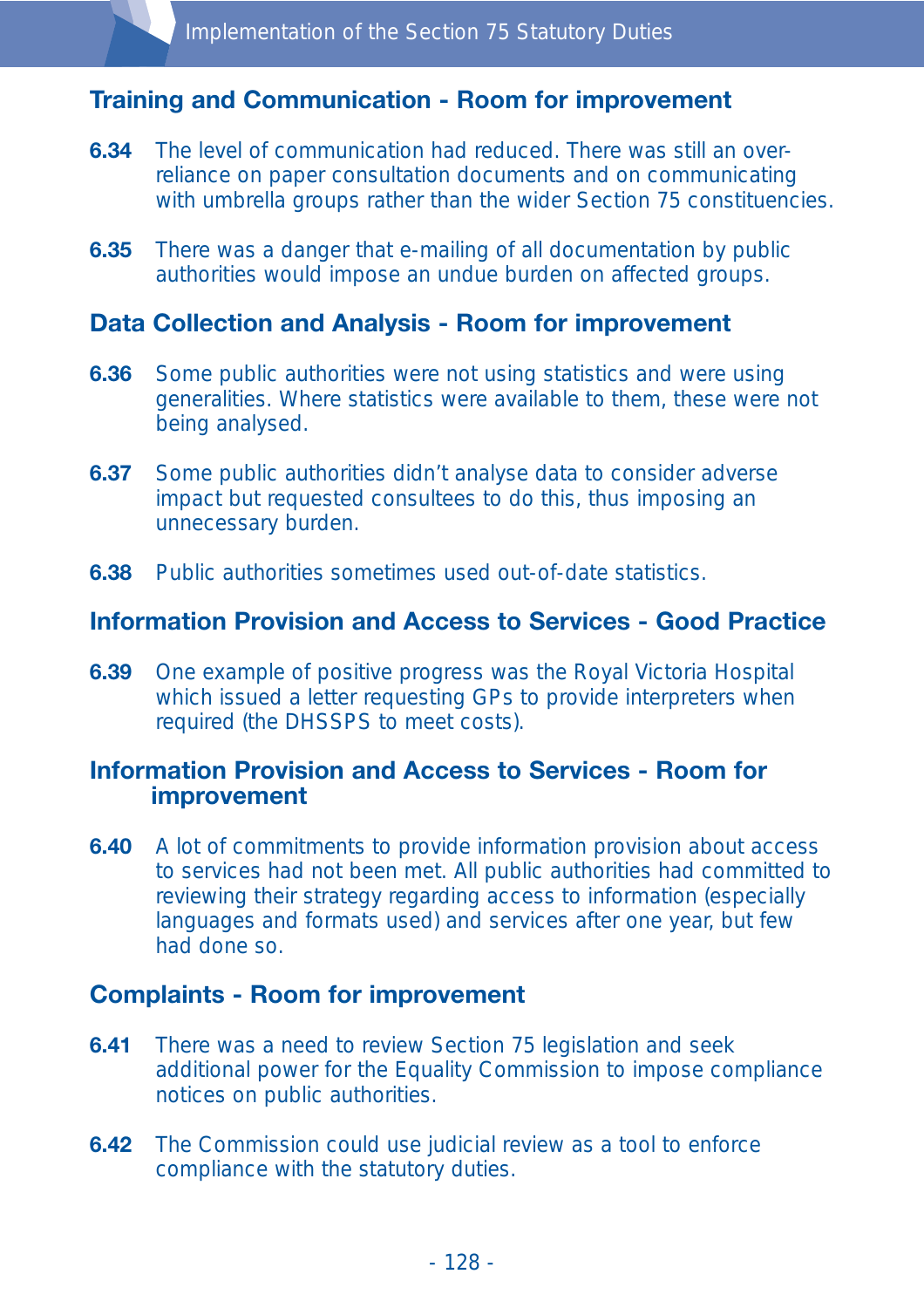### Training and Communication - Room for improvement

**6.34** The level of communication had reduced. There was still an over-reliance on paper consultation documents and on communicating with umbrella groups rather than the wider Section 75 constituencies.

**6.35** There was a danger that e-mailing of all documentation by public authorities would impose an undue burden on affected groups.

### Data Collection and Analysis - Room for improvement

**6.36** Some public authorities were not using statistics and were using generalities. Where statistics were available to them, these were not being analysed.

**6.37** Some public authorities didn't analyse data to consider adverse impact but requested consultees to do this, thus imposing an unnecessary burden.

**6.38** Public authorities sometimes used out-of-date statistics.

### Information Provision and Access to Services - Good Practice

**6.39** One example of positive progress was the Royal Victoria Hospital which issued a letter requesting GPs to provide interpreters when required (the DHSSPS to meet costs).

### Information Provision and Access to Services - Room for improvement

**6.40** A lot of commitments to provide information provision about access to services had not been met. All public authorities had committed to reviewing their strategy regarding access to information (especially languages and formats used) and services after one year, but few had done so.

### Complaints - Room for improvement

**6.41** There was a need to review Section 75 legislation and seek additional power for the Equality Commission to impose compliance notices on public authorities.

**6.42** The Commission could use judicial review as a tool to enforce compliance with the statutory duties.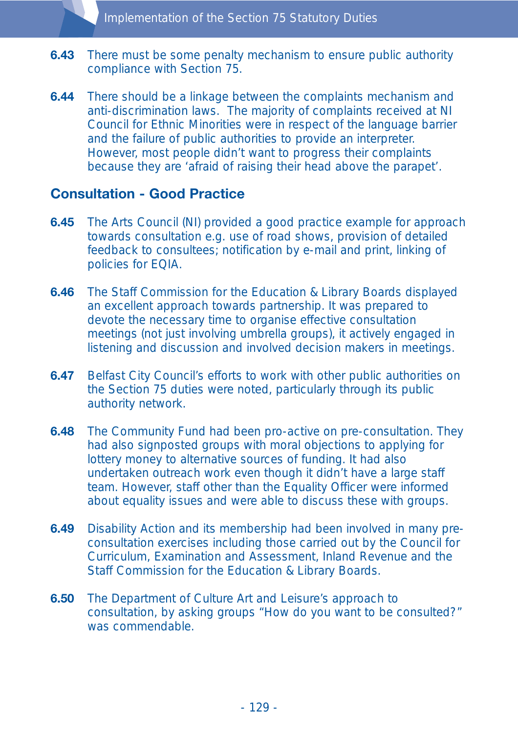**6.43** There must be some penalty mechanism to ensure public authority compliance with Section 75.

**6.44** There should be a linkage between the complaints mechanism and anti-discrimination laws. The majority of complaints received at NI Council for Ethnic Minorities were in respect of the language barrier and the failure of public authorities to provide an interpreter. However, most people didn't want to progress their complaints because they are 'afraid of raising their head above the parapet'.

## Consultation - Good Practice

**6.45** The Arts Council (NI) provided a good practice example for approach towards consultation e.g. use of road shows, provision of detailed feedback to consultees; notification by e-mail and print, linking of policies for EQIA.

**6.46** The Staff Commission for the Education & Library Boards displayed an excellent approach towards partnership. It was prepared to devote the necessary time to organise effective consultation meetings (not just involving umbrella groups), it actively engaged in listening and discussion and involved decision makers in meetings.

**6.47** Belfast City Council's efforts to work with other public authorities on the Section 75 duties were noted, particularly through its public authority network.

**6.48** The Community Fund had been pro-active on pre-consultation. They had also signposted groups with moral objections to applying for lottery money to alternative sources of funding. It had also undertaken outreach work even though it didn't have a large staff team. However, staff other than the Equality Officer were informed about equality issues and were able to discuss these with groups.

**6.49** Disability Action and its membership had been involved in many pre-consultation exercises including those carried out by the Council for Curriculum, Examination and Assessment, Inland Revenue and the Staff Commission for the Education & Library Boards.

**6.50** The Department of Culture Art and Leisure's approach to consultation, by asking groups "How do you want to be consulted?" was commendable.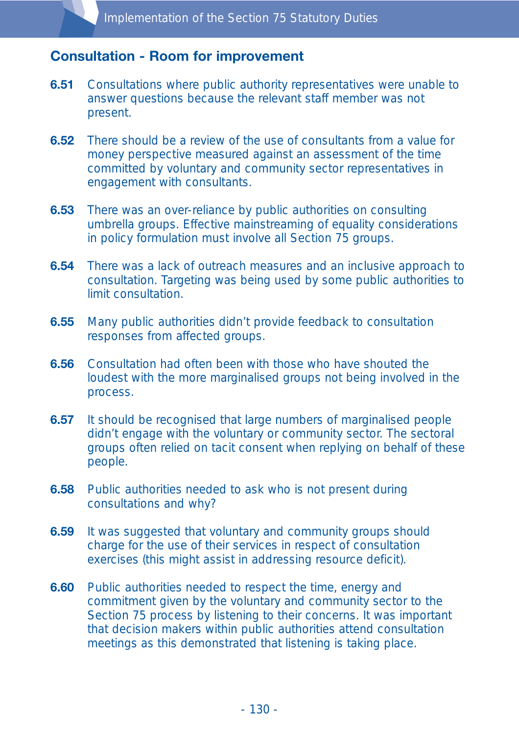## Consultation - Room for improvement

**6.51** Consultations where public authority representatives were unable to answer questions because the relevant staff member was not present.

**6.52** There should be a review of the use of consultants from a value for money perspective measured against an assessment of the time committed by voluntary and community sector representatives in engagement with consultants.

**6.53** There was an over-reliance by public authorities on consulting umbrella groups. Effective mainstreaming of equality considerations in policy formulation must involve all Section 75 groups.

**6.54** There was a lack of outreach measures and an inclusive approach to consultation. Targeting was being used by some public authorities to limit consultation.

**6.55** Many public authorities didn't provide feedback to consultation responses from affected groups.

**6.56** Consultation had often been with those who have shouted the loudest with the more marginalised groups not being involved in the process.

**6.57** It should be recognised that large numbers of marginalised people didn't engage with the voluntary or community sector. The sectoral groups often relied on tacit consent when replying on behalf of these people.

**6.58** Public authorities needed to ask who is not present during consultations and why?

**6.59** It was suggested that voluntary and community groups should charge for the use of their services in respect of consultation exercises (this might assist in addressing resource deficit).

**6.60** Public authorities needed to respect the time, energy and commitment given by the voluntary and community sector to the Section 75 process by listening to their concerns. It was important that decision makers within public authorities attend consultation meetings as this demonstrated that listening is taking place.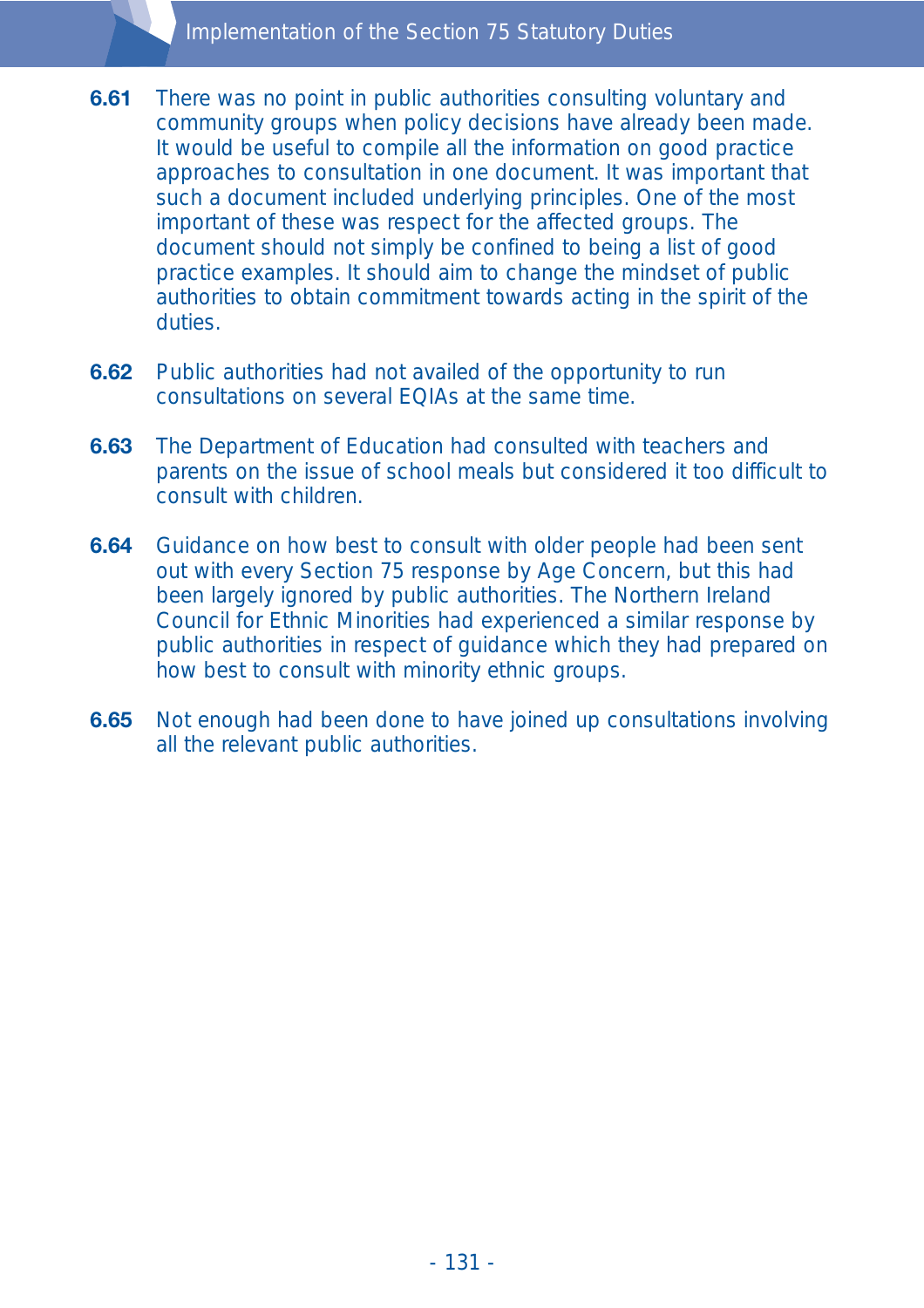**6.61** There was no point in public authorities consulting voluntary and community groups when policy decisions have already been made. It would be useful to compile all the information on good practice approaches to consultation in one document. It was important that such a document included underlying principles. One of the most important of these was respect for the affected groups. The document should not simply be confined to being a list of good practice examples. It should aim to change the mindset of public authorities to obtain commitment towards acting in the spirit of the duties.

**6.62** Public authorities had not availed of the opportunity to run consultations on several EQIAs at the same time.

**6.63** The Department of Education had consulted with teachers and parents on the issue of school meals but considered it too difficult to consult with children.

**6.64** Guidance on how best to consult with older people had been sent out with every Section 75 response by Age Concern, but this had been largely ignored by public authorities. The Northern Ireland Council for Ethnic Minorities had experienced a similar response by public authorities in respect of guidance which they had prepared on how best to consult with minority ethnic groups.

**6.65** Not enough had been done to have joined up consultations involving all the relevant public authorities.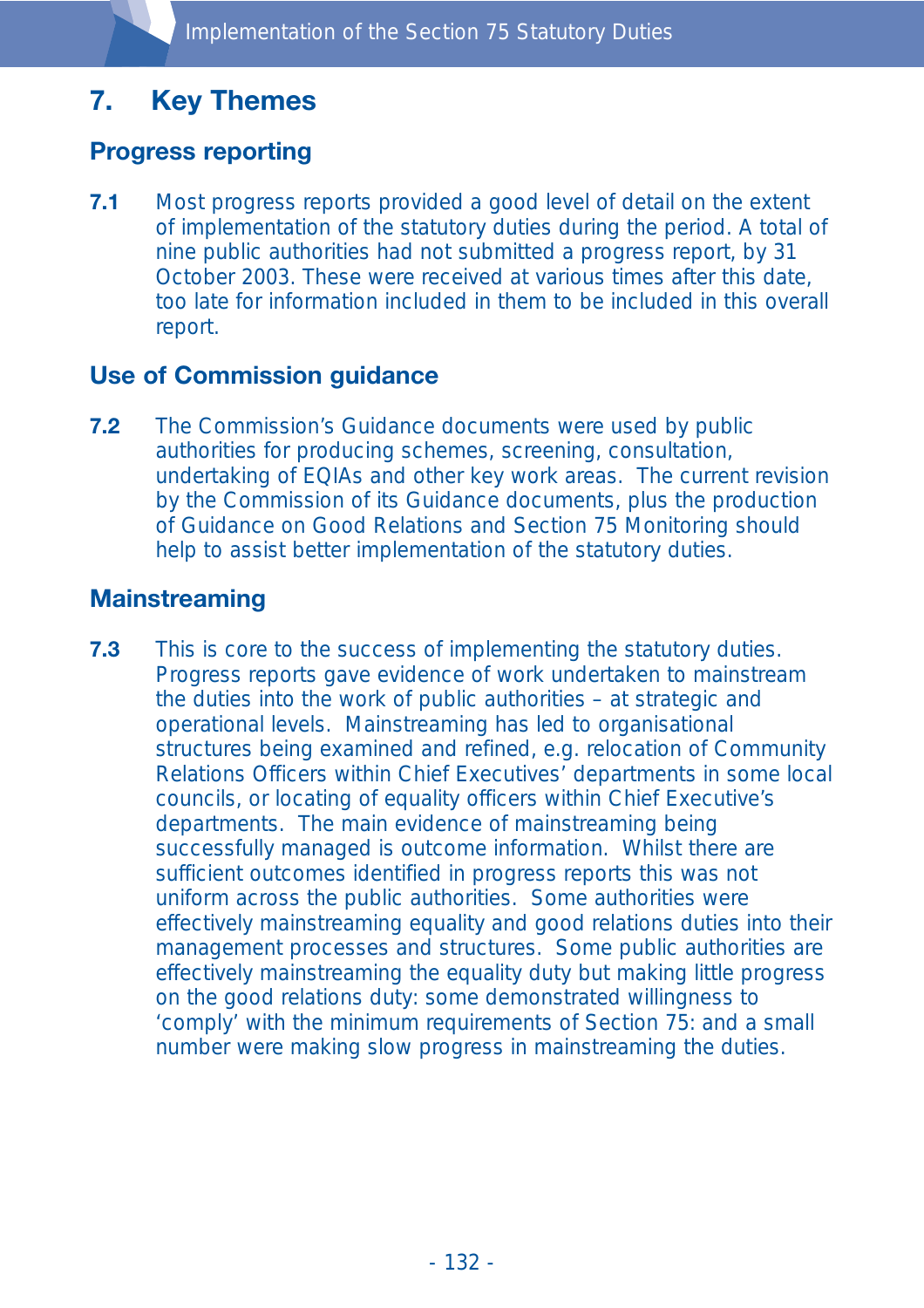## 7. Key Themes

### Progress reporting

**7.1** Most progress reports provided a good level of detail on the extent of implementation of the statutory duties during the period. A total of nine public authorities had not submitted a progress report, by 31 October 2003. These were received at various times after this date, too late for information included in them to be included in this overall report.

### Use of Commission guidance

**7.2** The Commission's Guidance documents were used by public authorities for producing schemes, screening, consultation, undertaking of EQIAs and other key work areas. The current revision by the Commission of its Guidance documents, plus the production of Guidance on Good Relations and Section 75 Monitoring should help to assist better implementation of the statutory duties.

### Mainstreaming

**7.3** This is core to the success of implementing the statutory duties. Progress reports gave evidence of work undertaken to mainstream the duties into the work of public authorities – at strategic and operational levels. Mainstreaming has led to organisational structures being examined and refined, e.g. relocation of Community Relations Officers within Chief Executives' departments in some local councils, or locating of equality officers within Chief Executive's departments. The main evidence of mainstreaming being successfully managed is outcome information. Whilst there are sufficient outcomes identified in progress reports this was not uniform across the public authorities. Some authorities were effectively mainstreaming equality and good relations duties into their management processes and structures. Some public authorities are effectively mainstreaming the equality duty but making little progress on the good relations duty: some demonstrated willingness to 'comply' with the minimum requirements of Section 75: and a small number were making slow progress in mainstreaming the duties.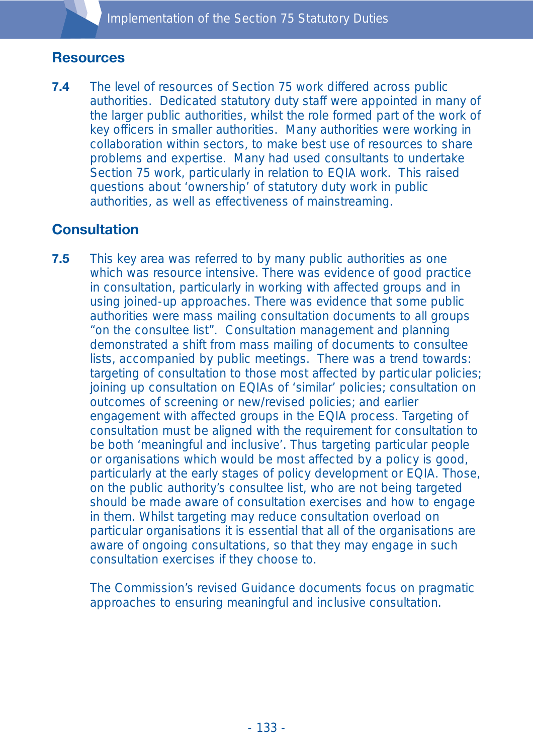## Resources

**7.4** The level of resources of Section 75 work differed across public authorities. Dedicated statutory duty staff were appointed in many of the larger public authorities, whilst the role formed part of the work of key officers in smaller authorities. Many authorities were working in collaboration within sectors, to make best use of resources to share problems and expertise. Many had used consultants to undertake Section 75 work, particularly in relation to EQIA work. This raised questions about 'ownership' of statutory duty work in public authorities, as well as effectiveness of mainstreaming.

## Consultation

**7.5** This key area was referred to by many public authorities as one which was resource intensive. There was evidence of good practice in consultation, particularly in working with affected groups and in using joined-up approaches. There was evidence that some public authorities were mass mailing consultation documents to all groups "on the consultee list". Consultation management and planning demonstrated a shift from mass mailing of documents to consultee lists, accompanied by public meetings. There was a trend towards: targeting of consultation to those most affected by particular policies; joining up consultation on EQIAs of 'similar' policies; consultation on outcomes of screening or new/revised policies; and earlier engagement with affected groups in the EQIA process. Targeting of consultation must be aligned with the requirement for consultation to be both 'meaningful and inclusive'. Thus targeting particular people or organisations which would be most affected by a policy is good, particularly at the early stages of policy development or EQIA. Those, on the public authority's consultee list, who are not being targeted should be made aware of consultation exercises and how to engage in them. Whilst targeting may reduce consultation overload on particular organisations it is essential that all of the organisations are aware of ongoing consultations, so that they may engage in such consultation exercises if they choose to.

The Commission's revised Guidance documents focus on pragmatic approaches to ensuring meaningful and inclusive consultation.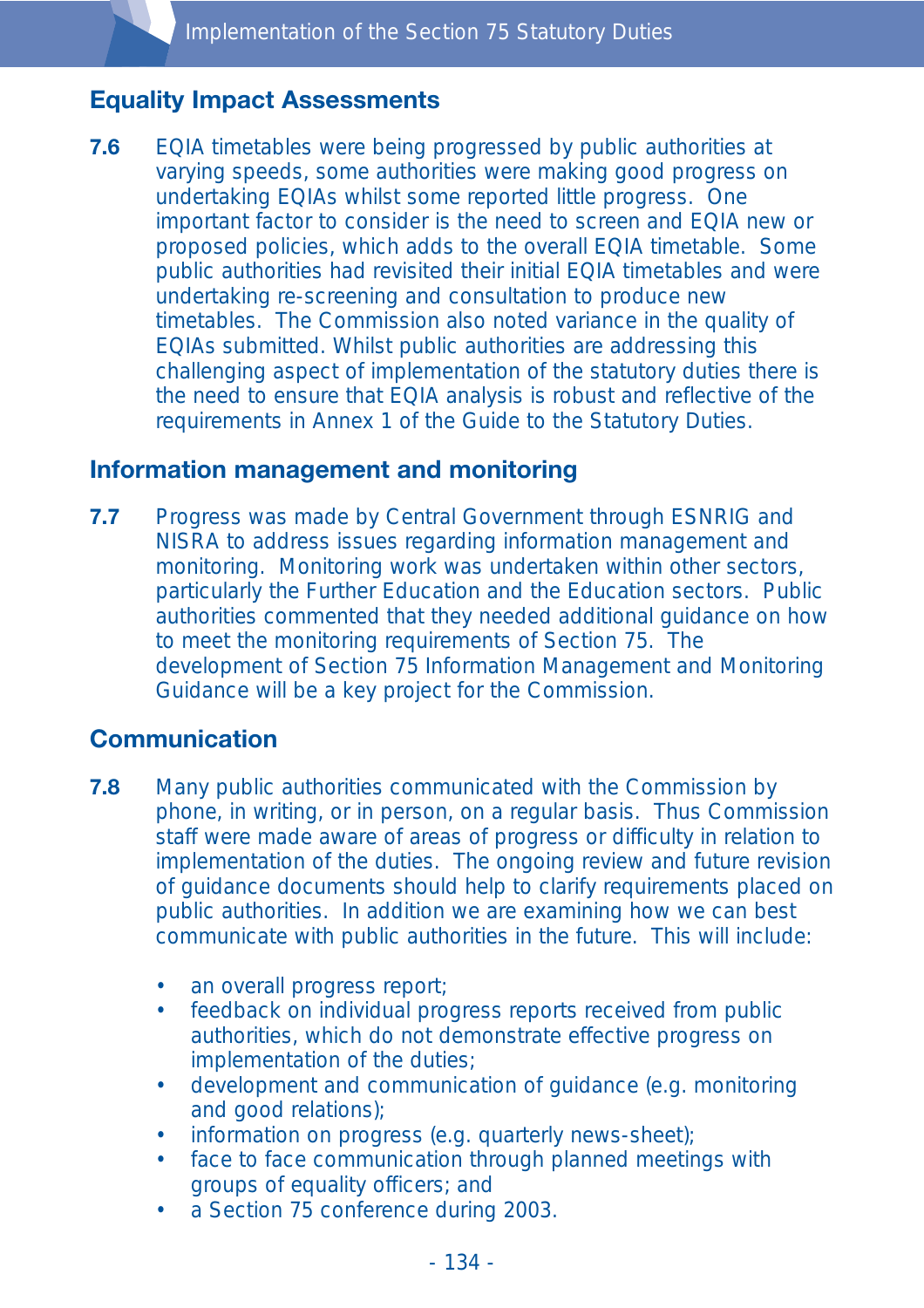## Equality Impact Assessments

**7.6** EQIA timetables were being progressed by public authorities at varying speeds, some authorities were making good progress on undertaking EQIAs whilst some reported little progress. One important factor to consider is the need to screen and EQIA new or proposed policies, which adds to the overall EQIA timetable. Some public authorities had revisited their initial EQIA timetables and were undertaking re-screening and consultation to produce new timetables. The Commission also noted variance in the quality of EQIAs submitted. Whilst public authorities are addressing this challenging aspect of implementation of the statutory duties there is the need to ensure that EQIA analysis is robust and reflective of the requirements in Annex 1 of the Guide to the Statutory Duties.

## Information management and monitoring

**7.7** Progress was made by Central Government through ESNRIG and NISRA to address issues regarding information management and monitoring. Monitoring work was undertaken within other sectors, particularly the Further Education and the Education sectors. Public authorities commented that they needed additional guidance on how to meet the monitoring requirements of Section 75. The development of Section 75 Information Management and Monitoring Guidance will be a key project for the Commission.

## Communication

**7.8** Many public authorities communicated with the Commission by phone, in writing, or in person, on a regular basis. Thus Commission staff were made aware of areas of progress or difficulty in relation to implementation of the duties. The ongoing review and future revision of guidance documents should help to clarify requirements placed on public authorities. In addition we are examining how we can best communicate with public authorities in the future. This will include:

- an overall progress report;
- feedback on individual progress reports received from public authorities, which do not demonstrate effective progress on implementation of the duties;
- development and communication of guidance (e.g. monitoring and good relations);
- information on progress (e.g. quarterly news-sheet);
- face to face communication through planned meetings with groups of equality officers; and
- a Section 75 conference during 2003.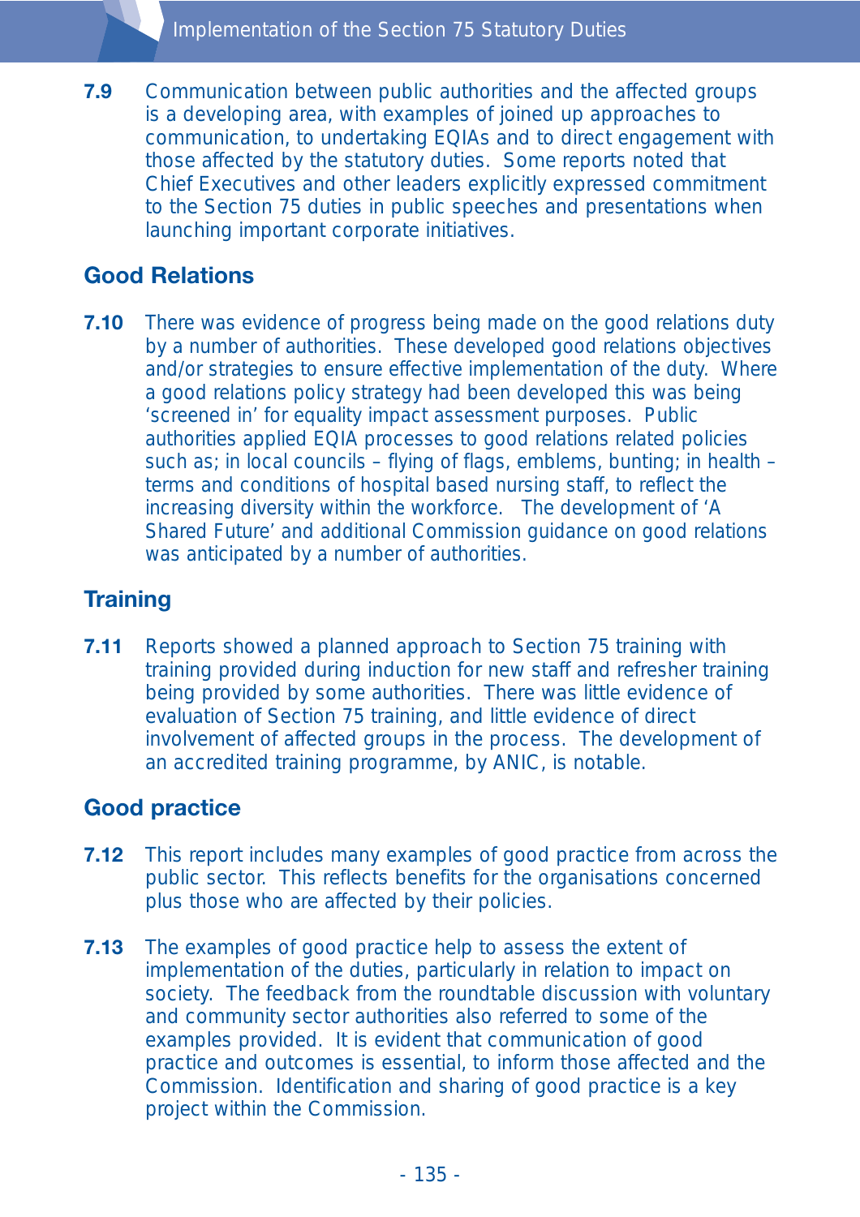**7.9** Communication between public authorities and the affected groups is a developing area, with examples of joined up approaches to communication, to undertaking EQIAs and to direct engagement with those affected by the statutory duties. Some reports noted that Chief Executives and other leaders explicitly expressed commitment to the Section 75 duties in public speeches and presentations when launching important corporate initiatives.

## Good Relations

**7.10** There was evidence of progress being made on the good relations duty by a number of authorities. These developed good relations objectives and/or strategies to ensure effective implementation of the duty. Where a good relations policy strategy had been developed this was being 'screened in' for equality impact assessment purposes. Public authorities applied EQIA processes to good relations related policies such as; in local councils – flying of flags, emblems, bunting; in health – terms and conditions of hospital based nursing staff, to reflect the increasing diversity within the workforce. The development of 'A Shared Future' and additional Commission guidance on good relations was anticipated by a number of authorities.

## Training

**7.11** Reports showed a planned approach to Section 75 training with training provided during induction for new staff and refresher training being provided by some authorities. There was little evidence of evaluation of Section 75 training, and little evidence of direct involvement of affected groups in the process. The development of an accredited training programme, by ANIC, is notable.

## Good practice

**7.12** This report includes many examples of good practice from across the public sector. This reflects benefits for the organisations concerned plus those who are affected by their policies.

**7.13** The examples of good practice help to assess the extent of implementation of the duties, particularly in relation to impact on society. The feedback from the roundtable discussion with voluntary and community sector authorities also referred to some of the examples provided. It is evident that communication of good practice and outcomes is essential, to inform those affected and the Commission. Identification and sharing of good practice is a key project within the Commission.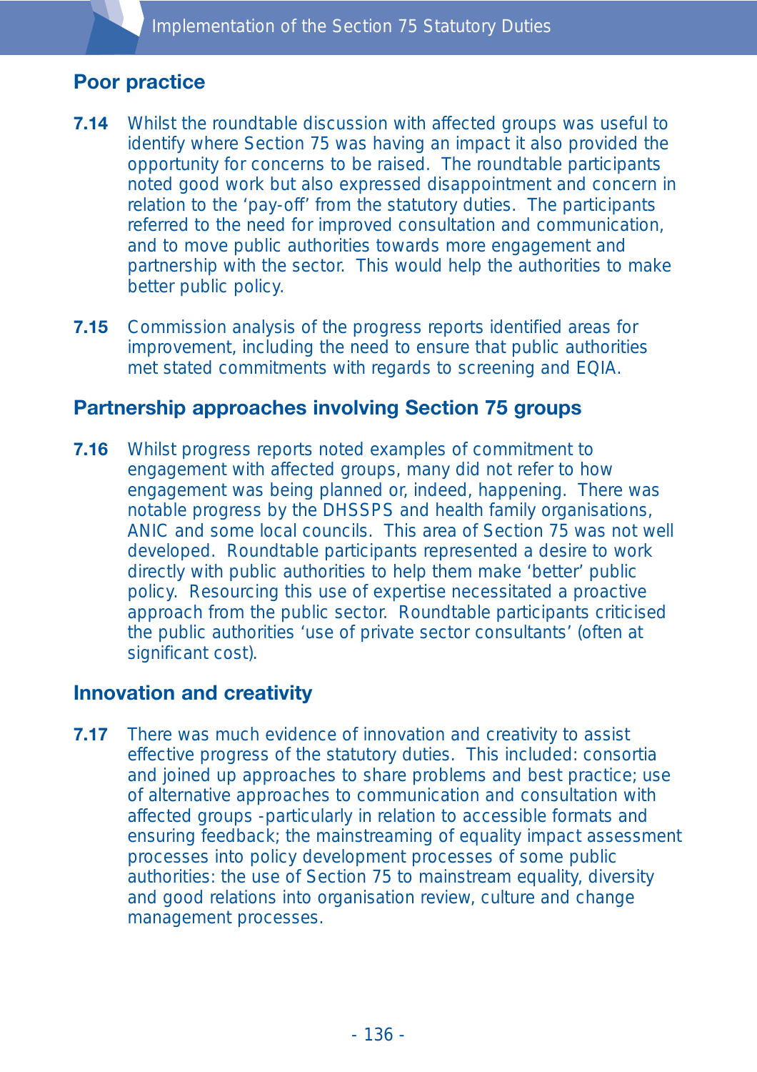## Poor practice

**7.14** Whilst the roundtable discussion with affected groups was useful to identify where Section 75 was having an impact it also provided the opportunity for concerns to be raised. The roundtable participants noted good work but also expressed disappointment and concern in relation to the 'pay-off' from the statutory duties. The participants referred to the need for improved consultation and communication, and to move public authorities towards more engagement and partnership with the sector. This would help the authorities to make better public policy.

**7.15** Commission analysis of the progress reports identified areas for improvement, including the need to ensure that public authorities met stated commitments with regards to screening and EQIA.

## Partnership approaches involving Section 75 groups

**7.16** Whilst progress reports noted examples of commitment to engagement with affected groups, many did not refer to how engagement was being planned or, indeed, happening. There was notable progress by the DHSSPS and health family organisations, ANIC and some local councils. This area of Section 75 was not well developed. Roundtable participants represented a desire to work directly with public authorities to help them make 'better' public policy. Resourcing this use of expertise necessitated a proactive approach from the public sector. Roundtable participants criticised the public authorities 'use of private sector consultants' (often at significant cost).

## Innovation and creativity

**7.17** There was much evidence of innovation and creativity to assist effective progress of the statutory duties. This included: consortia and joined up approaches to share problems and best practice; use of alternative approaches to communication and consultation with affected groups -particularly in relation to accessible formats and ensuring feedback; the mainstreaming of equality impact assessment processes into policy development processes of some public authorities: the use of Section 75 to mainstream equality, diversity and good relations into organisation review, culture and change management processes.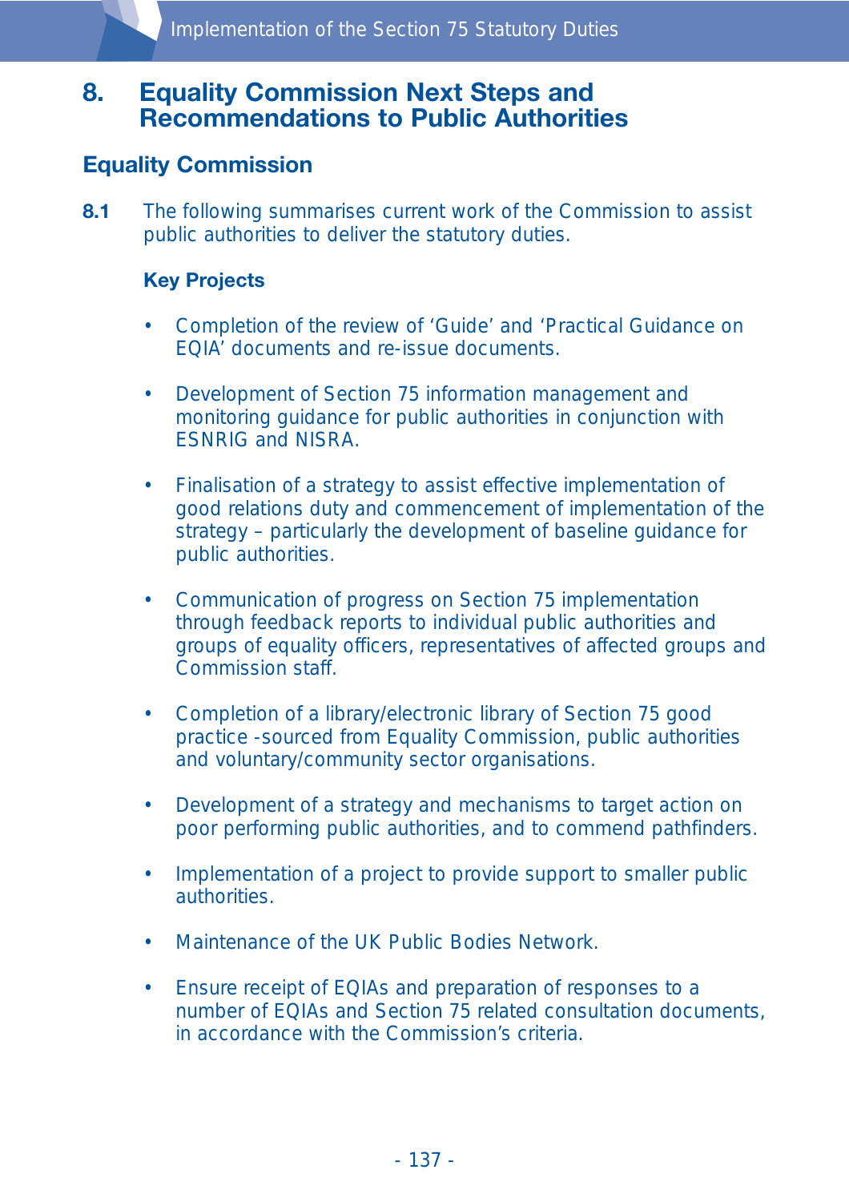# 8. Equality Commission Next Steps and Recommendations to Public Authorities

## Equality Commission

**8.1** The following summarises current work of the Commission to assist public authorities to deliver the statutory duties.

### Key Projects

- Completion of the review of 'Guide' and 'Practical Guidance on EQIA' documents and re-issue documents.
- Development of Section 75 information management and monitoring guidance for public authorities in conjunction with ESNRIG and NISRA.
- Finalisation of a strategy to assist effective implementation of good relations duty and commencement of implementation of the strategy – particularly the development of baseline guidance for public authorities.
- Communication of progress on Section 75 implementation through feedback reports to individual public authorities and groups of equality officers, representatives of affected groups and Commission staff.
- Completion of a library/electronic library of Section 75 good practice -sourced from Equality Commission, public authorities and voluntary/community sector organisations.
- Development of a strategy and mechanisms to target action on poor performing public authorities, and to commend pathfinders.
- Implementation of a project to provide support to smaller public authorities.
- Maintenance of the UK Public Bodies Network.
- Ensure receipt of EQIAs and preparation of responses to a number of EQIAs and Section 75 related consultation documents, in accordance with the Commission's criteria.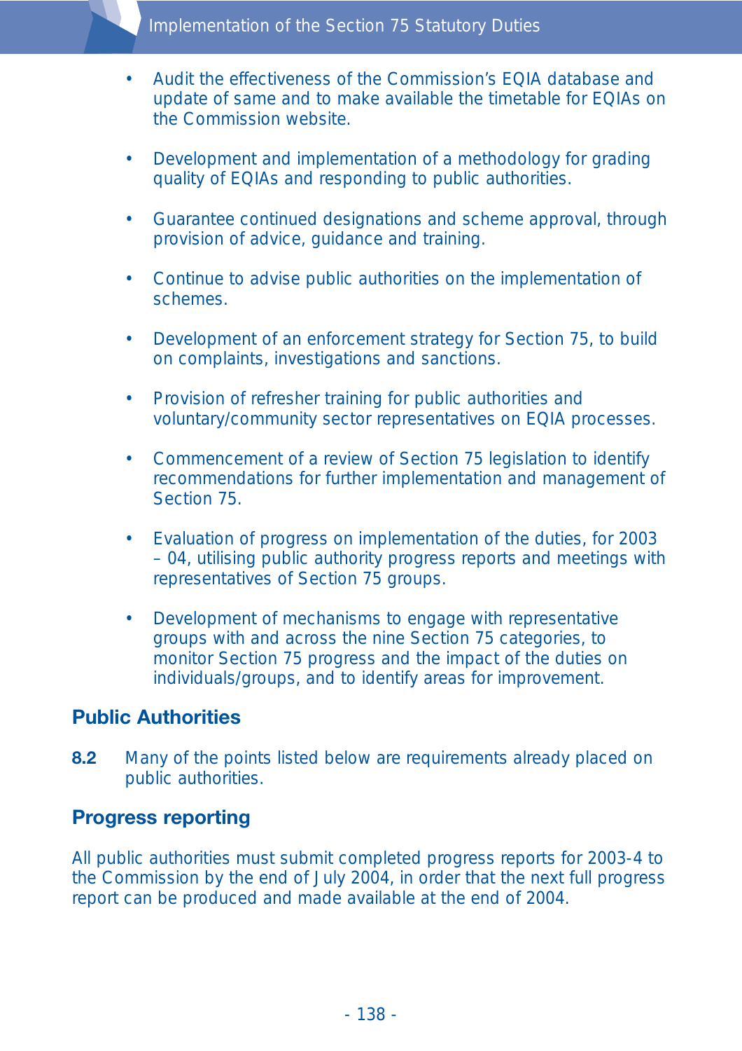- Audit the effectiveness of the Commission's EQIA database and update of same and to make available the timetable for EQIAs on the Commission website.

- Development and implementation of a methodology for grading quality of EQIAs and responding to public authorities.

- Guarantee continued designations and scheme approval, through provision of advice, guidance and training.

- Continue to advise public authorities on the implementation of schemes.

- Development of an enforcement strategy for Section 75, to build on complaints, investigations and sanctions.

- Provision of refresher training for public authorities and voluntary/community sector representatives on EQIA processes.

- Commencement of a review of Section 75 legislation to identify recommendations for further implementation and management of Section 75.

- Evaluation of progress on implementation of the duties, for 2003 – 04, utilising public authority progress reports and meetings with representatives of Section 75 groups.

- Development of mechanisms to engage with representative groups with and across the nine Section 75 categories, to monitor Section 75 progress and the impact of the duties on individuals/groups, and to identify areas for improvement.

## Public Authorities

**8.2** Many of the points listed below are requirements already placed on public authorities.

## Progress reporting

All public authorities must submit completed progress reports for 2003-4 to the Commission by the end of July 2004, in order that the next full progress report can be produced and made available at the end of 2004.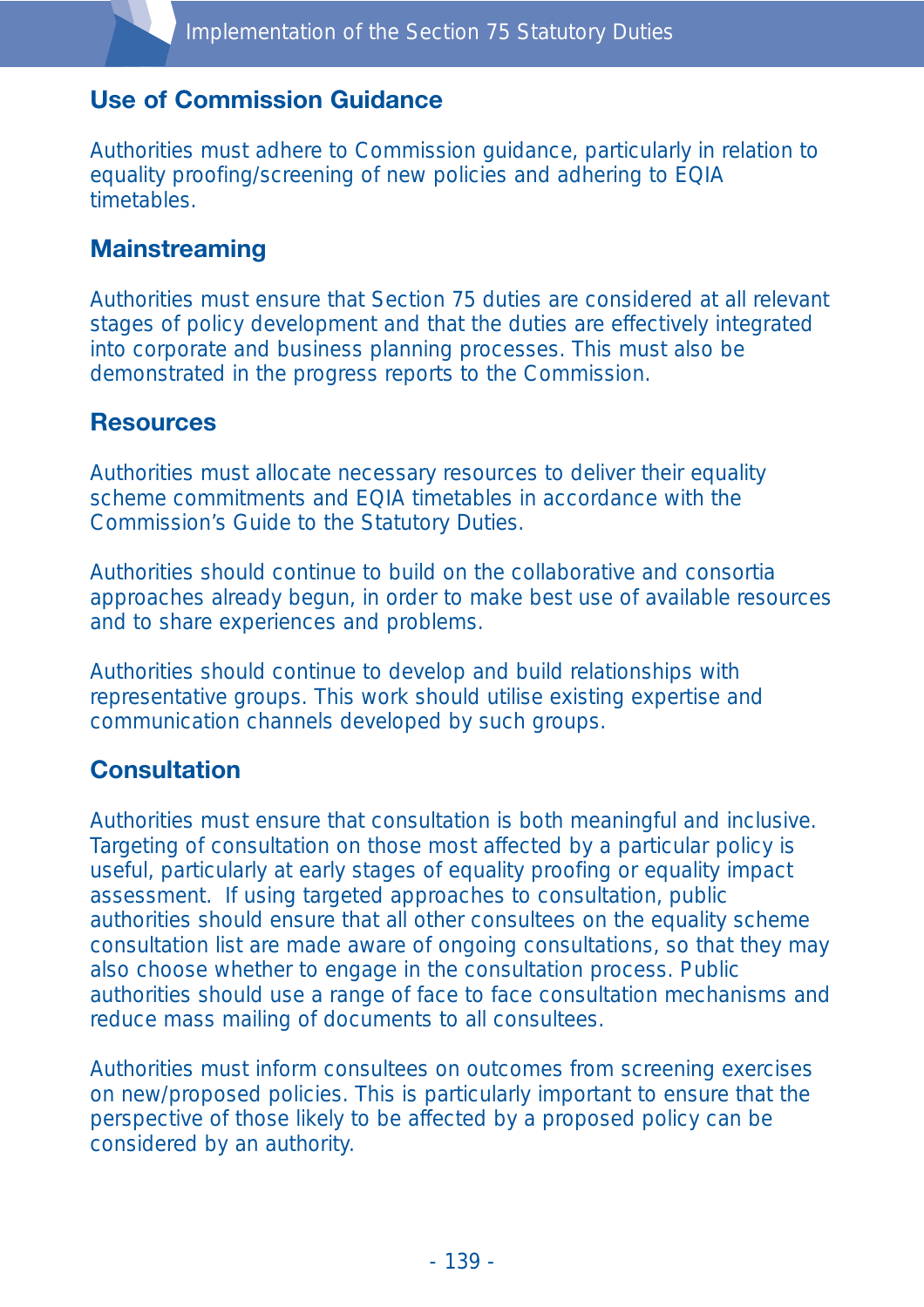## Use of Commission Guidance

Authorities must adhere to Commission guidance, particularly in relation to equality proofing/screening of new policies and adhering to EQIA timetables.

## Mainstreaming

Authorities must ensure that Section 75 duties are considered at all relevant stages of policy development and that the duties are effectively integrated into corporate and business planning processes. This must also be demonstrated in the progress reports to the Commission.

## Resources

Authorities must allocate necessary resources to deliver their equality scheme commitments and EQIA timetables in accordance with the Commission's Guide to the Statutory Duties.

Authorities should continue to build on the collaborative and consortia approaches already begun, in order to make best use of available resources and to share experiences and problems.

Authorities should continue to develop and build relationships with representative groups. This work should utilise existing expertise and communication channels developed by such groups.

## Consultation

Authorities must ensure that consultation is both meaningful and inclusive. Targeting of consultation on those most affected by a particular policy is useful, particularly at early stages of equality proofing or equality impact assessment. If using targeted approaches to consultation, public authorities should ensure that all other consultees on the equality scheme consultation list are made aware of ongoing consultations, so that they may also choose whether to engage in the consultation process. Public authorities should use a range of face to face consultation mechanisms and reduce mass mailing of documents to all consultees.

Authorities must inform consultees on outcomes from screening exercises on new/proposed policies. This is particularly important to ensure that the perspective of those likely to be affected by a proposed policy can be considered by an authority.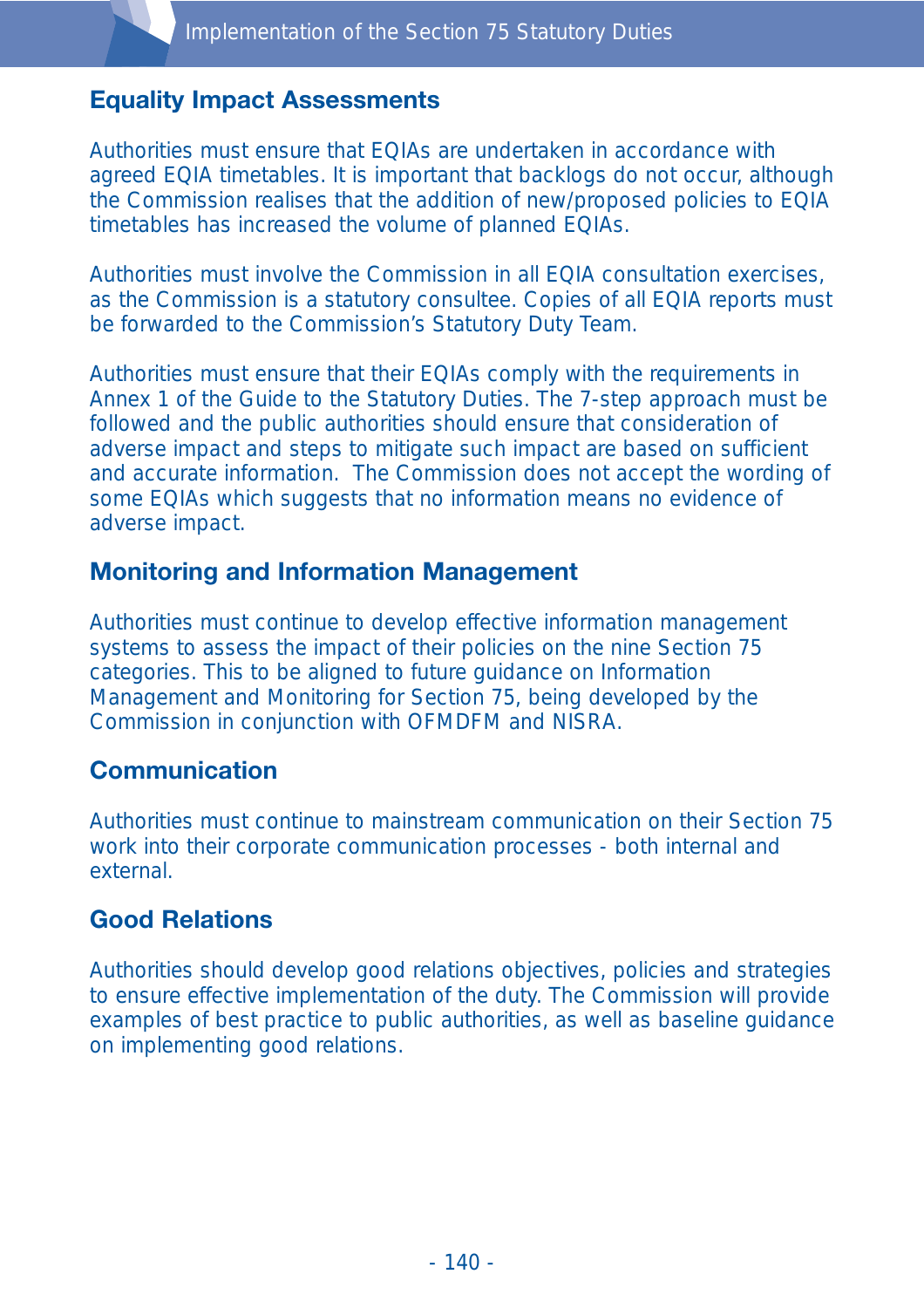## Equality Impact Assessments

Authorities must ensure that EQIAs are undertaken in accordance with agreed EQIA timetables. It is important that backlogs do not occur, although the Commission realises that the addition of new/proposed policies to EQIA timetables has increased the volume of planned EQIAs.

Authorities must involve the Commission in all EQIA consultation exercises, as the Commission is a statutory consultee. Copies of all EQIA reports must be forwarded to the Commission's Statutory Duty Team.

Authorities must ensure that their EQIAs comply with the requirements in Annex 1 of the Guide to the Statutory Duties. The 7-step approach must be followed and the public authorities should ensure that consideration of adverse impact and steps to mitigate such impact are based on sufficient and accurate information. The Commission does not accept the wording of some EQIAs which suggests that no information means no evidence of adverse impact.

## Monitoring and Information Management

Authorities must continue to develop effective information management systems to assess the impact of their policies on the nine Section 75 categories. This to be aligned to future guidance on Information Management and Monitoring for Section 75, being developed by the Commission in conjunction with OFMDFM and NISRA.

## Communication

Authorities must continue to mainstream communication on their Section 75 work into their corporate communication processes - both internal and external.

## Good Relations

Authorities should develop good relations objectives, policies and strategies to ensure effective implementation of the duty. The Commission will provide examples of best practice to public authorities, as well as baseline guidance on implementing good relations.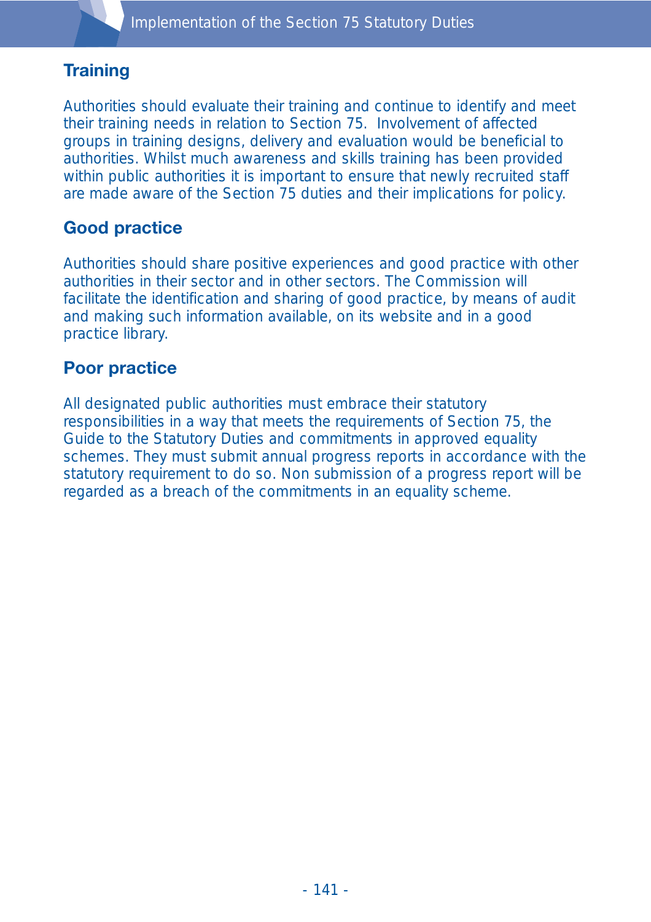## Training

Authorities should evaluate their training and continue to identify and meet their training needs in relation to Section 75. Involvement of affected groups in training designs, delivery and evaluation would be beneficial to authorities. Whilst much awareness and skills training has been provided within public authorities it is important to ensure that newly recruited staff are made aware of the Section 75 duties and their implications for policy.

## Good practice

Authorities should share positive experiences and good practice with other authorities in their sector and in other sectors. The Commission will facilitate the identification and sharing of good practice, by means of audit and making such information available, on its website and in a good practice library.

## Poor practice

All designated public authorities must embrace their statutory responsibilities in a way that meets the requirements of Section 75, the Guide to the Statutory Duties and commitments in approved equality schemes. They must submit annual progress reports in accordance with the statutory requirement to do so. Non submission of a progress report will be regarded as a breach of the commitments in an equality scheme.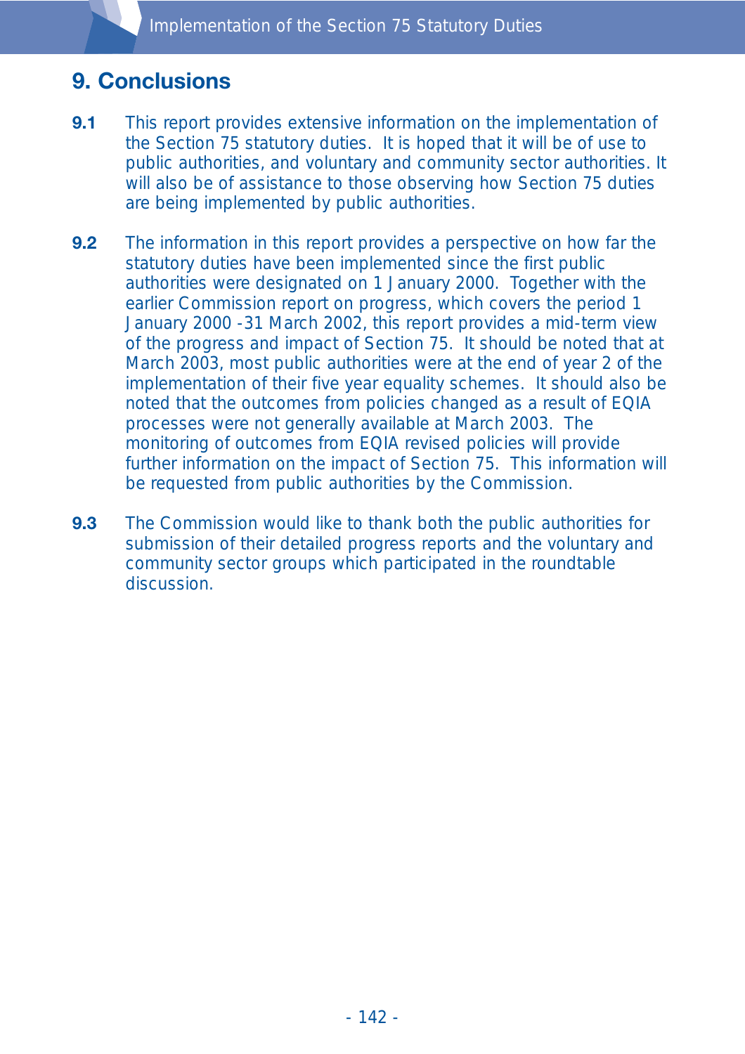## 9. Conclusions

**9.1** This report provides extensive information on the implementation of the Section 75 statutory duties. It is hoped that it will be of use to public authorities, and voluntary and community sector authorities. It will also be of assistance to those observing how Section 75 duties are being implemented by public authorities.

**9.2** The information in this report provides a perspective on how far the statutory duties have been implemented since the first public authorities were designated on 1 January 2000. Together with the earlier Commission report on progress, which covers the period 1 January 2000 -31 March 2002, this report provides a mid-term view of the progress and impact of Section 75. It should be noted that at March 2003, most public authorities were at the end of year 2 of the implementation of their five year equality schemes. It should also be noted that the outcomes from policies changed as a result of EQIA processes were not generally available at March 2003. The monitoring of outcomes from EQIA revised policies will provide further information on the impact of Section 75. This information will be requested from public authorities by the Commission.

**9.3** The Commission would like to thank both the public authorities for submission of their detailed progress reports and the voluntary and community sector groups which participated in the roundtable discussion.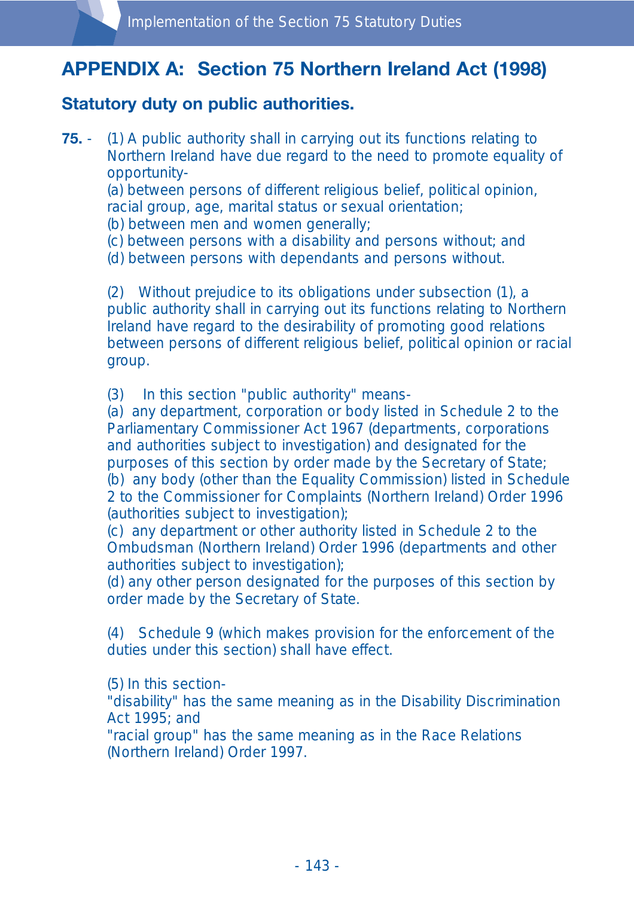# APPENDIX A: Section 75 Northern Ireland Act (1998)

## Statutory duty on public authorities.

**75.** - (1) A public authority shall in carrying out its functions relating to Northern Ireland have due regard to the need to promote equality of opportunity-
(a) between persons of different religious belief, political opinion, racial group, age, marital status or sexual orientation;
(b) between men and women generally;
(c) between persons with a disability and persons without; and
(d) between persons with dependants and persons without.

(2) Without prejudice to its obligations under subsection (1), a public authority shall in carrying out its functions relating to Northern Ireland have regard to the desirability of promoting good relations between persons of different religious belief, political opinion or racial group.

(3) In this section "public authority" means-
(a) any department, corporation or body listed in Schedule 2 to the Parliamentary Commissioner Act 1967 (departments, corporations and authorities subject to investigation) and designated for the purposes of this section by order made by the Secretary of State;
(b) any body (other than the Equality Commission) listed in Schedule 2 to the Commissioner for Complaints (Northern Ireland) Order 1996 (authorities subject to investigation);
(c) any department or other authority listed in Schedule 2 to the Ombudsman (Northern Ireland) Order 1996 (departments and other authorities subject to investigation);
(d) any other person designated for the purposes of this section by order made by the Secretary of State.

(4) Schedule 9 (which makes provision for the enforcement of the duties under this section) shall have effect.

(5) In this section-
"disability" has the same meaning as in the Disability Discrimination Act 1995; and
"racial group" has the same meaning as in the Race Relations (Northern Ireland) Order 1997.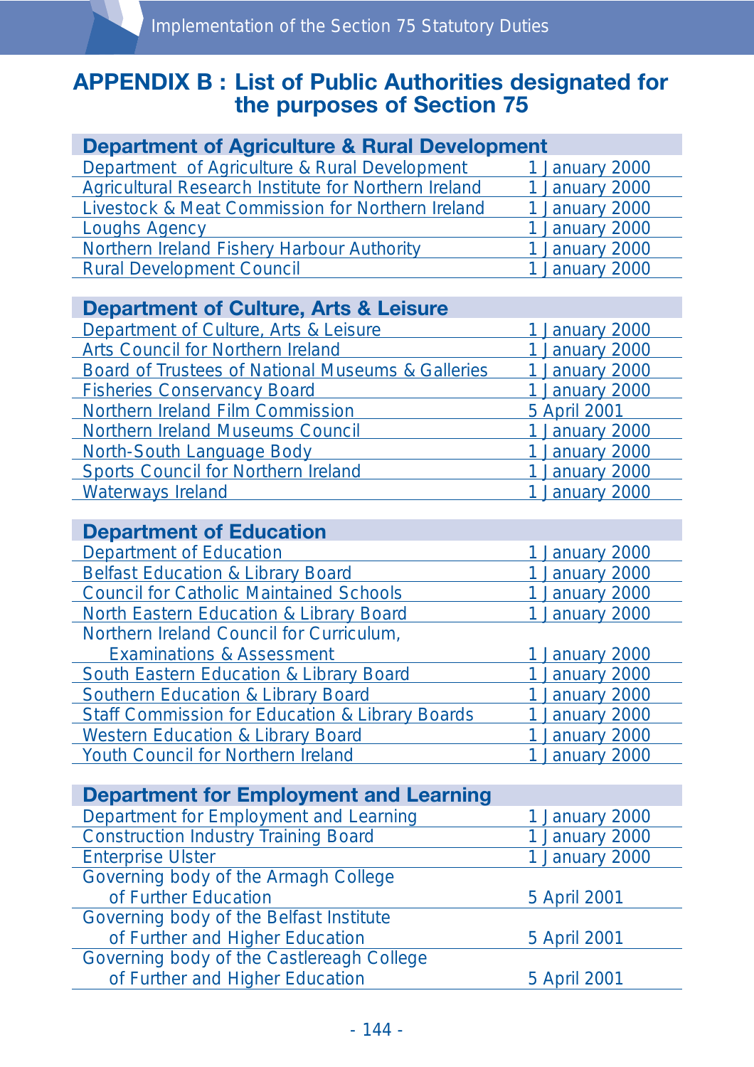## APPENDIX B : List of Public Authorities designated for the purposes of Section 75

| Department of Agriculture & Rural Development | |
|---|---|
| Department of Agriculture & Rural Development | 1 January 2000 |
| Agricultural Research Institute for Northern Ireland | 1 January 2000 |
| Livestock & Meat Commission for Northern Ireland | 1 January 2000 |
| Loughs Agency | 1 January 2000 |
| Northern Ireland Fishery Harbour Authority | 1 January 2000 |
| Rural Development Council | 1 January 2000 |

| Department of Culture, Arts & Leisure | |
|---|---|
| Department of Culture, Arts & Leisure | 1 January 2000 |
| Arts Council for Northern Ireland | 1 January 2000 |
| Board of Trustees of National Museums & Galleries | 1 January 2000 |
| Fisheries Conservancy Board | 1 January 2000 |
| Northern Ireland Film Commission | 5 April 2001 |
| Northern Ireland Museums Council | 1 January 2000 |
| North-South Language Body | 1 January 2000 |
| Sports Council for Northern Ireland | 1 January 2000 |
| Waterways Ireland | 1 January 2000 |

| Department of Education | |
|---|---|
| Department of Education | 1 January 2000 |
| Belfast Education & Library Board | 1 January 2000 |
| Council for Catholic Maintained Schools | 1 January 2000 |
| North Eastern Education & Library Board | 1 January 2000 |
| Northern Ireland Council for Curriculum, Examinations & Assessment | 1 January 2000 |
| South Eastern Education & Library Board | 1 January 2000 |
| Southern Education & Library Board | 1 January 2000 |
| Staff Commission for Education & Library Boards | 1 January 2000 |
| Western Education & Library Board | 1 January 2000 |
| Youth Council for Northern Ireland | 1 January 2000 |

| Department for Employment and Learning | |
|---|---|
| Department for Employment and Learning | 1 January 2000 |
| Construction Industry Training Board | 1 January 2000 |
| Enterprise Ulster | 1 January 2000 |
| Governing body of the Armagh College of Further Education | 5 April 2001 |
| Governing body of the Belfast Institute of Further and Higher Education | 5 April 2001 |
| Governing body of the Castlereagh College of Further and Higher Education | 5 April 2001 |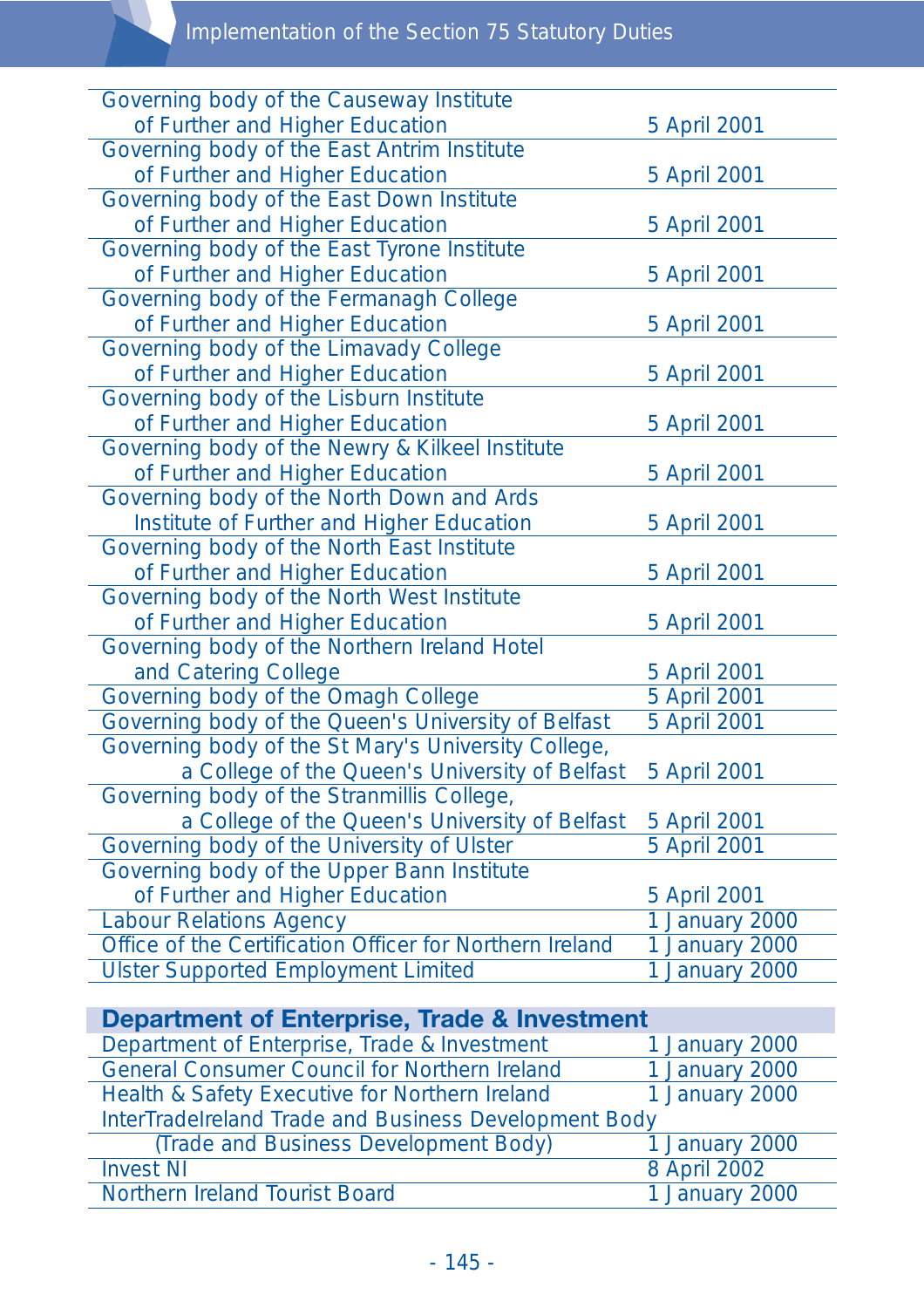| | |
|---|---|
| Governing body of the Causeway Institute of Further and Higher Education | 5 April 2001 |
| Governing body of the East Antrim Institute of Further and Higher Education | 5 April 2001 |
| Governing body of the East Down Institute of Further and Higher Education | 5 April 2001 |
| Governing body of the East Tyrone Institute of Further and Higher Education | 5 April 2001 |
| Governing body of the Fermanagh College of Further and Higher Education | 5 April 2001 |
| Governing body of the Limavady College of Further and Higher Education | 5 April 2001 |
| Governing body of the Lisburn Institute of Further and Higher Education | 5 April 2001 |
| Governing body of the Newry & Kilkeel Institute of Further and Higher Education | 5 April 2001 |
| Governing body of the North Down and Ards Institute of Further and Higher Education | 5 April 2001 |
| Governing body of the North East Institute of Further and Higher Education | 5 April 2001 |
| Governing body of the North West Institute of Further and Higher Education | 5 April 2001 |
| Governing body of the Northern Ireland Hotel and Catering College | 5 April 2001 |
| Governing body of the Omagh College | 5 April 2001 |
| Governing body of the Queen's University of Belfast | 5 April 2001 |
| Governing body of the St Mary's University College, a College of the Queen's University of Belfast | 5 April 2001 |
| Governing body of the Stranmillis College, a College of the Queen's University of Belfast | 5 April 2001 |
| Governing body of the University of Ulster | 5 April 2001 |
| Governing body of the Upper Bann Institute of Further and Higher Education | 5 April 2001 |
| Labour Relations Agency | 1 January 2000 |
| Office of the Certification Officer for Northern Ireland | 1 January 2000 |
| Ulster Supported Employment Limited | 1 January 2000 |

| **Department of Enterprise, Trade & Investment** | |
|---|---|
| Department of Enterprise, Trade & Investment | 1 January 2000 |
| General Consumer Council for Northern Ireland | 1 January 2000 |
| Health & Safety Executive for Northern Ireland | 1 January 2000 |
| InterTradeIreland Trade and Business Development Body (Trade and Business Development Body) | 1 January 2000 |
| Invest NI | 8 April 2002 |
| Northern Ireland Tourist Board | 1 January 2000 |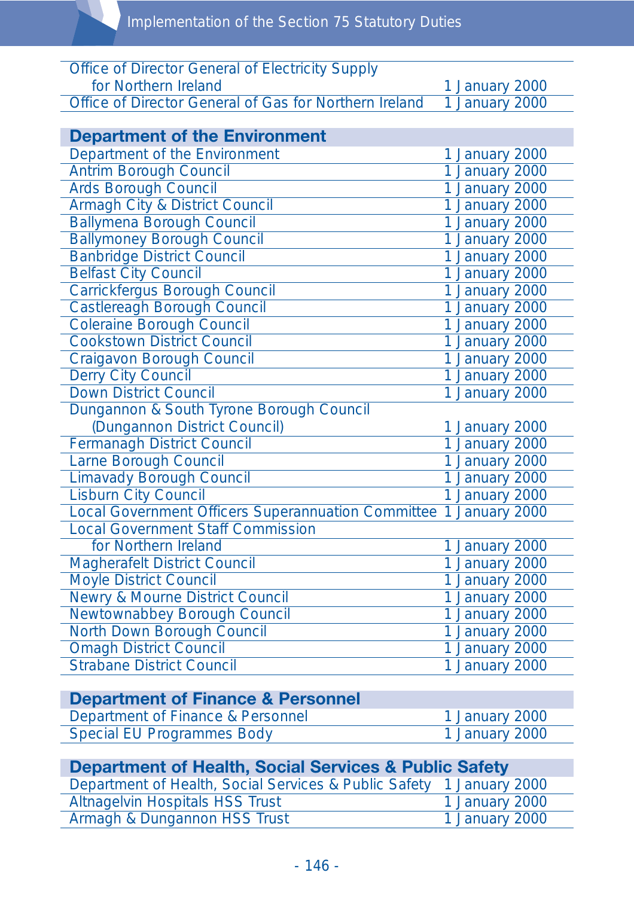| | |
|---|---|
| Office of Director General of Electricity Supply for Northern Ireland | 1 January 2000 |
| Office of Director General of Gas for Northern Ireland | 1 January 2000 |

| **Department of the Environment** | |
|---|---|
| Department of the Environment | 1 January 2000 |
| Antrim Borough Council | 1 January 2000 |
| Ards Borough Council | 1 January 2000 |
| Armagh City & District Council | 1 January 2000 |
| Ballymena Borough Council | 1 January 2000 |
| Ballymoney Borough Council | 1 January 2000 |
| Banbridge District Council | 1 January 2000 |
| Belfast City Council | 1 January 2000 |
| Carrickfergus Borough Council | 1 January 2000 |
| Castlereagh Borough Council | 1 January 2000 |
| Coleraine Borough Council | 1 January 2000 |
| Cookstown District Council | 1 January 2000 |
| Craigavon Borough Council | 1 January 2000 |
| Derry City Council | 1 January 2000 |
| Down District Council | 1 January 2000 |
| Dungannon & South Tyrone Borough Council (Dungannon District Council) | 1 January 2000 |
| Fermanagh District Council | 1 January 2000 |
| Larne Borough Council | 1 January 2000 |
| Limavady Borough Council | 1 January 2000 |
| Lisburn City Council | 1 January 2000 |
| Local Government Officers Superannuation Committee | 1 January 2000 |
| Local Government Staff Commission for Northern Ireland | 1 January 2000 |
| Magherafelt District Council | 1 January 2000 |
| Moyle District Council | 1 January 2000 |
| Newry & Mourne District Council | 1 January 2000 |
| Newtownabbey Borough Council | 1 January 2000 |
| North Down Borough Council | 1 January 2000 |
| Omagh District Council | 1 January 2000 |
| Strabane District Council | 1 January 2000 |

| **Department of Finance & Personnel** | |
|---|---|
| Department of Finance & Personnel | 1 January 2000 |
| Special EU Programmes Body | 1 January 2000 |

| **Department of Health, Social Services & Public Safety** | |
|---|---|
| Department of Health, Social Services & Public Safety | 1 January 2000 |
| Altnagelvin Hospitals HSS Trust | 1 January 2000 |
| Armagh & Dungannon HSS Trust | 1 January 2000 |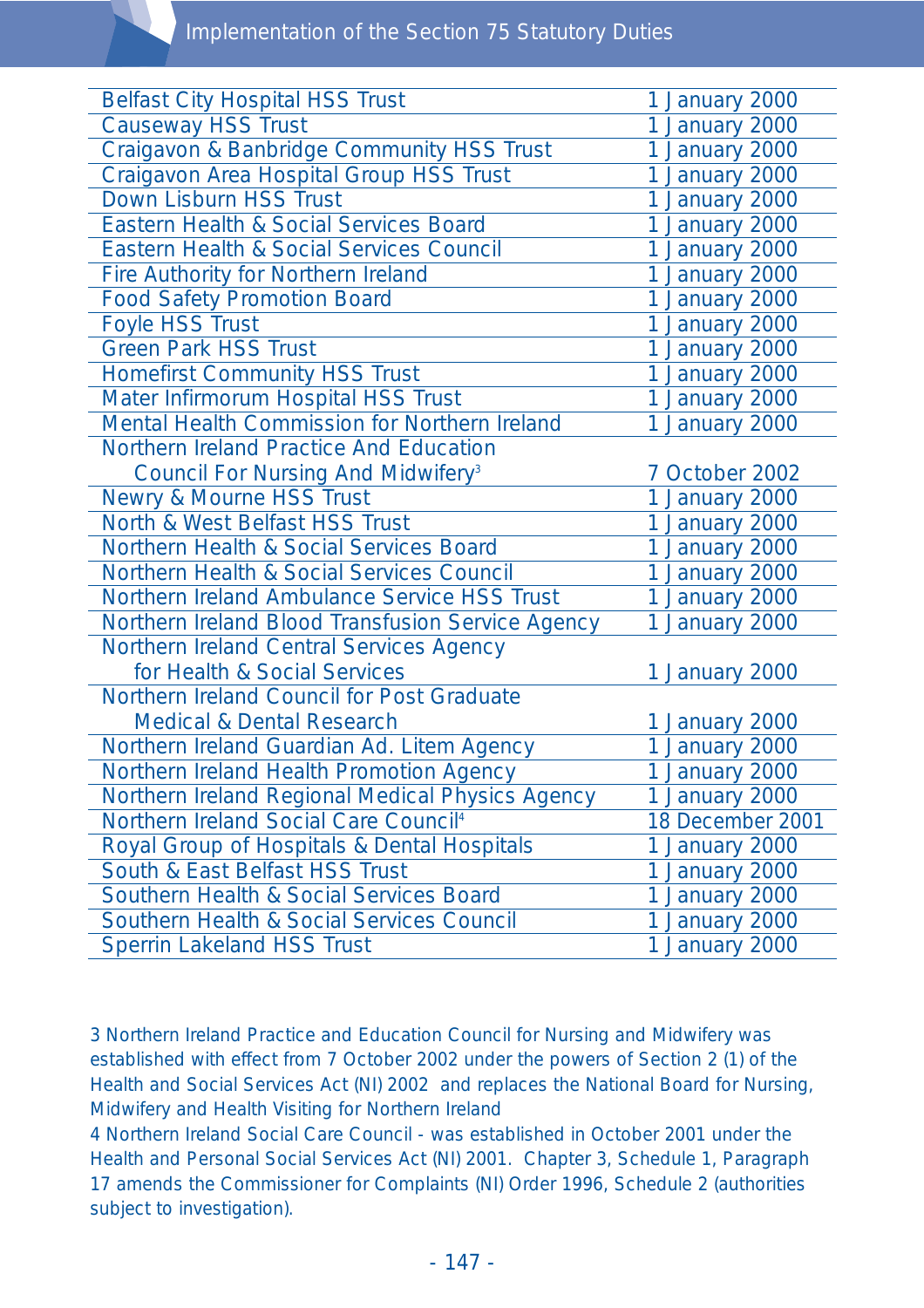| | |
|---|---|
| Belfast City Hospital HSS Trust | 1 January 2000 |
| Causeway HSS Trust | 1 January 2000 |
| Craigavon & Banbridge Community HSS Trust | 1 January 2000 |
| Craigavon Area Hospital Group HSS Trust | 1 January 2000 |
| Down Lisburn HSS Trust | 1 January 2000 |
| Eastern Health & Social Services Board | 1 January 2000 |
| Eastern Health & Social Services Council | 1 January 2000 |
| Fire Authority for Northern Ireland | 1 January 2000 |
| Food Safety Promotion Board | 1 January 2000 |
| Foyle HSS Trust | 1 January 2000 |
| Green Park HSS Trust | 1 January 2000 |
| Homefirst Community HSS Trust | 1 January 2000 |
| Mater Infirmorum Hospital HSS Trust | 1 January 2000 |
| Mental Health Commission for Northern Ireland | 1 January 2000 |
| Northern Ireland Practice And Education Council For Nursing And Midwifery[3] | 7 October 2002 |
| Newry & Mourne HSS Trust | 1 January 2000 |
| North & West Belfast HSS Trust | 1 January 2000 |
| Northern Health & Social Services Board | 1 January 2000 |
| Northern Health & Social Services Council | 1 January 2000 |
| Northern Ireland Ambulance Service HSS Trust | 1 January 2000 |
| Northern Ireland Blood Transfusion Service Agency | 1 January 2000 |
| Northern Ireland Central Services Agency for Health & Social Services | 1 January 2000 |
| Northern Ireland Council for Post Graduate Medical & Dental Research | 1 January 2000 |
| Northern Ireland Guardian Ad. Litem Agency | 1 January 2000 |
| Northern Ireland Health Promotion Agency | 1 January 2000 |
| Northern Ireland Regional Medical Physics Agency | 1 January 2000 |
| Northern Ireland Social Care Council[4] | 18 December 2001 |
| Royal Group of Hospitals & Dental Hospitals | 1 January 2000 |
| South & East Belfast HSS Trust | 1 January 2000 |
| Southern Health & Social Services Board | 1 January 2000 |
| Southern Health & Social Services Council | 1 January 2000 |
| Sperrin Lakeland HSS Trust | 1 January 2000 |

3 Northern Ireland Practice and Education Council for Nursing and Midwifery was established with effect from 7 October 2002 under the powers of Section 2 (1) of the Health and Social Services Act (NI) 2002 and replaces the National Board for Nursing, Midwifery and Health Visiting for Northern Ireland

4 Northern Ireland Social Care Council - was established in October 2001 under the Health and Personal Social Services Act (NI) 2001. Chapter 3, Schedule 1, Paragraph 17 amends the Commissioner for Complaints (NI) Order 1996, Schedule 2 (authorities subject to investigation).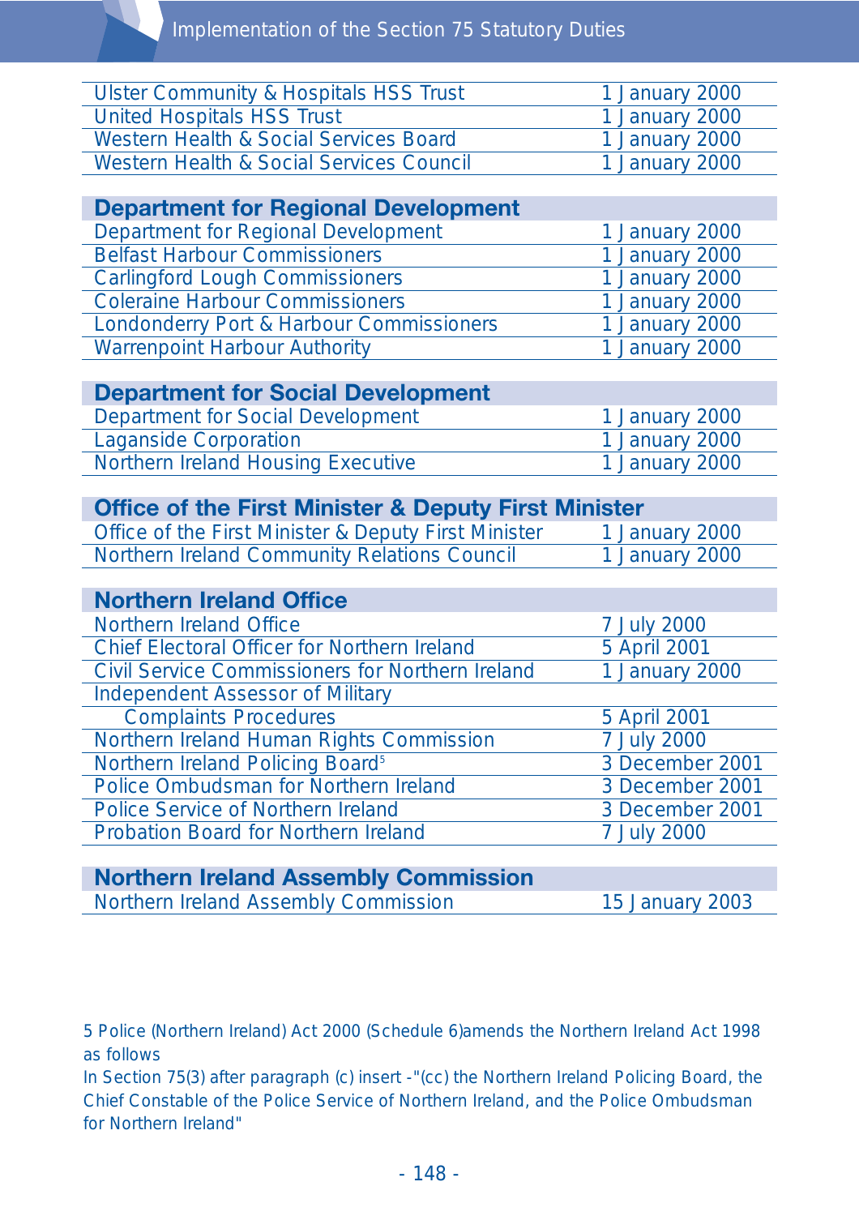| | |
|---|---|
| Ulster Community & Hospitals HSS Trust | 1 January 2000 |
| United Hospitals HSS Trust | 1 January 2000 |
| Western Health & Social Services Board | 1 January 2000 |
| Western Health & Social Services Council | 1 January 2000 |
| **Department for Regional Development** | |
| Department for Regional Development | 1 January 2000 |
| Belfast Harbour Commissioners | 1 January 2000 |
| Carlingford Lough Commissioners | 1 January 2000 |
| Coleraine Harbour Commissioners | 1 January 2000 |
| Londonderry Port & Harbour Commissioners | 1 January 2000 |
| Warrenpoint Harbour Authority | 1 January 2000 |
| **Department for Social Development** | |
| Department for Social Development | 1 January 2000 |
| Laganside Corporation | 1 January 2000 |
| Northern Ireland Housing Executive | 1 January 2000 |
| **Office of the First Minister & Deputy First Minister** | |
| Office of the First Minister & Deputy First Minister | 1 January 2000 |
| Northern Ireland Community Relations Council | 1 January 2000 |
| **Northern Ireland Office** | |
| Northern Ireland Office | 7 July 2000 |
| Chief Electoral Officer for Northern Ireland | 5 April 2001 |
| Civil Service Commissioners for Northern Ireland | 1 January 2000 |
| Independent Assessor of Military Complaints Procedures | 5 April 2001 |
| Northern Ireland Human Rights Commission | 7 July 2000 |
| Northern Ireland Policing Board[5] | 3 December 2001 |
| Police Ombudsman for Northern Ireland | 3 December 2001 |
| Police Service of Northern Ireland | 3 December 2001 |
| Probation Board for Northern Ireland | 7 July 2000 |
| **Northern Ireland Assembly Commission** | |
| Northern Ireland Assembly Commission | 15 January 2003 |

5 Police (Northern Ireland) Act 2000 (Schedule 6)amends the Northern Ireland Act 1998 as follows
In Section 75(3) after paragraph (c) insert -"(cc) the Northern Ireland Policing Board, the Chief Constable of the Police Service of Northern Ireland, and the Police Ombudsman for Northern Ireland"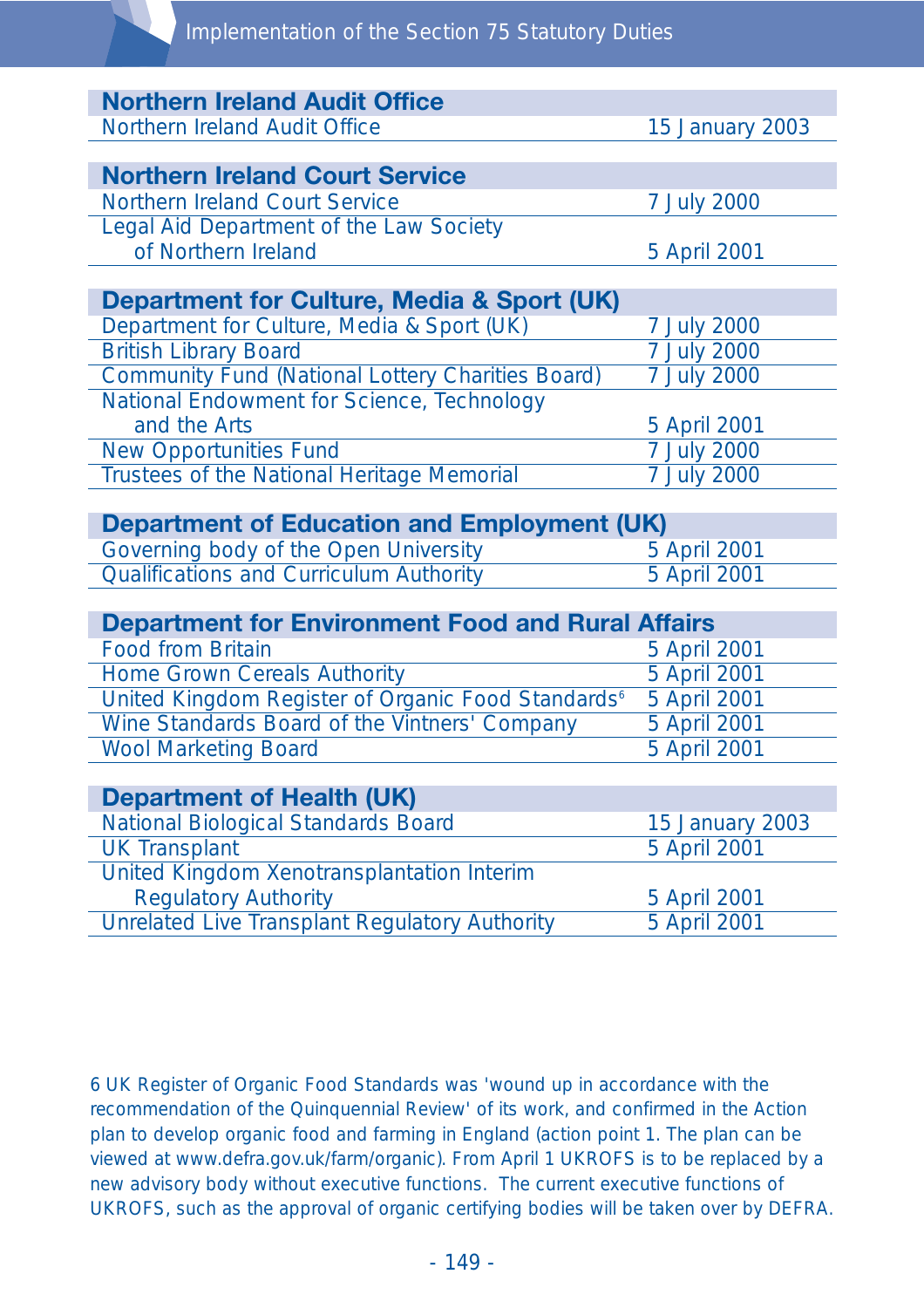| Northern Ireland Audit Office | |
|---|---|
| Northern Ireland Audit Office | 15 January 2003 |

| Northern Ireland Court Service | |
|---|---|
| Northern Ireland Court Service | 7 July 2000 |
| Legal Aid Department of the Law Society of Northern Ireland | 5 April 2001 |

| Department for Culture, Media & Sport (UK) | |
|---|---|
| Department for Culture, Media & Sport (UK) | 7 July 2000 |
| British Library Board | 7 July 2000 |
| Community Fund (National Lottery Charities Board) | 7 July 2000 |
| National Endowment for Science, Technology and the Arts | 5 April 2001 |
| New Opportunities Fund | 7 July 2000 |
| Trustees of the National Heritage Memorial | 7 July 2000 |

| Department of Education and Employment (UK) | |
|---|---|
| Governing body of the Open University | 5 April 2001 |
| Qualifications and Curriculum Authority | 5 April 2001 |

| Department for Environment Food and Rural Affairs | |
|---|---|
| Food from Britain | 5 April 2001 |
| Home Grown Cereals Authority | 5 April 2001 |
| United Kingdom Register of Organic Food Standards[6] | 5 April 2001 |
| Wine Standards Board of the Vintners' Company | 5 April 2001 |
| Wool Marketing Board | 5 April 2001 |

| Department of Health (UK) | |
|---|---|
| National Biological Standards Board | 15 January 2003 |
| UK Transplant | 5 April 2001 |
| United Kingdom Xenotransplantation Interim Regulatory Authority | 5 April 2001 |
| Unrelated Live Transplant Regulatory Authority | 5 April 2001 |

6 UK Register of Organic Food Standards was 'wound up in accordance with the recommendation of the Quinquennial Review' of its work, and confirmed in the Action plan to develop organic food and farming in England (action point 1. The plan can be viewed at www.defra.gov.uk/farm/organic). From April 1 UKROFS is to be replaced by a new advisory body without executive functions. The current executive functions of UKROFS, such as the approval of organic certifying bodies will be taken over by DEFRA.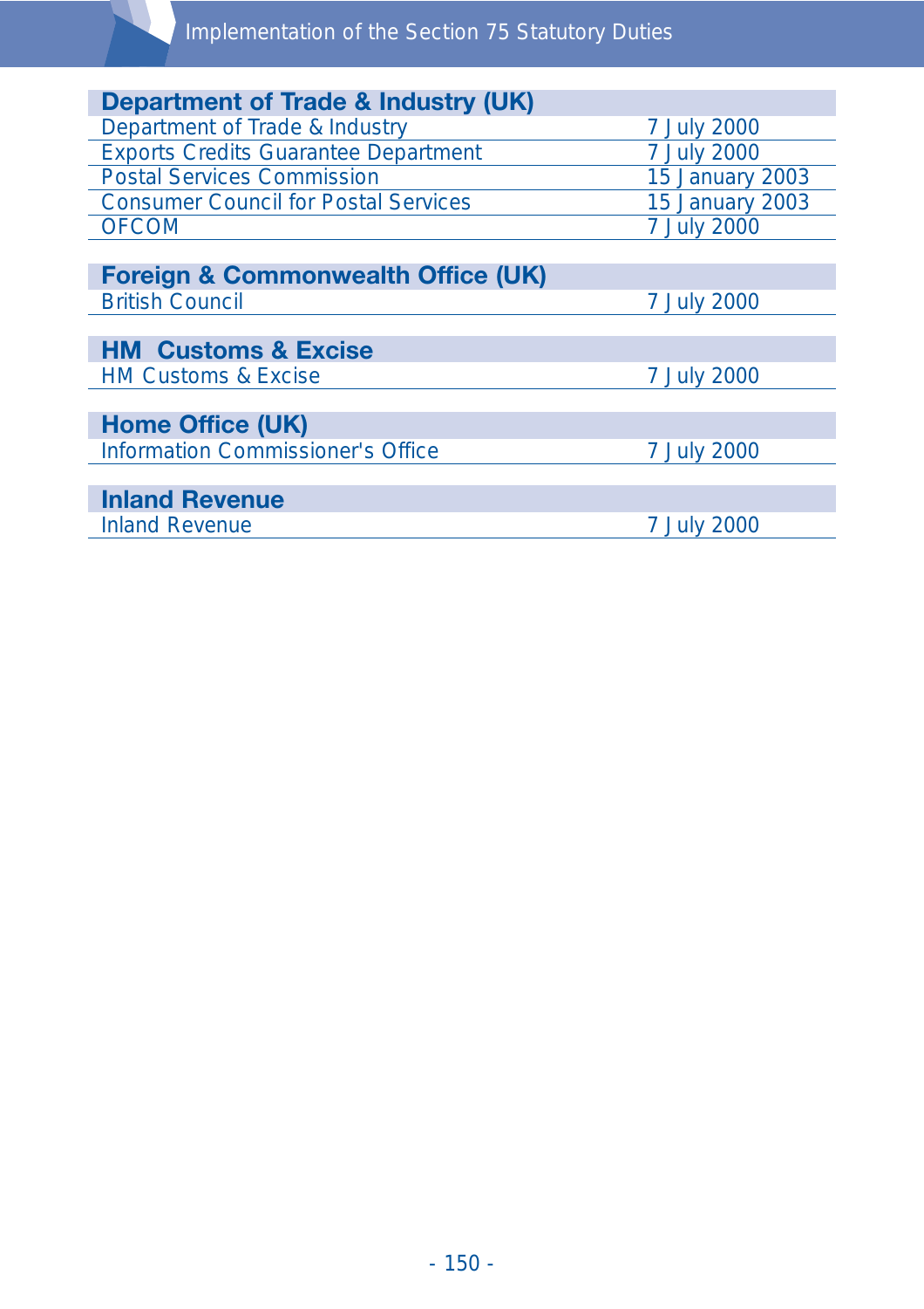| Department of Trade & Industry (UK) | |
|---|---|
| Department of Trade & Industry | 7 July 2000 |
| Exports Credits Guarantee Department | 7 July 2000 |
| Postal Services Commission | 15 January 2003 |
| Consumer Council for Postal Services | 15 January 2003 |
| OFCOM | 7 July 2000 |

| Foreign & Commonwealth Office (UK) | |
|---|---|
| British Council | 7 July 2000 |

| HM Customs & Excise | |
|---|---|
| HM Customs & Excise | 7 July 2000 |

| Home Office (UK) | |
|---|---|
| Information Commissioner's Office | 7 July 2000 |

| Inland Revenue | |
|---|---|
| Inland Revenue | 7 July 2000 |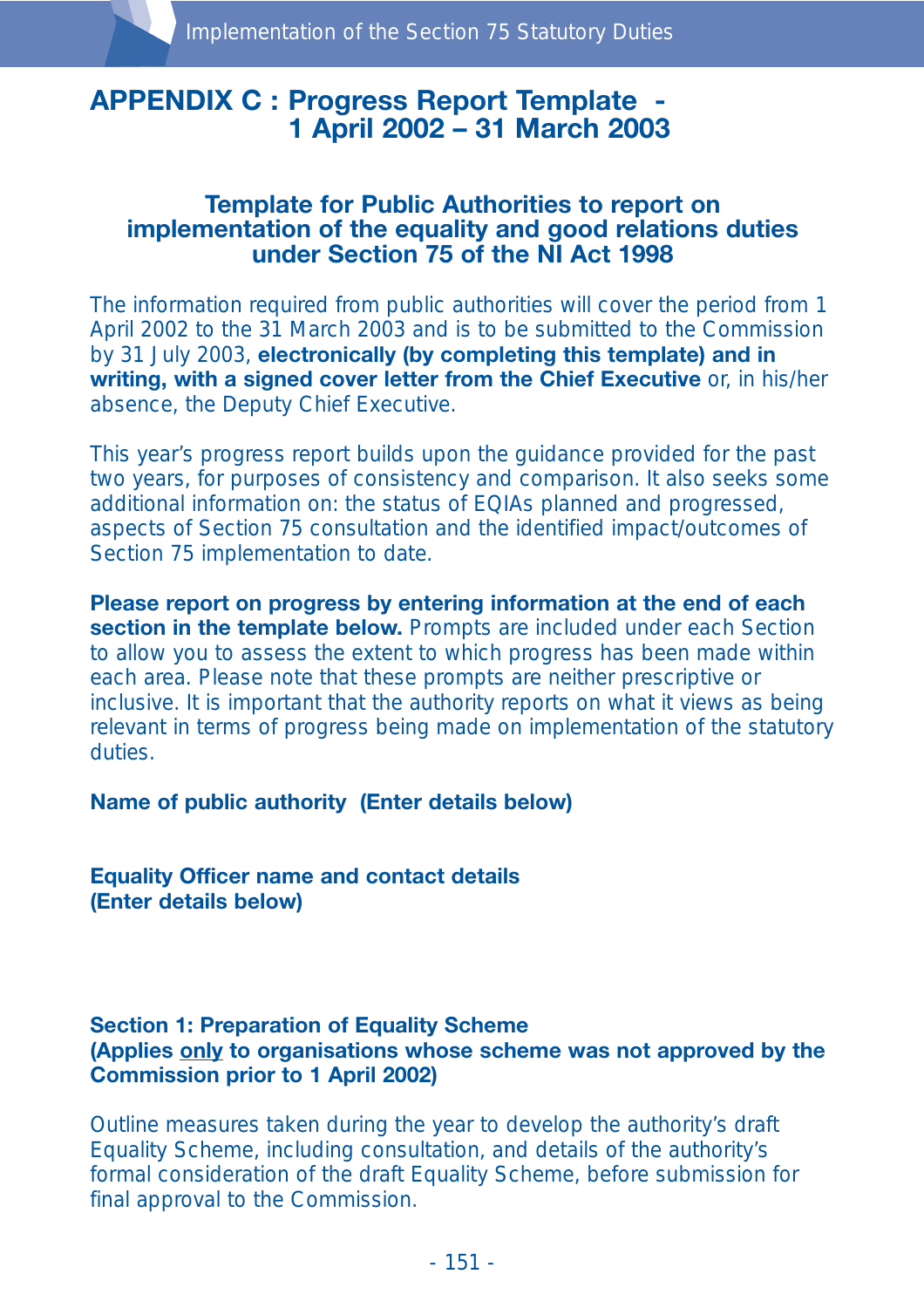# APPENDIX C : Progress Report Template - 1 April 2002 – 31 March 2003

## Template for Public Authorities to report on implementation of the equality and good relations duties under Section 75 of the NI Act 1998

The information required from public authorities will cover the period from 1 April 2002 to the 31 March 2003 and is to be submitted to the Commission by 31 July 2003, **electronically (by completing this template) and in writing, with a signed cover letter from the Chief Executive** or, in his/her absence, the Deputy Chief Executive.

This year's progress report builds upon the guidance provided for the past two years, for purposes of consistency and comparison. It also seeks some additional information on: the status of EQIAs planned and progressed, aspects of Section 75 consultation and the identified impact/outcomes of Section 75 implementation to date.

**Please report on progress by entering information at the end of each section in the template below.** Prompts are included under each Section to allow you to assess the extent to which progress has been made within each area. Please note that these prompts are neither prescriptive or inclusive. It is important that the authority reports on what it views as being relevant in terms of progress being made on implementation of the statutory duties.

**Name of public authority (Enter details below)**

**Equality Officer name and contact details (Enter details below)**

**Section 1: Preparation of Equality Scheme (Applies only to organisations whose scheme was not approved by the Commission prior to 1 April 2002)**

Outline measures taken during the year to develop the authority's draft Equality Scheme, including consultation, and details of the authority's formal consideration of the draft Equality Scheme, before submission for final approval to the Commission.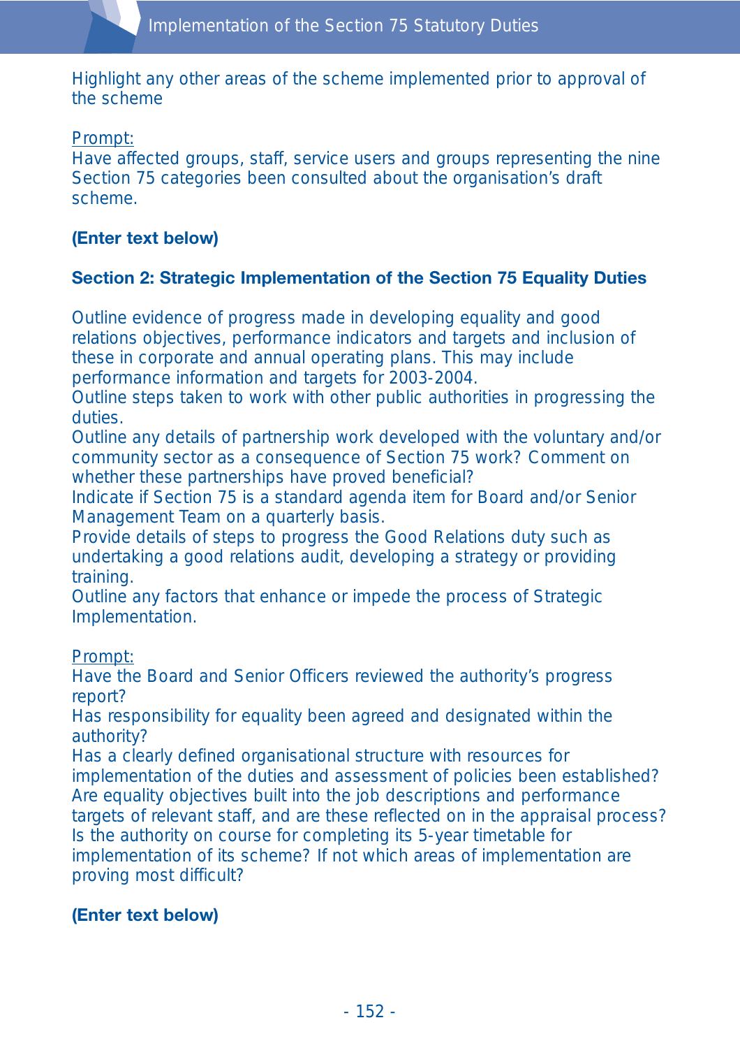Highlight any other areas of the scheme implemented prior to approval of the scheme

Prompt:
Have affected groups, staff, service users and groups representing the nine Section 75 categories been consulted about the organisation's draft scheme.

**(Enter text below)**

**Section 2: Strategic Implementation of the Section 75 Equality Duties**

Outline evidence of progress made in developing equality and good relations objectives, performance indicators and targets and inclusion of these in corporate and annual operating plans. This may include performance information and targets for 2003-2004.
Outline steps taken to work with other public authorities in progressing the duties.
Outline any details of partnership work developed with the voluntary and/or community sector as a consequence of Section 75 work? Comment on whether these partnerships have proved beneficial?
Indicate if Section 75 is a standard agenda item for Board and/or Senior Management Team on a quarterly basis.
Provide details of steps to progress the Good Relations duty such as undertaking a good relations audit, developing a strategy or providing training.
Outline any factors that enhance or impede the process of Strategic Implementation.

Prompt:
Have the Board and Senior Officers reviewed the authority's progress report?
Has responsibility for equality been agreed and designated within the authority?
Has a clearly defined organisational structure with resources for implementation of the duties and assessment of policies been established?
Are equality objectives built into the job descriptions and performance targets of relevant staff, and are these reflected on in the appraisal process?
Is the authority on course for completing its 5-year timetable for implementation of its scheme? If not which areas of implementation are proving most difficult?

**(Enter text below)**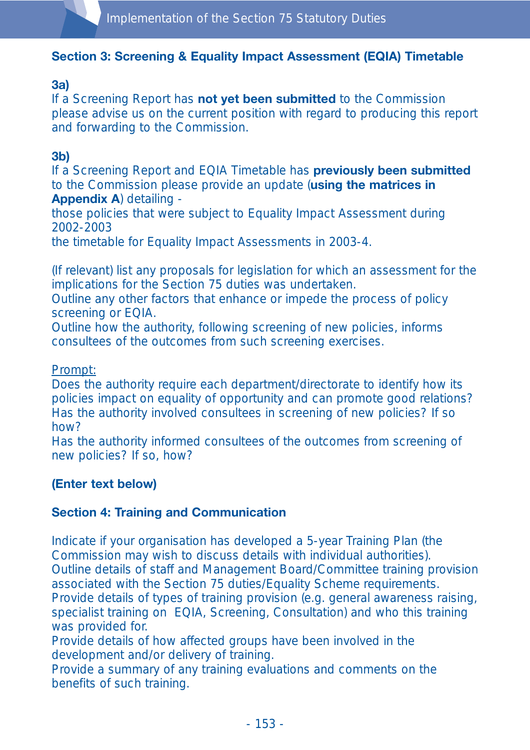## Section 3: Screening & Equality Impact Assessment (EQIA) Timetable

**3a)**
If a Screening Report has **not yet been submitted** to the Commission please advise us on the current position with regard to producing this report and forwarding to the Commission.

**3b)**
If a Screening Report and EQIA Timetable has **previously been submitted** to the Commission please provide an update (**using the matrices in Appendix A**) detailing -
those policies that were subject to Equality Impact Assessment during 2002-2003
the timetable for Equality Impact Assessments in 2003-4.

(If relevant) list any proposals for legislation for which an assessment for the implications for the Section 75 duties was undertaken.
Outline any other factors that enhance or impede the process of policy screening or EQIA.
Outline how the authority, following screening of new policies, informs consultees of the outcomes from such screening exercises.

<u>Prompt:</u>
Does the authority require each department/directorate to identify how its policies impact on equality of opportunity and can promote good relations?
Has the authority involved consultees in screening of new policies? If so how?
Has the authority informed consultees of the outcomes from screening of new policies? If so, how?

**(Enter text below)**

## Section 4: Training and Communication

Indicate if your organisation has developed a 5-year Training Plan (the Commission may wish to discuss details with individual authorities).
Outline details of staff and Management Board/Committee training provision associated with the Section 75 duties/Equality Scheme requirements.
Provide details of types of training provision (e.g. general awareness raising, specialist training on EQIA, Screening, Consultation) and who this training was provided for.
Provide details of how affected groups have been involved in the development and/or delivery of training.
Provide a summary of any training evaluations and comments on the benefits of such training.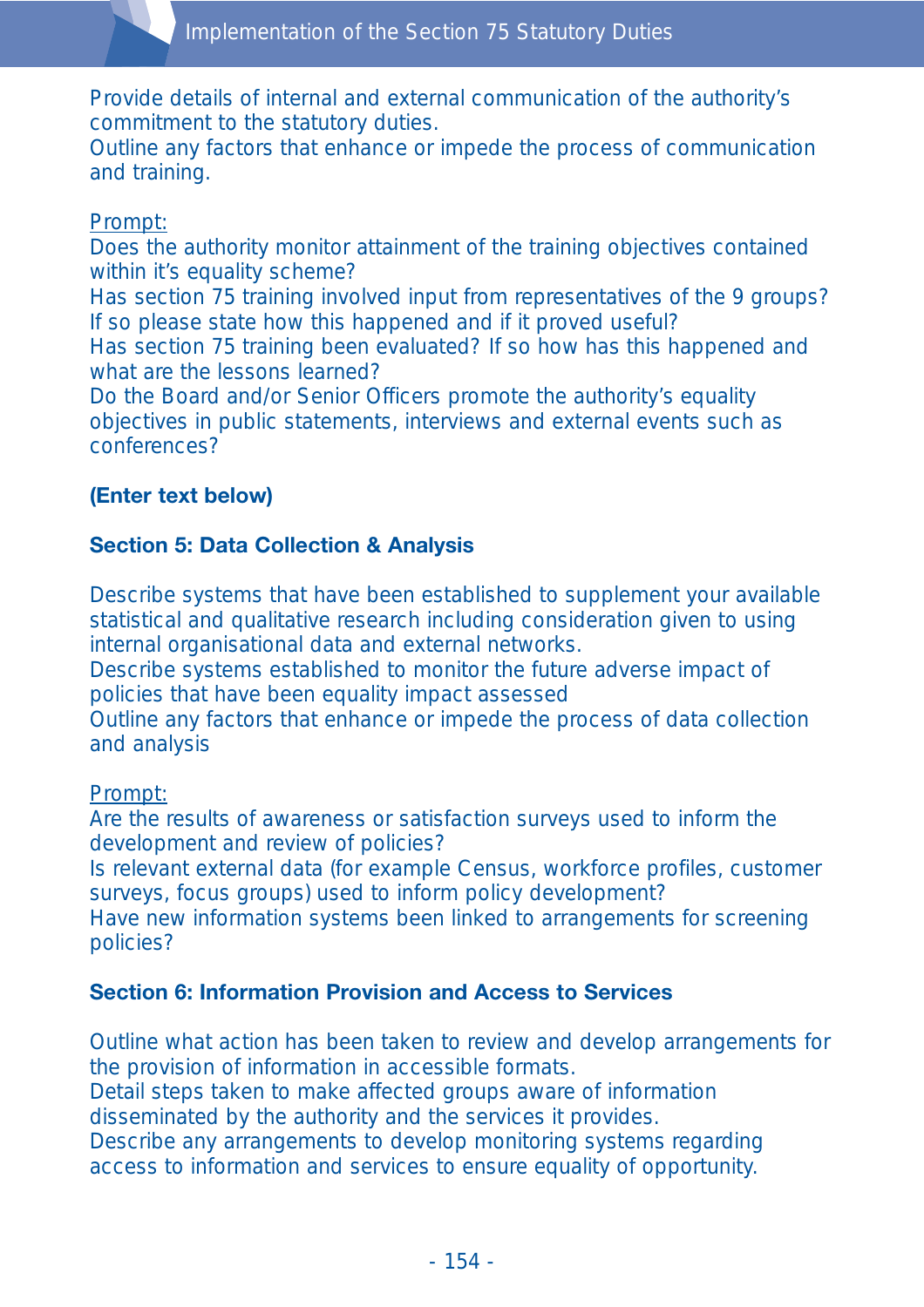Provide details of internal and external communication of the authority's commitment to the statutory duties.
Outline any factors that enhance or impede the process of communication and training.

Prompt:
Does the authority monitor attainment of the training objectives contained within it's equality scheme?
Has section 75 training involved input from representatives of the 9 groups? If so please state how this happened and if it proved useful?
Has section 75 training been evaluated? If so how has this happened and what are the lessons learned?
Do the Board and/or Senior Officers promote the authority's equality objectives in public statements, interviews and external events such as conferences?

**(Enter text below)**

## Section 5: Data Collection & Analysis

Describe systems that have been established to supplement your available statistical and qualitative research including consideration given to using internal organisational data and external networks.
Describe systems established to monitor the future adverse impact of policies that have been equality impact assessed
Outline any factors that enhance or impede the process of data collection and analysis

Prompt:
Are the results of awareness or satisfaction surveys used to inform the development and review of policies?
Is relevant external data (for example Census, workforce profiles, customer surveys, focus groups) used to inform policy development?
Have new information systems been linked to arrangements for screening policies?

## Section 6: Information Provision and Access to Services

Outline what action has been taken to review and develop arrangements for the provision of information in accessible formats.
Detail steps taken to make affected groups aware of information disseminated by the authority and the services it provides.
Describe any arrangements to develop monitoring systems regarding access to information and services to ensure equality of opportunity.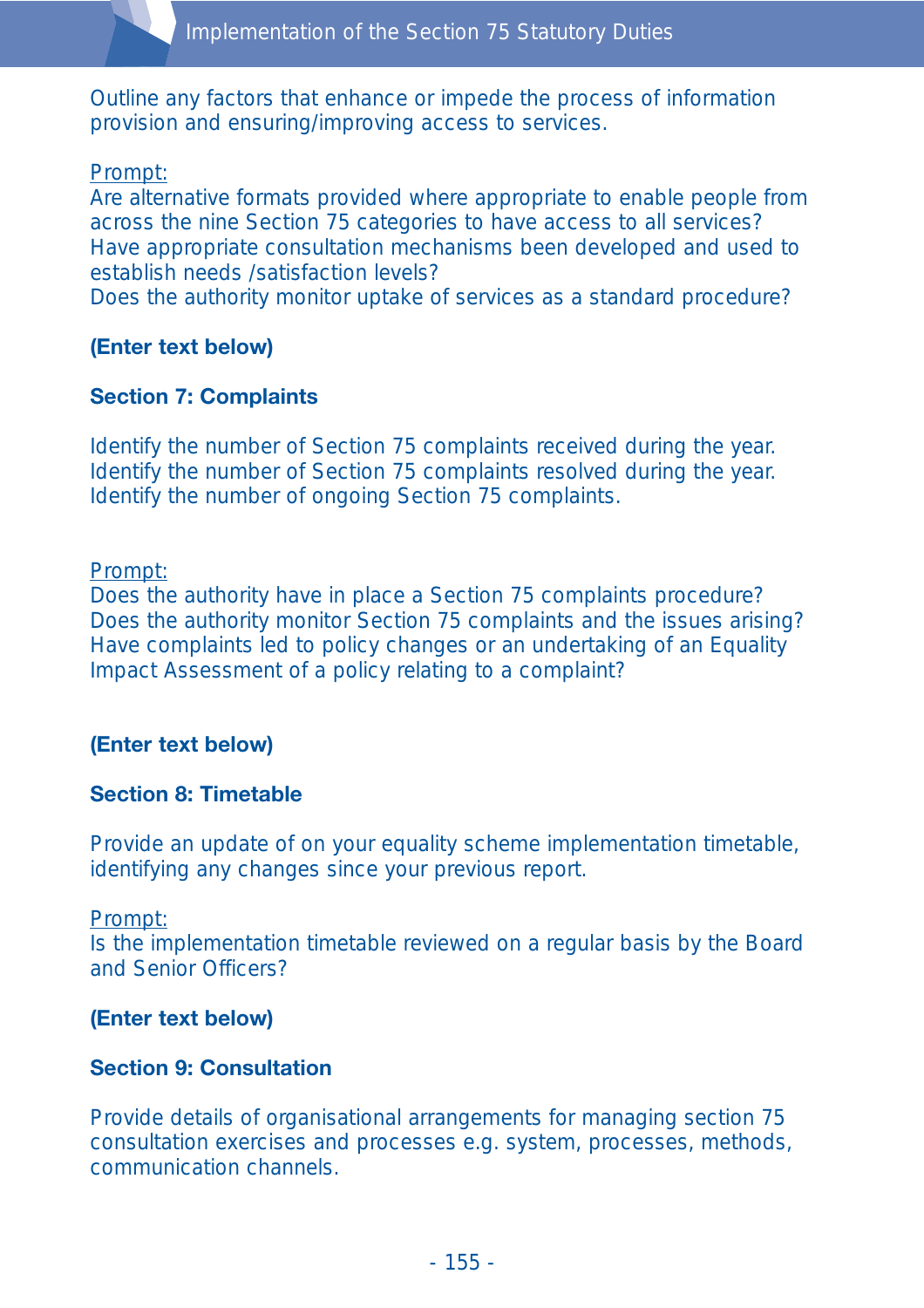Outline any factors that enhance or impede the process of information provision and ensuring/improving access to services.

Prompt:
Are alternative formats provided where appropriate to enable people from across the nine Section 75 categories to have access to all services?
Have appropriate consultation mechanisms been developed and used to establish needs /satisfaction levels?
Does the authority monitor uptake of services as a standard procedure?

**(Enter text below)**

**Section 7: Complaints**

Identify the number of Section 75 complaints received during the year.
Identify the number of Section 75 complaints resolved during the year.
Identify the number of ongoing Section 75 complaints.

Prompt:
Does the authority have in place a Section 75 complaints procedure?
Does the authority monitor Section 75 complaints and the issues arising?
Have complaints led to policy changes or an undertaking of an Equality Impact Assessment of a policy relating to a complaint?

**(Enter text below)**

**Section 8: Timetable**

Provide an update of on your equality scheme implementation timetable, identifying any changes since your previous report.

Prompt:
Is the implementation timetable reviewed on a regular basis by the Board and Senior Officers?

**(Enter text below)**

**Section 9: Consultation**

Provide details of organisational arrangements for managing section 75 consultation exercises and processes e.g. system, processes, methods, communication channels.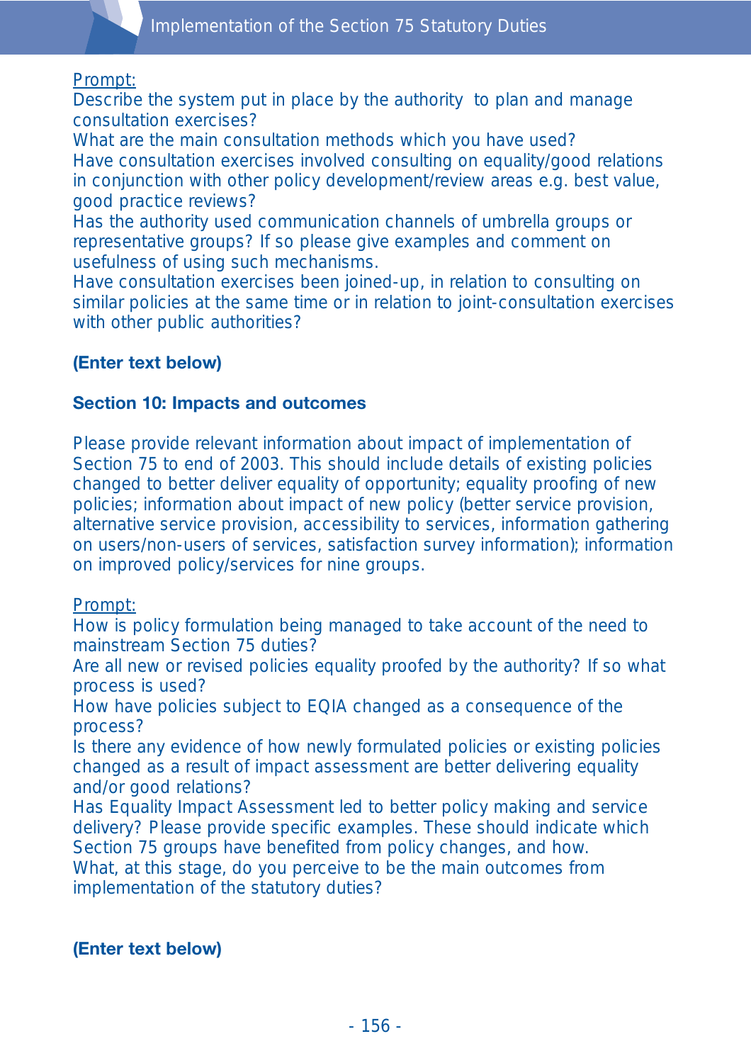Prompt:

Describe the system put in place by the authority to plan and manage consultation exercises?
What are the main consultation methods which you have used?
Have consultation exercises involved consulting on equality/good relations in conjunction with other policy development/review areas e.g. best value, good practice reviews?
Has the authority used communication channels of umbrella groups or representative groups? If so please give examples and comment on usefulness of using such mechanisms.
Have consultation exercises been joined-up, in relation to consulting on similar policies at the same time or in relation to joint-consultation exercises with other public authorities?

**(Enter text below)**

### Section 10: Impacts and outcomes

Please provide relevant information about impact of implementation of Section 75 to end of 2003. This should include details of existing policies changed to better deliver equality of opportunity; equality proofing of new policies; information about impact of new policy (better service provision, alternative service provision, accessibility to services, information gathering on users/non-users of services, satisfaction survey information); information on improved policy/services for nine groups.

Prompt:

How is policy formulation being managed to take account of the need to mainstream Section 75 duties?
Are all new or revised policies equality proofed by the authority? If so what process is used?
How have policies subject to EQIA changed as a consequence of the process?
Is there any evidence of how newly formulated policies or existing policies changed as a result of impact assessment are better delivering equality and/or good relations?
Has Equality Impact Assessment led to better policy making and service delivery? Please provide specific examples. These should indicate which Section 75 groups have benefited from policy changes, and how.
What, at this stage, do you perceive to be the main outcomes from implementation of the statutory duties?

**(Enter text below)**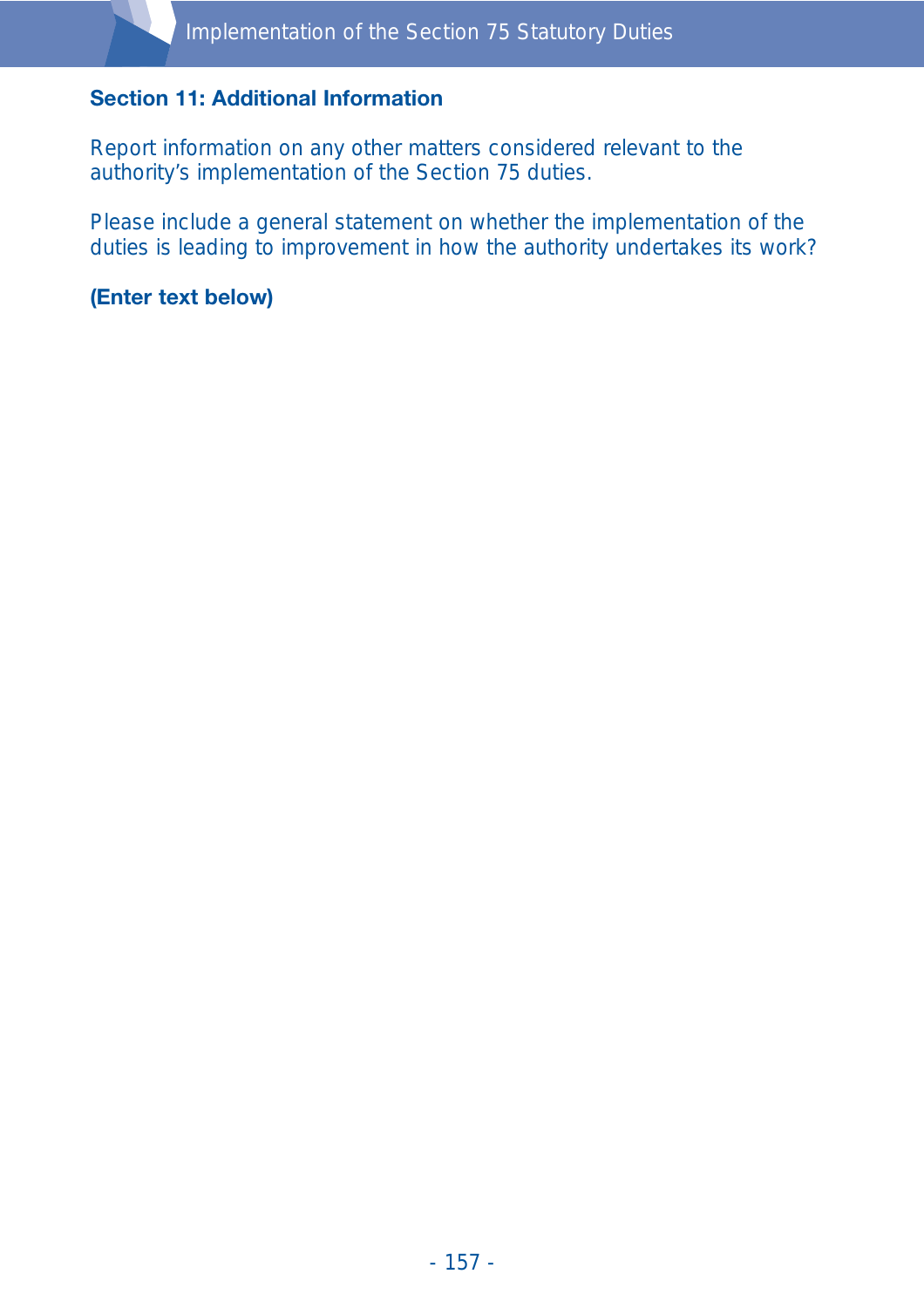## Section 11: Additional Information

Report information on any other matters considered relevant to the authority's implementation of the Section 75 duties.

Please include a general statement on whether the implementation of the duties is leading to improvement in how the authority undertakes its work?

**(Enter text below)**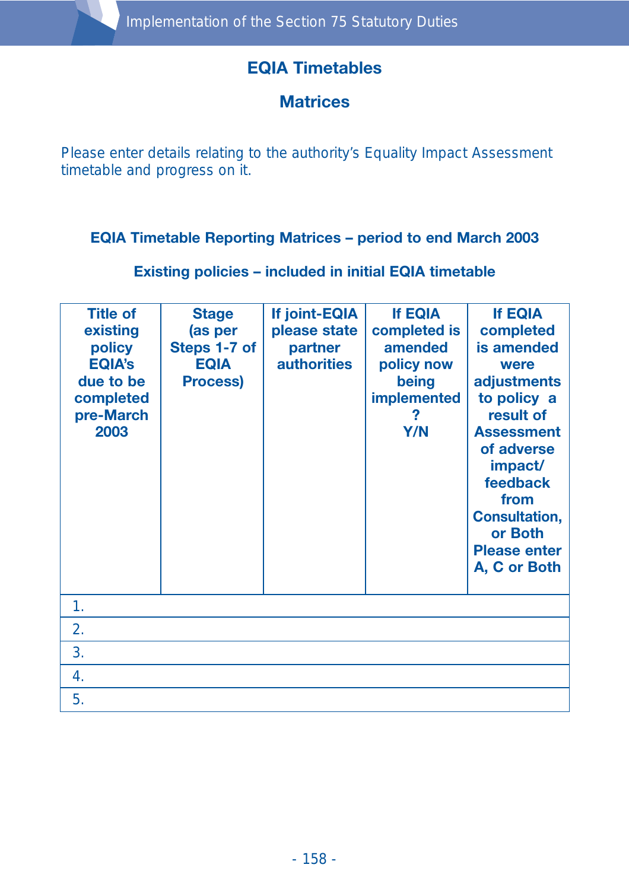## EQIA Timetables

## Matrices

Please enter details relating to the authority's Equality Impact Assessment timetable and progress on it.

### EQIA Timetable Reporting Matrices – period to end March 2003

### Existing policies – included in initial EQIA timetable

| Title of existing policy EQIA's due to be completed pre-March 2003 | Stage (as per Steps 1-7 of EQIA Process) | If joint-EQIA please state partner authorities | If EQIA completed is amended policy now being implemented ? Y/N | If EQIA completed is amended were adjustments to policy a result of Assessment of adverse impact/ feedback from Consultation, or Both Please enter A, C or Both |
|---|---|---|---|---|
| 1. | | | | |
| 2. | | | | |
| 3. | | | | |
| 4. | | | | |
| 5. | | | | |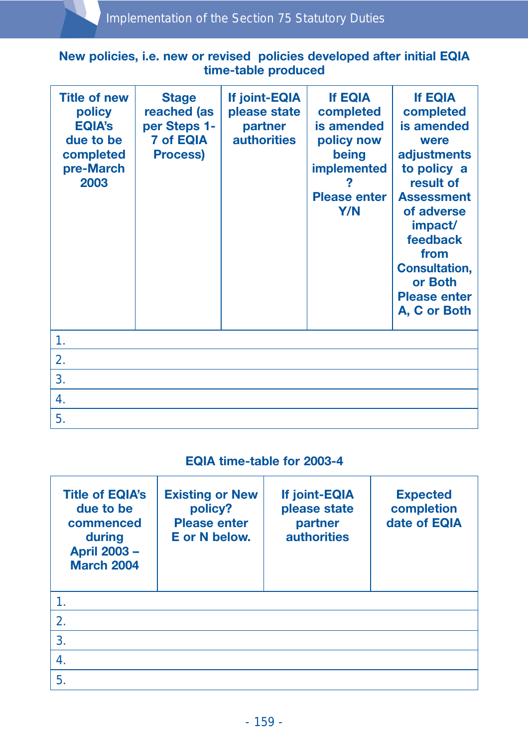**New policies, i.e. new or revised policies developed after initial EQIA time-table produced**

| Title of new policy EQIA's due to be completed pre-March 2003 | Stage reached (as per Steps 1-7 of EQIA Process) | If joint-EQIA please state partner authorities | If EQIA completed is amended policy now being implemented? Please enter Y/N | If EQIA completed is amended were adjustments to policy a result of Assessment of adverse impact/ feedback from Consultation, or Both Please enter A, C or Both |
|---|---|---|---|---|
| 1. | | | | |
| 2. | | | | |
| 3. | | | | |
| 4. | | | | |
| 5. | | | | |

**EQIA time-table for 2003-4**

| Title of EQIA's due to be commenced during April 2003 – March 2004 | Existing or New policy? Please enter E or N below. | If joint-EQIA please state partner authorities | Expected completion date of EQIA |
|---|---|---|---|
| 1. | | | |
| 2. | | | |
| 3. | | | |
| 4. | | | |
| 5. | | | |